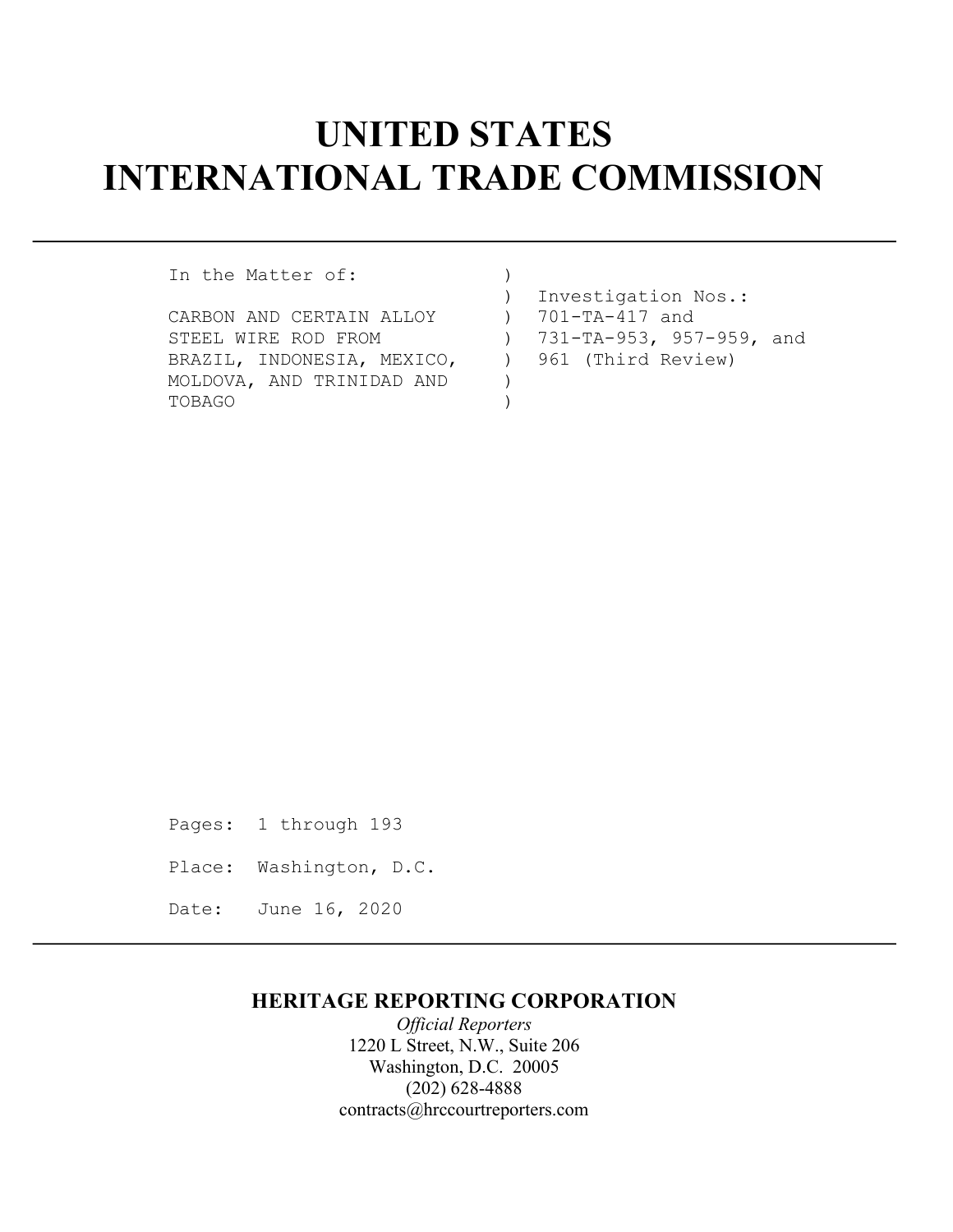# UNITED STATES
# INTERNATIONAL TRADE COMMISSION

---

```
In the Matter of:             )
                              )  Investigation Nos.:
CARBON AND CERTAIN ALLOY      )  701-TA-417 and
STEEL WIRE ROD FROM           )  731-TA-953, 957-959, and
BRAZIL, INDONESIA, MEXICO,    )  961 (Third Review)
MOLDOVA, AND TRINIDAD AND     )
TOBAGO                        )
```

Pages: 1 through 193

Place: Washington, D.C.

Date: June 16, 2020

---

**HERITAGE REPORTING CORPORATION**

*Official Reporters*

1220 L Street, N.W., Suite 206

Washington, D.C. 20005

(202) 628-4888

contracts@hrccourtreporters.com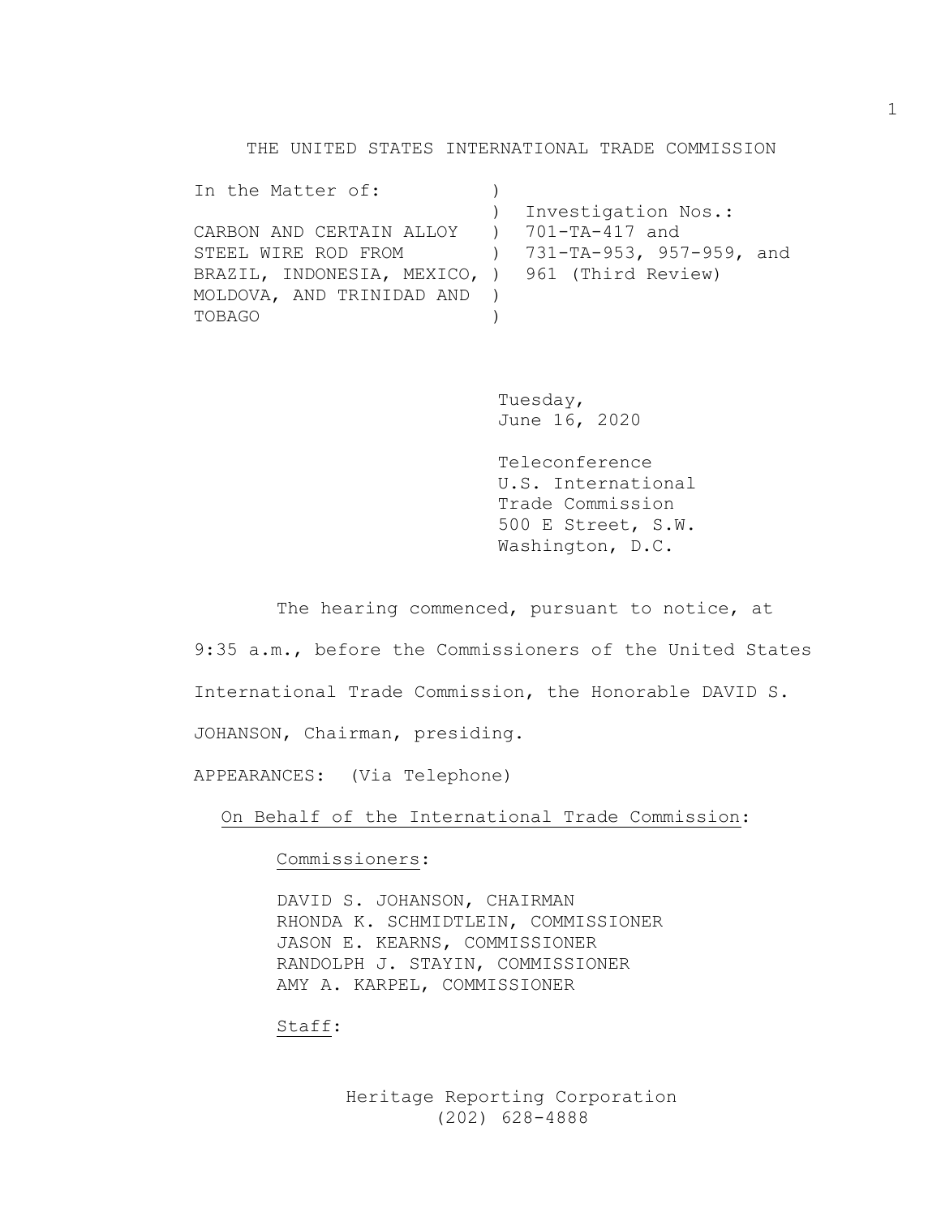THE UNITED STATES INTERNATIONAL TRADE COMMISSION

```
In the Matter of:           )
                            )  Investigation Nos.:
CARBON AND CERTAIN ALLOY    )  701-TA-417 and
STEEL WIRE ROD FROM         )  731-TA-953, 957-959, and
BRAZIL, INDONESIA, MEXICO,  )  961 (Third Review)
MOLDOVA, AND TRINIDAD AND   )
TOBAGO                      )
```

Tuesday,
June 16, 2020

Teleconference
U.S. International
Trade Commission
500 E Street, S.W.
Washington, D.C.

The hearing commenced, pursuant to notice, at 9:35 a.m., before the Commissioners of the United States International Trade Commission, the Honorable DAVID S. JOHANSON, Chairman, presiding.

APPEARANCES: (Via Telephone)

On Behalf of the International Trade Commission:

Commissioners:

DAVID S. JOHANSON, CHAIRMAN
RHONDA K. SCHMIDTLEIN, COMMISSIONER
JASON E. KEARNS, COMMISSIONER
RANDOLPH J. STAYIN, COMMISSIONER
AMY A. KARPEL, COMMISSIONER

Staff: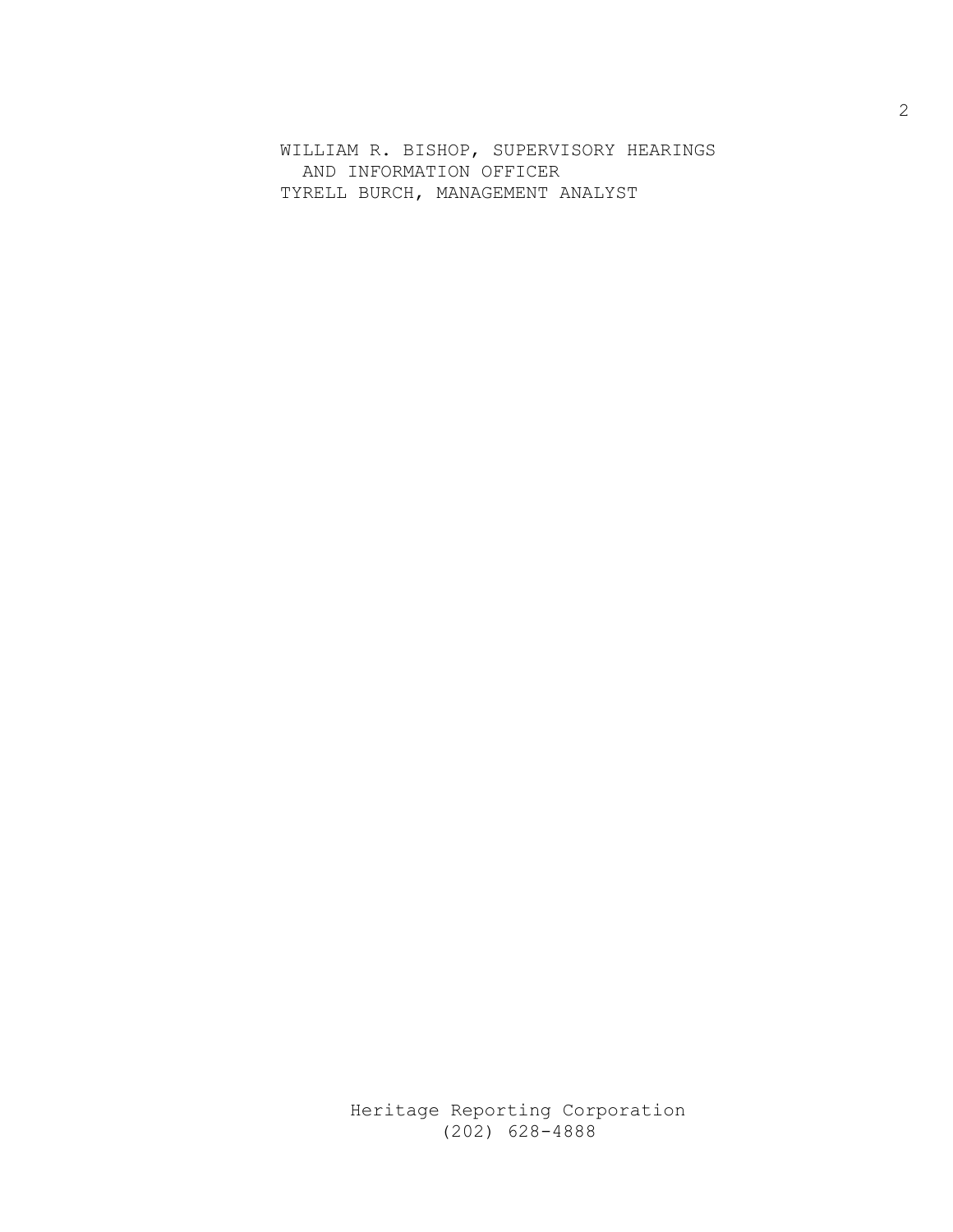WILLIAM R. BISHOP, SUPERVISORY HEARINGS
  AND INFORMATION OFFICER
TYRELL BURCH, MANAGEMENT ANALYST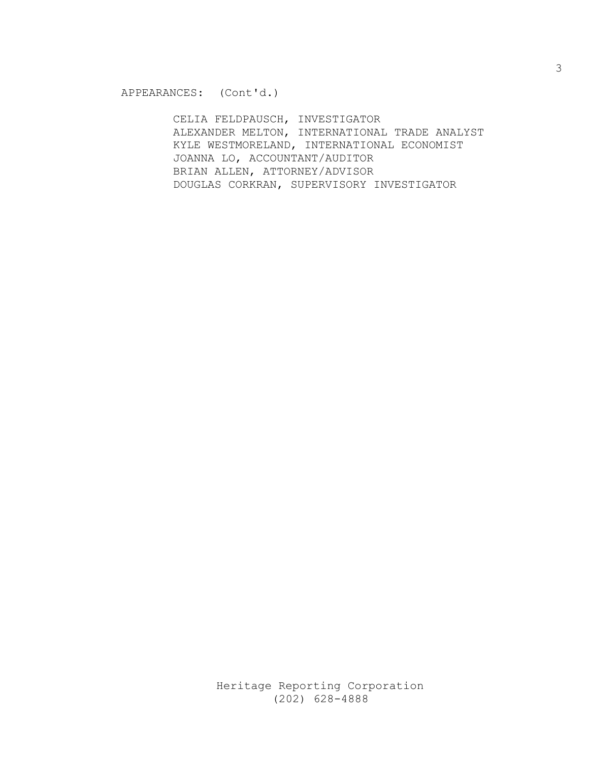APPEARANCES: (Cont'd.)

CELIA FELDPAUSCH, INVESTIGATOR
ALEXANDER MELTON, INTERNATIONAL TRADE ANALYST
KYLE WESTMORELAND, INTERNATIONAL ECONOMIST
JOANNA LO, ACCOUNTANT/AUDITOR
BRIAN ALLEN, ATTORNEY/ADVISOR
DOUGLAS CORKRAN, SUPERVISORY INVESTIGATOR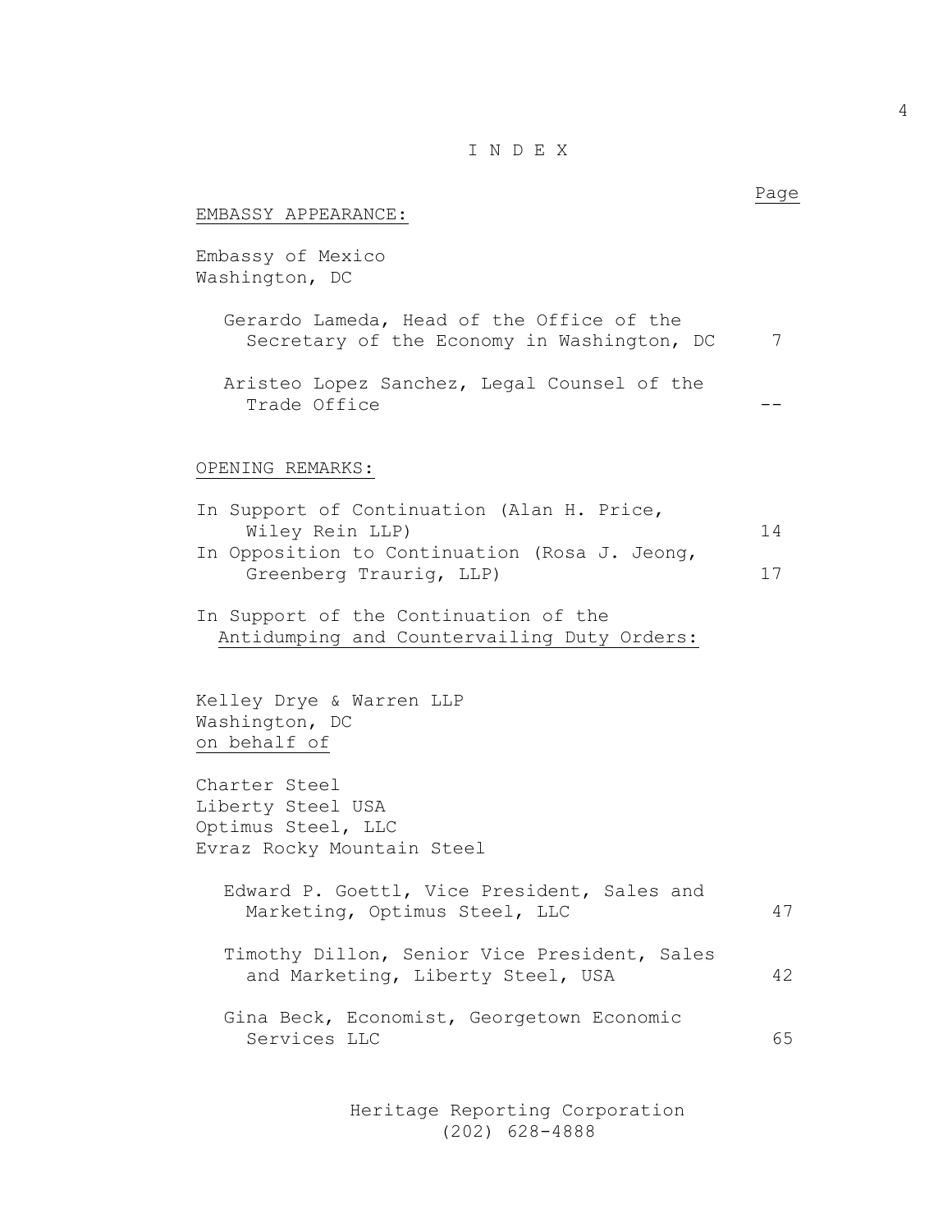# I N D E X

| | Page |
|---|---|
| EMBASSY APPEARANCE: | |
| Embassy of Mexico<br>Washington, DC | |
| Gerardo Lameda, Head of the Office of the Secretary of the Economy in Washington, DC | 7 |
| Aristeo Lopez Sanchez, Legal Counsel of the Trade Office | -- |
| OPENING REMARKS: | |
| In Support of Continuation (Alan H. Price, Wiley Rein LLP) | 14 |
| In Opposition to Continuation (Rosa J. Jeong, Greenberg Traurig, LLP) | 17 |
| In Support of the Continuation of the Antidumping and Countervailing Duty Orders: | |
| Kelley Drye & Warren LLP<br>Washington, DC<br>on behalf of | |
| Charter Steel<br>Liberty Steel USA<br>Optimus Steel, LLC<br>Evraz Rocky Mountain Steel | |
| Edward P. Goettl, Vice President, Sales and Marketing, Optimus Steel, LLC | 47 |
| Timothy Dillon, Senior Vice President, Sales and Marketing, Liberty Steel, USA | 42 |
| Gina Beck, Economist, Georgetown Economic Services LLC | 65 |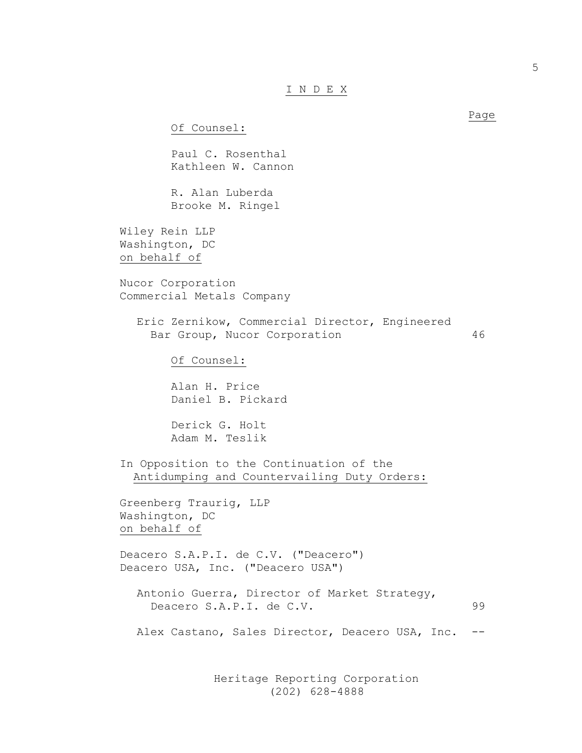# I N D E X

Page

Of Counsel:

Paul C. Rosenthal
Kathleen W. Cannon

R. Alan Luberda
Brooke M. Ringel

Wiley Rein LLP
Washington, DC
on behalf of

Nucor Corporation
Commercial Metals Company

Eric Zernikow, Commercial Director, Engineered Bar Group, Nucor Corporation 46

Of Counsel:

Alan H. Price
Daniel B. Pickard

Derick G. Holt
Adam M. Teslik

In Opposition to the Continuation of the Antidumping and Countervailing Duty Orders:

Greenberg Traurig, LLP
Washington, DC
on behalf of

Deacero S.A.P.I. de C.V. ("Deacero")
Deacero USA, Inc. ("Deacero USA")

Antonio Guerra, Director of Market Strategy, Deacero S.A.P.I. de C.V. 99

Alex Castano, Sales Director, Deacero USA, Inc. --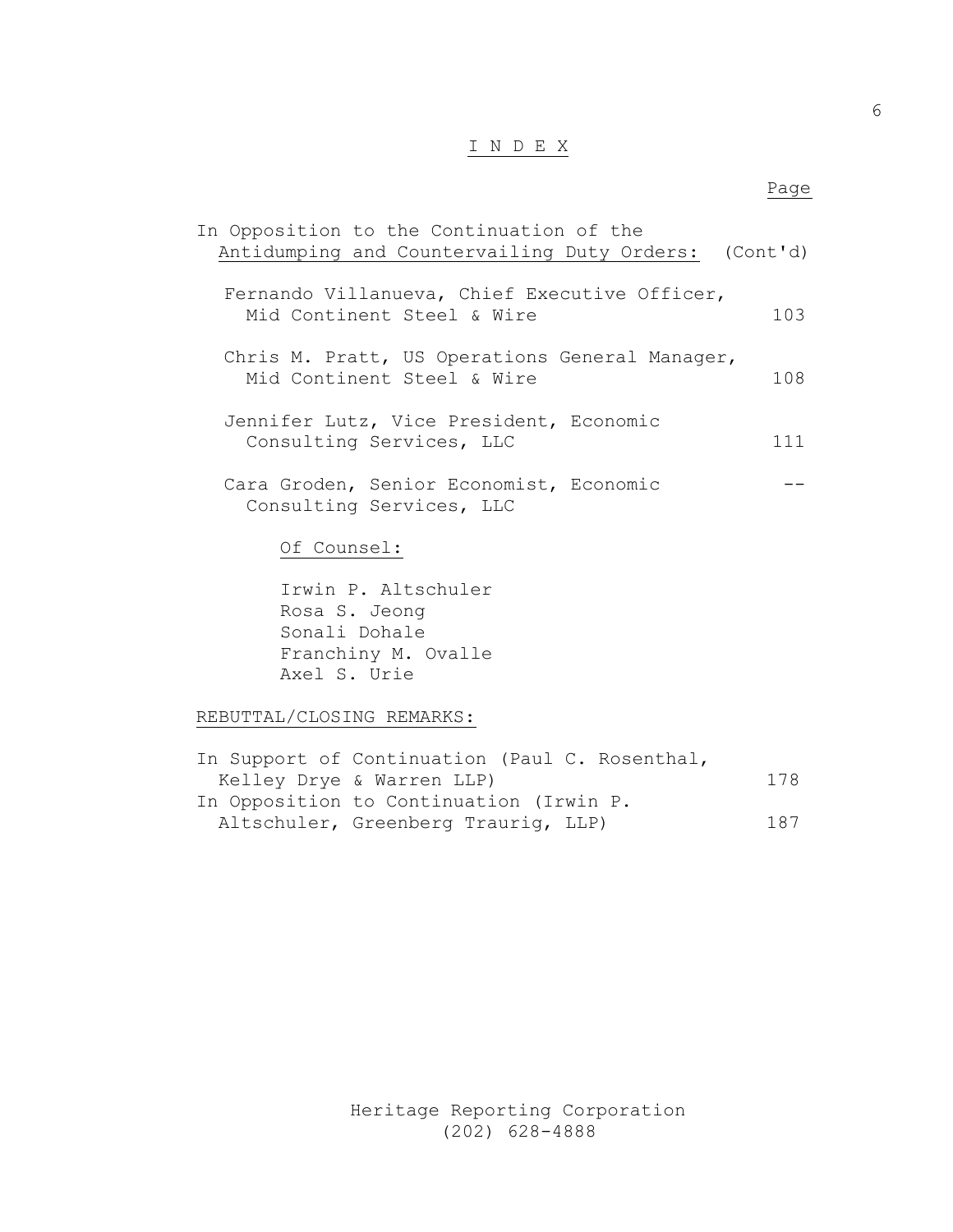# I N D E X

| | Page |
|---|---|
| In Opposition to the Continuation of the Antidumping and Countervailing Duty Orders: | (Cont'd) |
| Fernando Villanueva, Chief Executive Officer, Mid Continent Steel & Wire | 103 |
| Chris M. Pratt, US Operations General Manager, Mid Continent Steel & Wire | 108 |
| Jennifer Lutz, Vice President, Economic Consulting Services, LLC | 111 |
| Cara Groden, Senior Economist, Economic Consulting Services, LLC | -- |

Of Counsel:

Irwin P. Altschuler
Rosa S. Jeong
Sonali Dohale
Franchiny M. Ovalle
Axel S. Urie

REBUTTAL/CLOSING REMARKS:

| | |
|---|---|
| In Support of Continuation (Paul C. Rosenthal, Kelley Drye & Warren LLP) | 178 |
| In Opposition to Continuation (Irwin P. Altschuler, Greenberg Traurig, LLP) | 187 |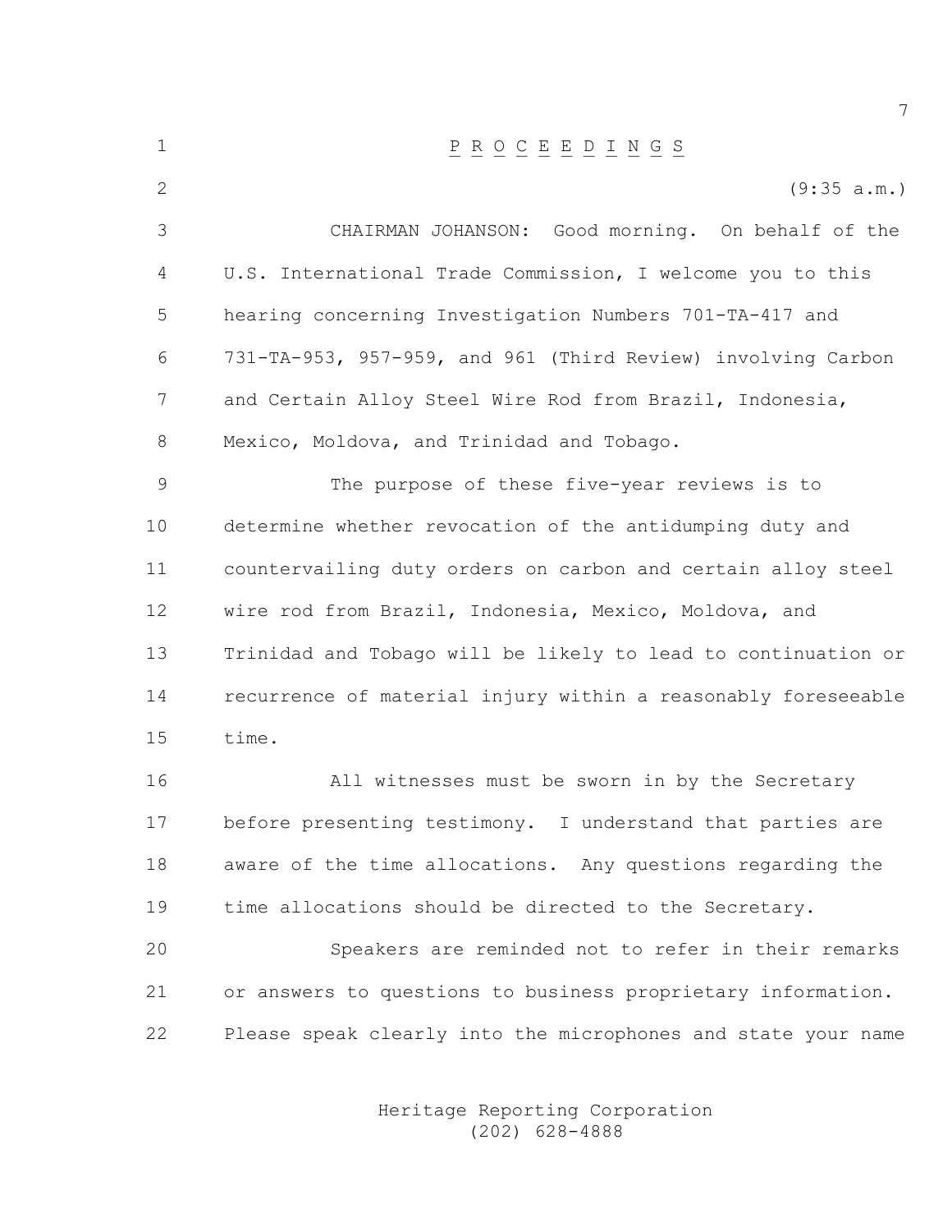P R O C E E D I N G S

(9:35 a.m.)

CHAIRMAN JOHANSON: Good morning. On behalf of the U.S. International Trade Commission, I welcome you to this hearing concerning Investigation Numbers 701-TA-417 and 731-TA-953, 957-959, and 961 (Third Review) involving Carbon and Certain Alloy Steel Wire Rod from Brazil, Indonesia, Mexico, Moldova, and Trinidad and Tobago.

The purpose of these five-year reviews is to determine whether revocation of the antidumping duty and countervailing duty orders on carbon and certain alloy steel wire rod from Brazil, Indonesia, Mexico, Moldova, and Trinidad and Tobago will be likely to lead to continuation or recurrence of material injury within a reasonably foreseeable time.

All witnesses must be sworn in by the Secretary before presenting testimony. I understand that parties are aware of the time allocations. Any questions regarding the time allocations should be directed to the Secretary.

Speakers are reminded not to refer in their remarks or answers to questions to business proprietary information. Please speak clearly into the microphones and state your name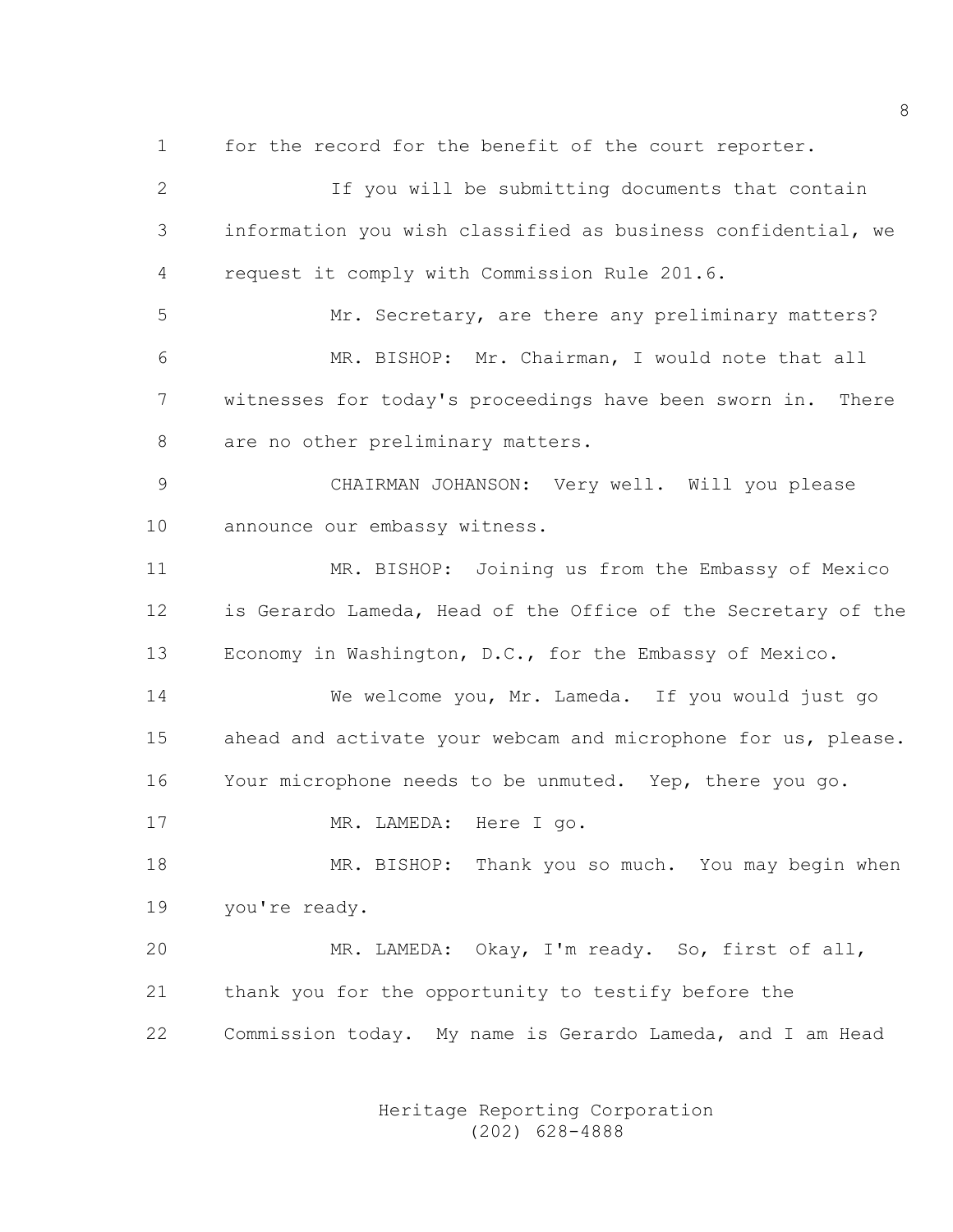for the record for the benefit of the court reporter.

If you will be submitting documents that contain information you wish classified as business confidential, we request it comply with Commission Rule 201.6.

Mr. Secretary, are there any preliminary matters?

MR. BISHOP: Mr. Chairman, I would note that all witnesses for today's proceedings have been sworn in. There are no other preliminary matters.

CHAIRMAN JOHANSON: Very well. Will you please announce our embassy witness.

MR. BISHOP: Joining us from the Embassy of Mexico is Gerardo Lameda, Head of the Office of the Secretary of the Economy in Washington, D.C., for the Embassy of Mexico.

We welcome you, Mr. Lameda. If you would just go ahead and activate your webcam and microphone for us, please. Your microphone needs to be unmuted. Yep, there you go.

MR. LAMEDA: Here I go.

MR. BISHOP: Thank you so much. You may begin when you're ready.

MR. LAMEDA: Okay, I'm ready. So, first of all, thank you for the opportunity to testify before the Commission today. My name is Gerardo Lameda, and I am Head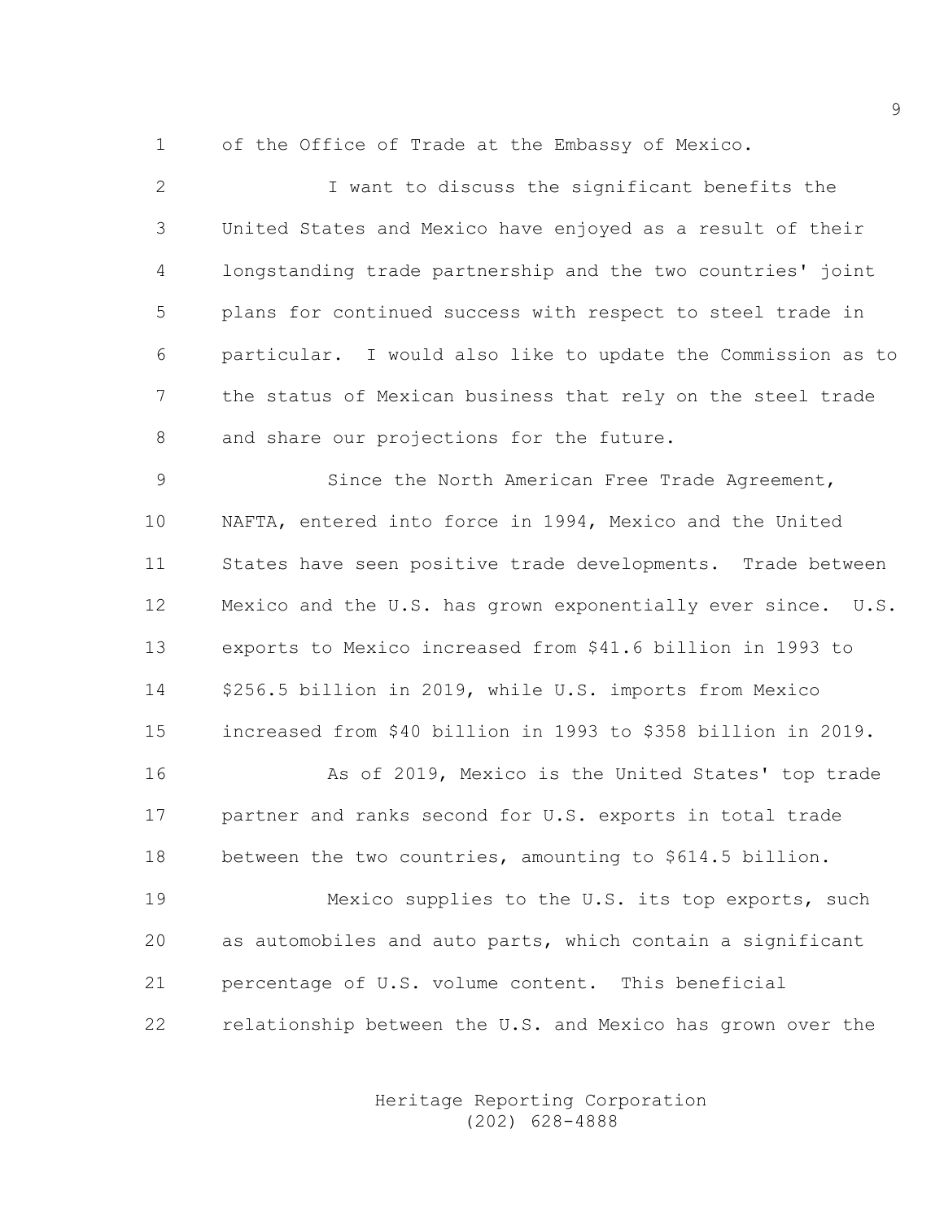of the Office of Trade at the Embassy of Mexico.

I want to discuss the significant benefits the United States and Mexico have enjoyed as a result of their longstanding trade partnership and the two countries' joint plans for continued success with respect to steel trade in particular. I would also like to update the Commission as to the status of Mexican business that rely on the steel trade and share our projections for the future.

Since the North American Free Trade Agreement, NAFTA, entered into force in 1994, Mexico and the United States have seen positive trade developments. Trade between Mexico and the U.S. has grown exponentially ever since. U.S. exports to Mexico increased from $41.6 billion in 1993 to $256.5 billion in 2019, while U.S. imports from Mexico increased from $40 billion in 1993 to $358 billion in 2019.

As of 2019, Mexico is the United States' top trade partner and ranks second for U.S. exports in total trade between the two countries, amounting to $614.5 billion.

Mexico supplies to the U.S. its top exports, such as automobiles and auto parts, which contain a significant percentage of U.S. volume content. This beneficial relationship between the U.S. and Mexico has grown over the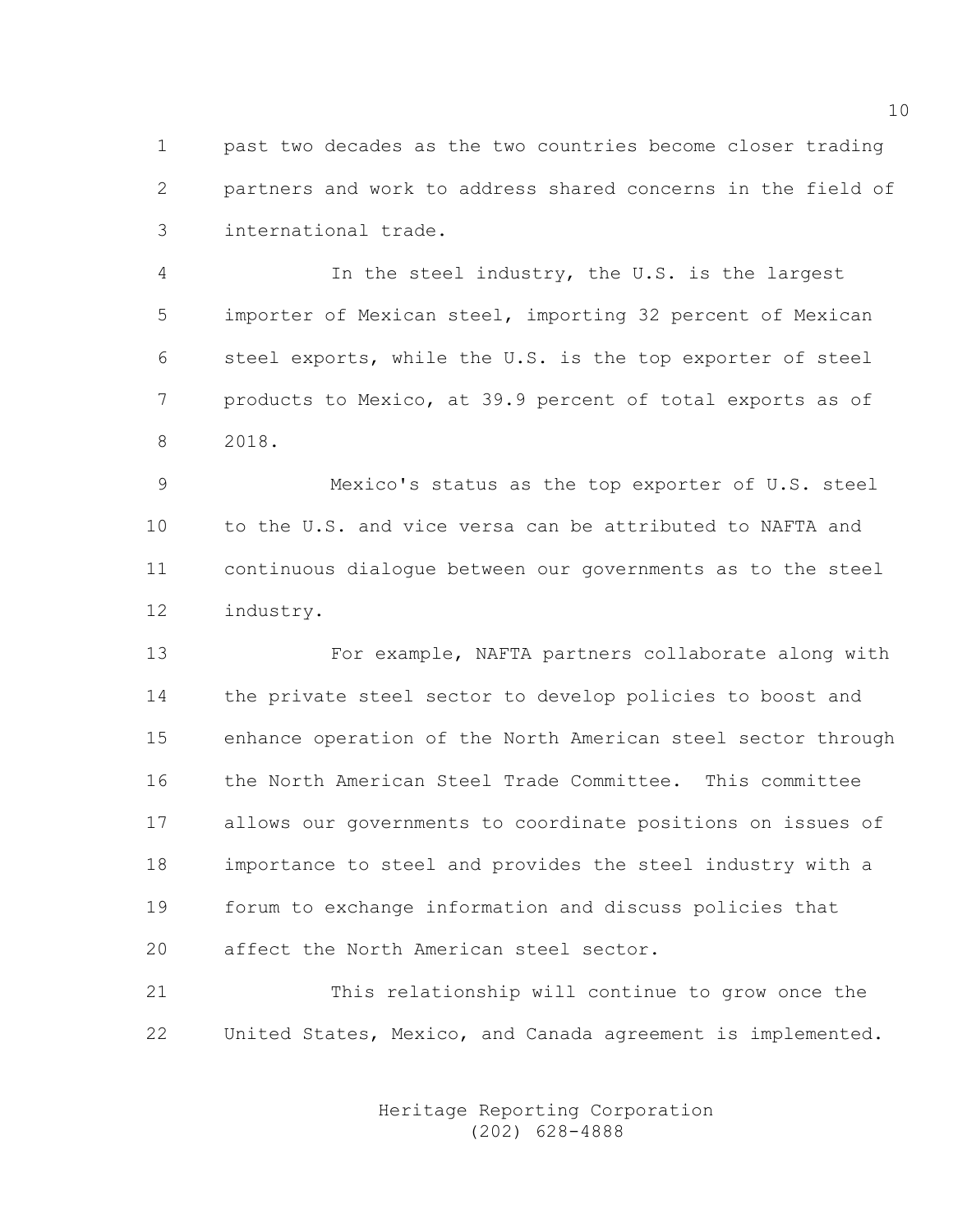past two decades as the two countries become closer trading partners and work to address shared concerns in the field of international trade.

In the steel industry, the U.S. is the largest importer of Mexican steel, importing 32 percent of Mexican steel exports, while the U.S. is the top exporter of steel products to Mexico, at 39.9 percent of total exports as of 2018.

Mexico's status as the top exporter of U.S. steel to the U.S. and vice versa can be attributed to NAFTA and continuous dialogue between our governments as to the steel industry.

For example, NAFTA partners collaborate along with the private steel sector to develop policies to boost and enhance operation of the North American steel sector through the North American Steel Trade Committee. This committee allows our governments to coordinate positions on issues of importance to steel and provides the steel industry with a forum to exchange information and discuss policies that affect the North American steel sector.

This relationship will continue to grow once the United States, Mexico, and Canada agreement is implemented.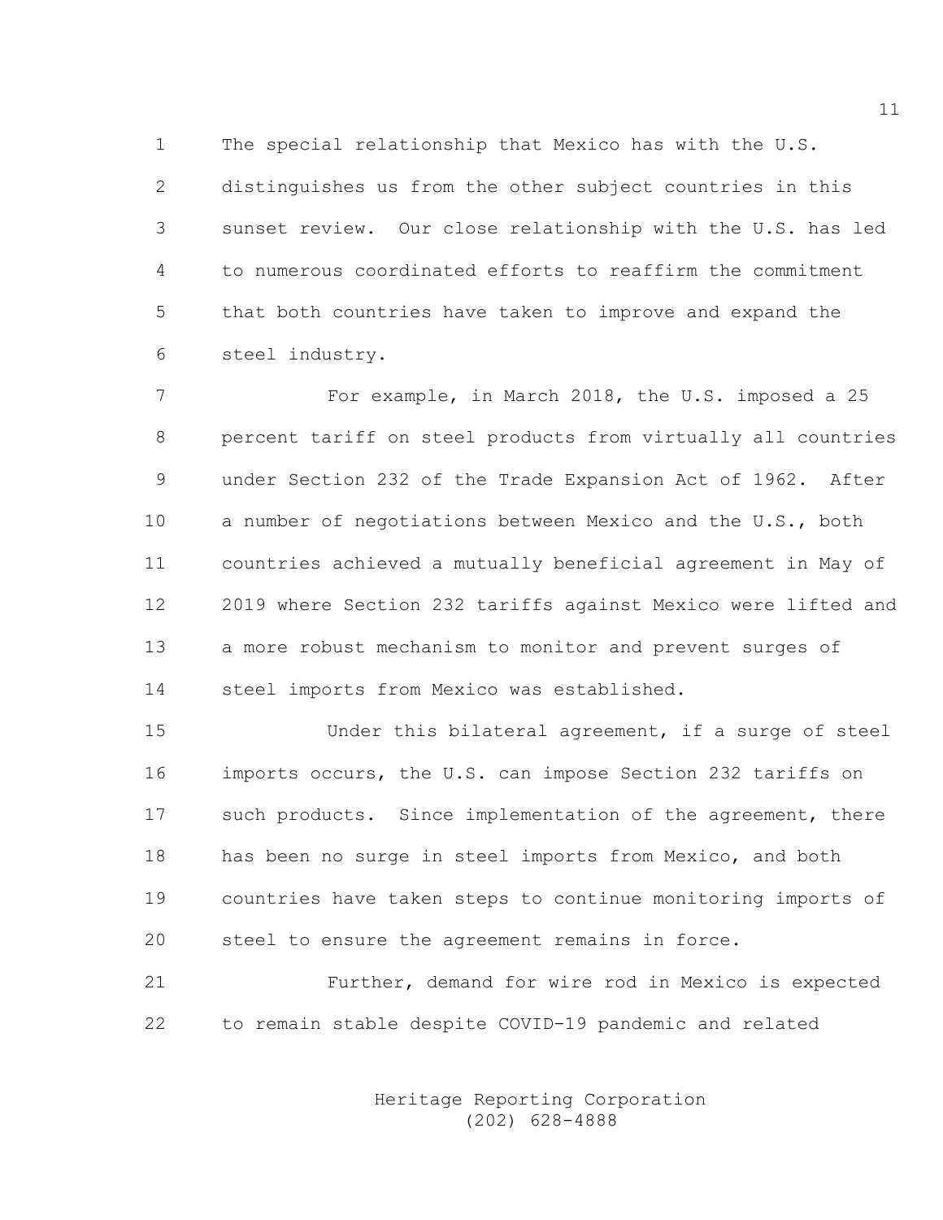The special relationship that Mexico has with the U.S. distinguishes us from the other subject countries in this sunset review. Our close relationship with the U.S. has led to numerous coordinated efforts to reaffirm the commitment that both countries have taken to improve and expand the steel industry.

For example, in March 2018, the U.S. imposed a 25 percent tariff on steel products from virtually all countries under Section 232 of the Trade Expansion Act of 1962. After a number of negotiations between Mexico and the U.S., both countries achieved a mutually beneficial agreement in May of 2019 where Section 232 tariffs against Mexico were lifted and a more robust mechanism to monitor and prevent surges of steel imports from Mexico was established.

Under this bilateral agreement, if a surge of steel imports occurs, the U.S. can impose Section 232 tariffs on such products. Since implementation of the agreement, there has been no surge in steel imports from Mexico, and both countries have taken steps to continue monitoring imports of steel to ensure the agreement remains in force.

Further, demand for wire rod in Mexico is expected to remain stable despite COVID-19 pandemic and related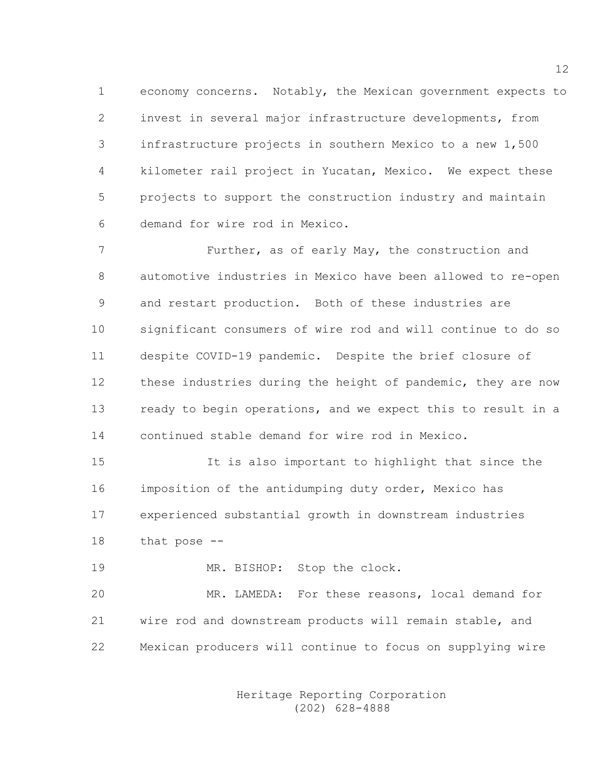economy concerns. Notably, the Mexican government expects to invest in several major infrastructure developments, from infrastructure projects in southern Mexico to a new 1,500 kilometer rail project in Yucatan, Mexico. We expect these projects to support the construction industry and maintain demand for wire rod in Mexico.

Further, as of early May, the construction and automotive industries in Mexico have been allowed to re-open and restart production. Both of these industries are significant consumers of wire rod and will continue to do so despite COVID-19 pandemic. Despite the brief closure of these industries during the height of pandemic, they are now ready to begin operations, and we expect this to result in a continued stable demand for wire rod in Mexico.

It is also important to highlight that since the imposition of the antidumping duty order, Mexico has experienced substantial growth in downstream industries that pose --

MR. BISHOP: Stop the clock.

MR. LAMEDA: For these reasons, local demand for wire rod and downstream products will remain stable, and Mexican producers will continue to focus on supplying wire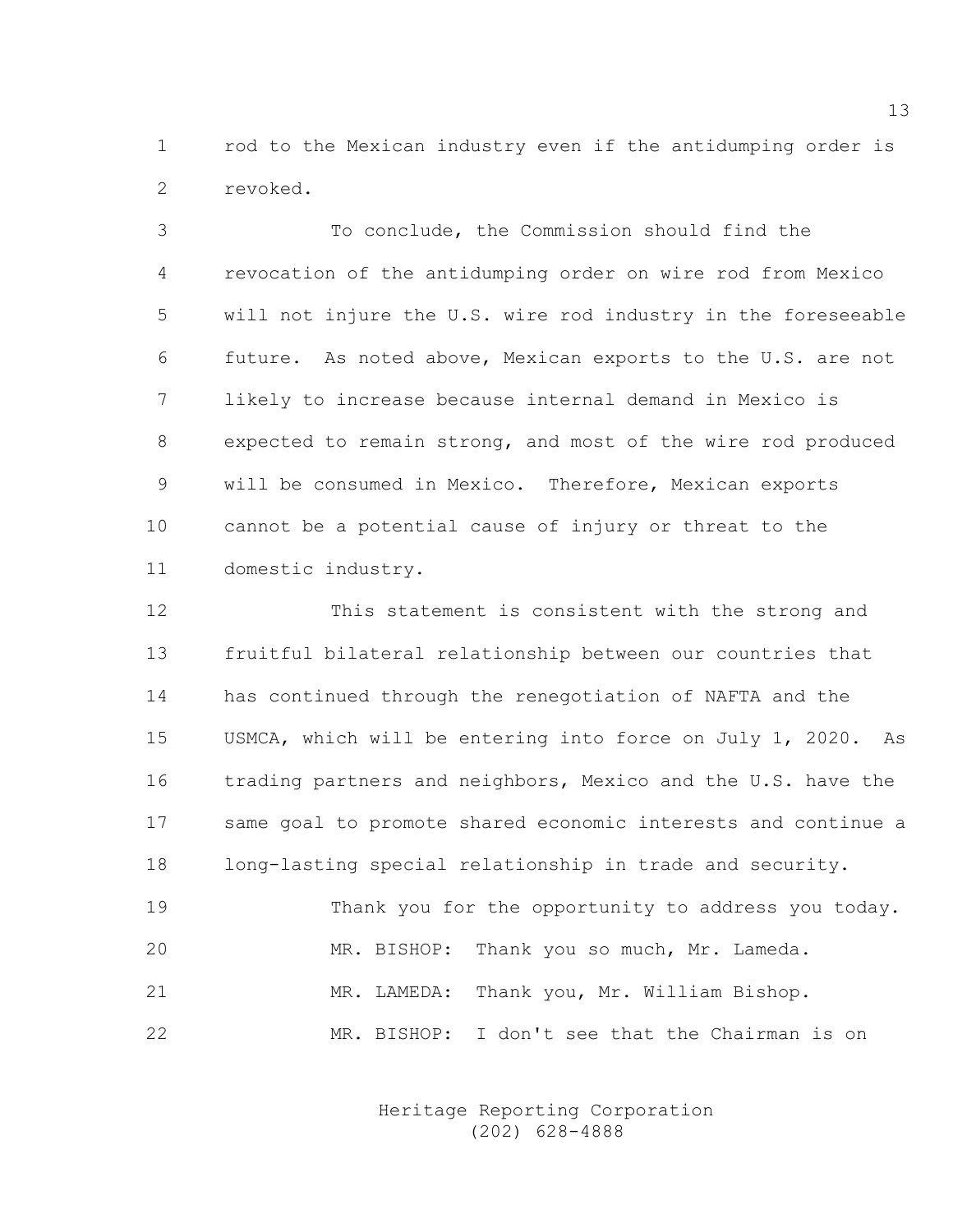rod to the Mexican industry even if the antidumping order is revoked.

To conclude, the Commission should find the revocation of the antidumping order on wire rod from Mexico will not injure the U.S. wire rod industry in the foreseeable future. As noted above, Mexican exports to the U.S. are not likely to increase because internal demand in Mexico is expected to remain strong, and most of the wire rod produced will be consumed in Mexico. Therefore, Mexican exports cannot be a potential cause of injury or threat to the domestic industry.

This statement is consistent with the strong and fruitful bilateral relationship between our countries that has continued through the renegotiation of NAFTA and the USMCA, which will be entering into force on July 1, 2020. As trading partners and neighbors, Mexico and the U.S. have the same goal to promote shared economic interests and continue a long-lasting special relationship in trade and security.

Thank you for the opportunity to address you today.

MR. BISHOP: Thank you so much, Mr. Lameda.

MR. LAMEDA: Thank you, Mr. William Bishop.

MR. BISHOP: I don't see that the Chairman is on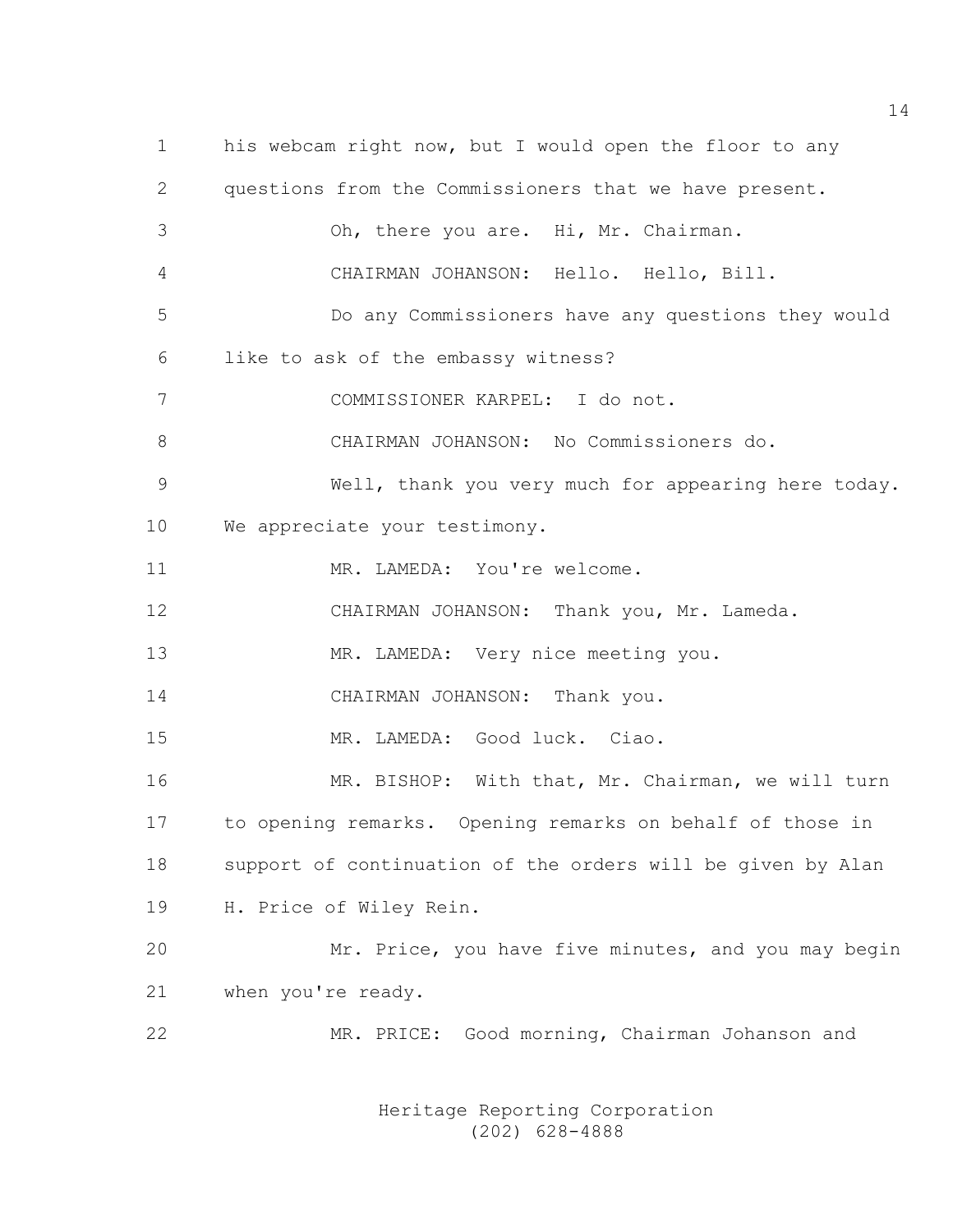his webcam right now, but I would open the floor to any questions from the Commissioners that we have present.

Oh, there you are. Hi, Mr. Chairman.

CHAIRMAN JOHANSON: Hello. Hello, Bill.

Do any Commissioners have any questions they would like to ask of the embassy witness?

COMMISSIONER KARPEL: I do not.

CHAIRMAN JOHANSON: No Commissioners do.

Well, thank you very much for appearing here today. We appreciate your testimony.

MR. LAMEDA: You're welcome.

CHAIRMAN JOHANSON: Thank you, Mr. Lameda.

MR. LAMEDA: Very nice meeting you.

CHAIRMAN JOHANSON: Thank you.

MR. LAMEDA: Good luck. Ciao.

MR. BISHOP: With that, Mr. Chairman, we will turn to opening remarks. Opening remarks on behalf of those in support of continuation of the orders will be given by Alan H. Price of Wiley Rein.

Mr. Price, you have five minutes, and you may begin when you're ready.

MR. PRICE: Good morning, Chairman Johanson and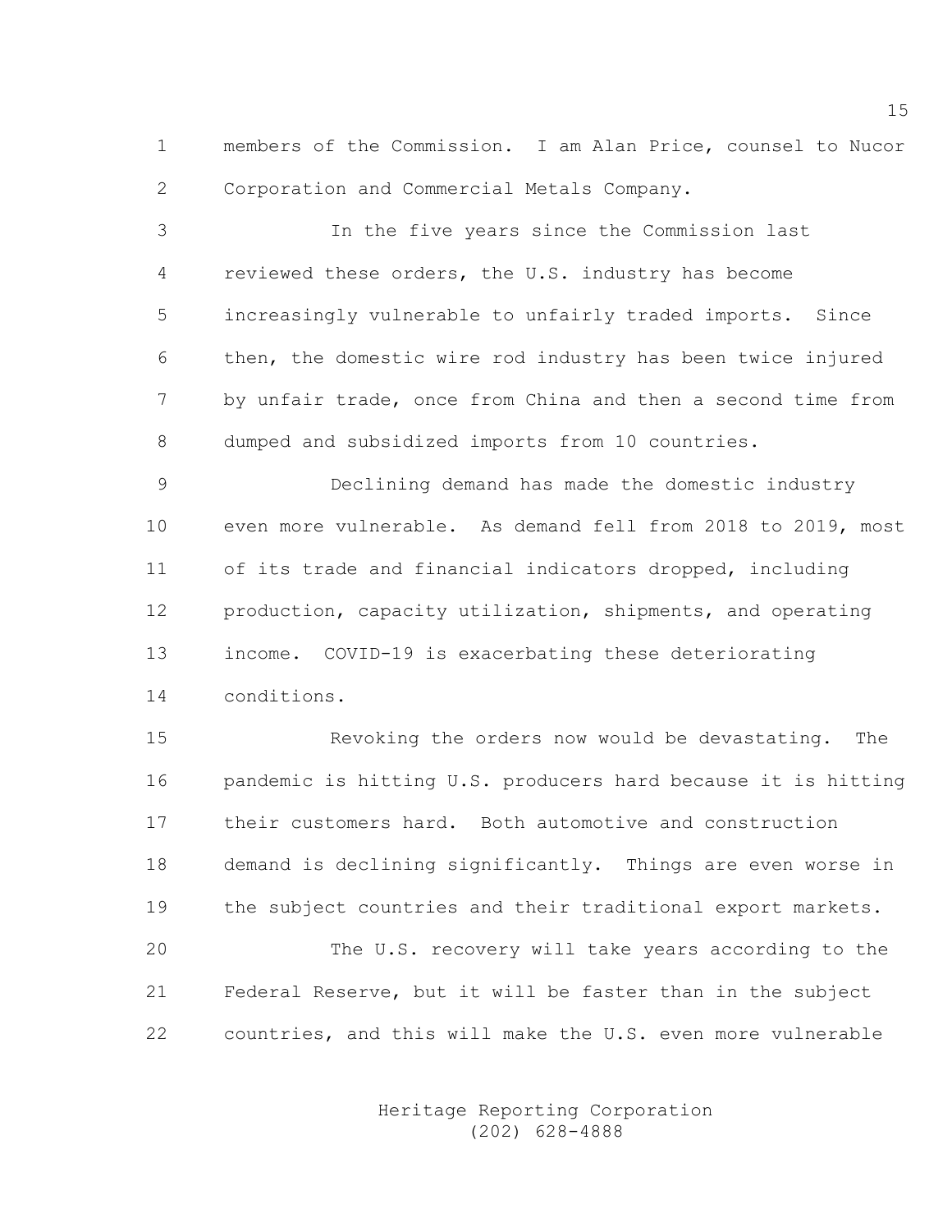members of the Commission. I am Alan Price, counsel to Nucor Corporation and Commercial Metals Company.

In the five years since the Commission last reviewed these orders, the U.S. industry has become increasingly vulnerable to unfairly traded imports. Since then, the domestic wire rod industry has been twice injured by unfair trade, once from China and then a second time from dumped and subsidized imports from 10 countries.

Declining demand has made the domestic industry even more vulnerable. As demand fell from 2018 to 2019, most of its trade and financial indicators dropped, including production, capacity utilization, shipments, and operating income. COVID-19 is exacerbating these deteriorating conditions.

Revoking the orders now would be devastating. The pandemic is hitting U.S. producers hard because it is hitting their customers hard. Both automotive and construction demand is declining significantly. Things are even worse in the subject countries and their traditional export markets.

The U.S. recovery will take years according to the Federal Reserve, but it will be faster than in the subject countries, and this will make the U.S. even more vulnerable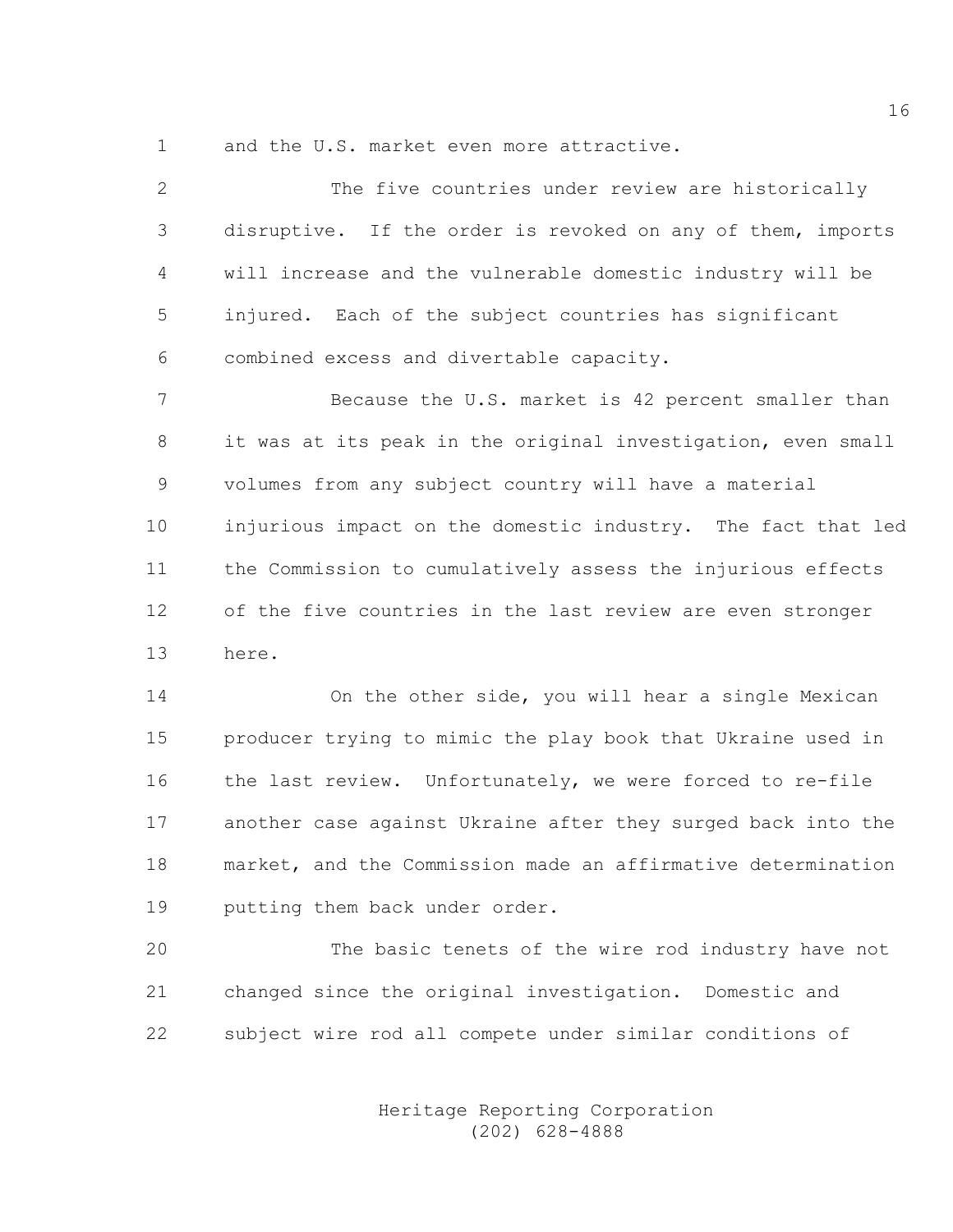and the U.S. market even more attractive.

The five countries under review are historically disruptive. If the order is revoked on any of them, imports will increase and the vulnerable domestic industry will be injured. Each of the subject countries has significant combined excess and divertable capacity.

Because the U.S. market is 42 percent smaller than it was at its peak in the original investigation, even small volumes from any subject country will have a material injurious impact on the domestic industry. The fact that led the Commission to cumulatively assess the injurious effects of the five countries in the last review are even stronger here.

On the other side, you will hear a single Mexican producer trying to mimic the play book that Ukraine used in the last review. Unfortunately, we were forced to re-file another case against Ukraine after they surged back into the market, and the Commission made an affirmative determination putting them back under order.

The basic tenets of the wire rod industry have not changed since the original investigation. Domestic and subject wire rod all compete under similar conditions of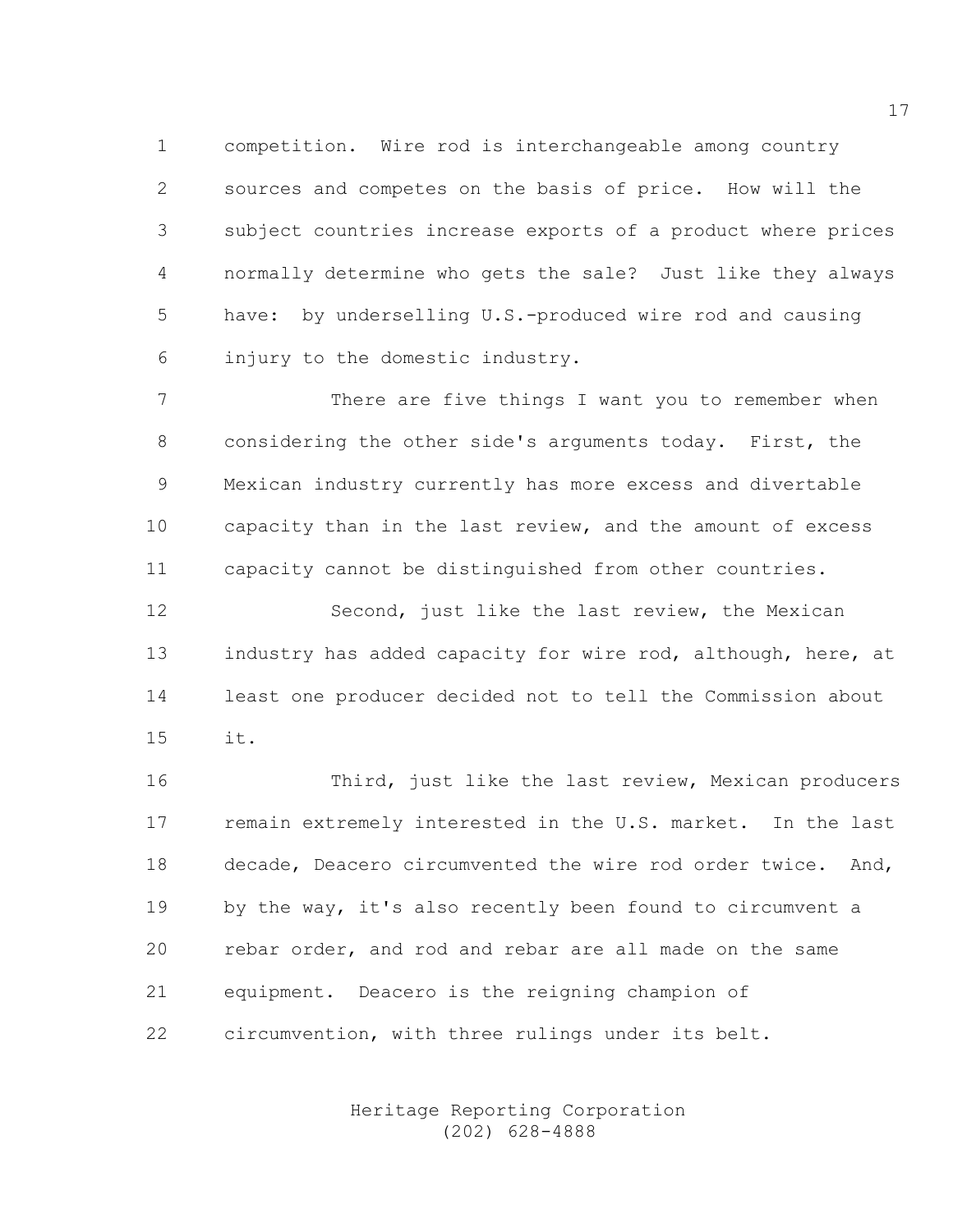competition. Wire rod is interchangeable among country sources and competes on the basis of price. How will the subject countries increase exports of a product where prices normally determine who gets the sale? Just like they always have: by underselling U.S.-produced wire rod and causing injury to the domestic industry.

There are five things I want you to remember when considering the other side's arguments today. First, the Mexican industry currently has more excess and divertable capacity than in the last review, and the amount of excess capacity cannot be distinguished from other countries.

Second, just like the last review, the Mexican industry has added capacity for wire rod, although, here, at least one producer decided not to tell the Commission about it.

Third, just like the last review, Mexican producers remain extremely interested in the U.S. market. In the last decade, Deacero circumvented the wire rod order twice. And, by the way, it's also recently been found to circumvent a rebar order, and rod and rebar are all made on the same equipment. Deacero is the reigning champion of circumvention, with three rulings under its belt.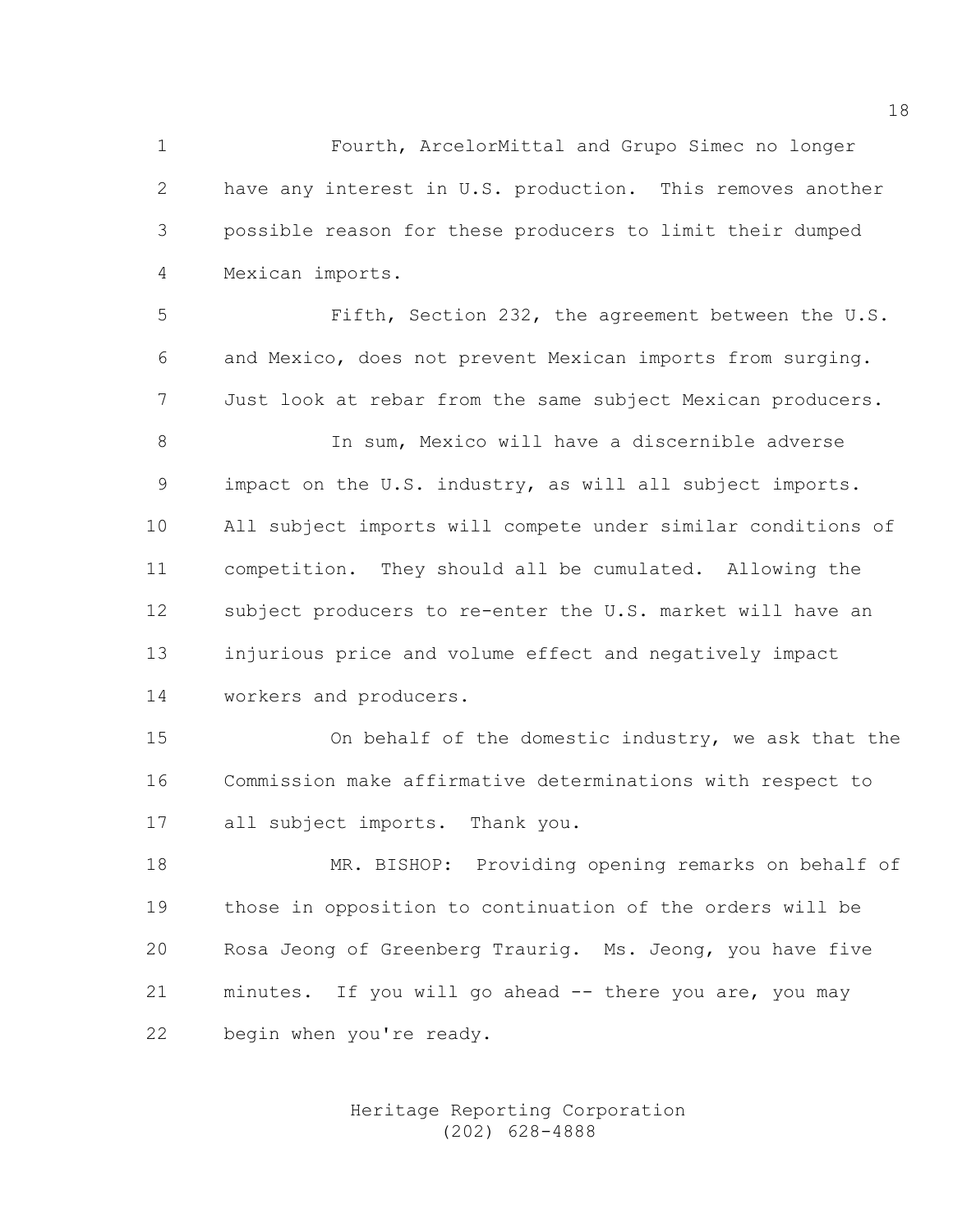Fourth, ArcelorMittal and Grupo Simec no longer have any interest in U.S. production. This removes another possible reason for these producers to limit their dumped Mexican imports.

Fifth, Section 232, the agreement between the U.S. and Mexico, does not prevent Mexican imports from surging. Just look at rebar from the same subject Mexican producers.

In sum, Mexico will have a discernible adverse impact on the U.S. industry, as will all subject imports. All subject imports will compete under similar conditions of competition. They should all be cumulated. Allowing the subject producers to re-enter the U.S. market will have an injurious price and volume effect and negatively impact workers and producers.

On behalf of the domestic industry, we ask that the Commission make affirmative determinations with respect to all subject imports. Thank you.

MR. BISHOP: Providing opening remarks on behalf of those in opposition to continuation of the orders will be Rosa Jeong of Greenberg Traurig. Ms. Jeong, you have five minutes. If you will go ahead -- there you are, you may begin when you're ready.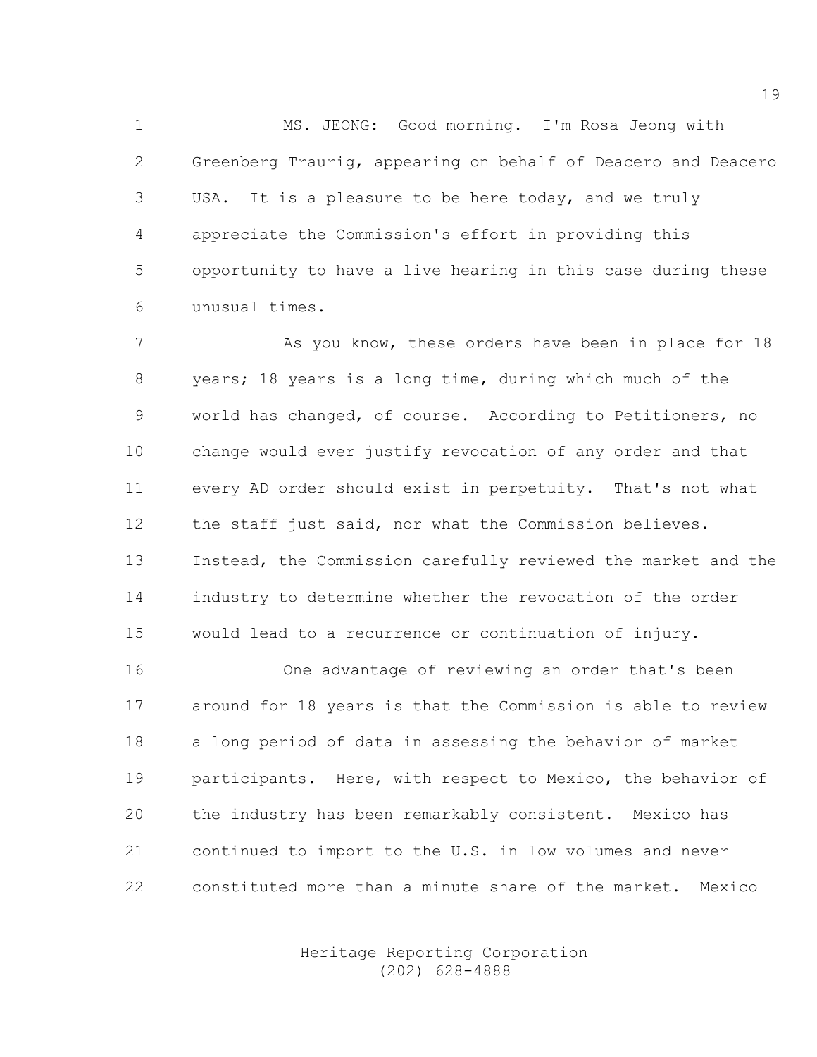MS. JEONG: Good morning. I'm Rosa Jeong with Greenberg Traurig, appearing on behalf of Deacero and Deacero USA. It is a pleasure to be here today, and we truly appreciate the Commission's effort in providing this opportunity to have a live hearing in this case during these unusual times.

As you know, these orders have been in place for 18 years; 18 years is a long time, during which much of the world has changed, of course. According to Petitioners, no change would ever justify revocation of any order and that every AD order should exist in perpetuity. That's not what the staff just said, nor what the Commission believes. Instead, the Commission carefully reviewed the market and the industry to determine whether the revocation of the order would lead to a recurrence or continuation of injury.

One advantage of reviewing an order that's been around for 18 years is that the Commission is able to review a long period of data in assessing the behavior of market participants. Here, with respect to Mexico, the behavior of the industry has been remarkably consistent. Mexico has continued to import to the U.S. in low volumes and never constituted more than a minute share of the market. Mexico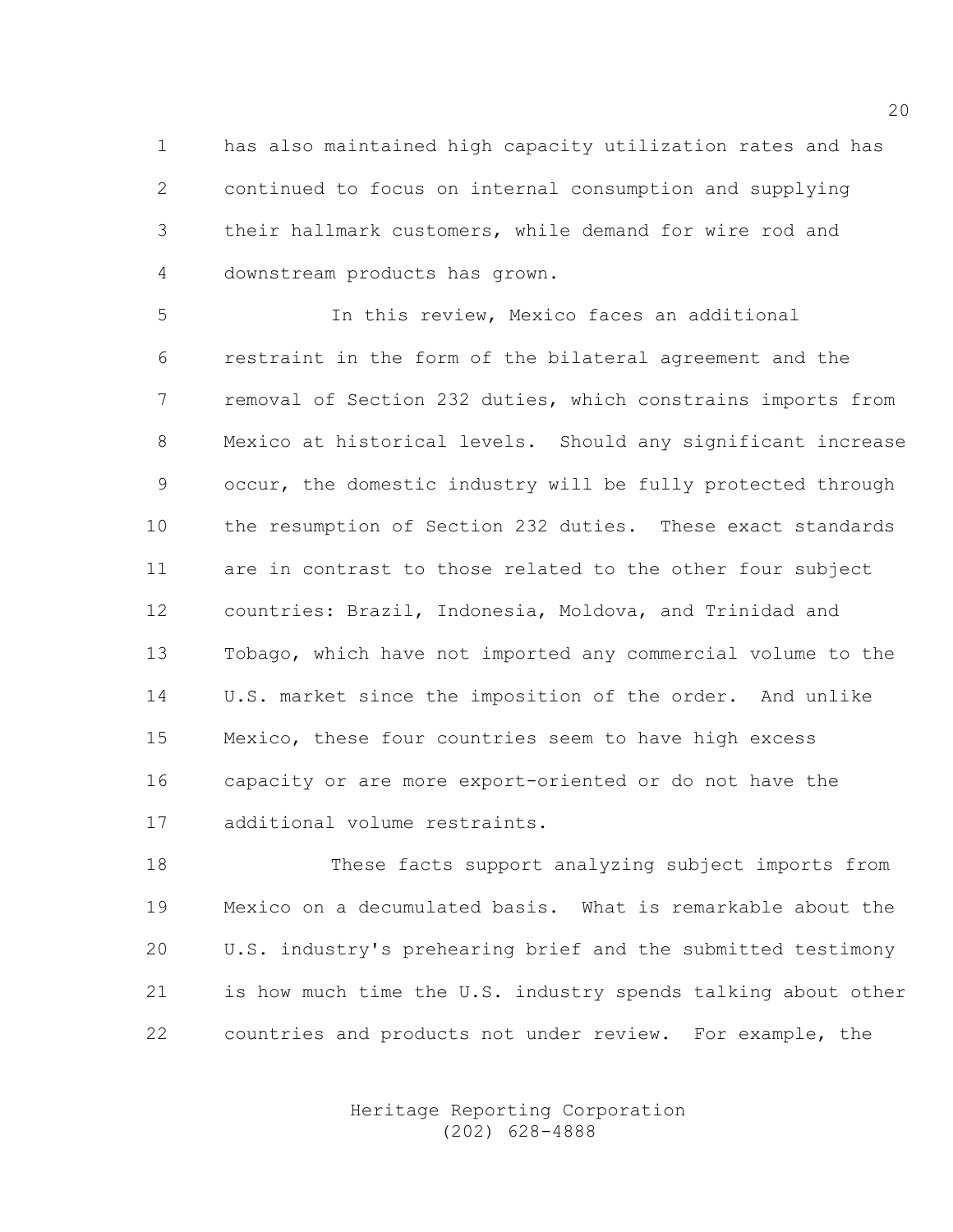has also maintained high capacity utilization rates and has continued to focus on internal consumption and supplying their hallmark customers, while demand for wire rod and downstream products has grown.

In this review, Mexico faces an additional restraint in the form of the bilateral agreement and the removal of Section 232 duties, which constrains imports from Mexico at historical levels. Should any significant increase occur, the domestic industry will be fully protected through the resumption of Section 232 duties. These exact standards are in contrast to those related to the other four subject countries: Brazil, Indonesia, Moldova, and Trinidad and Tobago, which have not imported any commercial volume to the U.S. market since the imposition of the order. And unlike Mexico, these four countries seem to have high excess capacity or are more export-oriented or do not have the additional volume restraints.

These facts support analyzing subject imports from Mexico on a decumulated basis. What is remarkable about the U.S. industry's prehearing brief and the submitted testimony is how much time the U.S. industry spends talking about other countries and products not under review. For example, the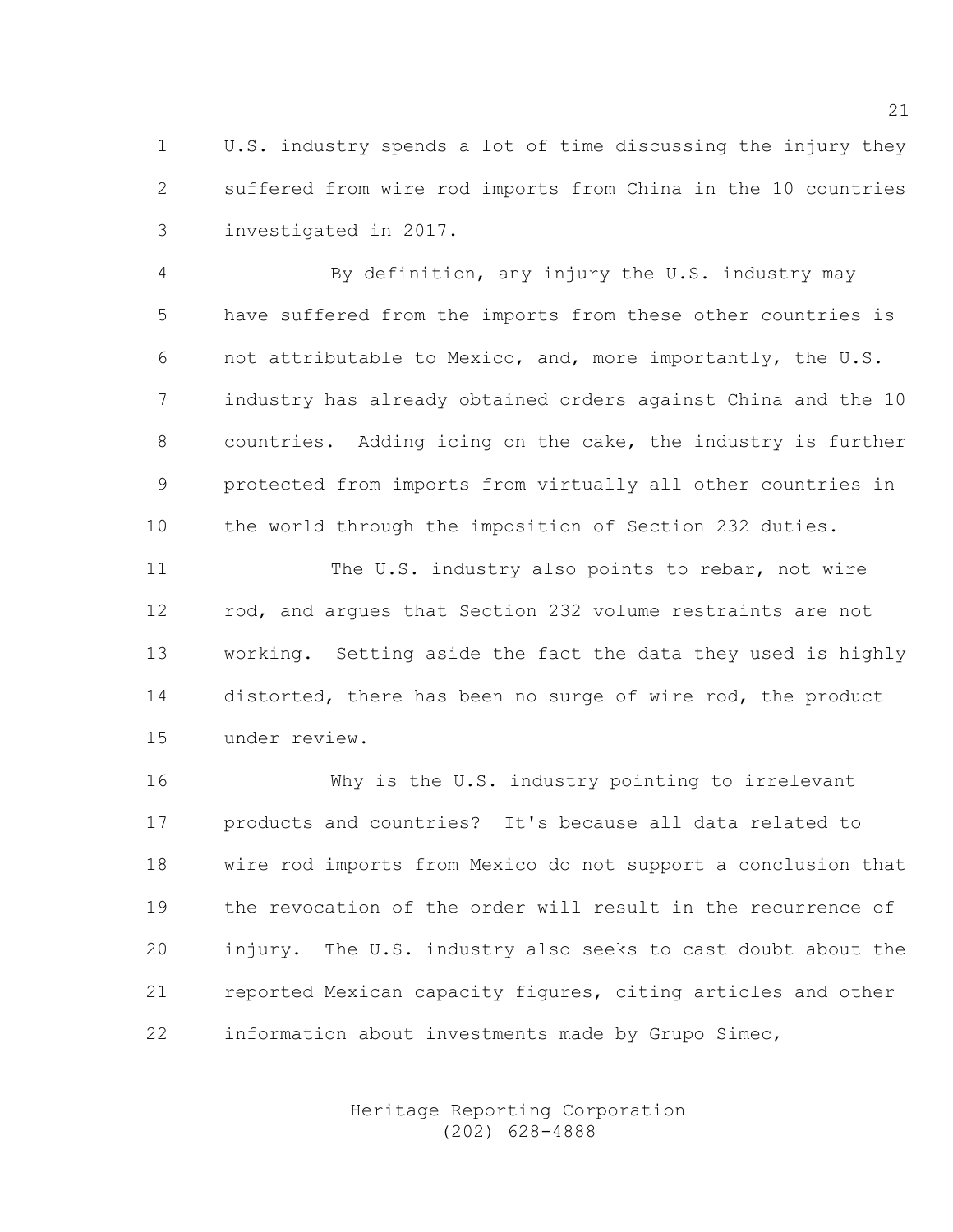U.S. industry spends a lot of time discussing the injury they suffered from wire rod imports from China in the 10 countries investigated in 2017.

By definition, any injury the U.S. industry may have suffered from the imports from these other countries is not attributable to Mexico, and, more importantly, the U.S. industry has already obtained orders against China and the 10 countries. Adding icing on the cake, the industry is further protected from imports from virtually all other countries in the world through the imposition of Section 232 duties.

The U.S. industry also points to rebar, not wire rod, and argues that Section 232 volume restraints are not working. Setting aside the fact the data they used is highly distorted, there has been no surge of wire rod, the product under review.

Why is the U.S. industry pointing to irrelevant products and countries? It's because all data related to wire rod imports from Mexico do not support a conclusion that the revocation of the order will result in the recurrence of injury. The U.S. industry also seeks to cast doubt about the reported Mexican capacity figures, citing articles and other information about investments made by Grupo Simec,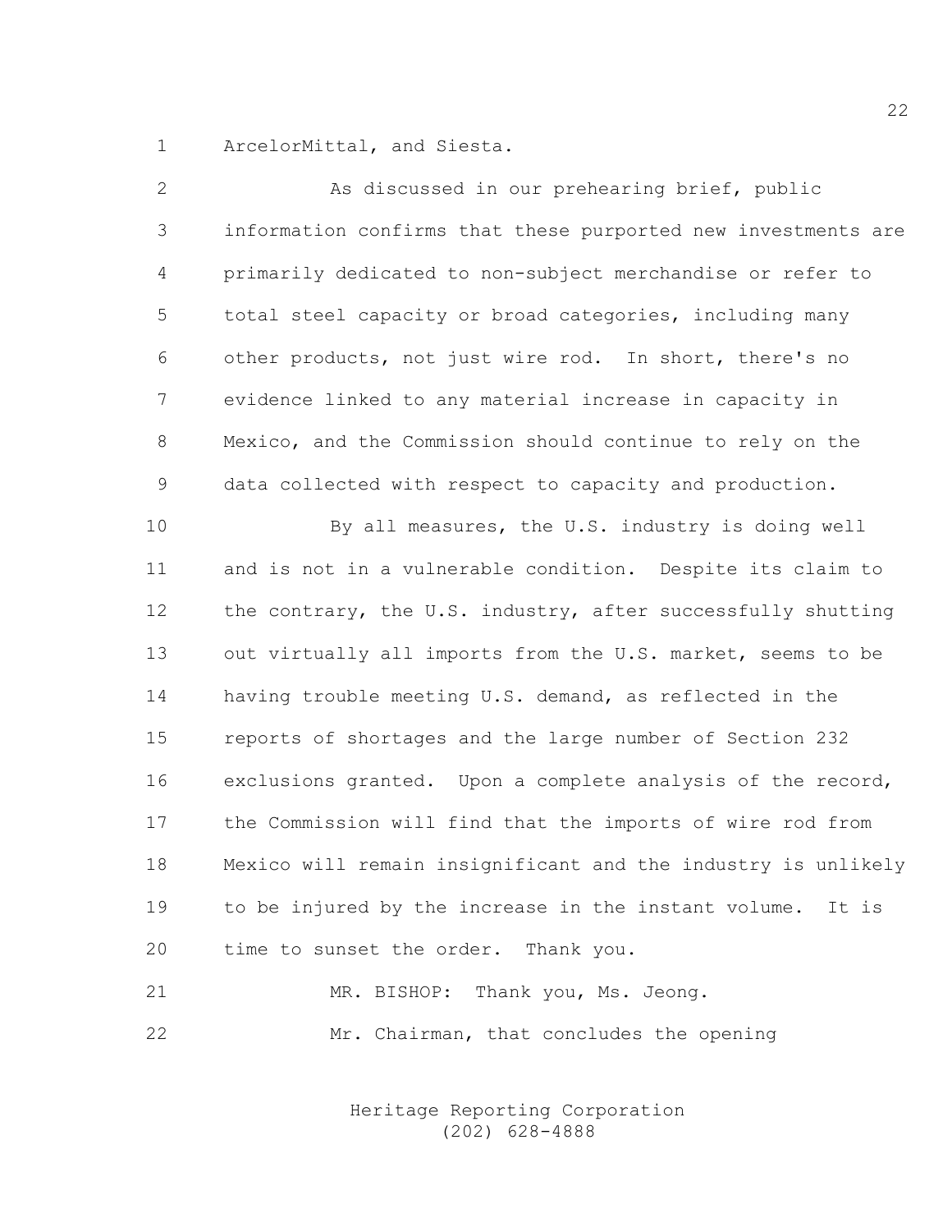ArcelorMittal, and Siesta.

As discussed in our prehearing brief, public information confirms that these purported new investments are primarily dedicated to non-subject merchandise or refer to total steel capacity or broad categories, including many other products, not just wire rod. In short, there's no evidence linked to any material increase in capacity in Mexico, and the Commission should continue to rely on the data collected with respect to capacity and production.

By all measures, the U.S. industry is doing well and is not in a vulnerable condition. Despite its claim to the contrary, the U.S. industry, after successfully shutting out virtually all imports from the U.S. market, seems to be having trouble meeting U.S. demand, as reflected in the reports of shortages and the large number of Section 232 exclusions granted. Upon a complete analysis of the record, the Commission will find that the imports of wire rod from Mexico will remain insignificant and the industry is unlikely to be injured by the increase in the instant volume. It is time to sunset the order. Thank you.

MR. BISHOP: Thank you, Ms. Jeong.

Mr. Chairman, that concludes the opening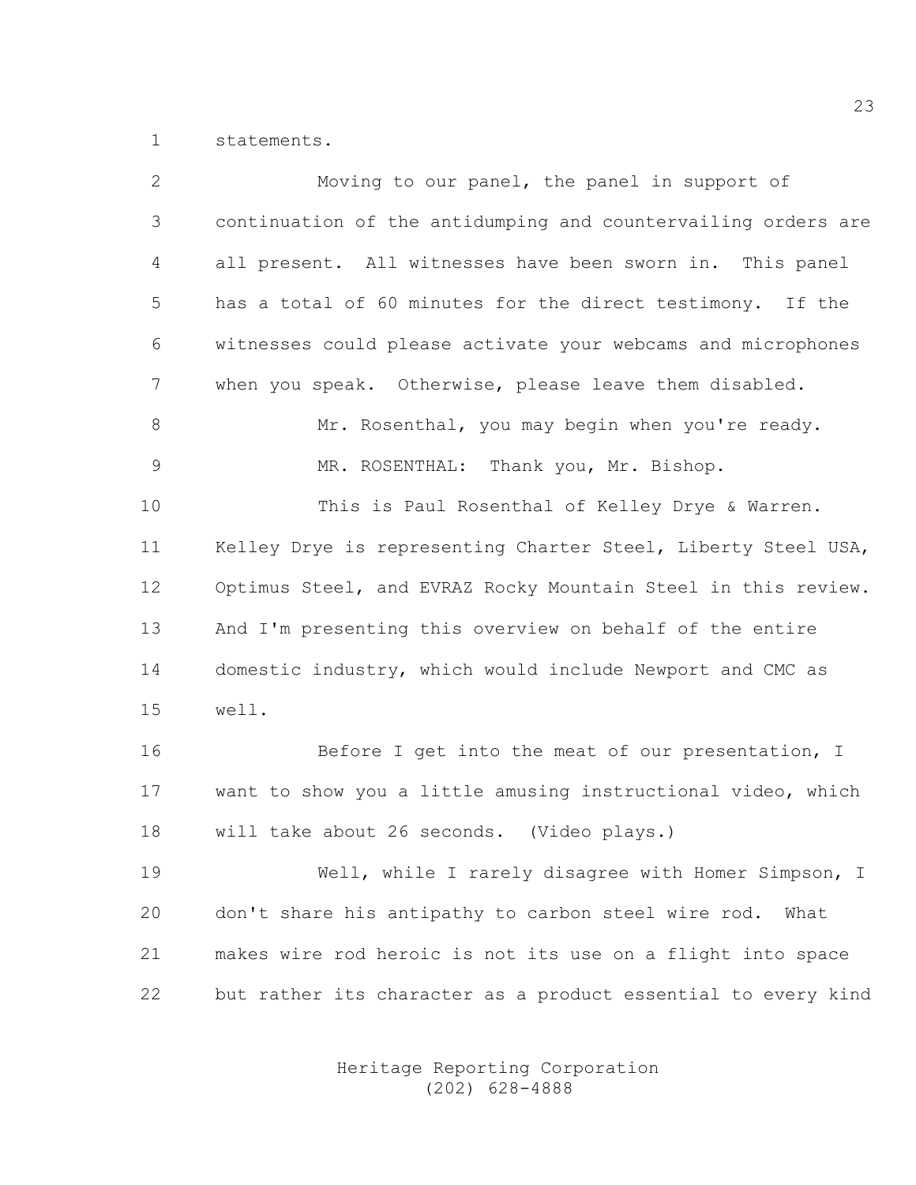statements.

Moving to our panel, the panel in support of continuation of the antidumping and countervailing orders are all present. All witnesses have been sworn in. This panel has a total of 60 minutes for the direct testimony. If the witnesses could please activate your webcams and microphones when you speak. Otherwise, please leave them disabled.

Mr. Rosenthal, you may begin when you're ready.

MR. ROSENTHAL: Thank you, Mr. Bishop.

This is Paul Rosenthal of Kelley Drye & Warren. Kelley Drye is representing Charter Steel, Liberty Steel USA, Optimus Steel, and EVRAZ Rocky Mountain Steel in this review. And I'm presenting this overview on behalf of the entire domestic industry, which would include Newport and CMC as well.

Before I get into the meat of our presentation, I want to show you a little amusing instructional video, which will take about 26 seconds. (Video plays.)

Well, while I rarely disagree with Homer Simpson, I don't share his antipathy to carbon steel wire rod. What makes wire rod heroic is not its use on a flight into space but rather its character as a product essential to every kind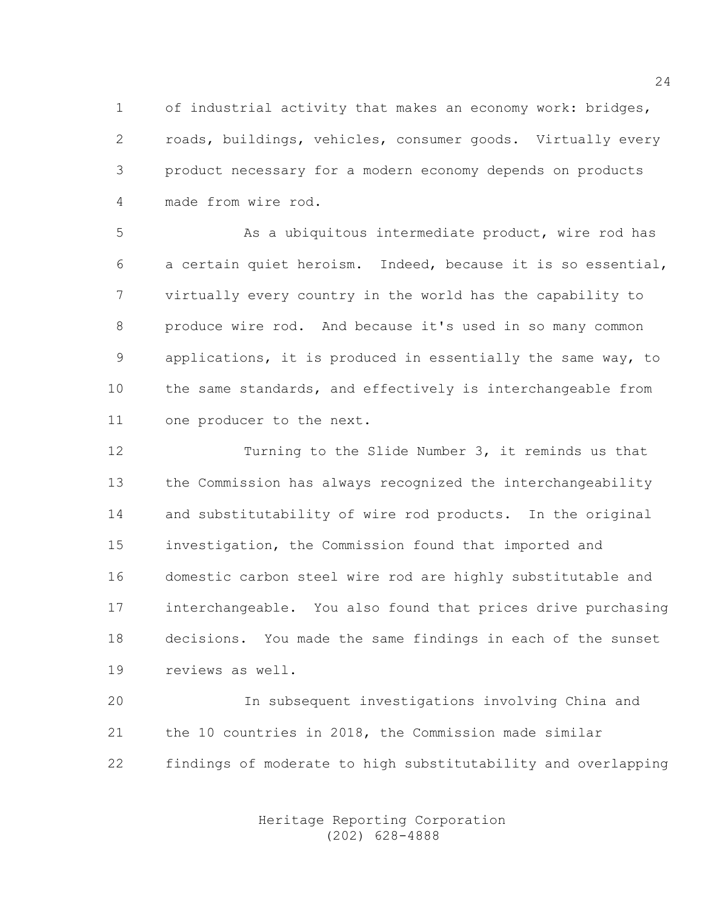of industrial activity that makes an economy work: bridges, roads, buildings, vehicles, consumer goods. Virtually every product necessary for a modern economy depends on products made from wire rod.

As a ubiquitous intermediate product, wire rod has a certain quiet heroism. Indeed, because it is so essential, virtually every country in the world has the capability to produce wire rod. And because it's used in so many common applications, it is produced in essentially the same way, to the same standards, and effectively is interchangeable from one producer to the next.

Turning to the Slide Number 3, it reminds us that the Commission has always recognized the interchangeability and substitutability of wire rod products. In the original investigation, the Commission found that imported and domestic carbon steel wire rod are highly substitutable and interchangeable. You also found that prices drive purchasing decisions. You made the same findings in each of the sunset reviews as well.

In subsequent investigations involving China and the 10 countries in 2018, the Commission made similar findings of moderate to high substitutability and overlapping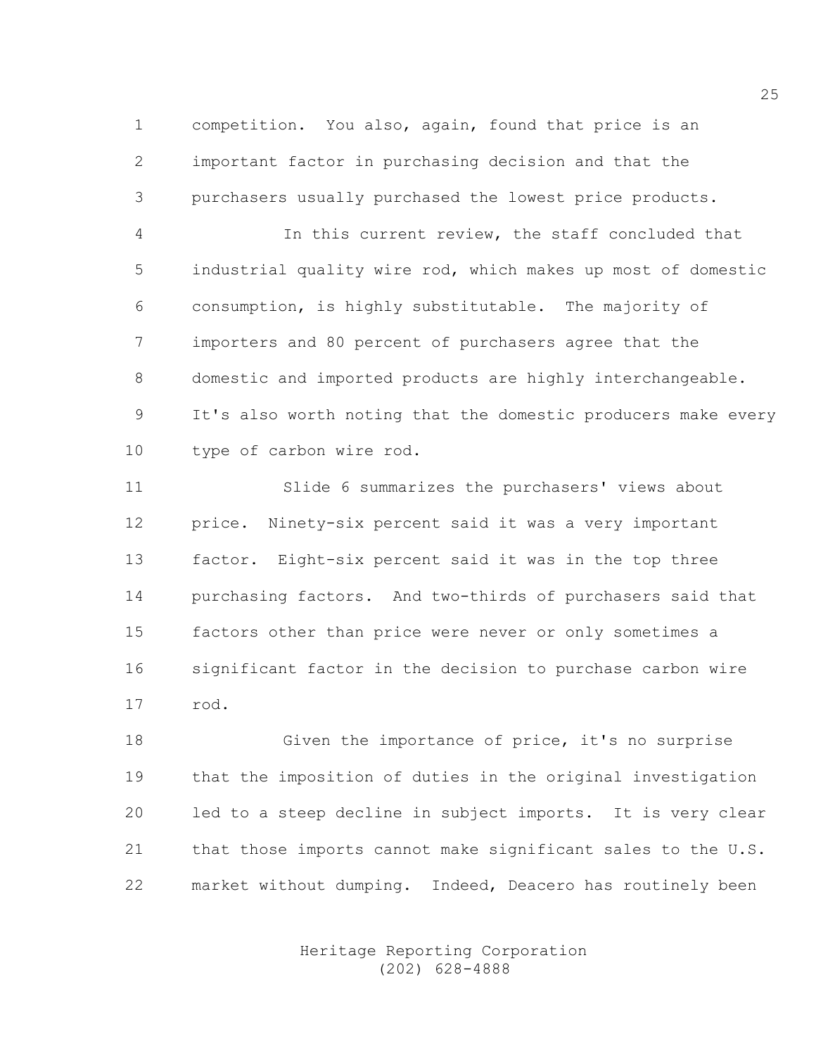competition. You also, again, found that price is an important factor in purchasing decision and that the purchasers usually purchased the lowest price products.

In this current review, the staff concluded that industrial quality wire rod, which makes up most of domestic consumption, is highly substitutable. The majority of importers and 80 percent of purchasers agree that the domestic and imported products are highly interchangeable. It's also worth noting that the domestic producers make every type of carbon wire rod.

Slide 6 summarizes the purchasers' views about price. Ninety-six percent said it was a very important factor. Eight-six percent said it was in the top three purchasing factors. And two-thirds of purchasers said that factors other than price were never or only sometimes a significant factor in the decision to purchase carbon wire rod.

Given the importance of price, it's no surprise that the imposition of duties in the original investigation led to a steep decline in subject imports. It is very clear that those imports cannot make significant sales to the U.S. market without dumping. Indeed, Deacero has routinely been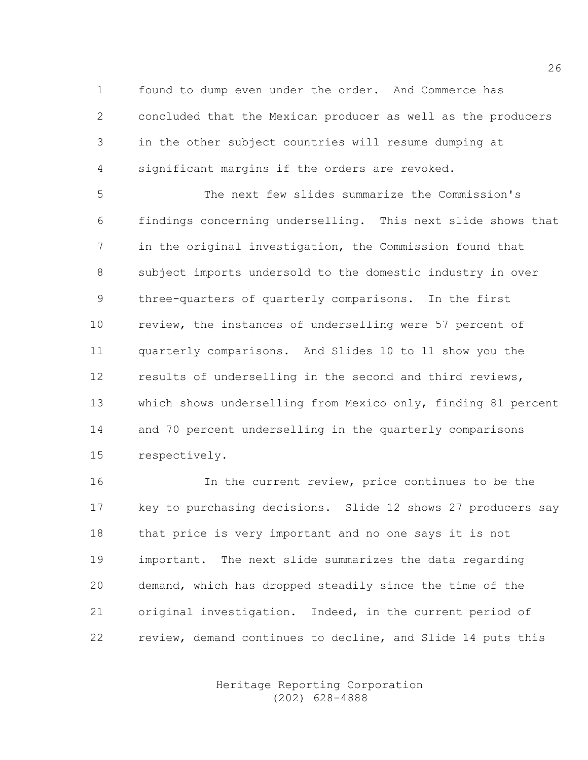found to dump even under the order. And Commerce has concluded that the Mexican producer as well as the producers in the other subject countries will resume dumping at significant margins if the orders are revoked.

The next few slides summarize the Commission's findings concerning underselling. This next slide shows that in the original investigation, the Commission found that subject imports undersold to the domestic industry in over three-quarters of quarterly comparisons. In the first review, the instances of underselling were 57 percent of quarterly comparisons. And Slides 10 to 11 show you the results of underselling in the second and third reviews, which shows underselling from Mexico only, finding 81 percent and 70 percent underselling in the quarterly comparisons respectively.

In the current review, price continues to be the key to purchasing decisions. Slide 12 shows 27 producers say that price is very important and no one says it is not important. The next slide summarizes the data regarding demand, which has dropped steadily since the time of the original investigation. Indeed, in the current period of review, demand continues to decline, and Slide 14 puts this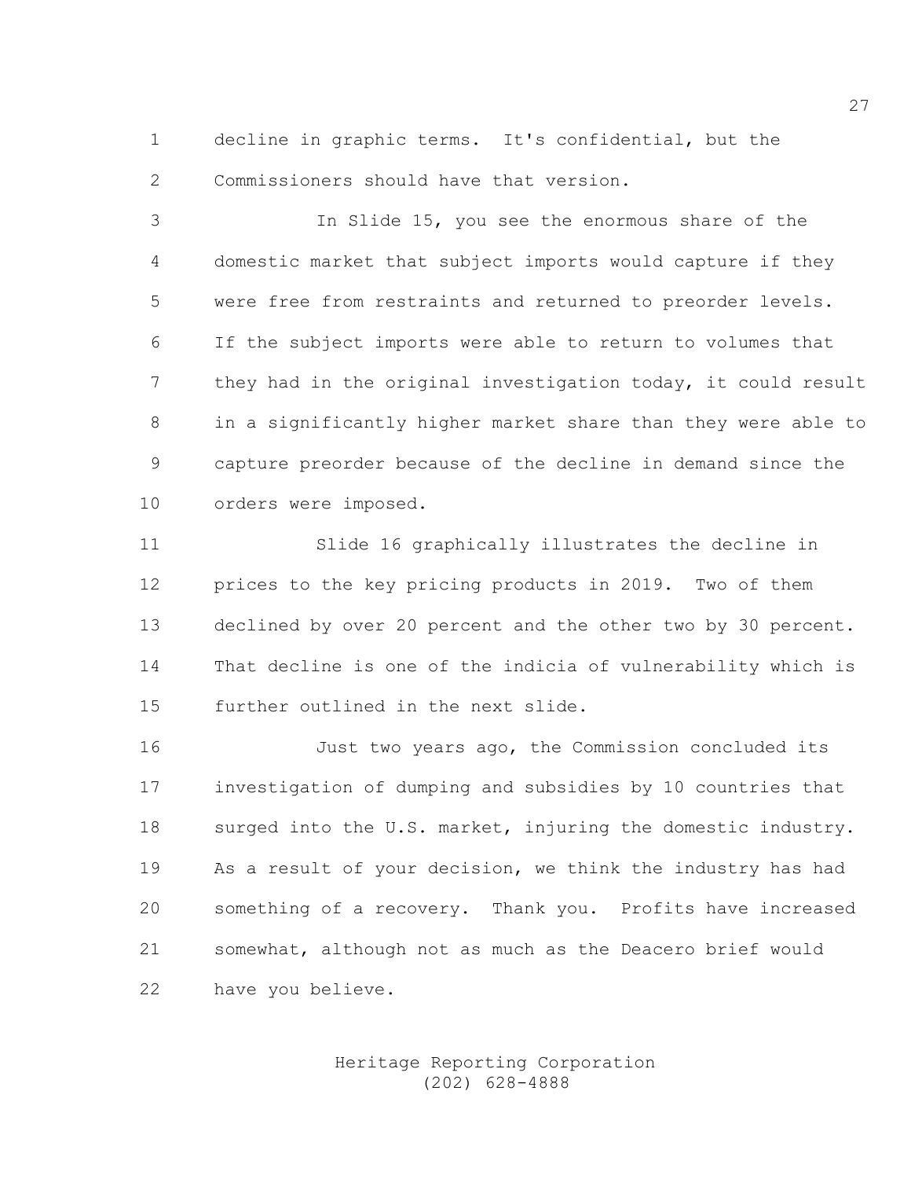decline in graphic terms. It's confidential, but the Commissioners should have that version.

In Slide 15, you see the enormous share of the domestic market that subject imports would capture if they were free from restraints and returned to preorder levels. If the subject imports were able to return to volumes that they had in the original investigation today, it could result in a significantly higher market share than they were able to capture preorder because of the decline in demand since the orders were imposed.

Slide 16 graphically illustrates the decline in prices to the key pricing products in 2019. Two of them declined by over 20 percent and the other two by 30 percent. That decline is one of the indicia of vulnerability which is further outlined in the next slide.

Just two years ago, the Commission concluded its investigation of dumping and subsidies by 10 countries that surged into the U.S. market, injuring the domestic industry. As a result of your decision, we think the industry has had something of a recovery. Thank you. Profits have increased somewhat, although not as much as the Deacero brief would have you believe.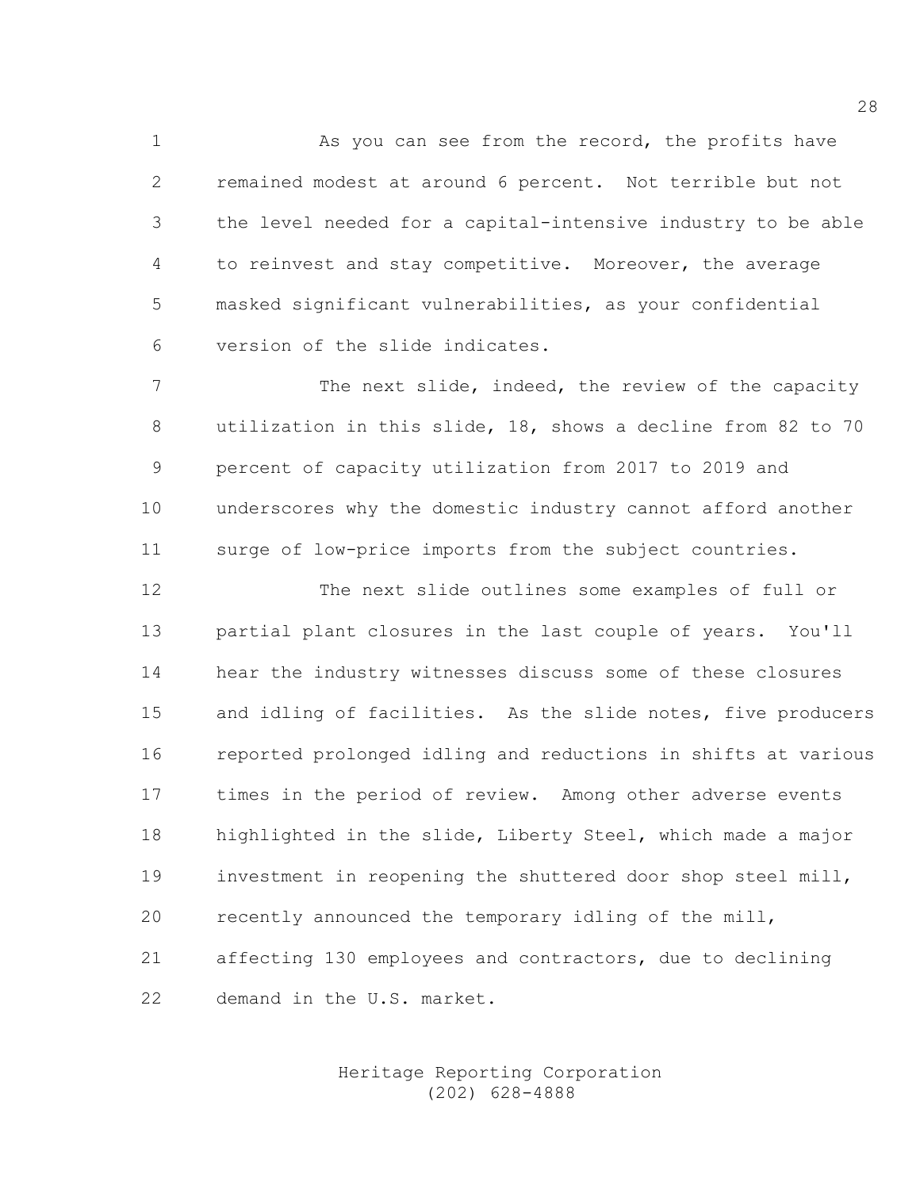As you can see from the record, the profits have remained modest at around 6 percent. Not terrible but not the level needed for a capital-intensive industry to be able to reinvest and stay competitive. Moreover, the average masked significant vulnerabilities, as your confidential version of the slide indicates.

The next slide, indeed, the review of the capacity utilization in this slide, 18, shows a decline from 82 to 70 percent of capacity utilization from 2017 to 2019 and underscores why the domestic industry cannot afford another surge of low-price imports from the subject countries.

The next slide outlines some examples of full or partial plant closures in the last couple of years. You'll hear the industry witnesses discuss some of these closures and idling of facilities. As the slide notes, five producers reported prolonged idling and reductions in shifts at various times in the period of review. Among other adverse events highlighted in the slide, Liberty Steel, which made a major investment in reopening the shuttered door shop steel mill, recently announced the temporary idling of the mill, affecting 130 employees and contractors, due to declining demand in the U.S. market.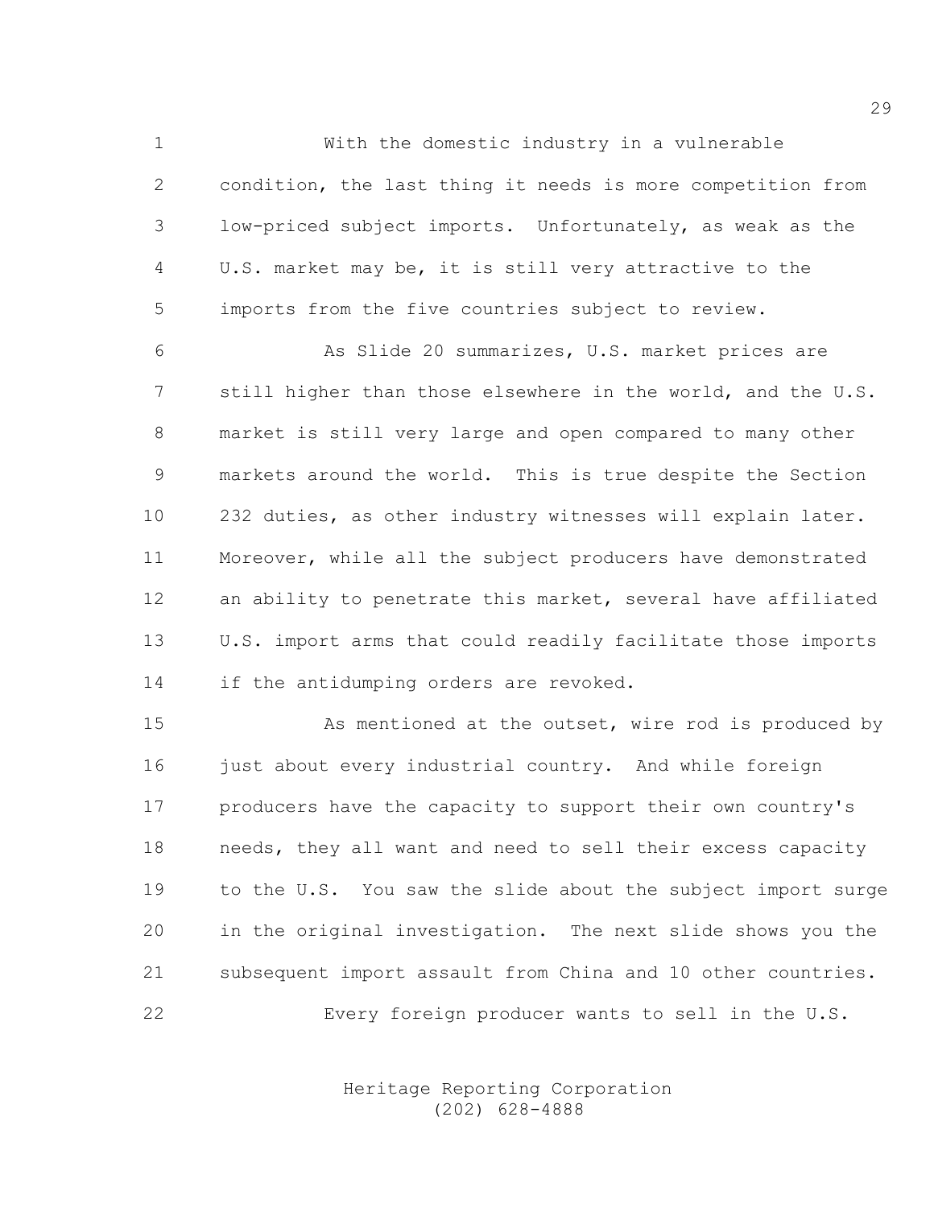With the domestic industry in a vulnerable condition, the last thing it needs is more competition from low-priced subject imports. Unfortunately, as weak as the U.S. market may be, it is still very attractive to the imports from the five countries subject to review.

As Slide 20 summarizes, U.S. market prices are still higher than those elsewhere in the world, and the U.S. market is still very large and open compared to many other markets around the world. This is true despite the Section 232 duties, as other industry witnesses will explain later. Moreover, while all the subject producers have demonstrated an ability to penetrate this market, several have affiliated U.S. import arms that could readily facilitate those imports if the antidumping orders are revoked.

As mentioned at the outset, wire rod is produced by just about every industrial country. And while foreign producers have the capacity to support their own country's needs, they all want and need to sell their excess capacity to the U.S. You saw the slide about the subject import surge in the original investigation. The next slide shows you the subsequent import assault from China and 10 other countries.

Every foreign producer wants to sell in the U.S.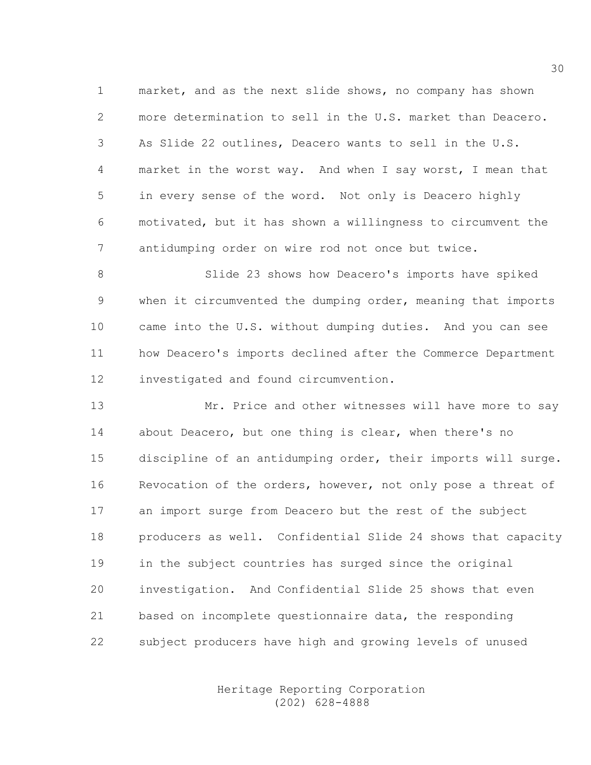market, and as the next slide shows, no company has shown more determination to sell in the U.S. market than Deacero. As Slide 22 outlines, Deacero wants to sell in the U.S. market in the worst way. And when I say worst, I mean that in every sense of the word. Not only is Deacero highly motivated, but it has shown a willingness to circumvent the antidumping order on wire rod not once but twice.

Slide 23 shows how Deacero's imports have spiked when it circumvented the dumping order, meaning that imports came into the U.S. without dumping duties. And you can see how Deacero's imports declined after the Commerce Department investigated and found circumvention.

Mr. Price and other witnesses will have more to say about Deacero, but one thing is clear, when there's no discipline of an antidumping order, their imports will surge. Revocation of the orders, however, not only pose a threat of an import surge from Deacero but the rest of the subject producers as well. Confidential Slide 24 shows that capacity in the subject countries has surged since the original investigation. And Confidential Slide 25 shows that even based on incomplete questionnaire data, the responding subject producers have high and growing levels of unused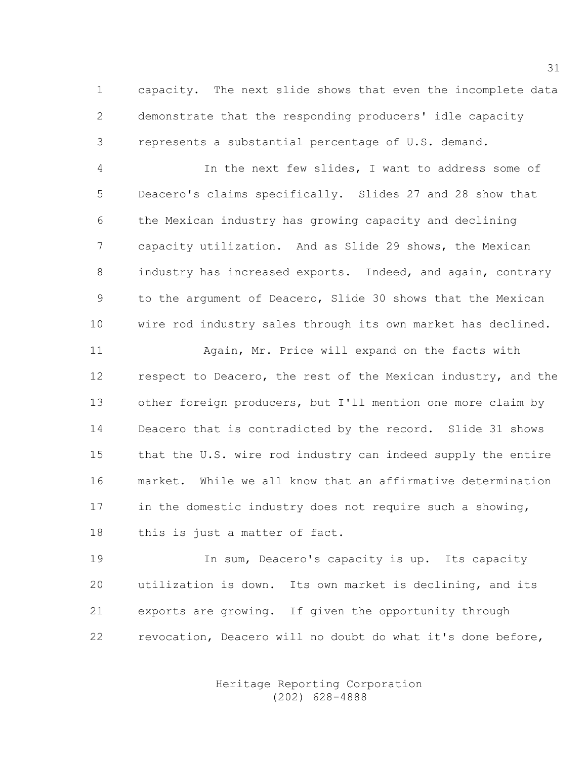capacity. The next slide shows that even the incomplete data demonstrate that the responding producers' idle capacity represents a substantial percentage of U.S. demand.

In the next few slides, I want to address some of Deacero's claims specifically. Slides 27 and 28 show that the Mexican industry has growing capacity and declining capacity utilization. And as Slide 29 shows, the Mexican industry has increased exports. Indeed, and again, contrary to the argument of Deacero, Slide 30 shows that the Mexican wire rod industry sales through its own market has declined.

Again, Mr. Price will expand on the facts with respect to Deacero, the rest of the Mexican industry, and the other foreign producers, but I'll mention one more claim by Deacero that is contradicted by the record. Slide 31 shows that the U.S. wire rod industry can indeed supply the entire market. While we all know that an affirmative determination in the domestic industry does not require such a showing, this is just a matter of fact.

In sum, Deacero's capacity is up. Its capacity utilization is down. Its own market is declining, and its exports are growing. If given the opportunity through revocation, Deacero will no doubt do what it's done before,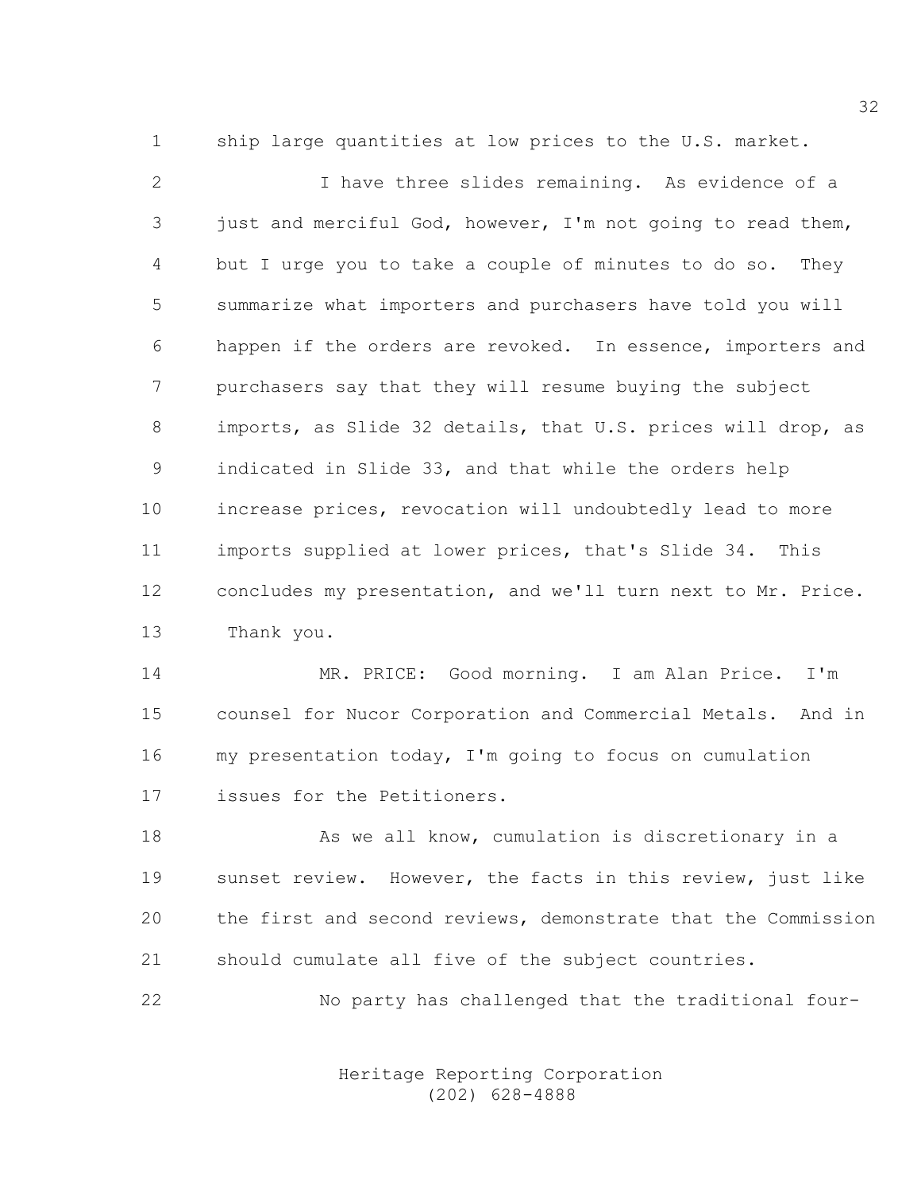ship large quantities at low prices to the U.S. market.

I have three slides remaining. As evidence of a just and merciful God, however, I'm not going to read them, but I urge you to take a couple of minutes to do so. They summarize what importers and purchasers have told you will happen if the orders are revoked. In essence, importers and purchasers say that they will resume buying the subject imports, as Slide 32 details, that U.S. prices will drop, as indicated in Slide 33, and that while the orders help increase prices, revocation will undoubtedly lead to more imports supplied at lower prices, that's Slide 34. This concludes my presentation, and we'll turn next to Mr. Price. Thank you.

MR. PRICE: Good morning. I am Alan Price. I'm counsel for Nucor Corporation and Commercial Metals. And in my presentation today, I'm going to focus on cumulation issues for the Petitioners.

As we all know, cumulation is discretionary in a sunset review. However, the facts in this review, just like the first and second reviews, demonstrate that the Commission should cumulate all five of the subject countries.

No party has challenged that the traditional four-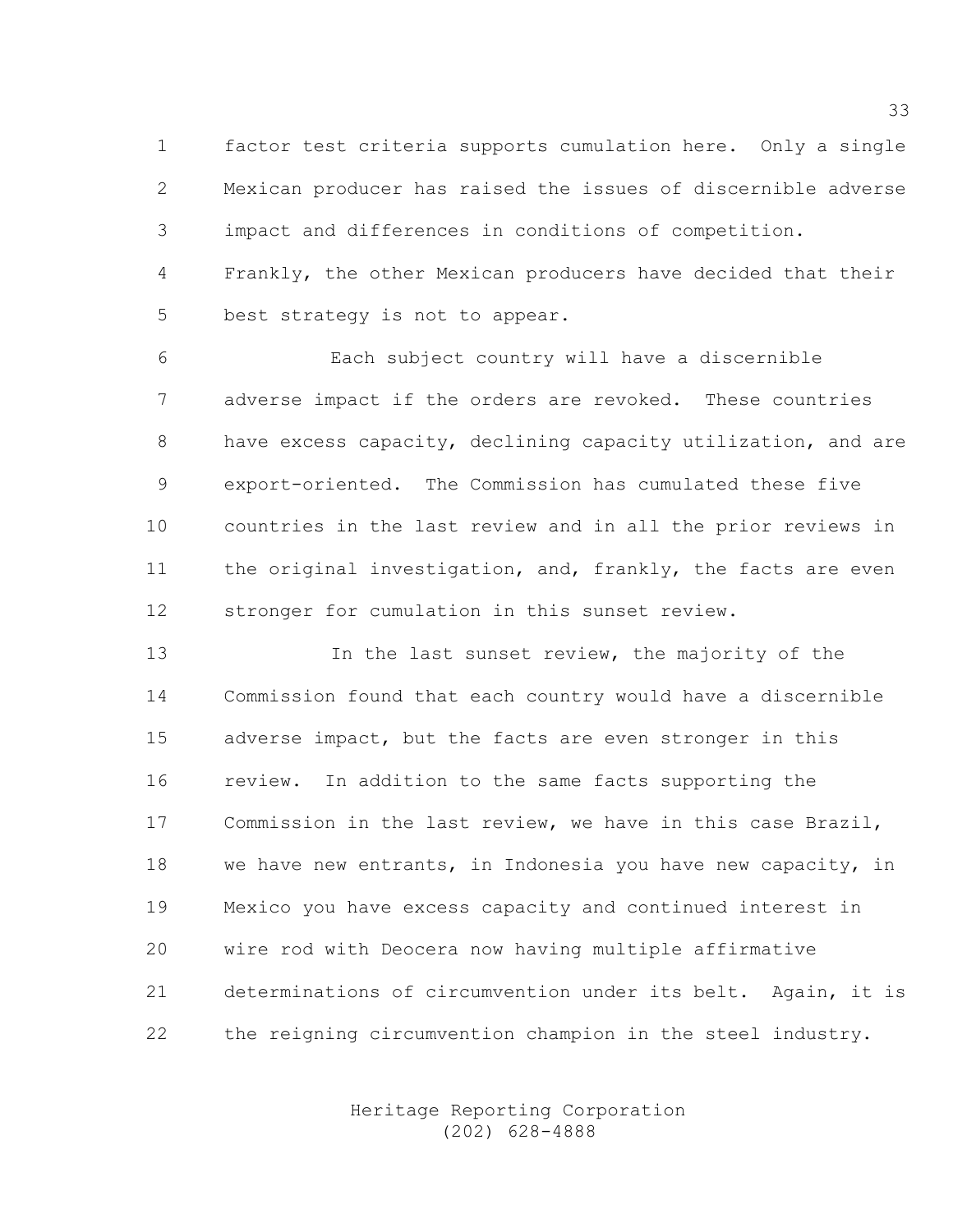factor test criteria supports cumulation here. Only a single Mexican producer has raised the issues of discernible adverse impact and differences in conditions of competition. Frankly, the other Mexican producers have decided that their best strategy is not to appear.

Each subject country will have a discernible adverse impact if the orders are revoked. These countries have excess capacity, declining capacity utilization, and are export-oriented. The Commission has cumulated these five countries in the last review and in all the prior reviews in the original investigation, and, frankly, the facts are even stronger for cumulation in this sunset review.

In the last sunset review, the majority of the Commission found that each country would have a discernible adverse impact, but the facts are even stronger in this review. In addition to the same facts supporting the Commission in the last review, we have in this case Brazil, we have new entrants, in Indonesia you have new capacity, in Mexico you have excess capacity and continued interest in wire rod with Deocera now having multiple affirmative determinations of circumvention under its belt. Again, it is the reigning circumvention champion in the steel industry.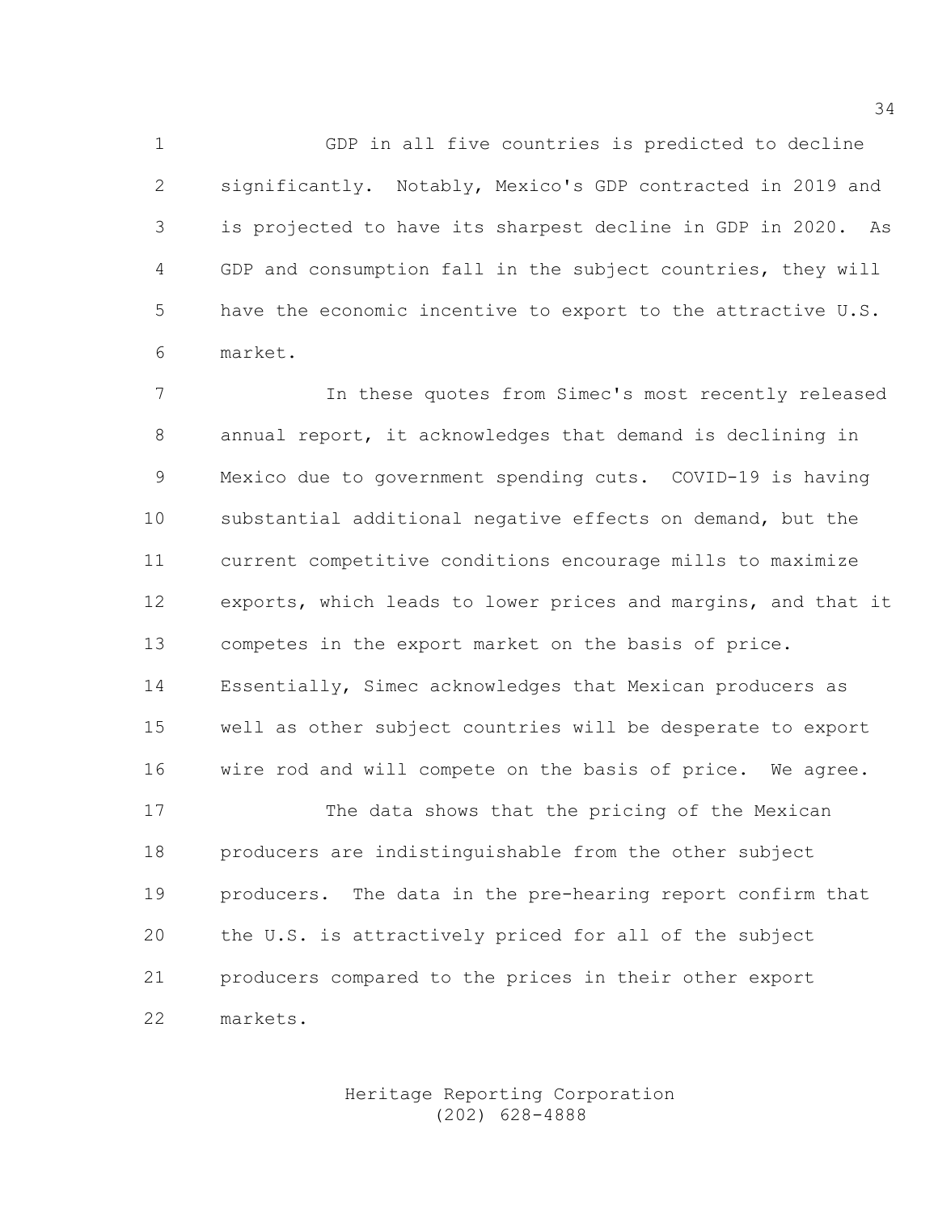GDP in all five countries is predicted to decline significantly. Notably, Mexico's GDP contracted in 2019 and is projected to have its sharpest decline in GDP in 2020. As GDP and consumption fall in the subject countries, they will have the economic incentive to export to the attractive U.S. market.

In these quotes from Simec's most recently released annual report, it acknowledges that demand is declining in Mexico due to government spending cuts. COVID-19 is having substantial additional negative effects on demand, but the current competitive conditions encourage mills to maximize exports, which leads to lower prices and margins, and that it competes in the export market on the basis of price. Essentially, Simec acknowledges that Mexican producers as well as other subject countries will be desperate to export wire rod and will compete on the basis of price. We agree.

The data shows that the pricing of the Mexican producers are indistinguishable from the other subject producers. The data in the pre-hearing report confirm that the U.S. is attractively priced for all of the subject producers compared to the prices in their other export markets.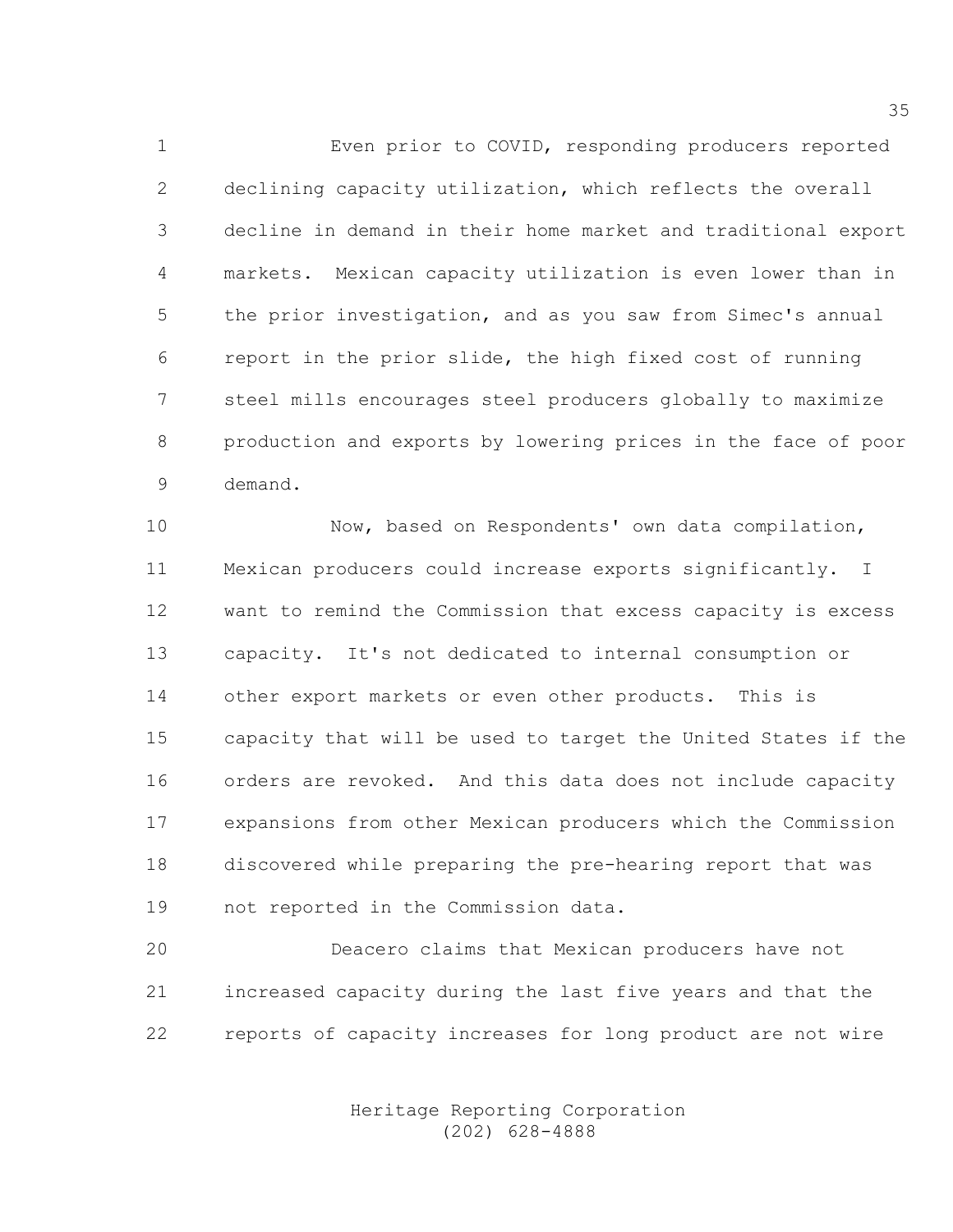Even prior to COVID, responding producers reported declining capacity utilization, which reflects the overall decline in demand in their home market and traditional export markets. Mexican capacity utilization is even lower than in the prior investigation, and as you saw from Simec's annual report in the prior slide, the high fixed cost of running steel mills encourages steel producers globally to maximize production and exports by lowering prices in the face of poor demand.

Now, based on Respondents' own data compilation, Mexican producers could increase exports significantly. I want to remind the Commission that excess capacity is excess capacity. It's not dedicated to internal consumption or other export markets or even other products. This is capacity that will be used to target the United States if the orders are revoked. And this data does not include capacity expansions from other Mexican producers which the Commission discovered while preparing the pre-hearing report that was not reported in the Commission data.

Deacero claims that Mexican producers have not increased capacity during the last five years and that the reports of capacity increases for long product are not wire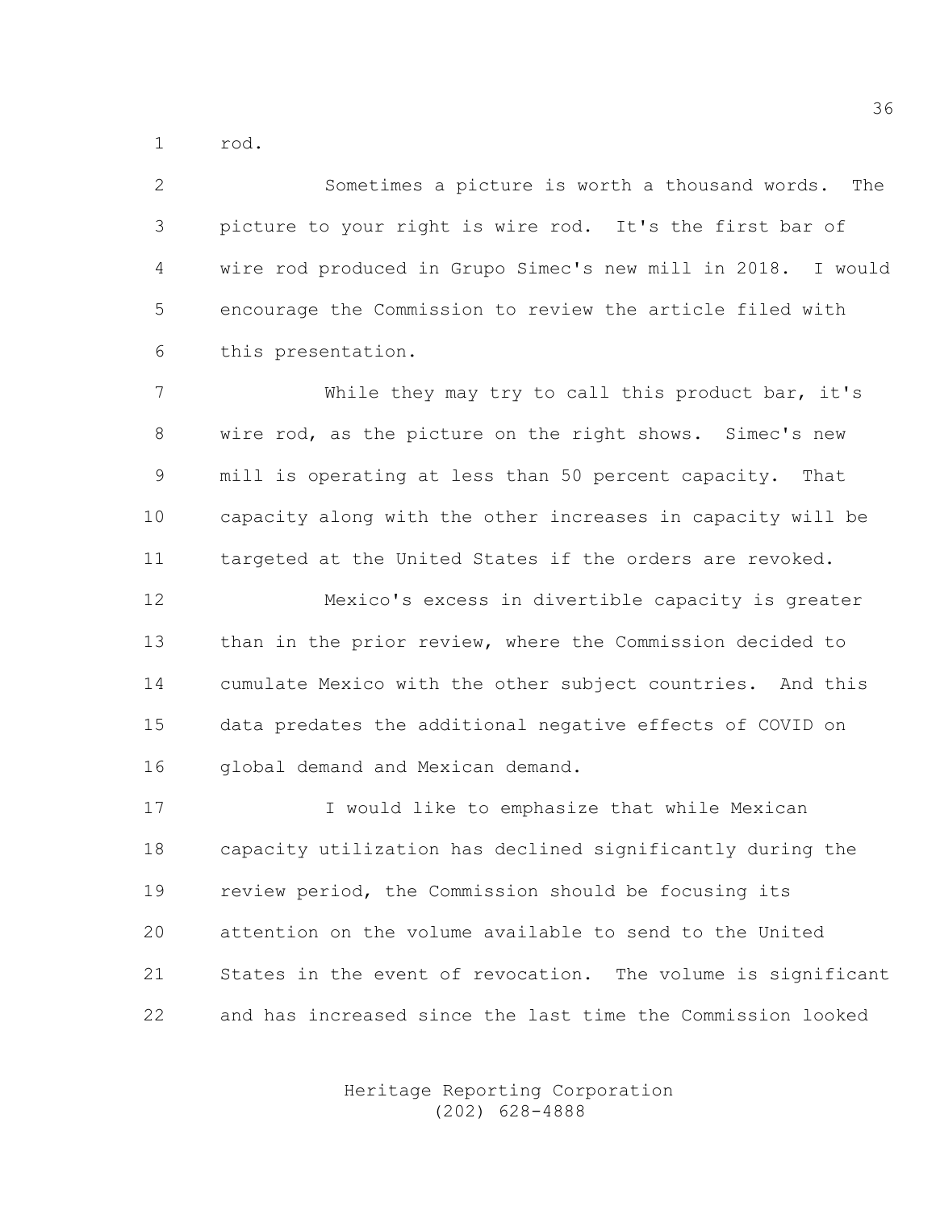rod.

Sometimes a picture is worth a thousand words. The picture to your right is wire rod. It's the first bar of wire rod produced in Grupo Simec's new mill in 2018. I would encourage the Commission to review the article filed with this presentation.

While they may try to call this product bar, it's wire rod, as the picture on the right shows. Simec's new mill is operating at less than 50 percent capacity. That capacity along with the other increases in capacity will be targeted at the United States if the orders are revoked.

Mexico's excess in divertible capacity is greater than in the prior review, where the Commission decided to cumulate Mexico with the other subject countries. And this data predates the additional negative effects of COVID on global demand and Mexican demand.

I would like to emphasize that while Mexican capacity utilization has declined significantly during the review period, the Commission should be focusing its attention on the volume available to send to the United States in the event of revocation. The volume is significant and has increased since the last time the Commission looked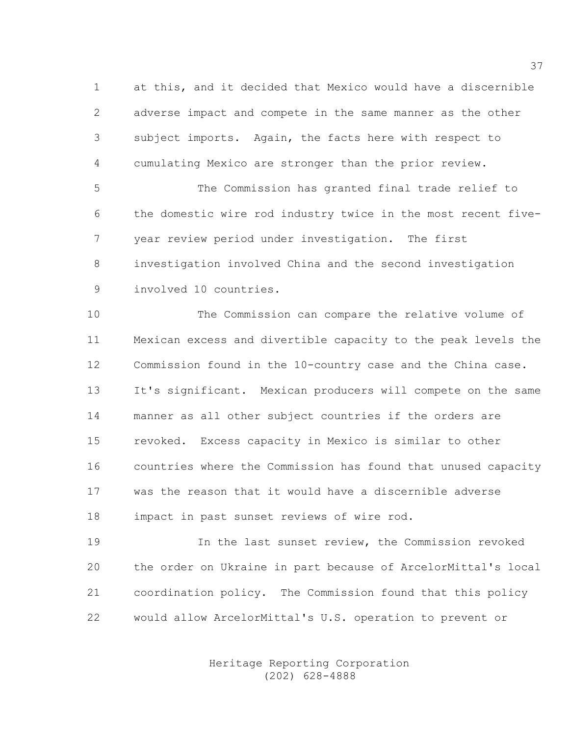at this, and it decided that Mexico would have a discernible adverse impact and compete in the same manner as the other subject imports. Again, the facts here with respect to cumulating Mexico are stronger than the prior review.

The Commission has granted final trade relief to the domestic wire rod industry twice in the most recent five-year review period under investigation. The first investigation involved China and the second investigation involved 10 countries.

The Commission can compare the relative volume of Mexican excess and divertible capacity to the peak levels the Commission found in the 10-country case and the China case. It's significant. Mexican producers will compete on the same manner as all other subject countries if the orders are revoked. Excess capacity in Mexico is similar to other countries where the Commission has found that unused capacity was the reason that it would have a discernible adverse impact in past sunset reviews of wire rod.

In the last sunset review, the Commission revoked the order on Ukraine in part because of ArcelorMittal's local coordination policy. The Commission found that this policy would allow ArcelorMittal's U.S. operation to prevent or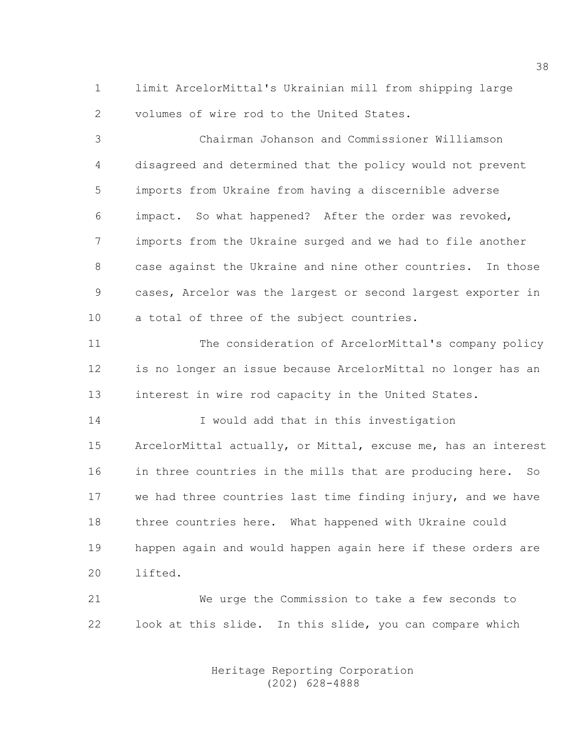limit ArcelorMittal's Ukrainian mill from shipping large volumes of wire rod to the United States.

Chairman Johanson and Commissioner Williamson disagreed and determined that the policy would not prevent imports from Ukraine from having a discernible adverse impact. So what happened? After the order was revoked, imports from the Ukraine surged and we had to file another case against the Ukraine and nine other countries. In those cases, Arcelor was the largest or second largest exporter in a total of three of the subject countries.

The consideration of ArcelorMittal's company policy is no longer an issue because ArcelorMittal no longer has an interest in wire rod capacity in the United States.

I would add that in this investigation ArcelorMittal actually, or Mittal, excuse me, has an interest in three countries in the mills that are producing here. So we had three countries last time finding injury, and we have three countries here. What happened with Ukraine could happen again and would happen again here if these orders are lifted.

We urge the Commission to take a few seconds to look at this slide. In this slide, you can compare which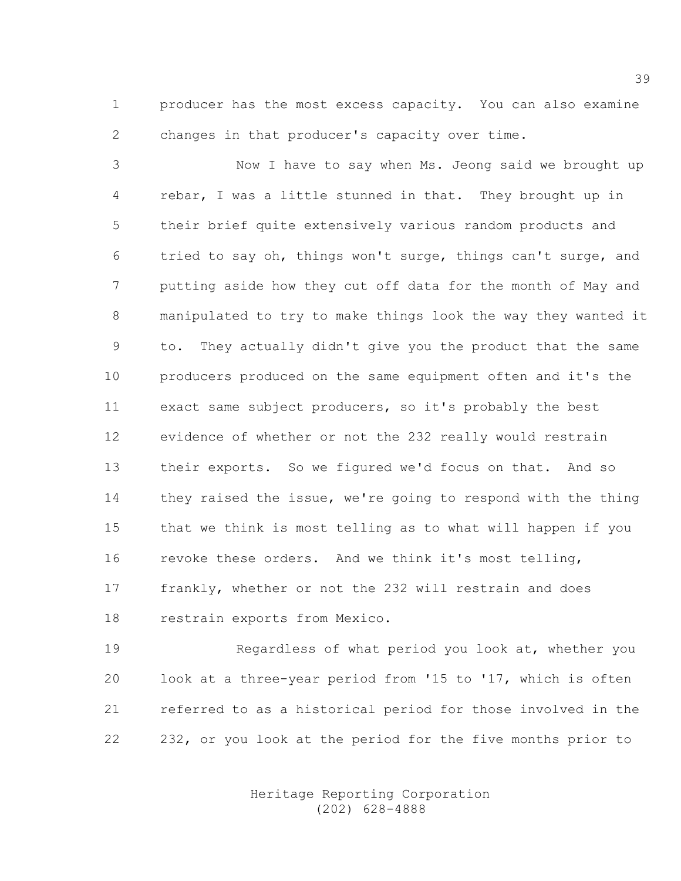producer has the most excess capacity. You can also examine changes in that producer's capacity over time.

Now I have to say when Ms. Jeong said we brought up rebar, I was a little stunned in that. They brought up in their brief quite extensively various random products and tried to say oh, things won't surge, things can't surge, and putting aside how they cut off data for the month of May and manipulated to try to make things look the way they wanted it to. They actually didn't give you the product that the same producers produced on the same equipment often and it's the exact same subject producers, so it's probably the best evidence of whether or not the 232 really would restrain their exports. So we figured we'd focus on that. And so they raised the issue, we're going to respond with the thing that we think is most telling as to what will happen if you revoke these orders. And we think it's most telling, frankly, whether or not the 232 will restrain and does restrain exports from Mexico.

Regardless of what period you look at, whether you look at a three-year period from '15 to '17, which is often referred to as a historical period for those involved in the 232, or you look at the period for the five months prior to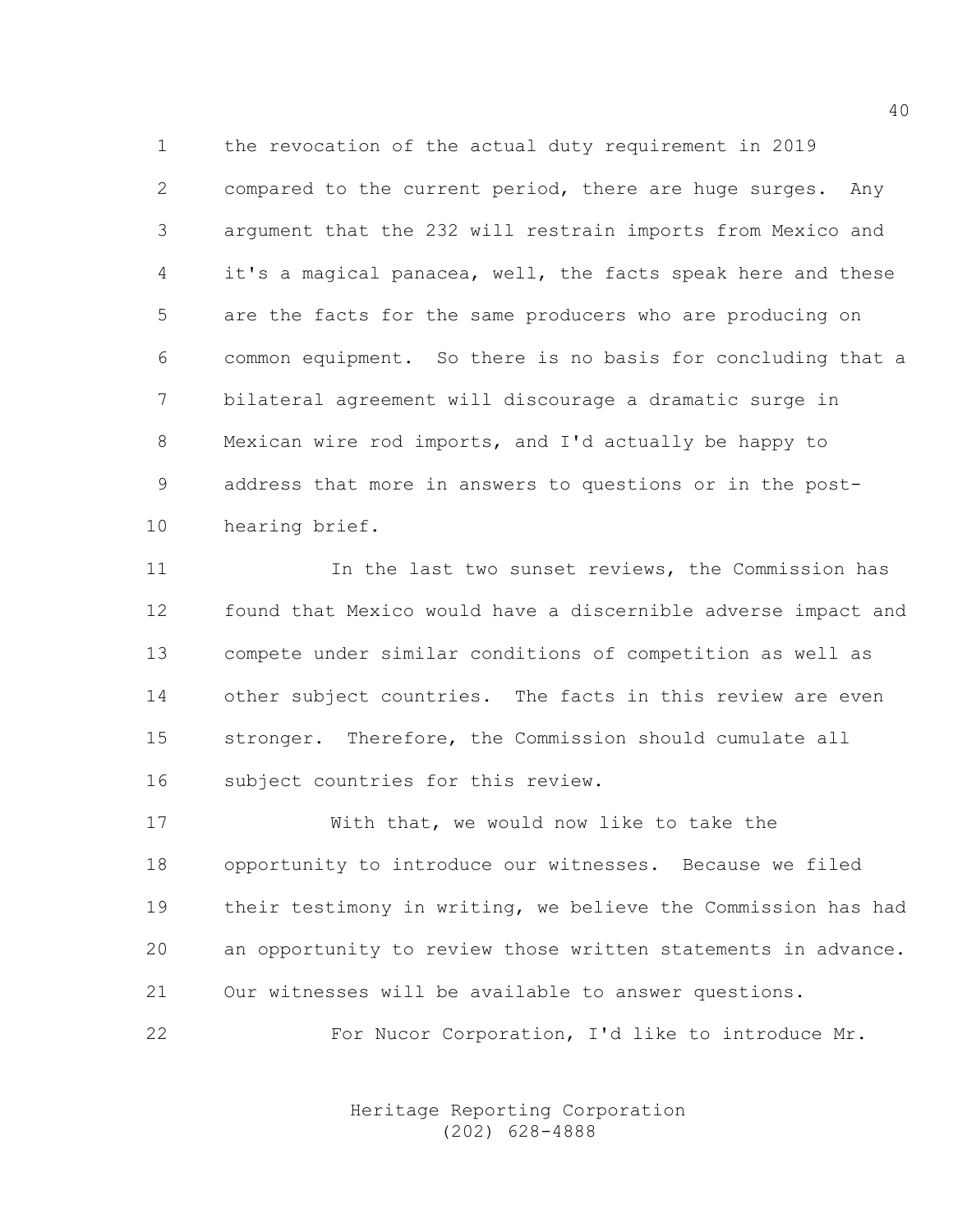the revocation of the actual duty requirement in 2019 compared to the current period, there are huge surges. Any argument that the 232 will restrain imports from Mexico and it's a magical panacea, well, the facts speak here and these are the facts for the same producers who are producing on common equipment. So there is no basis for concluding that a bilateral agreement will discourage a dramatic surge in Mexican wire rod imports, and I'd actually be happy to address that more in answers to questions or in the post-hearing brief.

In the last two sunset reviews, the Commission has found that Mexico would have a discernible adverse impact and compete under similar conditions of competition as well as other subject countries. The facts in this review are even stronger. Therefore, the Commission should cumulate all subject countries for this review.

With that, we would now like to take the opportunity to introduce our witnesses. Because we filed their testimony in writing, we believe the Commission has had an opportunity to review those written statements in advance. Our witnesses will be available to answer questions.

For Nucor Corporation, I'd like to introduce Mr.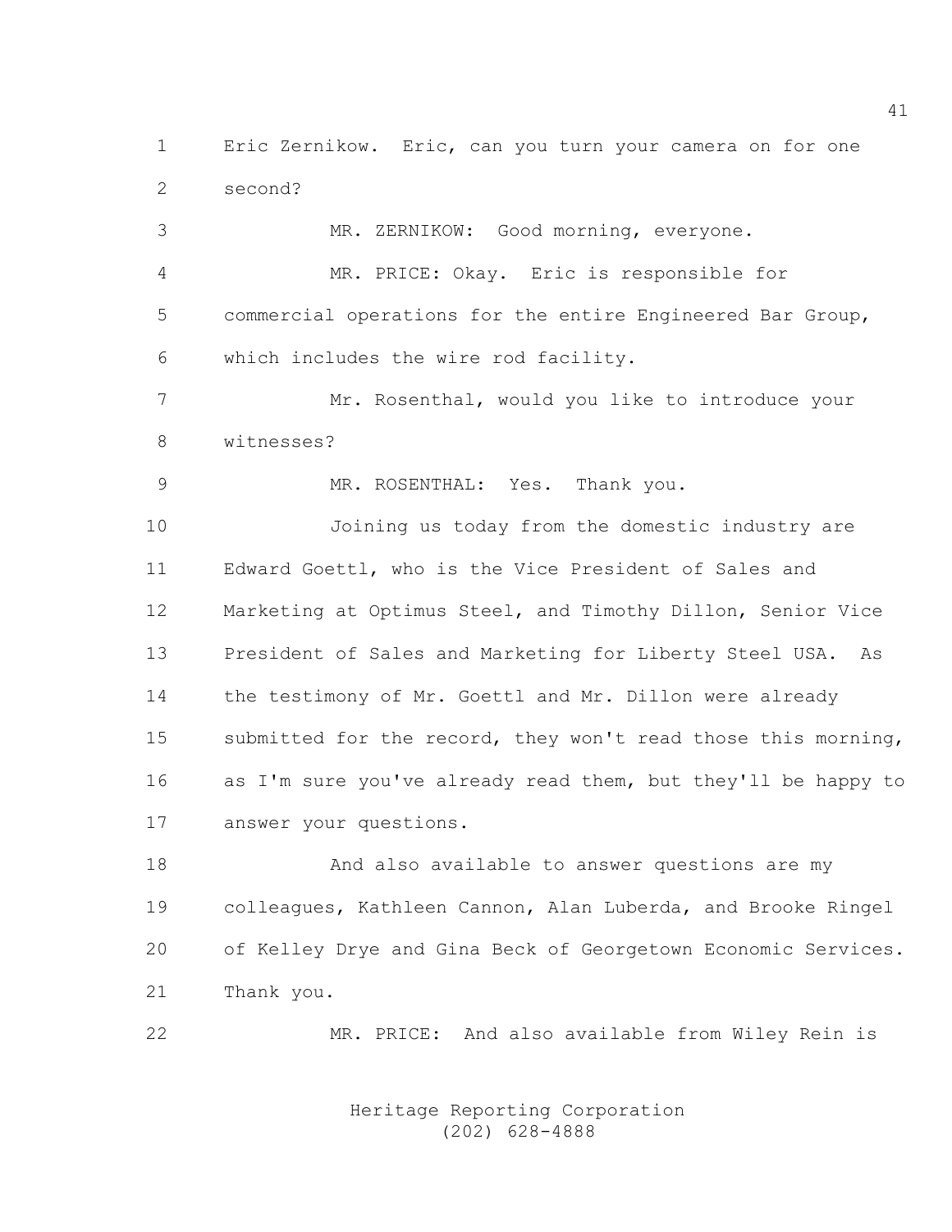Eric Zernikow. Eric, can you turn your camera on for one second?

MR. ZERNIKOW: Good morning, everyone.

MR. PRICE: Okay. Eric is responsible for commercial operations for the entire Engineered Bar Group, which includes the wire rod facility.

Mr. Rosenthal, would you like to introduce your witnesses?

MR. ROSENTHAL: Yes. Thank you.

Joining us today from the domestic industry are Edward Goettl, who is the Vice President of Sales and Marketing at Optimus Steel, and Timothy Dillon, Senior Vice President of Sales and Marketing for Liberty Steel USA. As the testimony of Mr. Goettl and Mr. Dillon were already submitted for the record, they won't read those this morning, as I'm sure you've already read them, but they'll be happy to answer your questions.

And also available to answer questions are my colleagues, Kathleen Cannon, Alan Luberda, and Brooke Ringel of Kelley Drye and Gina Beck of Georgetown Economic Services. Thank you.

MR. PRICE: And also available from Wiley Rein is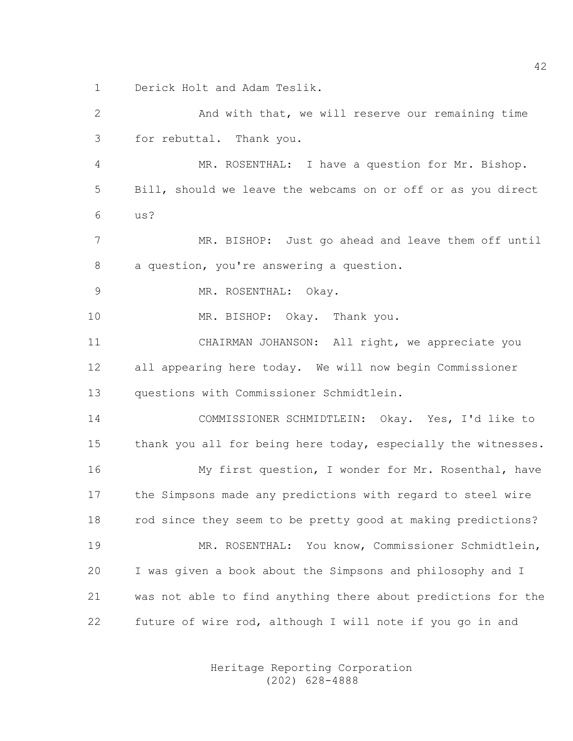Derick Holt and Adam Teslik.

And with that, we will reserve our remaining time for rebuttal. Thank you.

MR. ROSENTHAL: I have a question for Mr. Bishop. Bill, should we leave the webcams on or off or as you direct us?

MR. BISHOP: Just go ahead and leave them off until a question, you're answering a question.

MR. ROSENTHAL: Okay.

MR. BISHOP: Okay. Thank you.

CHAIRMAN JOHANSON: All right, we appreciate you all appearing here today. We will now begin Commissioner questions with Commissioner Schmidtlein.

COMMISSIONER SCHMIDTLEIN: Okay. Yes, I'd like to thank you all for being here today, especially the witnesses.

My first question, I wonder for Mr. Rosenthal, have the Simpsons made any predictions with regard to steel wire rod since they seem to be pretty good at making predictions?

MR. ROSENTHAL: You know, Commissioner Schmidtlein, I was given a book about the Simpsons and philosophy and I was not able to find anything there about predictions for the future of wire rod, although I will note if you go in and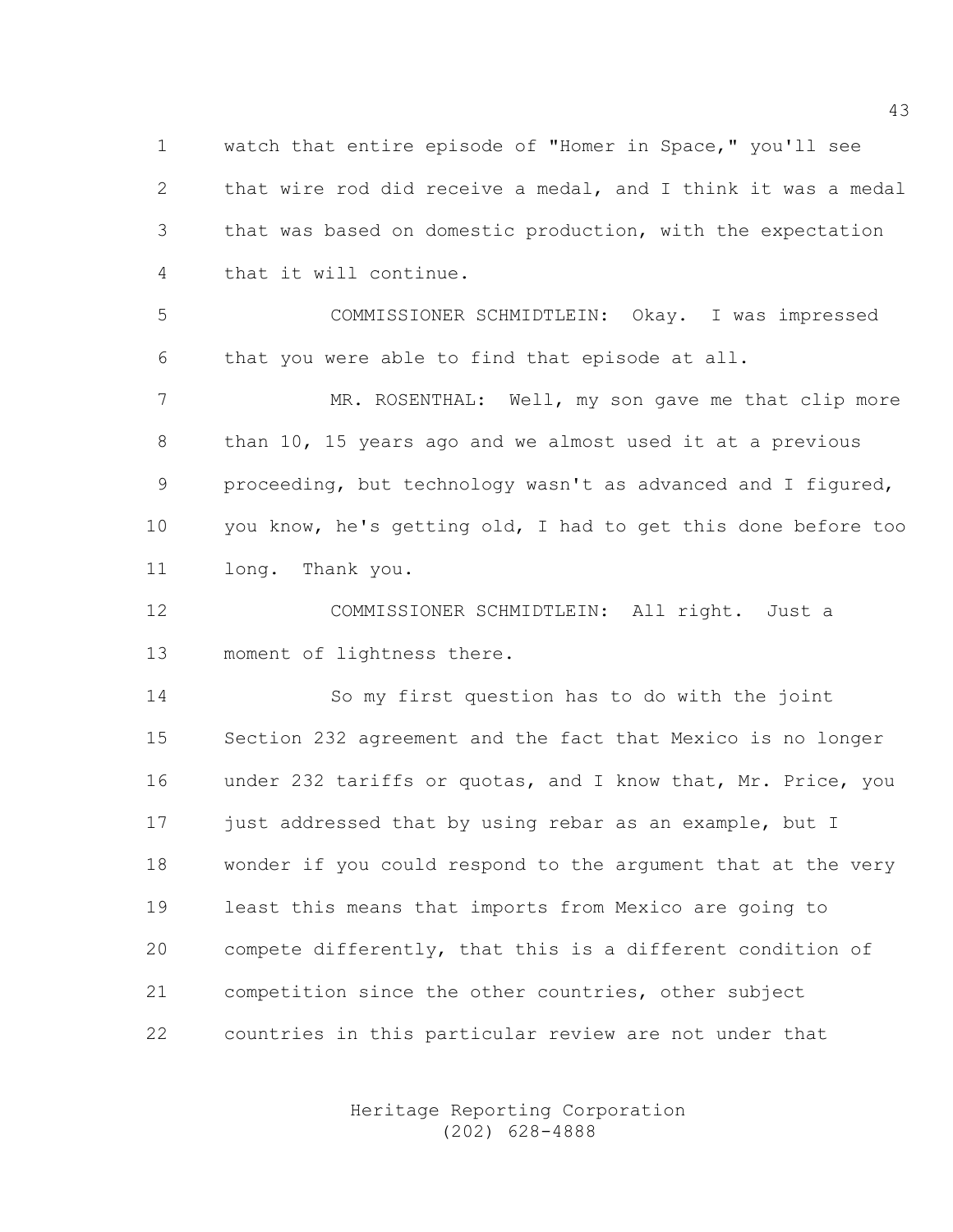watch that entire episode of "Homer in Space," you'll see that wire rod did receive a medal, and I think it was a medal that was based on domestic production, with the expectation that it will continue.

COMMISSIONER SCHMIDTLEIN: Okay. I was impressed that you were able to find that episode at all.

MR. ROSENTHAL: Well, my son gave me that clip more than 10, 15 years ago and we almost used it at a previous proceeding, but technology wasn't as advanced and I figured, you know, he's getting old, I had to get this done before too long. Thank you.

COMMISSIONER SCHMIDTLEIN: All right. Just a moment of lightness there.

So my first question has to do with the joint Section 232 agreement and the fact that Mexico is no longer under 232 tariffs or quotas, and I know that, Mr. Price, you just addressed that by using rebar as an example, but I wonder if you could respond to the argument that at the very least this means that imports from Mexico are going to compete differently, that this is a different condition of competition since the other countries, other subject countries in this particular review are not under that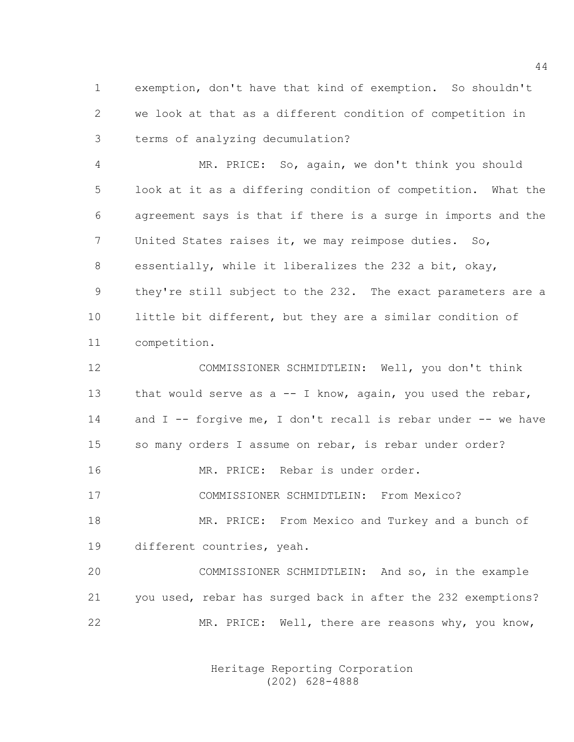exemption, don't have that kind of exemption. So shouldn't we look at that as a different condition of competition in terms of analyzing decumulation?

MR. PRICE: So, again, we don't think you should look at it as a differing condition of competition. What the agreement says is that if there is a surge in imports and the United States raises it, we may reimpose duties. So, essentially, while it liberalizes the 232 a bit, okay, they're still subject to the 232. The exact parameters are a little bit different, but they are a similar condition of competition.

COMMISSIONER SCHMIDTLEIN: Well, you don't think that would serve as a -- I know, again, you used the rebar, and I -- forgive me, I don't recall is rebar under -- we have so many orders I assume on rebar, is rebar under order?

MR. PRICE: Rebar is under order.

COMMISSIONER SCHMIDTLEIN: From Mexico?

MR. PRICE: From Mexico and Turkey and a bunch of different countries, yeah.

COMMISSIONER SCHMIDTLEIN: And so, in the example you used, rebar has surged back in after the 232 exemptions?

MR. PRICE: Well, there are reasons why, you know,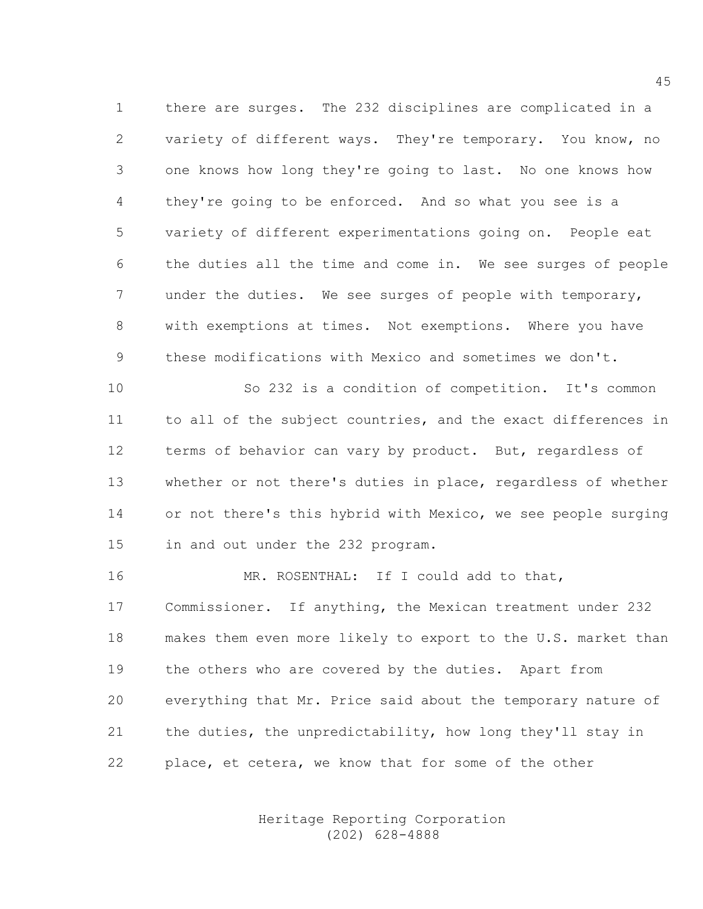there are surges. The 232 disciplines are complicated in a variety of different ways. They're temporary. You know, no one knows how long they're going to last. No one knows how they're going to be enforced. And so what you see is a variety of different experimentations going on. People eat the duties all the time and come in. We see surges of people under the duties. We see surges of people with temporary, with exemptions at times. Not exemptions. Where you have these modifications with Mexico and sometimes we don't.

So 232 is a condition of competition. It's common to all of the subject countries, and the exact differences in terms of behavior can vary by product. But, regardless of whether or not there's duties in place, regardless of whether or not there's this hybrid with Mexico, we see people surging in and out under the 232 program.

MR. ROSENTHAL: If I could add to that, Commissioner. If anything, the Mexican treatment under 232 makes them even more likely to export to the U.S. market than the others who are covered by the duties. Apart from everything that Mr. Price said about the temporary nature of the duties, the unpredictability, how long they'll stay in place, et cetera, we know that for some of the other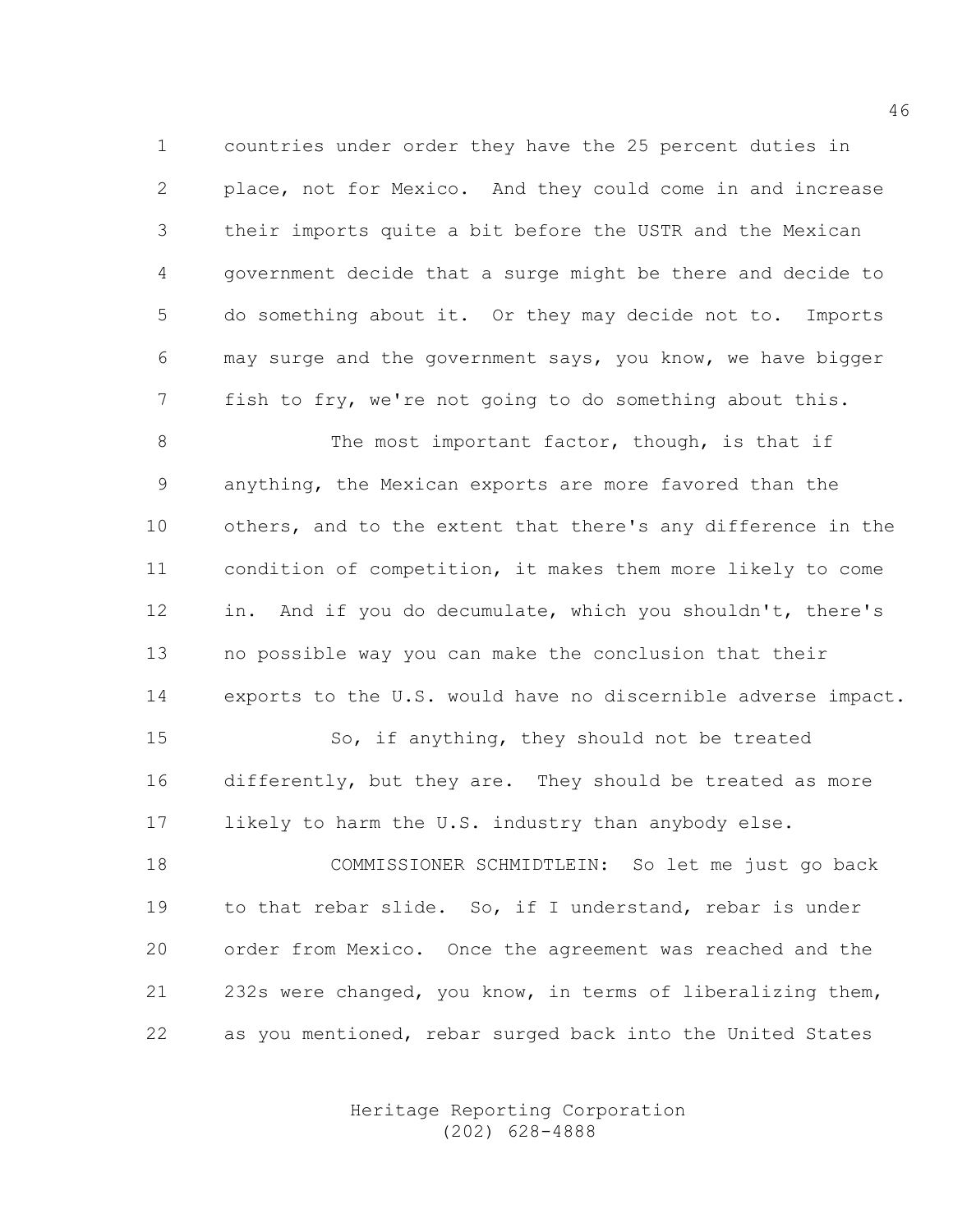countries under order they have the 25 percent duties in place, not for Mexico. And they could come in and increase their imports quite a bit before the USTR and the Mexican government decide that a surge might be there and decide to do something about it. Or they may decide not to. Imports may surge and the government says, you know, we have bigger fish to fry, we're not going to do something about this.

The most important factor, though, is that if anything, the Mexican exports are more favored than the others, and to the extent that there's any difference in the condition of competition, it makes them more likely to come in. And if you do decumulate, which you shouldn't, there's no possible way you can make the conclusion that their exports to the U.S. would have no discernible adverse impact.

So, if anything, they should not be treated differently, but they are. They should be treated as more likely to harm the U.S. industry than anybody else.

COMMISSIONER SCHMIDTLEIN: So let me just go back to that rebar slide. So, if I understand, rebar is under order from Mexico. Once the agreement was reached and the 232s were changed, you know, in terms of liberalizing them, as you mentioned, rebar surged back into the United States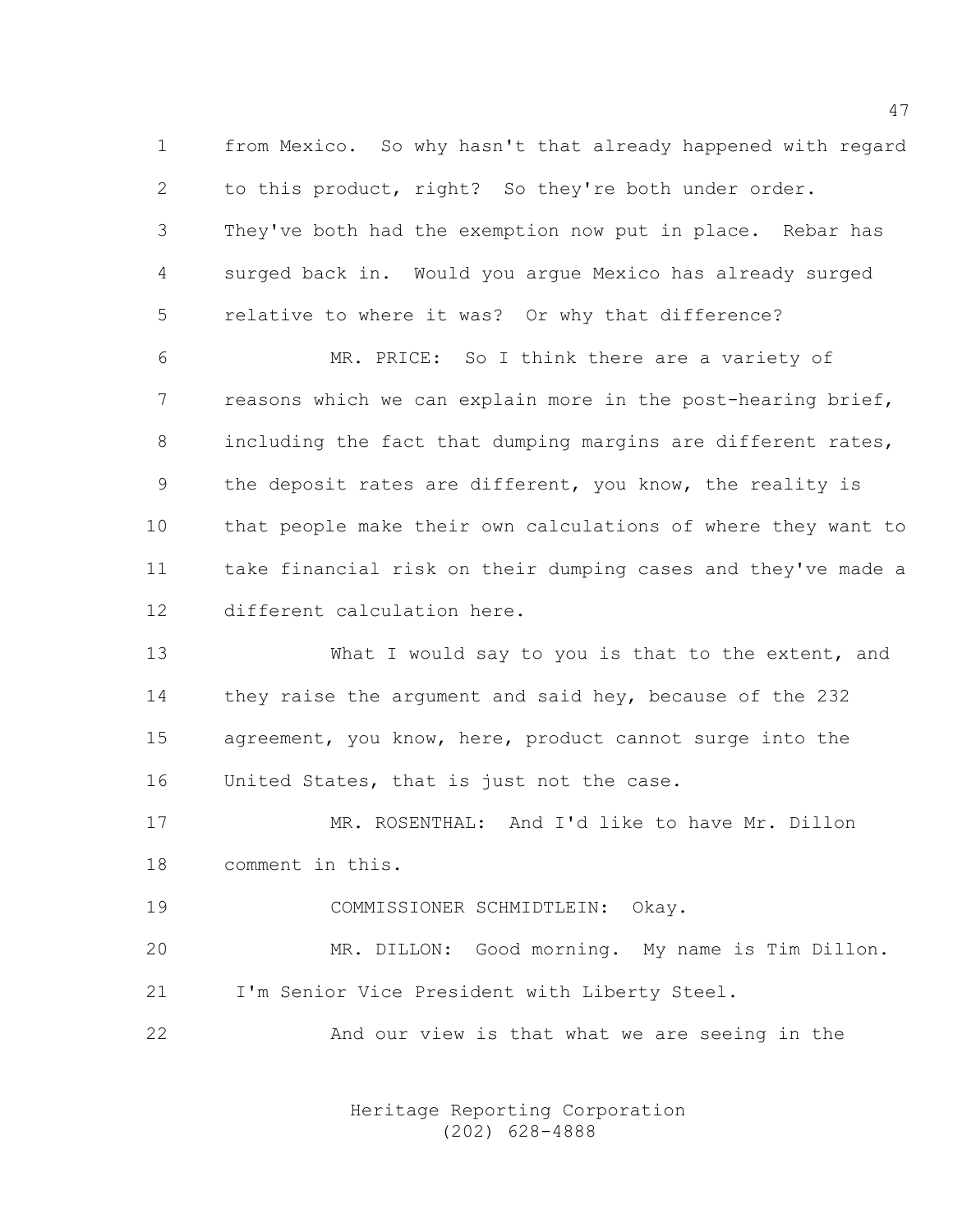from Mexico. So why hasn't that already happened with regard to this product, right? So they're both under order. They've both had the exemption now put in place. Rebar has surged back in. Would you argue Mexico has already surged relative to where it was? Or why that difference?

MR. PRICE: So I think there are a variety of reasons which we can explain more in the post-hearing brief, including the fact that dumping margins are different rates, the deposit rates are different, you know, the reality is that people make their own calculations of where they want to take financial risk on their dumping cases and they've made a different calculation here.

What I would say to you is that to the extent, and they raise the argument and said hey, because of the 232 agreement, you know, here, product cannot surge into the United States, that is just not the case.

MR. ROSENTHAL: And I'd like to have Mr. Dillon comment in this.

COMMISSIONER SCHMIDTLEIN: Okay.

MR. DILLON: Good morning. My name is Tim Dillon. I'm Senior Vice President with Liberty Steel.

And our view is that what we are seeing in the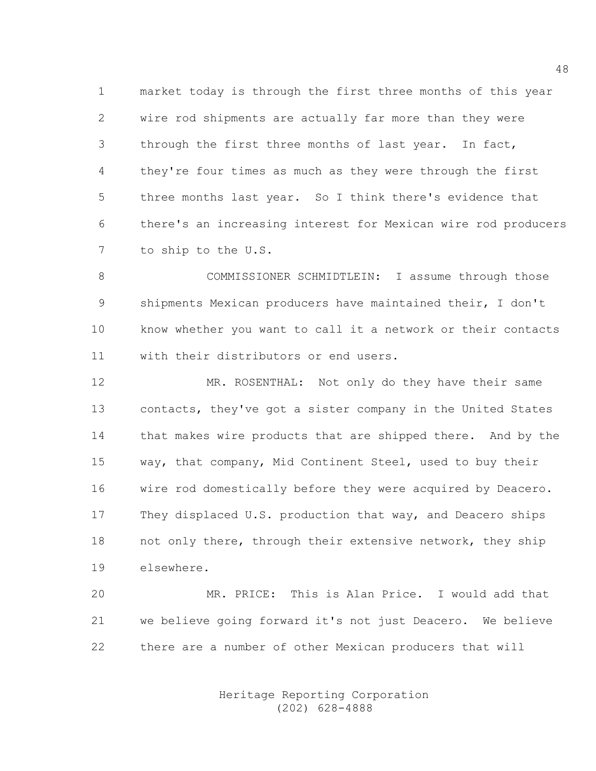market today is through the first three months of this year wire rod shipments are actually far more than they were through the first three months of last year. In fact, they're four times as much as they were through the first three months last year. So I think there's evidence that there's an increasing interest for Mexican wire rod producers to ship to the U.S.

COMMISSIONER SCHMIDTLEIN: I assume through those shipments Mexican producers have maintained their, I don't know whether you want to call it a network or their contacts with their distributors or end users.

MR. ROSENTHAL: Not only do they have their same contacts, they've got a sister company in the United States that makes wire products that are shipped there. And by the way, that company, Mid Continent Steel, used to buy their wire rod domestically before they were acquired by Deacero. They displaced U.S. production that way, and Deacero ships not only there, through their extensive network, they ship elsewhere.

MR. PRICE: This is Alan Price. I would add that we believe going forward it's not just Deacero. We believe there are a number of other Mexican producers that will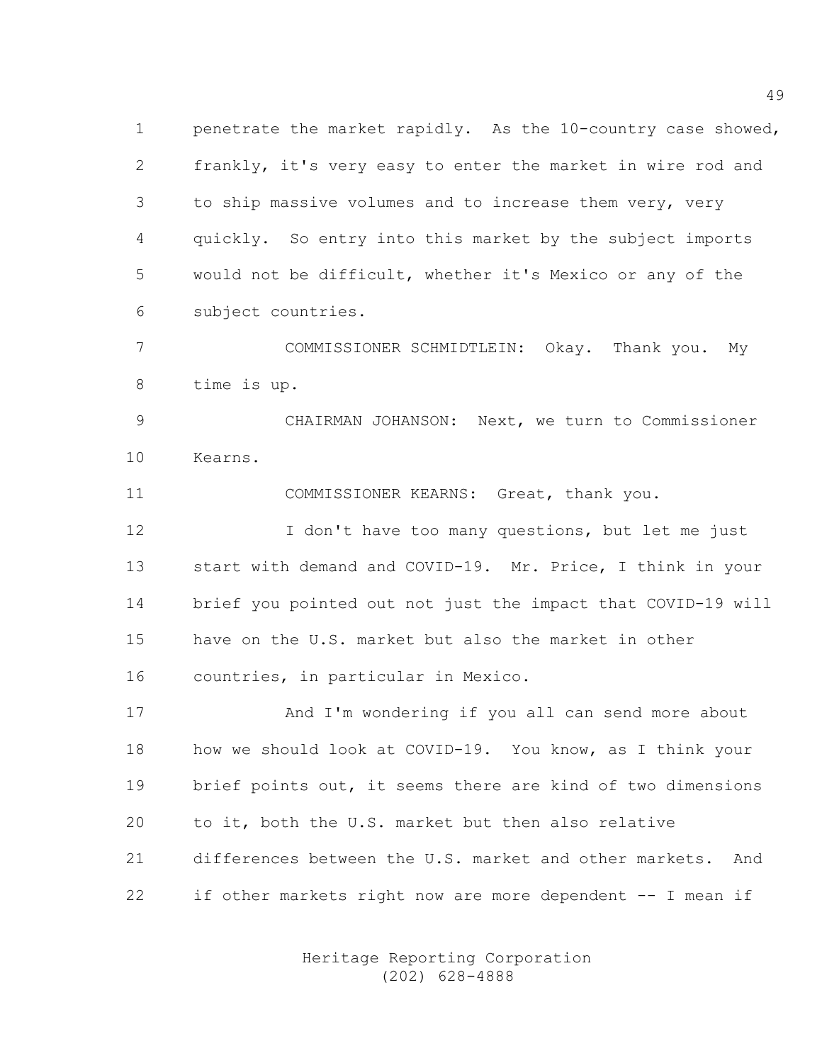penetrate the market rapidly. As the 10-country case showed, frankly, it's very easy to enter the market in wire rod and to ship massive volumes and to increase them very, very quickly. So entry into this market by the subject imports would not be difficult, whether it's Mexico or any of the subject countries.

COMMISSIONER SCHMIDTLEIN: Okay. Thank you. My time is up.

CHAIRMAN JOHANSON: Next, we turn to Commissioner Kearns.

COMMISSIONER KEARNS: Great, thank you.

I don't have too many questions, but let me just start with demand and COVID-19. Mr. Price, I think in your brief you pointed out not just the impact that COVID-19 will have on the U.S. market but also the market in other countries, in particular in Mexico.

And I'm wondering if you all can send more about how we should look at COVID-19. You know, as I think your brief points out, it seems there are kind of two dimensions to it, both the U.S. market but then also relative differences between the U.S. market and other markets. And if other markets right now are more dependent -- I mean if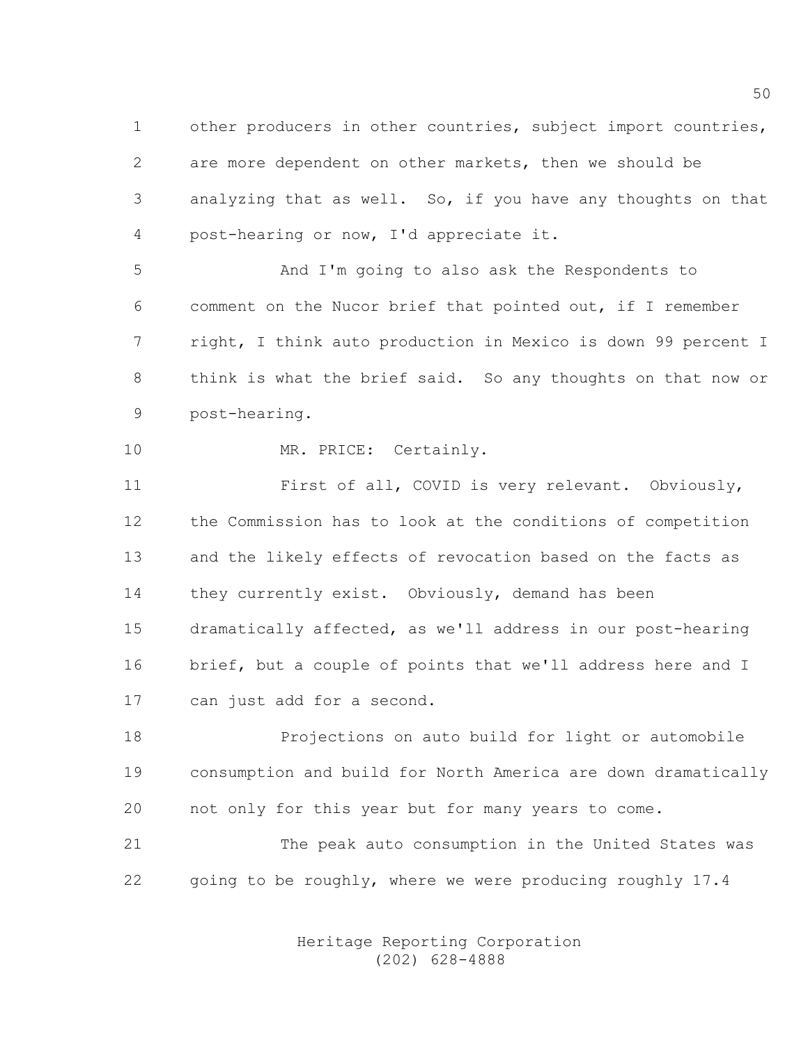other producers in other countries, subject import countries, are more dependent on other markets, then we should be analyzing that as well. So, if you have any thoughts on that post-hearing or now, I'd appreciate it.

And I'm going to also ask the Respondents to comment on the Nucor brief that pointed out, if I remember right, I think auto production in Mexico is down 99 percent I think is what the brief said. So any thoughts on that now or post-hearing.

MR. PRICE: Certainly.

First of all, COVID is very relevant. Obviously, the Commission has to look at the conditions of competition and the likely effects of revocation based on the facts as they currently exist. Obviously, demand has been dramatically affected, as we'll address in our post-hearing brief, but a couple of points that we'll address here and I can just add for a second.

Projections on auto build for light or automobile consumption and build for North America are down dramatically not only for this year but for many years to come.

The peak auto consumption in the United States was going to be roughly, where we were producing roughly 17.4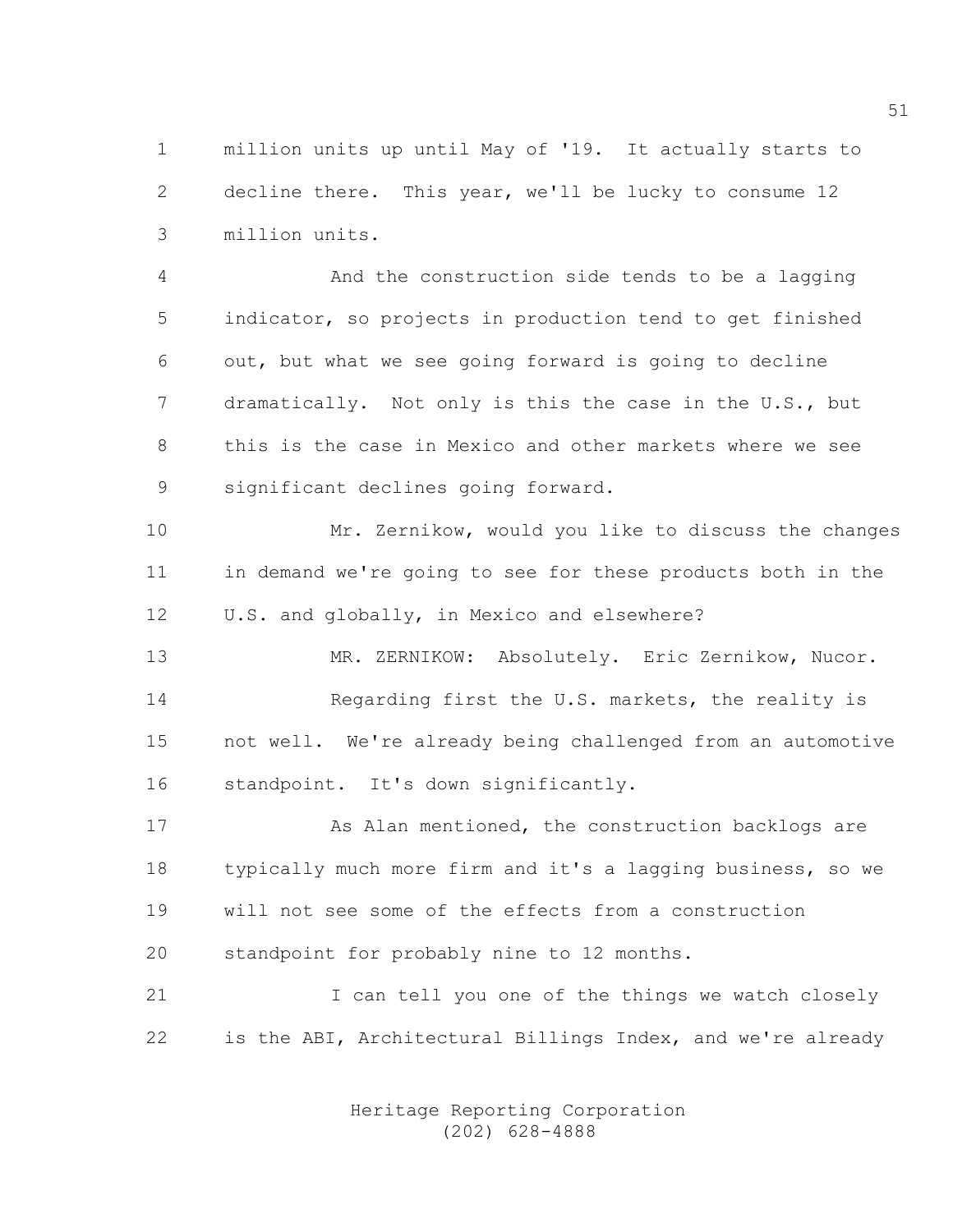million units up until May of '19. It actually starts to decline there. This year, we'll be lucky to consume 12 million units.

And the construction side tends to be a lagging indicator, so projects in production tend to get finished out, but what we see going forward is going to decline dramatically. Not only is this the case in the U.S., but this is the case in Mexico and other markets where we see significant declines going forward.

Mr. Zernikow, would you like to discuss the changes in demand we're going to see for these products both in the U.S. and globally, in Mexico and elsewhere?

MR. ZERNIKOW: Absolutely. Eric Zernikow, Nucor.

Regarding first the U.S. markets, the reality is not well. We're already being challenged from an automotive standpoint. It's down significantly.

As Alan mentioned, the construction backlogs are typically much more firm and it's a lagging business, so we will not see some of the effects from a construction standpoint for probably nine to 12 months.

I can tell you one of the things we watch closely is the ABI, Architectural Billings Index, and we're already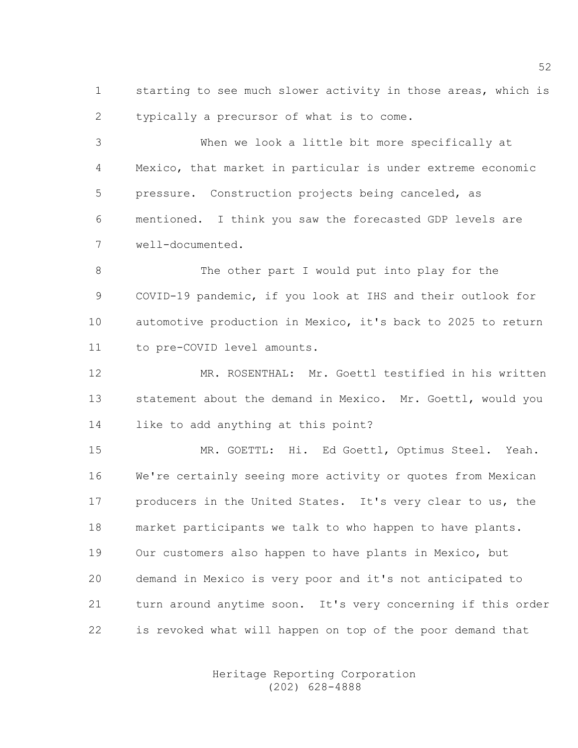starting to see much slower activity in those areas, which is typically a precursor of what is to come.

When we look a little bit more specifically at Mexico, that market in particular is under extreme economic pressure. Construction projects being canceled, as mentioned. I think you saw the forecasted GDP levels are well-documented.

The other part I would put into play for the COVID-19 pandemic, if you look at IHS and their outlook for automotive production in Mexico, it's back to 2025 to return to pre-COVID level amounts.

MR. ROSENTHAL: Mr. Goettl testified in his written statement about the demand in Mexico. Mr. Goettl, would you like to add anything at this point?

MR. GOETTL: Hi. Ed Goettl, Optimus Steel. Yeah. We're certainly seeing more activity or quotes from Mexican producers in the United States. It's very clear to us, the market participants we talk to who happen to have plants. Our customers also happen to have plants in Mexico, but demand in Mexico is very poor and it's not anticipated to turn around anytime soon. It's very concerning if this order is revoked what will happen on top of the poor demand that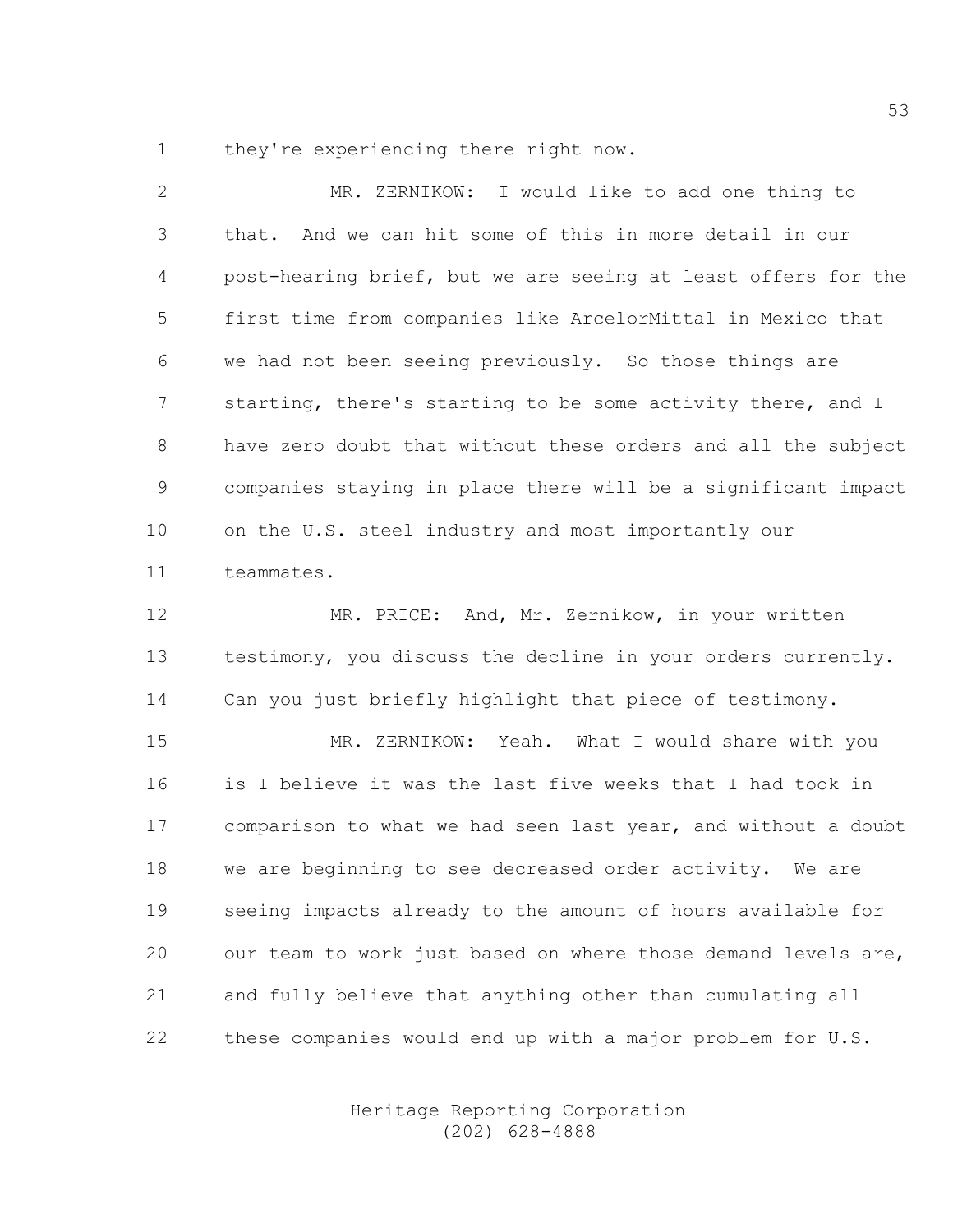they're experiencing there right now.

MR. ZERNIKOW: I would like to add one thing to that. And we can hit some of this in more detail in our post-hearing brief, but we are seeing at least offers for the first time from companies like ArcelorMittal in Mexico that we had not been seeing previously. So those things are starting, there's starting to be some activity there, and I have zero doubt that without these orders and all the subject companies staying in place there will be a significant impact on the U.S. steel industry and most importantly our teammates.

MR. PRICE: And, Mr. Zernikow, in your written testimony, you discuss the decline in your orders currently. Can you just briefly highlight that piece of testimony.

MR. ZERNIKOW: Yeah. What I would share with you is I believe it was the last five weeks that I had took in comparison to what we had seen last year, and without a doubt we are beginning to see decreased order activity. We are seeing impacts already to the amount of hours available for our team to work just based on where those demand levels are, and fully believe that anything other than cumulating all these companies would end up with a major problem for U.S.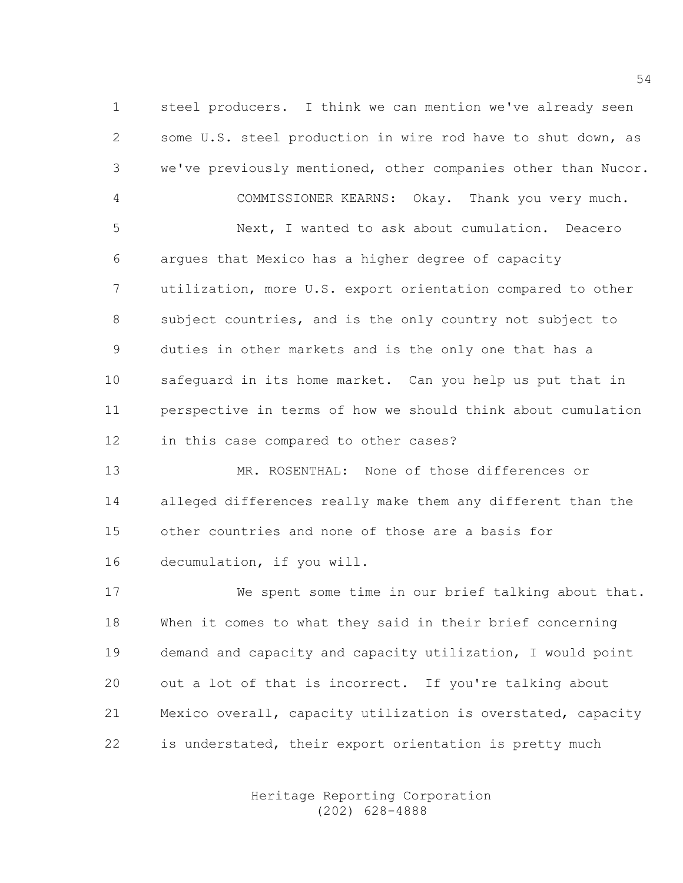steel producers. I think we can mention we've already seen some U.S. steel production in wire rod have to shut down, as we've previously mentioned, other companies other than Nucor.

COMMISSIONER KEARNS: Okay. Thank you very much.

Next, I wanted to ask about cumulation. Deacero argues that Mexico has a higher degree of capacity utilization, more U.S. export orientation compared to other subject countries, and is the only country not subject to duties in other markets and is the only one that has a safeguard in its home market. Can you help us put that in perspective in terms of how we should think about cumulation in this case compared to other cases?

MR. ROSENTHAL: None of those differences or alleged differences really make them any different than the other countries and none of those are a basis for decumulation, if you will.

We spent some time in our brief talking about that. When it comes to what they said in their brief concerning demand and capacity and capacity utilization, I would point out a lot of that is incorrect. If you're talking about Mexico overall, capacity utilization is overstated, capacity is understated, their export orientation is pretty much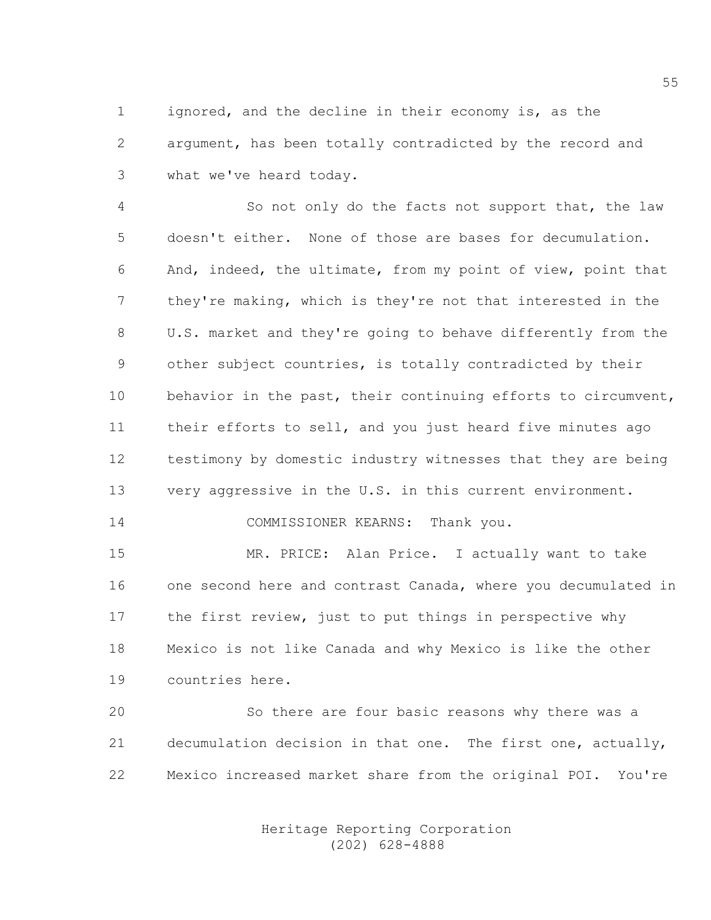ignored, and the decline in their economy is, as the argument, has been totally contradicted by the record and what we've heard today.

So not only do the facts not support that, the law doesn't either. None of those are bases for decumulation. And, indeed, the ultimate, from my point of view, point that they're making, which is they're not that interested in the U.S. market and they're going to behave differently from the other subject countries, is totally contradicted by their behavior in the past, their continuing efforts to circumvent, their efforts to sell, and you just heard five minutes ago testimony by domestic industry witnesses that they are being very aggressive in the U.S. in this current environment.

COMMISSIONER KEARNS: Thank you.

MR. PRICE: Alan Price. I actually want to take one second here and contrast Canada, where you decumulated in the first review, just to put things in perspective why Mexico is not like Canada and why Mexico is like the other countries here.

So there are four basic reasons why there was a decumulation decision in that one. The first one, actually, Mexico increased market share from the original POI. You're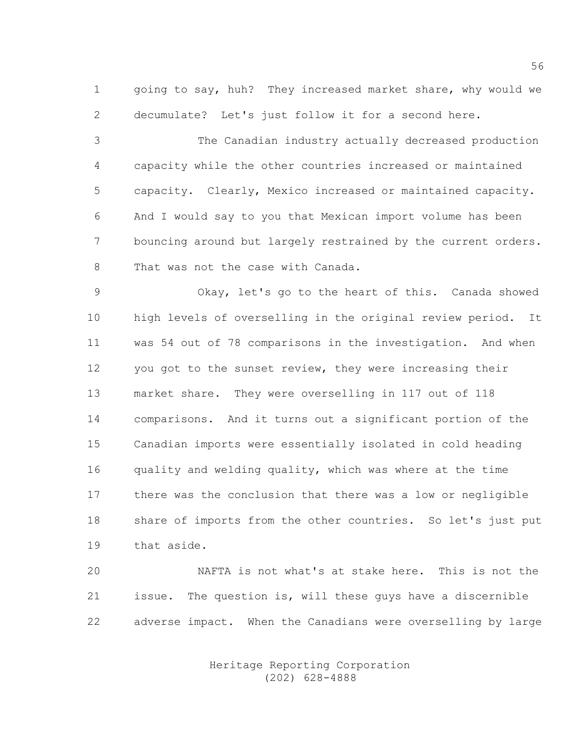going to say, huh? They increased market share, why would we decumulate? Let's just follow it for a second here.

The Canadian industry actually decreased production capacity while the other countries increased or maintained capacity. Clearly, Mexico increased or maintained capacity. And I would say to you that Mexican import volume has been bouncing around but largely restrained by the current orders. That was not the case with Canada.

Okay, let's go to the heart of this. Canada showed high levels of overselling in the original review period. It was 54 out of 78 comparisons in the investigation. And when you got to the sunset review, they were increasing their market share. They were overselling in 117 out of 118 comparisons. And it turns out a significant portion of the Canadian imports were essentially isolated in cold heading quality and welding quality, which was where at the time there was the conclusion that there was a low or negligible share of imports from the other countries. So let's just put that aside.

NAFTA is not what's at stake here. This is not the issue. The question is, will these guys have a discernible adverse impact. When the Canadians were overselling by large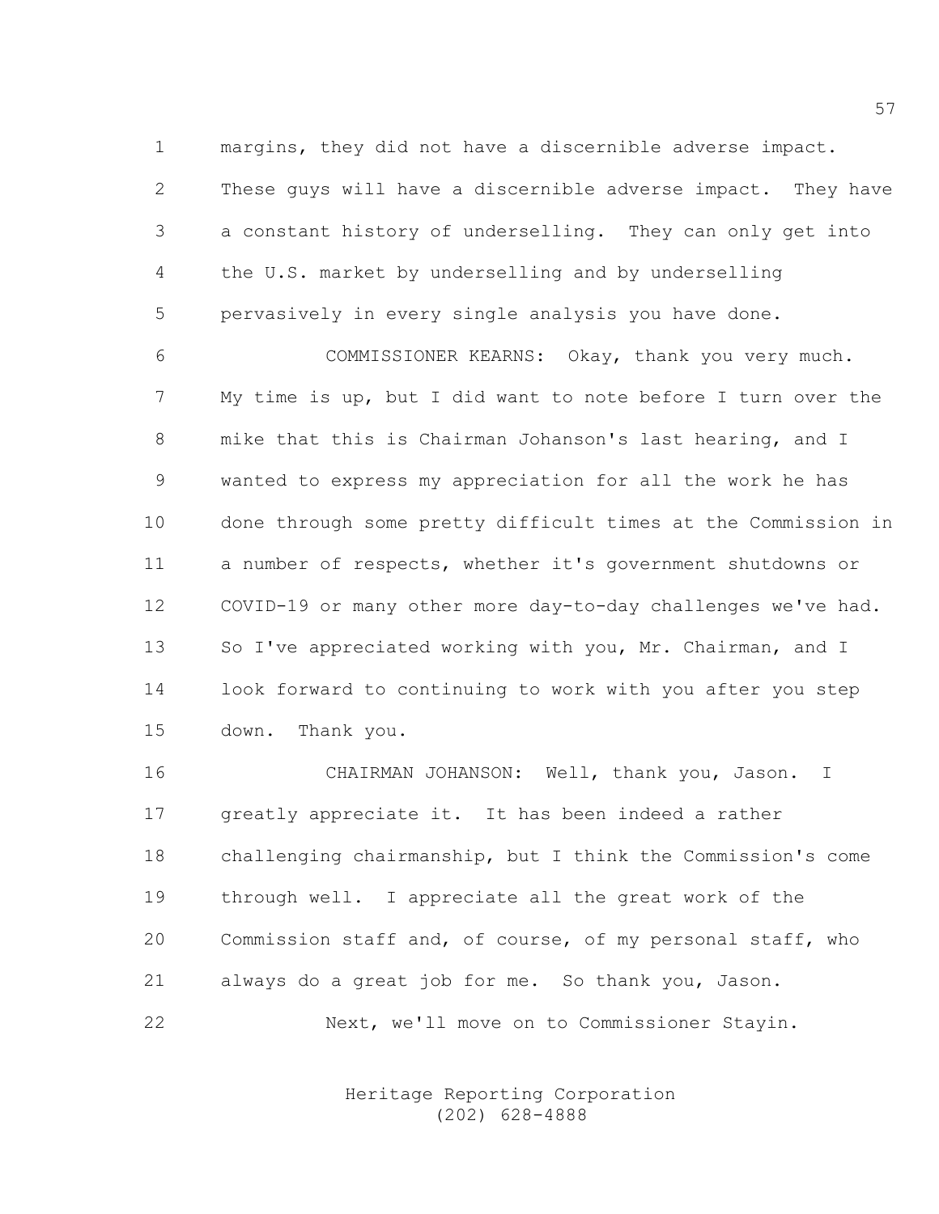margins, they did not have a discernible adverse impact. These guys will have a discernible adverse impact. They have a constant history of underselling. They can only get into the U.S. market by underselling and by underselling pervasively in every single analysis you have done.

COMMISSIONER KEARNS: Okay, thank you very much. My time is up, but I did want to note before I turn over the mike that this is Chairman Johanson's last hearing, and I wanted to express my appreciation for all the work he has done through some pretty difficult times at the Commission in a number of respects, whether it's government shutdowns or COVID-19 or many other more day-to-day challenges we've had. So I've appreciated working with you, Mr. Chairman, and I look forward to continuing to work with you after you step down. Thank you.

CHAIRMAN JOHANSON: Well, thank you, Jason. I greatly appreciate it. It has been indeed a rather challenging chairmanship, but I think the Commission's come through well. I appreciate all the great work of the Commission staff and, of course, of my personal staff, who always do a great job for me. So thank you, Jason.

Next, we'll move on to Commissioner Stayin.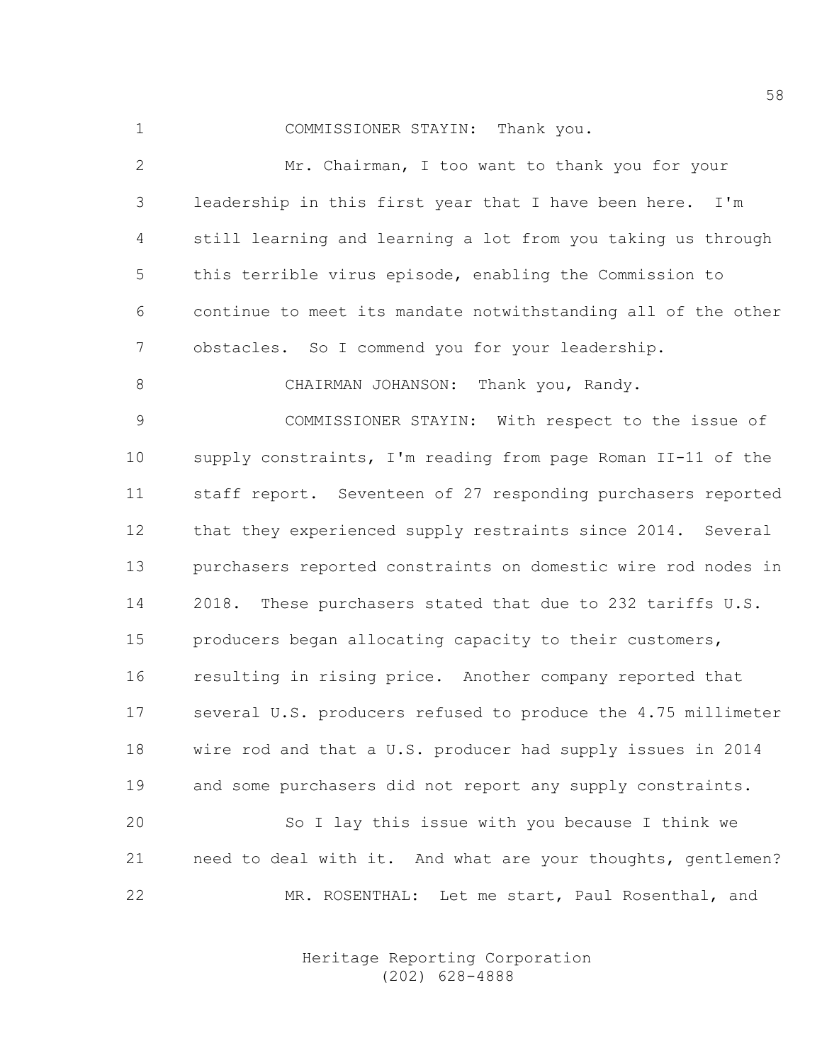COMMISSIONER STAYIN: Thank you.

Mr. Chairman, I too want to thank you for your leadership in this first year that I have been here. I'm still learning and learning a lot from you taking us through this terrible virus episode, enabling the Commission to continue to meet its mandate notwithstanding all of the other obstacles. So I commend you for your leadership.

CHAIRMAN JOHANSON: Thank you, Randy.

COMMISSIONER STAYIN: With respect to the issue of supply constraints, I'm reading from page Roman II-11 of the staff report. Seventeen of 27 responding purchasers reported that they experienced supply restraints since 2014. Several purchasers reported constraints on domestic wire rod nodes in 2018. These purchasers stated that due to 232 tariffs U.S. producers began allocating capacity to their customers, resulting in rising price. Another company reported that several U.S. producers refused to produce the 4.75 millimeter wire rod and that a U.S. producer had supply issues in 2014 and some purchasers did not report any supply constraints.

So I lay this issue with you because I think we need to deal with it. And what are your thoughts, gentlemen?

MR. ROSENTHAL: Let me start, Paul Rosenthal, and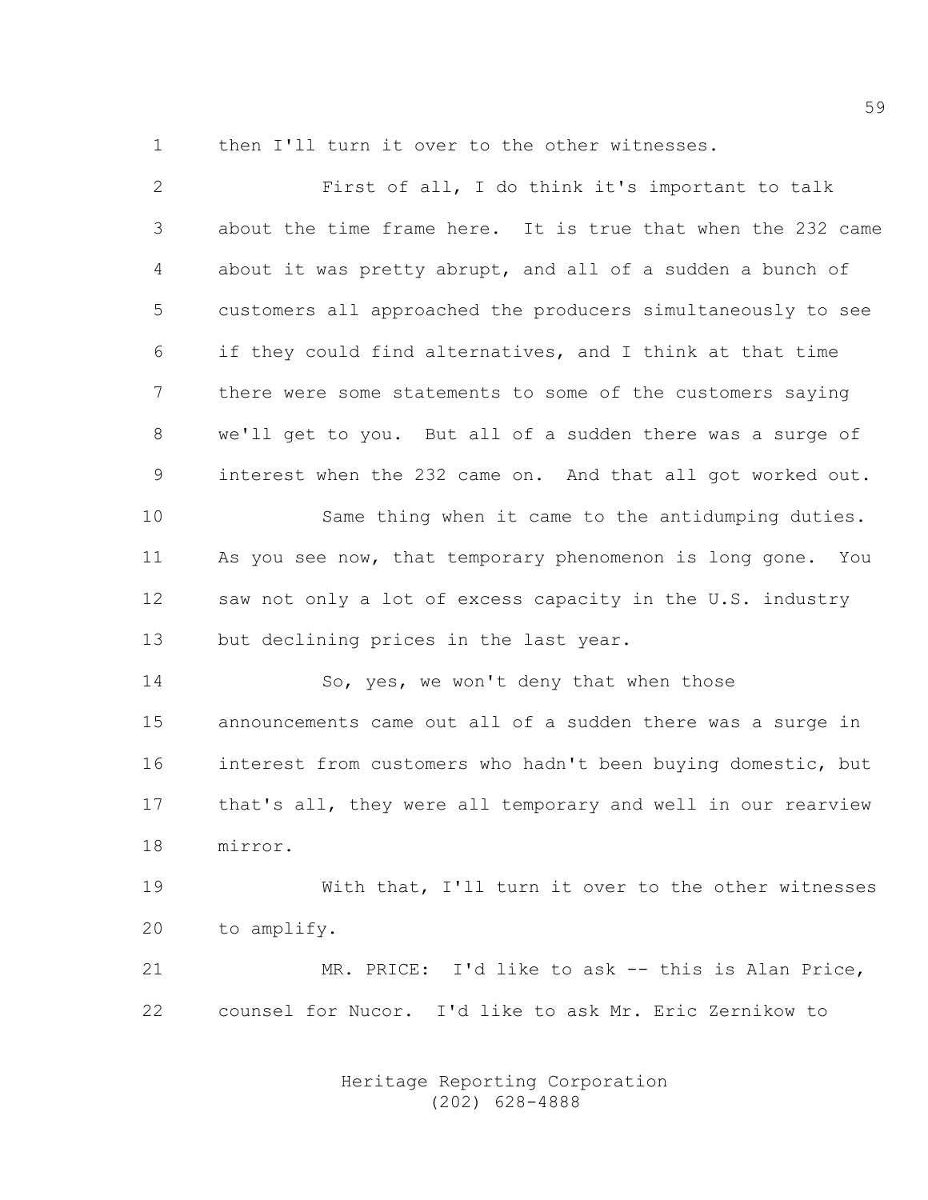then I'll turn it over to the other witnesses.

First of all, I do think it's important to talk about the time frame here. It is true that when the 232 came about it was pretty abrupt, and all of a sudden a bunch of customers all approached the producers simultaneously to see if they could find alternatives, and I think at that time there were some statements to some of the customers saying we'll get to you. But all of a sudden there was a surge of interest when the 232 came on. And that all got worked out.

Same thing when it came to the antidumping duties. As you see now, that temporary phenomenon is long gone. You saw not only a lot of excess capacity in the U.S. industry but declining prices in the last year.

So, yes, we won't deny that when those announcements came out all of a sudden there was a surge in interest from customers who hadn't been buying domestic, but that's all, they were all temporary and well in our rearview mirror.

With that, I'll turn it over to the other witnesses to amplify.

MR. PRICE: I'd like to ask -- this is Alan Price, counsel for Nucor. I'd like to ask Mr. Eric Zernikow to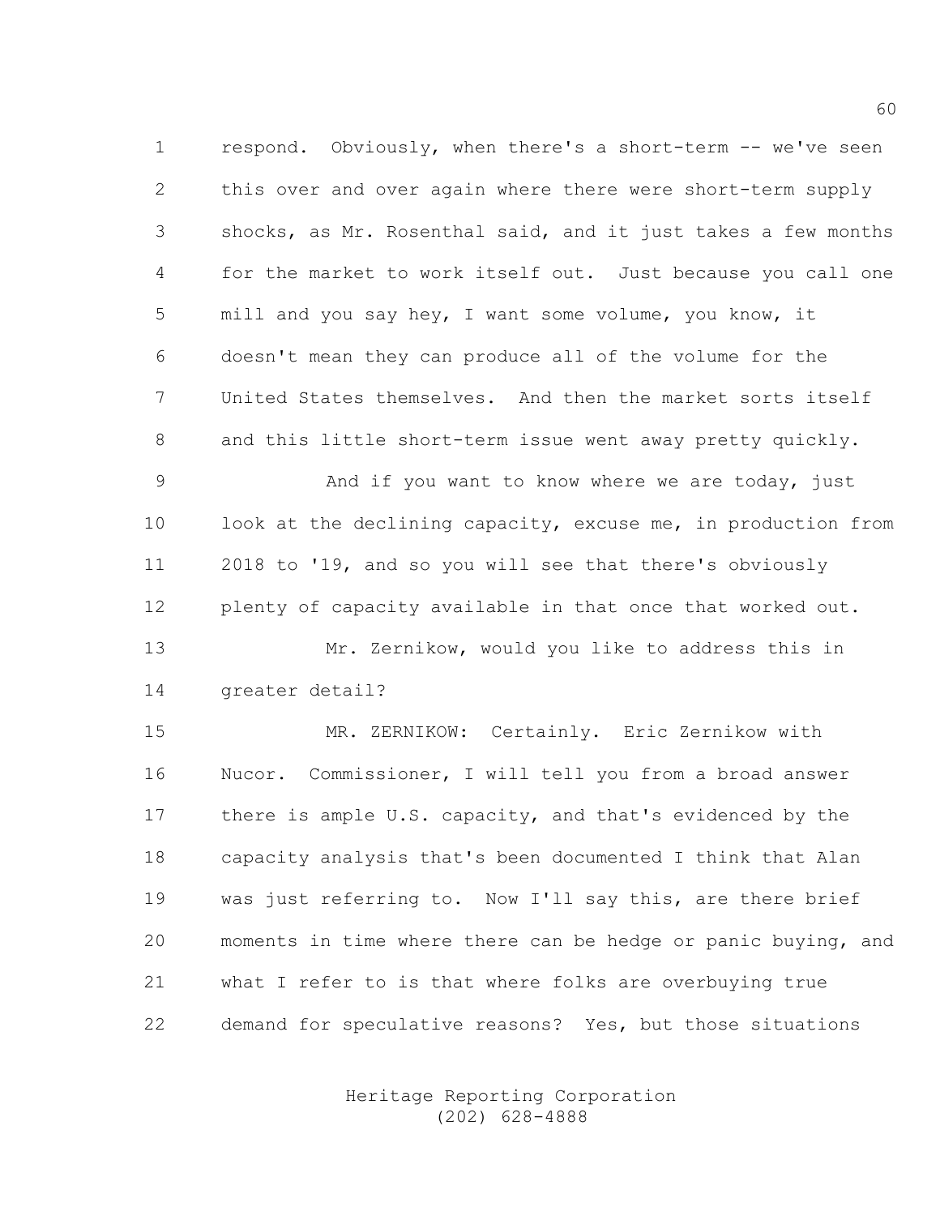respond. Obviously, when there's a short-term -- we've seen this over and over again where there were short-term supply shocks, as Mr. Rosenthal said, and it just takes a few months for the market to work itself out. Just because you call one mill and you say hey, I want some volume, you know, it doesn't mean they can produce all of the volume for the United States themselves. And then the market sorts itself and this little short-term issue went away pretty quickly.

And if you want to know where we are today, just look at the declining capacity, excuse me, in production from 2018 to '19, and so you will see that there's obviously plenty of capacity available in that once that worked out.

Mr. Zernikow, would you like to address this in greater detail?

MR. ZERNIKOW: Certainly. Eric Zernikow with Nucor. Commissioner, I will tell you from a broad answer there is ample U.S. capacity, and that's evidenced by the capacity analysis that's been documented I think that Alan was just referring to. Now I'll say this, are there brief moments in time where there can be hedge or panic buying, and what I refer to is that where folks are overbuying true demand for speculative reasons? Yes, but those situations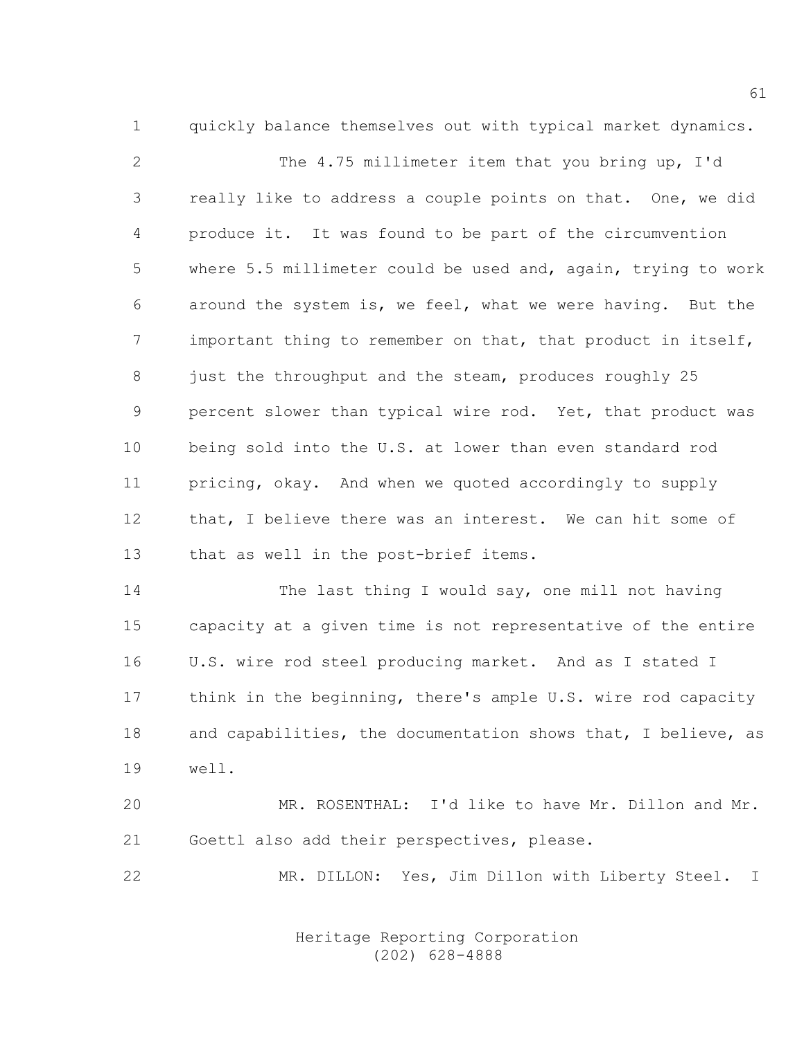quickly balance themselves out with typical market dynamics.

The 4.75 millimeter item that you bring up, I'd really like to address a couple points on that. One, we did produce it. It was found to be part of the circumvention where 5.5 millimeter could be used and, again, trying to work around the system is, we feel, what we were having. But the important thing to remember on that, that product in itself, just the throughput and the steam, produces roughly 25 percent slower than typical wire rod. Yet, that product was being sold into the U.S. at lower than even standard rod pricing, okay. And when we quoted accordingly to supply that, I believe there was an interest. We can hit some of that as well in the post-brief items.

The last thing I would say, one mill not having capacity at a given time is not representative of the entire U.S. wire rod steel producing market. And as I stated I think in the beginning, there's ample U.S. wire rod capacity and capabilities, the documentation shows that, I believe, as well.

MR. ROSENTHAL: I'd like to have Mr. Dillon and Mr. Goettl also add their perspectives, please.

MR. DILLON: Yes, Jim Dillon with Liberty Steel. I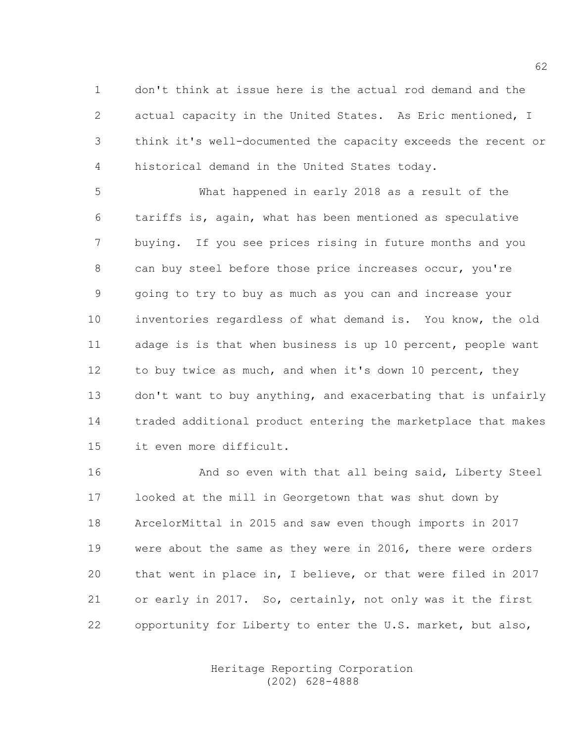don't think at issue here is the actual rod demand and the actual capacity in the United States. As Eric mentioned, I think it's well-documented the capacity exceeds the recent or historical demand in the United States today.

What happened in early 2018 as a result of the tariffs is, again, what has been mentioned as speculative buying. If you see prices rising in future months and you can buy steel before those price increases occur, you're going to try to buy as much as you can and increase your inventories regardless of what demand is. You know, the old adage is is that when business is up 10 percent, people want to buy twice as much, and when it's down 10 percent, they don't want to buy anything, and exacerbating that is unfairly traded additional product entering the marketplace that makes it even more difficult.

And so even with that all being said, Liberty Steel looked at the mill in Georgetown that was shut down by ArcelorMittal in 2015 and saw even though imports in 2017 were about the same as they were in 2016, there were orders that went in place in, I believe, or that were filed in 2017 or early in 2017. So, certainly, not only was it the first opportunity for Liberty to enter the U.S. market, but also,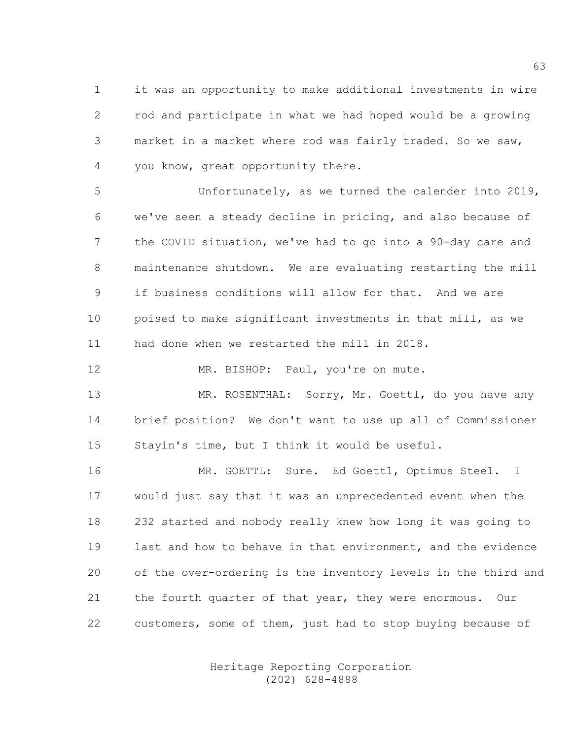it was an opportunity to make additional investments in wire rod and participate in what we had hoped would be a growing market in a market where rod was fairly traded. So we saw, you know, great opportunity there.

Unfortunately, as we turned the calender into 2019, we've seen a steady decline in pricing, and also because of the COVID situation, we've had to go into a 90-day care and maintenance shutdown. We are evaluating restarting the mill if business conditions will allow for that. And we are poised to make significant investments in that mill, as we had done when we restarted the mill in 2018.

MR. BISHOP: Paul, you're on mute.

MR. ROSENTHAL: Sorry, Mr. Goettl, do you have any brief position? We don't want to use up all of Commissioner Stayin's time, but I think it would be useful.

MR. GOETTL: Sure. Ed Goettl, Optimus Steel. I would just say that it was an unprecedented event when the 232 started and nobody really knew how long it was going to last and how to behave in that environment, and the evidence of the over-ordering is the inventory levels in the third and the fourth quarter of that year, they were enormous. Our customers, some of them, just had to stop buying because of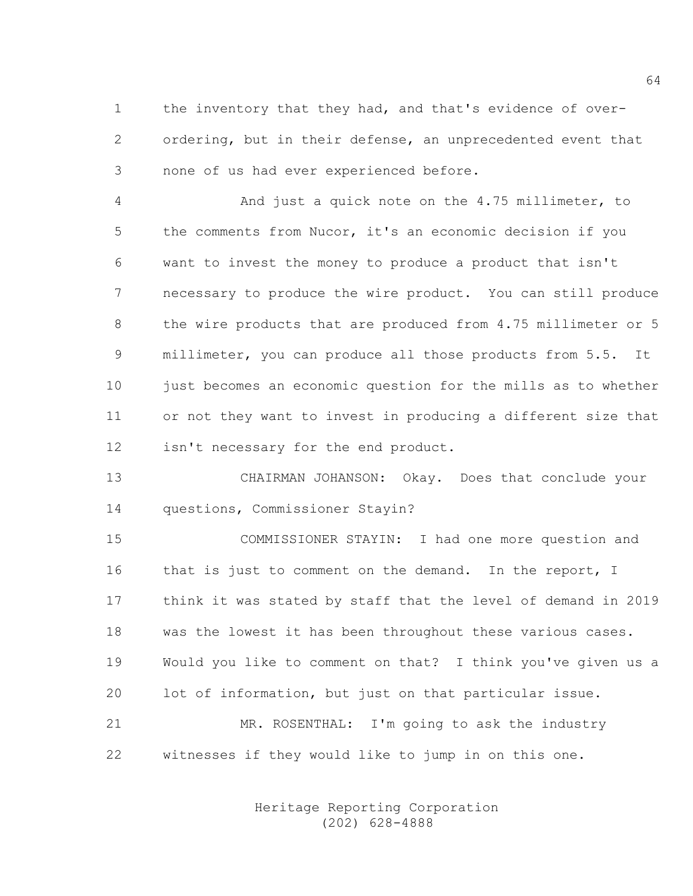the inventory that they had, and that's evidence of over-ordering, but in their defense, an unprecedented event that none of us had ever experienced before.

And just a quick note on the 4.75 millimeter, to the comments from Nucor, it's an economic decision if you want to invest the money to produce a product that isn't necessary to produce the wire product. You can still produce the wire products that are produced from 4.75 millimeter or 5 millimeter, you can produce all those products from 5.5. It just becomes an economic question for the mills as to whether or not they want to invest in producing a different size that isn't necessary for the end product.

CHAIRMAN JOHANSON: Okay. Does that conclude your questions, Commissioner Stayin?

COMMISSIONER STAYIN: I had one more question and that is just to comment on the demand. In the report, I think it was stated by staff that the level of demand in 2019 was the lowest it has been throughout these various cases. Would you like to comment on that? I think you've given us a lot of information, but just on that particular issue.

MR. ROSENTHAL: I'm going to ask the industry witnesses if they would like to jump in on this one.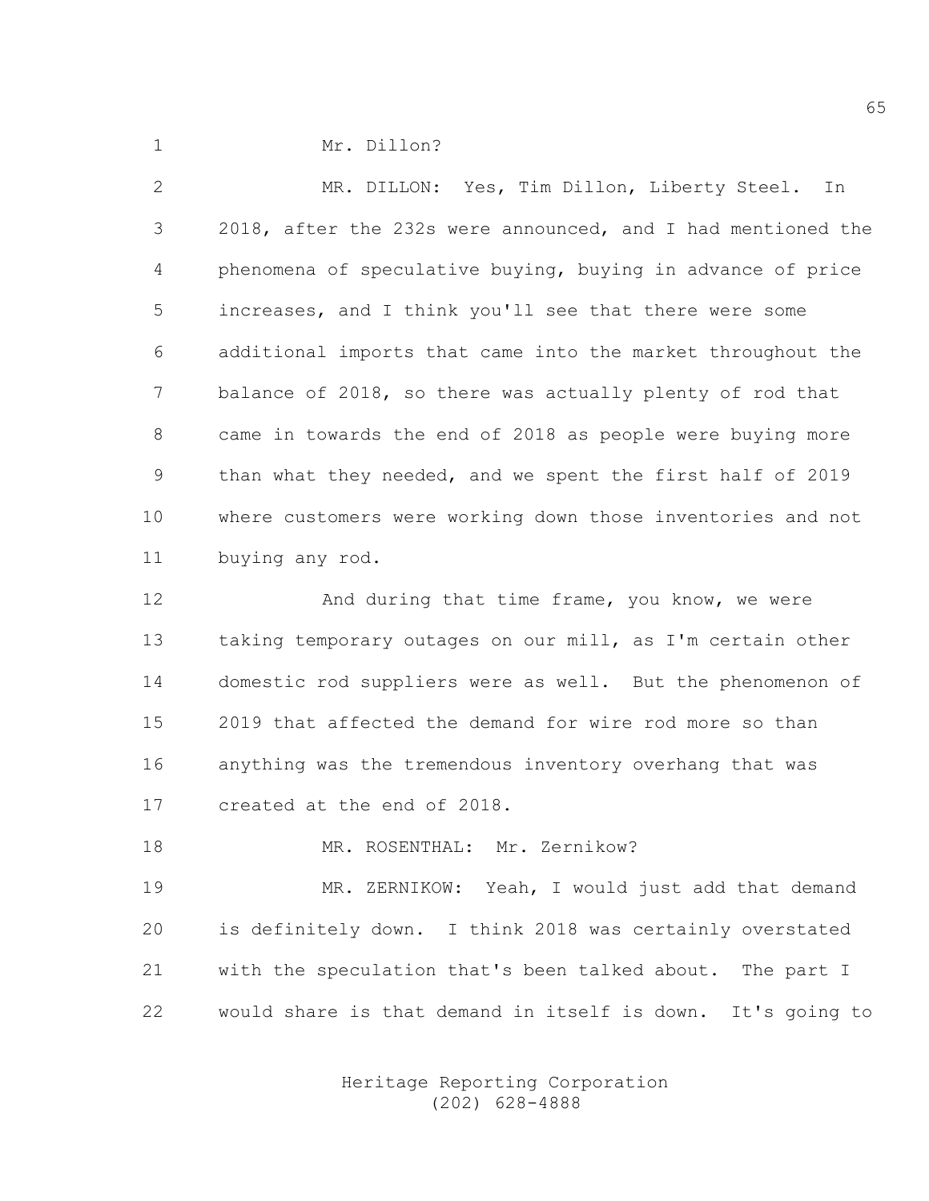Mr. Dillon?

MR. DILLON: Yes, Tim Dillon, Liberty Steel. In 2018, after the 232s were announced, and I had mentioned the phenomena of speculative buying, buying in advance of price increases, and I think you'll see that there were some additional imports that came into the market throughout the balance of 2018, so there was actually plenty of rod that came in towards the end of 2018 as people were buying more than what they needed, and we spent the first half of 2019 where customers were working down those inventories and not buying any rod.

And during that time frame, you know, we were taking temporary outages on our mill, as I'm certain other domestic rod suppliers were as well. But the phenomenon of 2019 that affected the demand for wire rod more so than anything was the tremendous inventory overhang that was created at the end of 2018.

MR. ROSENTHAL: Mr. Zernikow?

MR. ZERNIKOW: Yeah, I would just add that demand is definitely down. I think 2018 was certainly overstated with the speculation that's been talked about. The part I would share is that demand in itself is down. It's going to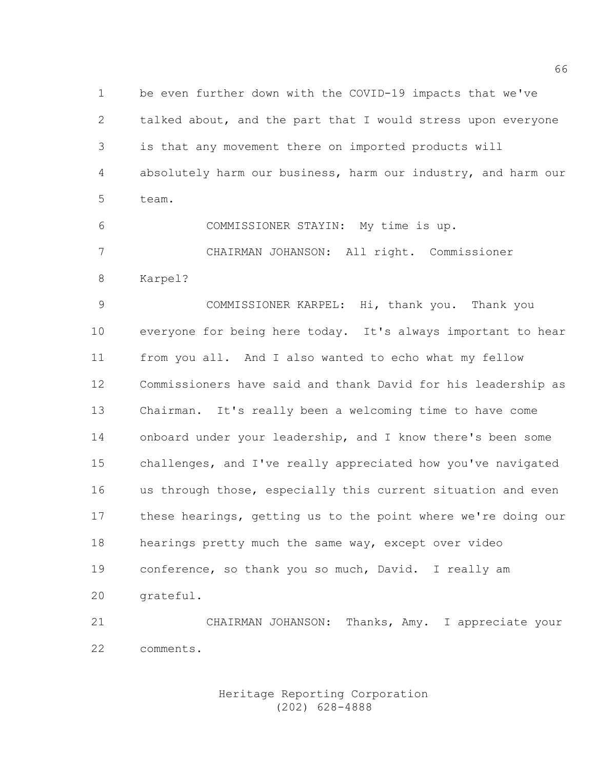be even further down with the COVID-19 impacts that we've talked about, and the part that I would stress upon everyone is that any movement there on imported products will absolutely harm our business, harm our industry, and harm our team.

COMMISSIONER STAYIN: My time is up.

CHAIRMAN JOHANSON: All right. Commissioner Karpel?

COMMISSIONER KARPEL: Hi, thank you. Thank you everyone for being here today. It's always important to hear from you all. And I also wanted to echo what my fellow Commissioners have said and thank David for his leadership as Chairman. It's really been a welcoming time to have come onboard under your leadership, and I know there's been some challenges, and I've really appreciated how you've navigated us through those, especially this current situation and even these hearings, getting us to the point where we're doing our hearings pretty much the same way, except over video conference, so thank you so much, David. I really am grateful.

CHAIRMAN JOHANSON: Thanks, Amy. I appreciate your comments.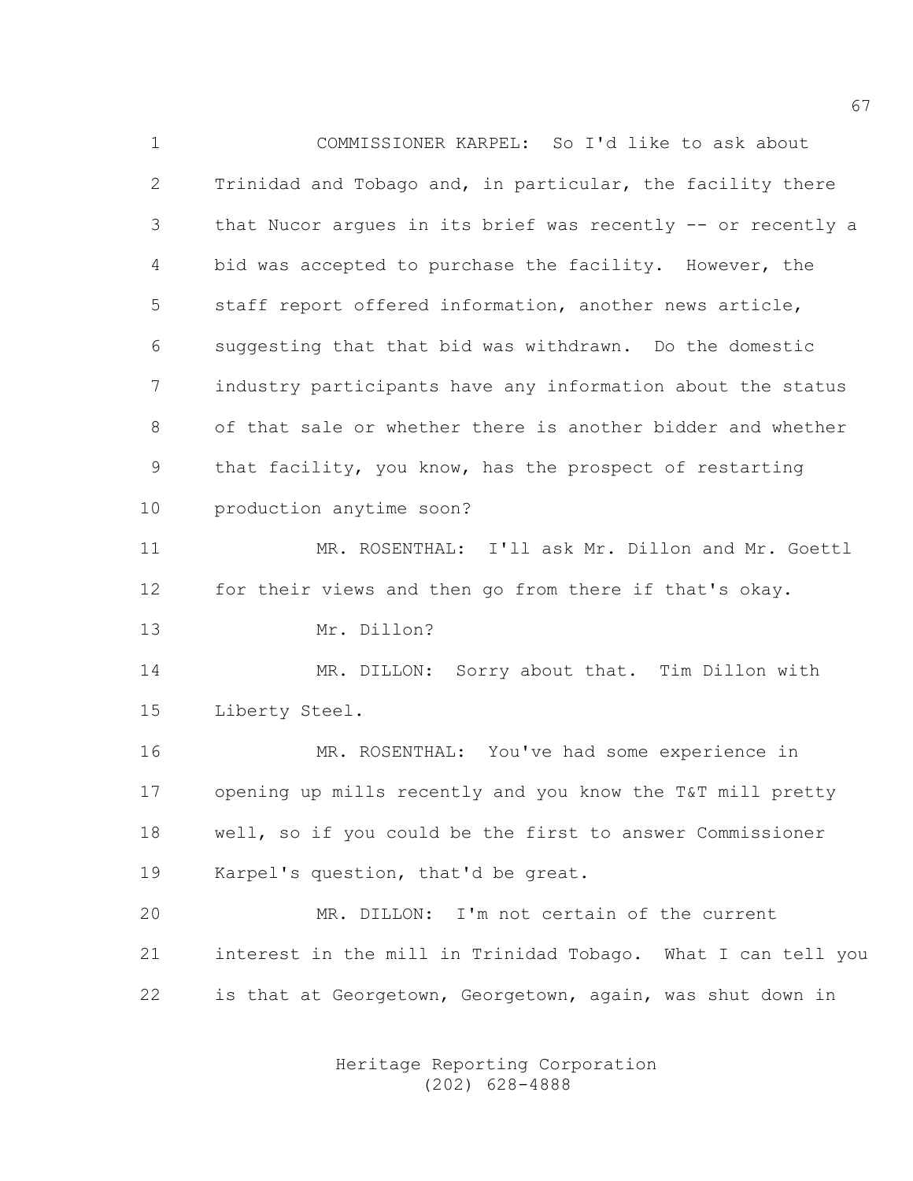1 COMMISSIONER KARPEL: So I'd like to ask about
2 Trinidad and Tobago and, in particular, the facility there
3 that Nucor argues in its brief was recently -- or recently a
4 bid was accepted to purchase the facility. However, the
5 staff report offered information, another news article,
6 suggesting that that bid was withdrawn. Do the domestic
7 industry participants have any information about the status
8 of that sale or whether there is another bidder and whether
9 that facility, you know, has the prospect of restarting
10 production anytime soon?

11 MR. ROSENTHAL: I'll ask Mr. Dillon and Mr. Goettl
12 for their views and then go from there if that's okay.
13 Mr. Dillon?

14 MR. DILLON: Sorry about that. Tim Dillon with
15 Liberty Steel.

16 MR. ROSENTHAL: You've had some experience in
17 opening up mills recently and you know the T&T mill pretty
18 well, so if you could be the first to answer Commissioner
19 Karpel's question, that'd be great.

20 MR. DILLON: I'm not certain of the current
21 interest in the mill in Trinidad Tobago. What I can tell you
22 is that at Georgetown, Georgetown, again, was shut down in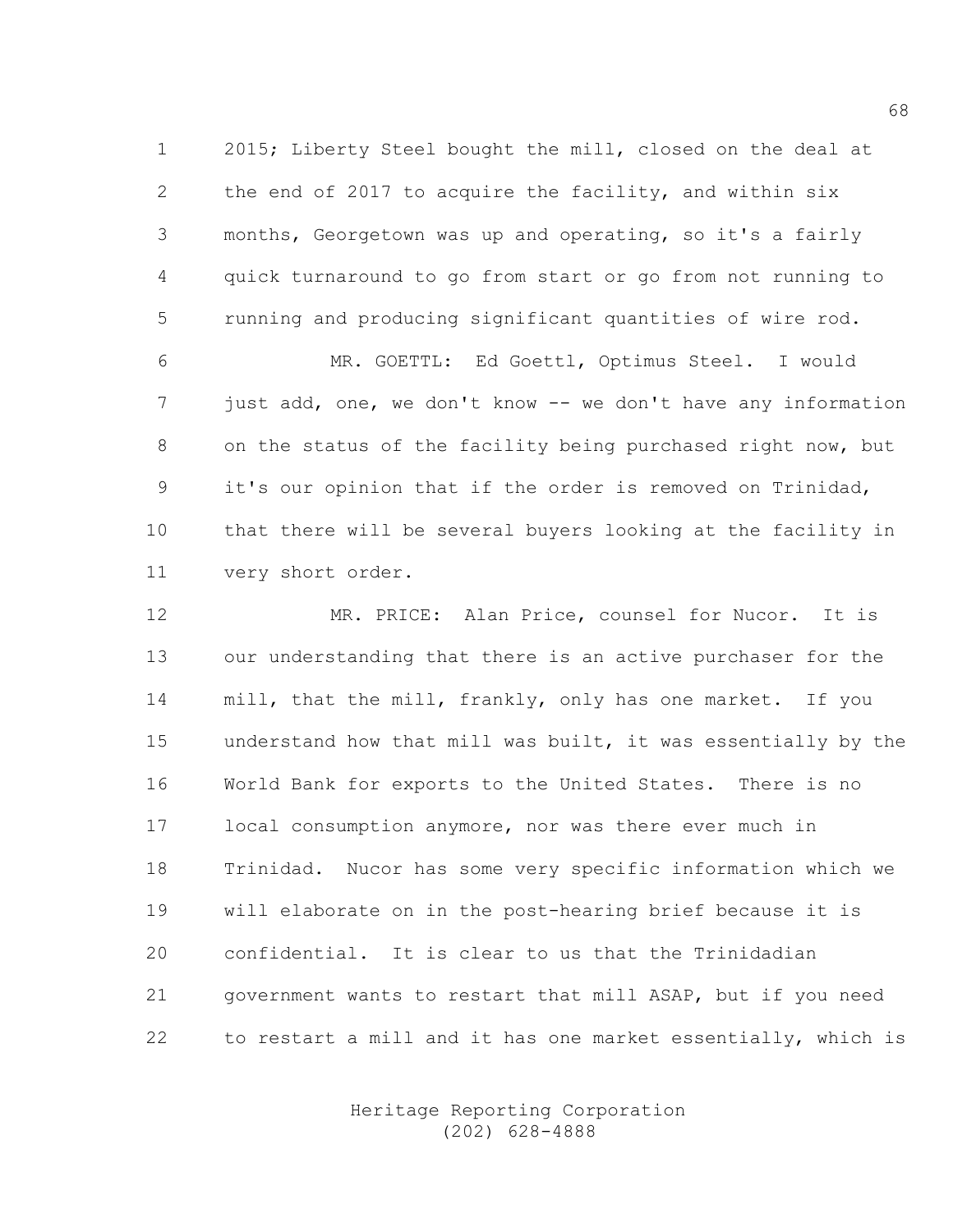2015; Liberty Steel bought the mill, closed on the deal at the end of 2017 to acquire the facility, and within six months, Georgetown was up and operating, so it's a fairly quick turnaround to go from start or go from not running to running and producing significant quantities of wire rod.

MR. GOETTL: Ed Goettl, Optimus Steel. I would just add, one, we don't know -- we don't have any information on the status of the facility being purchased right now, but it's our opinion that if the order is removed on Trinidad, that there will be several buyers looking at the facility in very short order.

MR. PRICE: Alan Price, counsel for Nucor. It is our understanding that there is an active purchaser for the mill, that the mill, frankly, only has one market. If you understand how that mill was built, it was essentially by the World Bank for exports to the United States. There is no local consumption anymore, nor was there ever much in Trinidad. Nucor has some very specific information which we will elaborate on in the post-hearing brief because it is confidential. It is clear to us that the Trinidadian government wants to restart that mill ASAP, but if you need to restart a mill and it has one market essentially, which is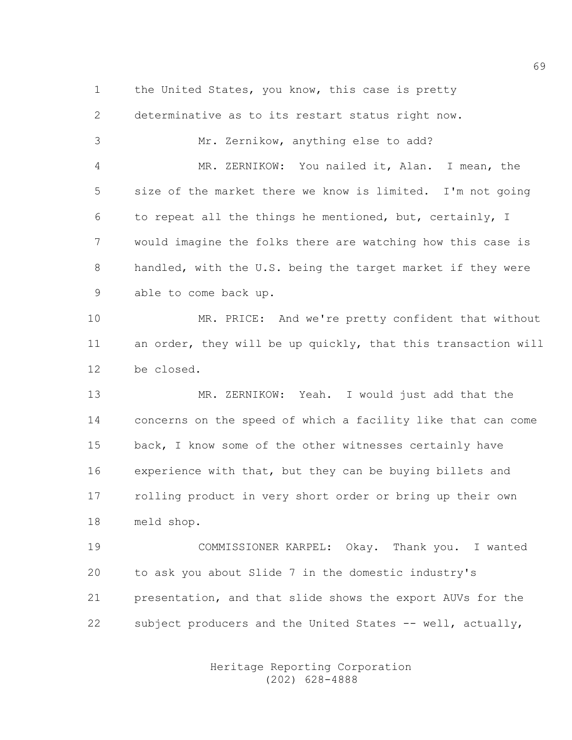the United States, you know, this case is pretty determinative as to its restart status right now.

Mr. Zernikow, anything else to add?

MR. ZERNIKOW: You nailed it, Alan. I mean, the size of the market there we know is limited. I'm not going to repeat all the things he mentioned, but, certainly, I would imagine the folks there are watching how this case is handled, with the U.S. being the target market if they were able to come back up.

MR. PRICE: And we're pretty confident that without an order, they will be up quickly, that this transaction will be closed.

MR. ZERNIKOW: Yeah. I would just add that the concerns on the speed of which a facility like that can come back, I know some of the other witnesses certainly have experience with that, but they can be buying billets and rolling product in very short order or bring up their own meld shop.

COMMISSIONER KARPEL: Okay. Thank you. I wanted to ask you about Slide 7 in the domestic industry's presentation, and that slide shows the export AUVs for the subject producers and the United States -- well, actually,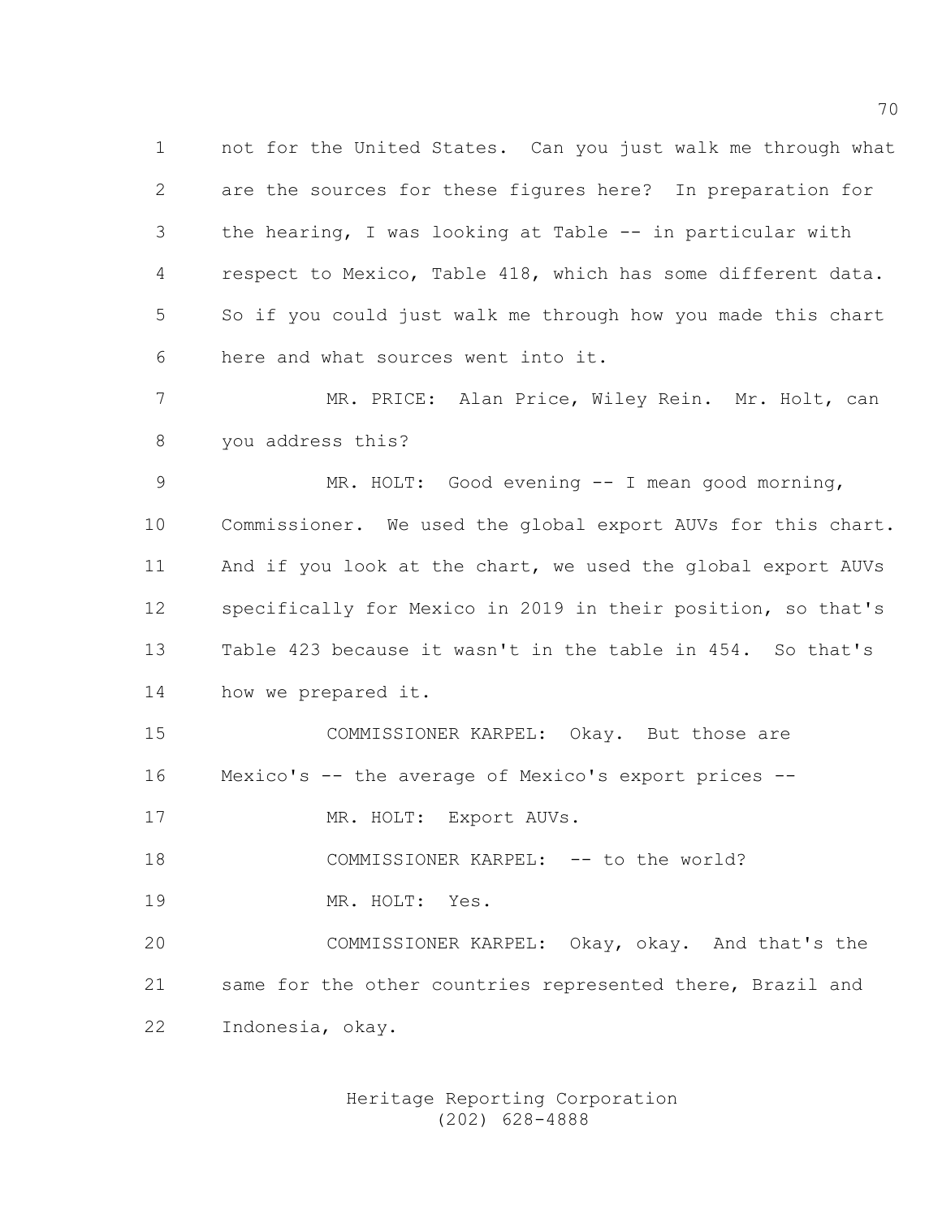not for the United States. Can you just walk me through what are the sources for these figures here? In preparation for the hearing, I was looking at Table -- in particular with respect to Mexico, Table 418, which has some different data. So if you could just walk me through how you made this chart here and what sources went into it.

MR. PRICE: Alan Price, Wiley Rein. Mr. Holt, can you address this?

MR. HOLT: Good evening -- I mean good morning, Commissioner. We used the global export AUVs for this chart. And if you look at the chart, we used the global export AUVs specifically for Mexico in 2019 in their position, so that's Table 423 because it wasn't in the table in 454. So that's how we prepared it.

COMMISSIONER KARPEL: Okay. But those are Mexico's -- the average of Mexico's export prices --

MR. HOLT: Export AUVs.

COMMISSIONER KARPEL: -- to the world?

MR. HOLT: Yes.

COMMISSIONER KARPEL: Okay, okay. And that's the same for the other countries represented there, Brazil and Indonesia, okay.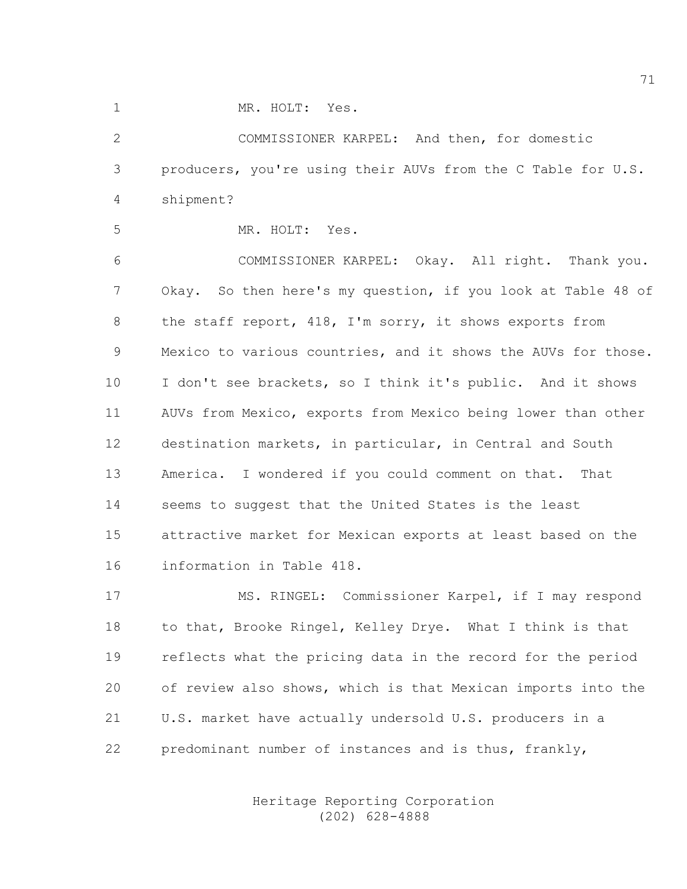MR. HOLT: Yes.

COMMISSIONER KARPEL: And then, for domestic producers, you're using their AUVs from the C Table for U.S. shipment?

MR. HOLT: Yes.

COMMISSIONER KARPEL: Okay. All right. Thank you. Okay. So then here's my question, if you look at Table 48 of the staff report, 418, I'm sorry, it shows exports from Mexico to various countries, and it shows the AUVs for those. I don't see brackets, so I think it's public. And it shows AUVs from Mexico, exports from Mexico being lower than other destination markets, in particular, in Central and South America. I wondered if you could comment on that. That seems to suggest that the United States is the least attractive market for Mexican exports at least based on the information in Table 418.

MS. RINGEL: Commissioner Karpel, if I may respond to that, Brooke Ringel, Kelley Drye. What I think is that reflects what the pricing data in the record for the period of review also shows, which is that Mexican imports into the U.S. market have actually undersold U.S. producers in a predominant number of instances and is thus, frankly,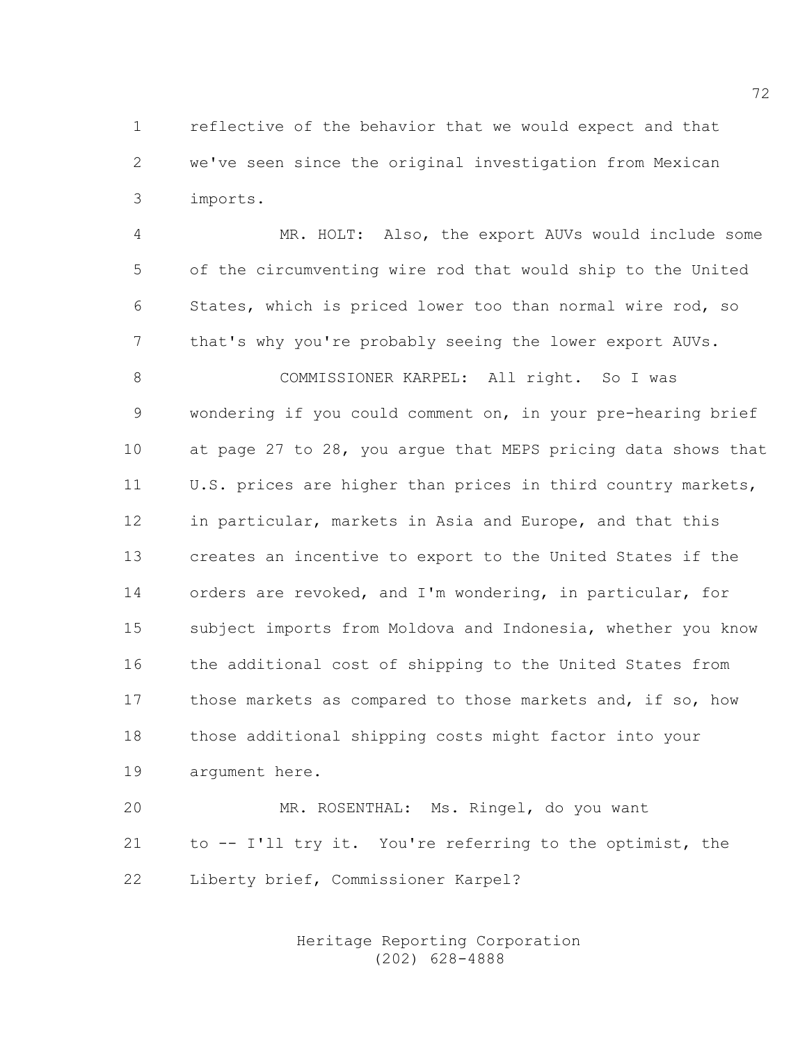reflective of the behavior that we would expect and that we've seen since the original investigation from Mexican imports.

MR. HOLT: Also, the export AUVs would include some of the circumventing wire rod that would ship to the United States, which is priced lower too than normal wire rod, so that's why you're probably seeing the lower export AUVs.

COMMISSIONER KARPEL: All right. So I was wondering if you could comment on, in your pre-hearing brief at page 27 to 28, you argue that MEPS pricing data shows that U.S. prices are higher than prices in third country markets, in particular, markets in Asia and Europe, and that this creates an incentive to export to the United States if the orders are revoked, and I'm wondering, in particular, for subject imports from Moldova and Indonesia, whether you know the additional cost of shipping to the United States from those markets as compared to those markets and, if so, how those additional shipping costs might factor into your argument here.

MR. ROSENTHAL: Ms. Ringel, do you want to -- I'll try it. You're referring to the optimist, the Liberty brief, Commissioner Karpel?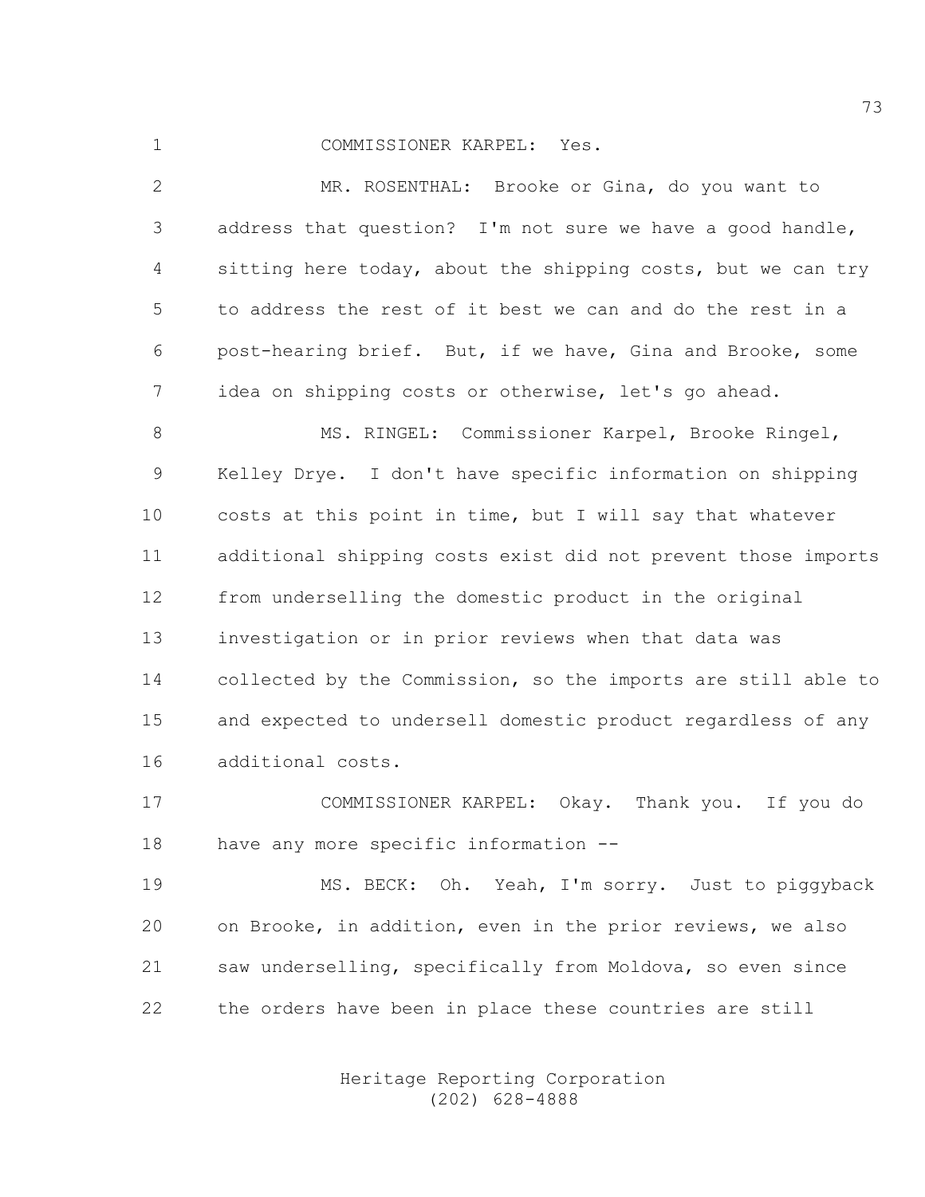COMMISSIONER KARPEL: Yes.

MR. ROSENTHAL: Brooke or Gina, do you want to address that question? I'm not sure we have a good handle, sitting here today, about the shipping costs, but we can try to address the rest of it best we can and do the rest in a post-hearing brief. But, if we have, Gina and Brooke, some idea on shipping costs or otherwise, let's go ahead.

MS. RINGEL: Commissioner Karpel, Brooke Ringel, Kelley Drye. I don't have specific information on shipping costs at this point in time, but I will say that whatever additional shipping costs exist did not prevent those imports from underselling the domestic product in the original investigation or in prior reviews when that data was collected by the Commission, so the imports are still able to and expected to undersell domestic product regardless of any additional costs.

COMMISSIONER KARPEL: Okay. Thank you. If you do have any more specific information --

MS. BECK: Oh. Yeah, I'm sorry. Just to piggyback on Brooke, in addition, even in the prior reviews, we also saw underselling, specifically from Moldova, so even since the orders have been in place these countries are still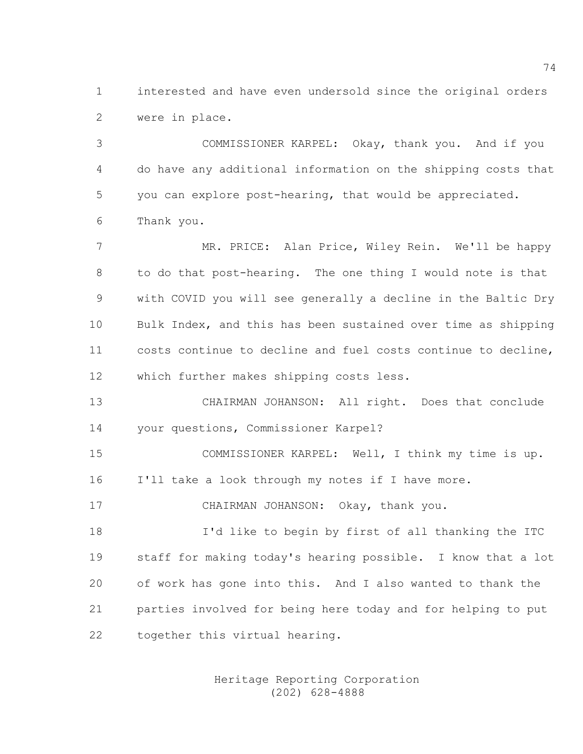interested and have even undersold since the original orders were in place.

COMMISSIONER KARPEL: Okay, thank you. And if you do have any additional information on the shipping costs that you can explore post-hearing, that would be appreciated. Thank you.

MR. PRICE: Alan Price, Wiley Rein. We'll be happy to do that post-hearing. The one thing I would note is that with COVID you will see generally a decline in the Baltic Dry Bulk Index, and this has been sustained over time as shipping costs continue to decline and fuel costs continue to decline, which further makes shipping costs less.

CHAIRMAN JOHANSON: All right. Does that conclude your questions, Commissioner Karpel?

COMMISSIONER KARPEL: Well, I think my time is up. I'll take a look through my notes if I have more.

CHAIRMAN JOHANSON: Okay, thank you.

I'd like to begin by first of all thanking the ITC staff for making today's hearing possible. I know that a lot of work has gone into this. And I also wanted to thank the parties involved for being here today and for helping to put together this virtual hearing.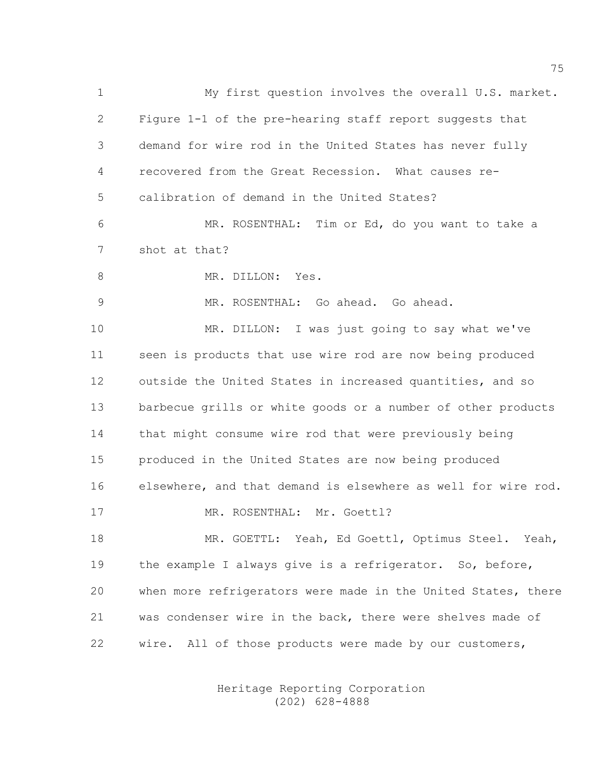My first question involves the overall U.S. market. Figure 1-1 of the pre-hearing staff report suggests that demand for wire rod in the United States has never fully recovered from the Great Recession. What causes re-calibration of demand in the United States?

MR. ROSENTHAL: Tim or Ed, do you want to take a shot at that?

MR. DILLON: Yes.

MR. ROSENTHAL: Go ahead. Go ahead.

MR. DILLON: I was just going to say what we've seen is products that use wire rod are now being produced outside the United States in increased quantities, and so barbecue grills or white goods or a number of other products that might consume wire rod that were previously being produced in the United States are now being produced elsewhere, and that demand is elsewhere as well for wire rod.

MR. ROSENTHAL: Mr. Goettl?

MR. GOETTL: Yeah, Ed Goettl, Optimus Steel. Yeah, the example I always give is a refrigerator. So, before, when more refrigerators were made in the United States, there was condenser wire in the back, there were shelves made of wire. All of those products were made by our customers,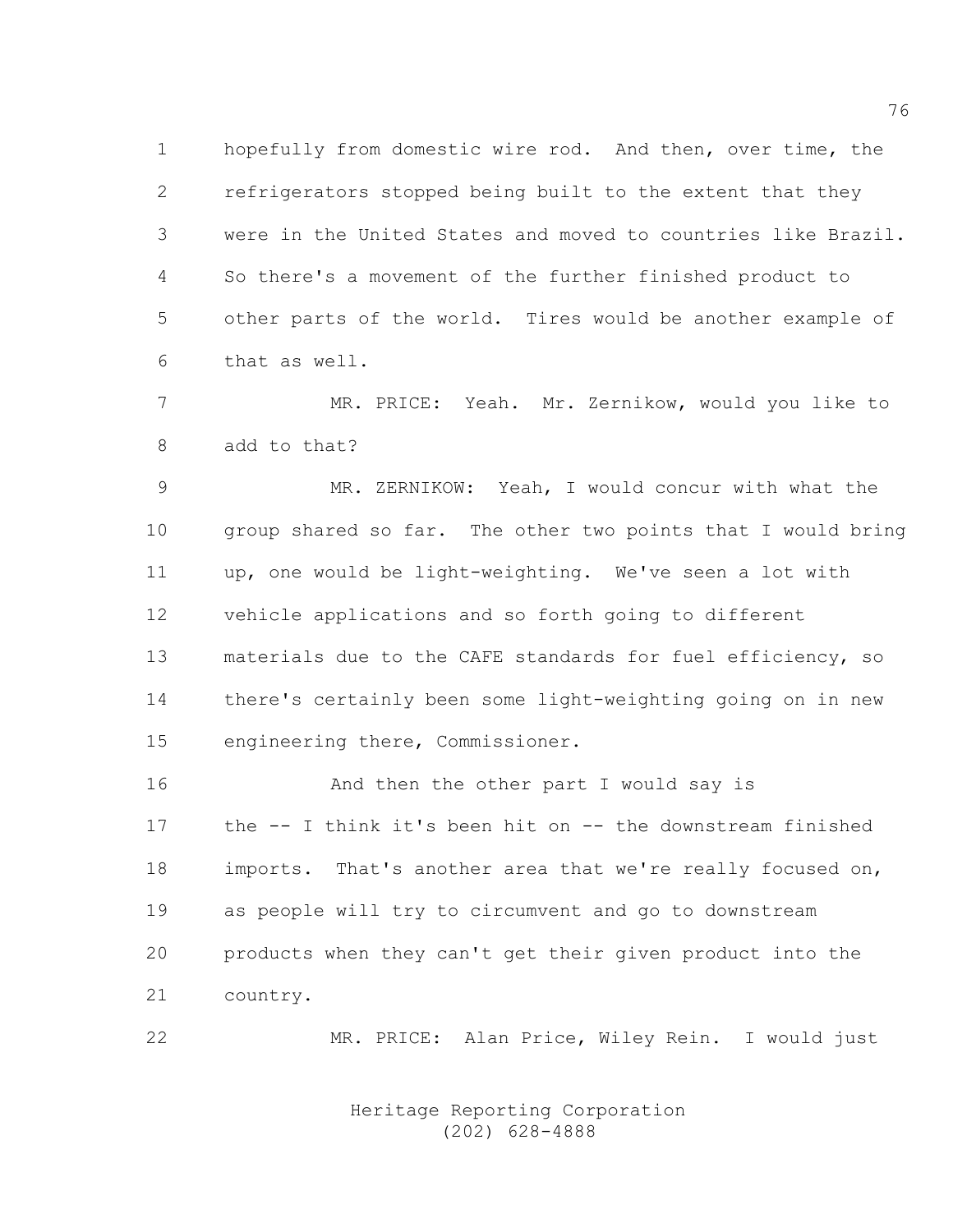hopefully from domestic wire rod. And then, over time, the refrigerators stopped being built to the extent that they were in the United States and moved to countries like Brazil. So there's a movement of the further finished product to other parts of the world. Tires would be another example of that as well.

MR. PRICE: Yeah. Mr. Zernikow, would you like to add to that?

MR. ZERNIKOW: Yeah, I would concur with what the group shared so far. The other two points that I would bring up, one would be light-weighting. We've seen a lot with vehicle applications and so forth going to different materials due to the CAFE standards for fuel efficiency, so there's certainly been some light-weighting going on in new engineering there, Commissioner.

And then the other part I would say is the -- I think it's been hit on -- the downstream finished imports. That's another area that we're really focused on, as people will try to circumvent and go to downstream products when they can't get their given product into the country.

MR. PRICE: Alan Price, Wiley Rein. I would just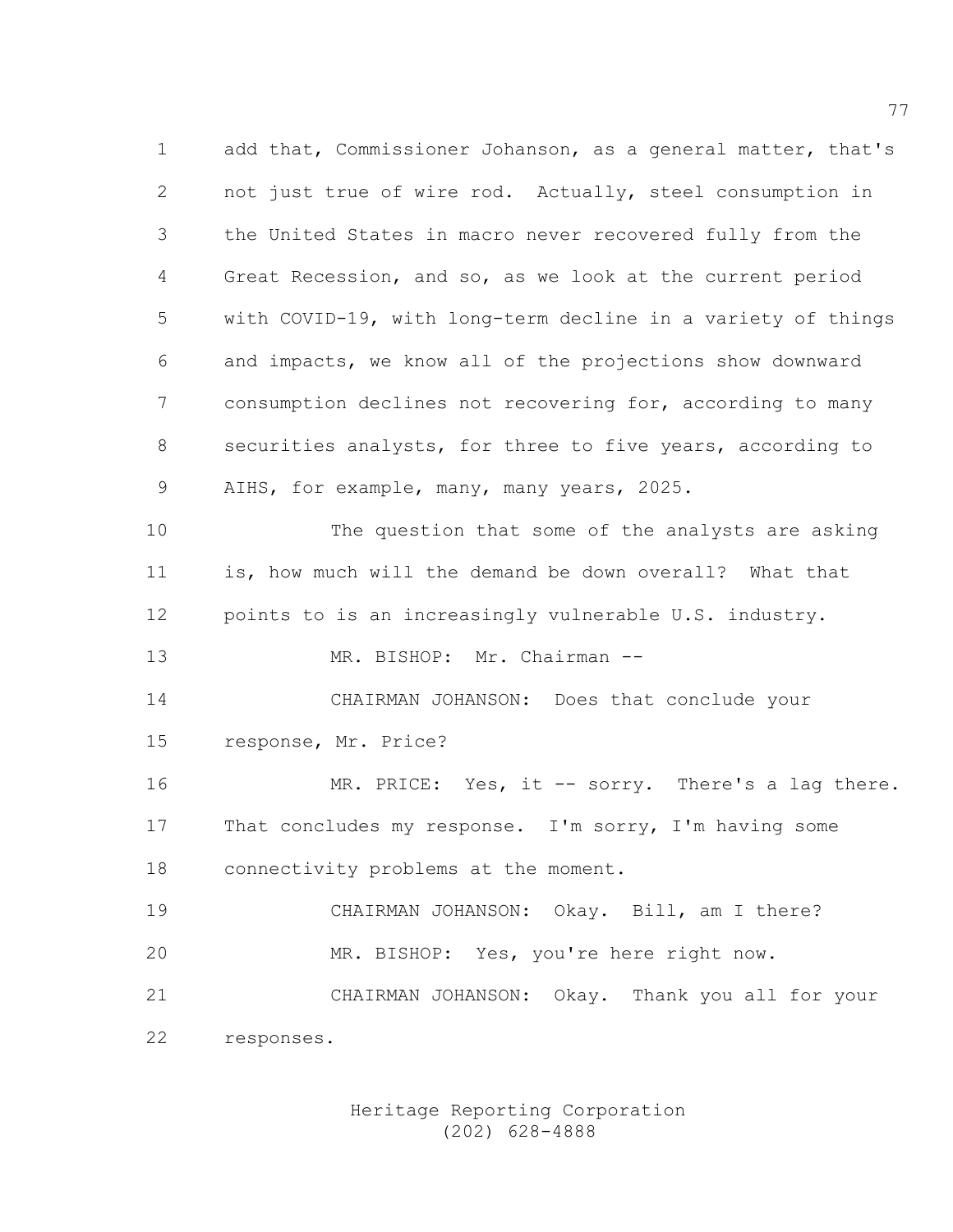add that, Commissioner Johanson, as a general matter, that's not just true of wire rod. Actually, steel consumption in the United States in macro never recovered fully from the Great Recession, and so, as we look at the current period with COVID-19, with long-term decline in a variety of things and impacts, we know all of the projections show downward consumption declines not recovering for, according to many securities analysts, for three to five years, according to AIHS, for example, many, many years, 2025.

The question that some of the analysts are asking is, how much will the demand be down overall? What that points to is an increasingly vulnerable U.S. industry.

MR. BISHOP: Mr. Chairman --

CHAIRMAN JOHANSON: Does that conclude your response, Mr. Price?

MR. PRICE: Yes, it -- sorry. There's a lag there. That concludes my response. I'm sorry, I'm having some connectivity problems at the moment.

CHAIRMAN JOHANSON: Okay. Bill, am I there?

MR. BISHOP: Yes, you're here right now.

CHAIRMAN JOHANSON: Okay. Thank you all for your responses.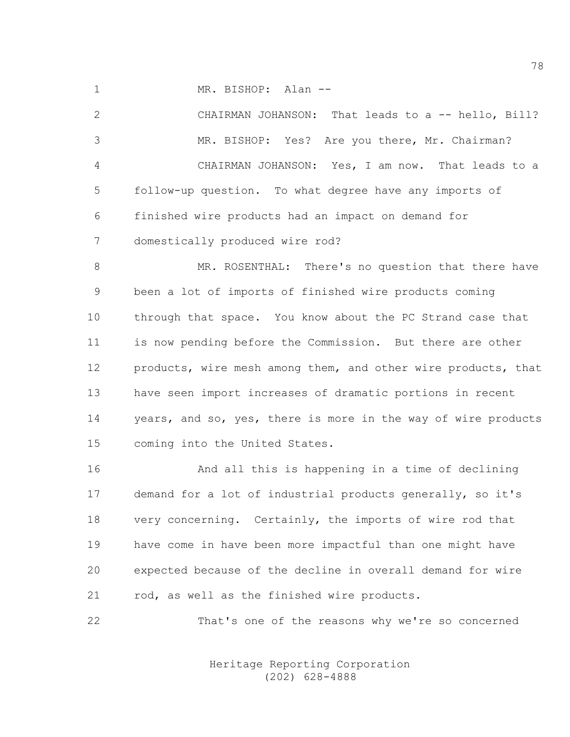MR. BISHOP: Alan --

CHAIRMAN JOHANSON: That leads to a -- hello, Bill?

MR. BISHOP: Yes? Are you there, Mr. Chairman?

CHAIRMAN JOHANSON: Yes, I am now. That leads to a follow-up question. To what degree have any imports of finished wire products had an impact on demand for domestically produced wire rod?

MR. ROSENTHAL: There's no question that there have been a lot of imports of finished wire products coming through that space. You know about the PC Strand case that is now pending before the Commission. But there are other products, wire mesh among them, and other wire products, that have seen import increases of dramatic portions in recent years, and so, yes, there is more in the way of wire products coming into the United States.

And all this is happening in a time of declining demand for a lot of industrial products generally, so it's very concerning. Certainly, the imports of wire rod that have come in have been more impactful than one might have expected because of the decline in overall demand for wire rod, as well as the finished wire products.

That's one of the reasons why we're so concerned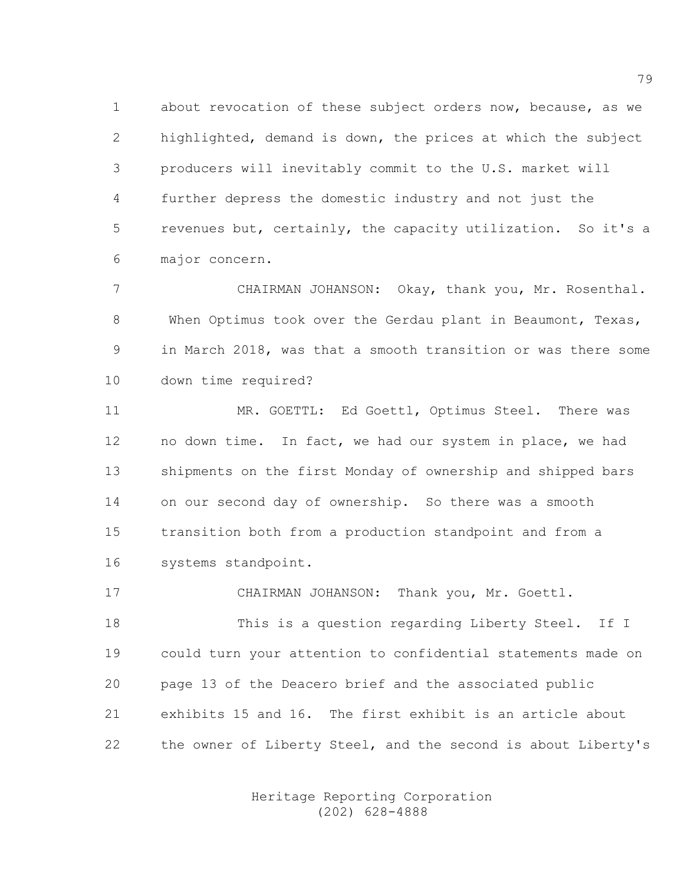about revocation of these subject orders now, because, as we highlighted, demand is down, the prices at which the subject producers will inevitably commit to the U.S. market will further depress the domestic industry and not just the revenues but, certainly, the capacity utilization. So it's a major concern.

CHAIRMAN JOHANSON: Okay, thank you, Mr. Rosenthal. When Optimus took over the Gerdau plant in Beaumont, Texas, in March 2018, was that a smooth transition or was there some down time required?

MR. GOETTL: Ed Goettl, Optimus Steel. There was no down time. In fact, we had our system in place, we had shipments on the first Monday of ownership and shipped bars on our second day of ownership. So there was a smooth transition both from a production standpoint and from a systems standpoint.

CHAIRMAN JOHANSON: Thank you, Mr. Goettl.

This is a question regarding Liberty Steel. If I could turn your attention to confidential statements made on page 13 of the Deacero brief and the associated public exhibits 15 and 16. The first exhibit is an article about the owner of Liberty Steel, and the second is about Liberty's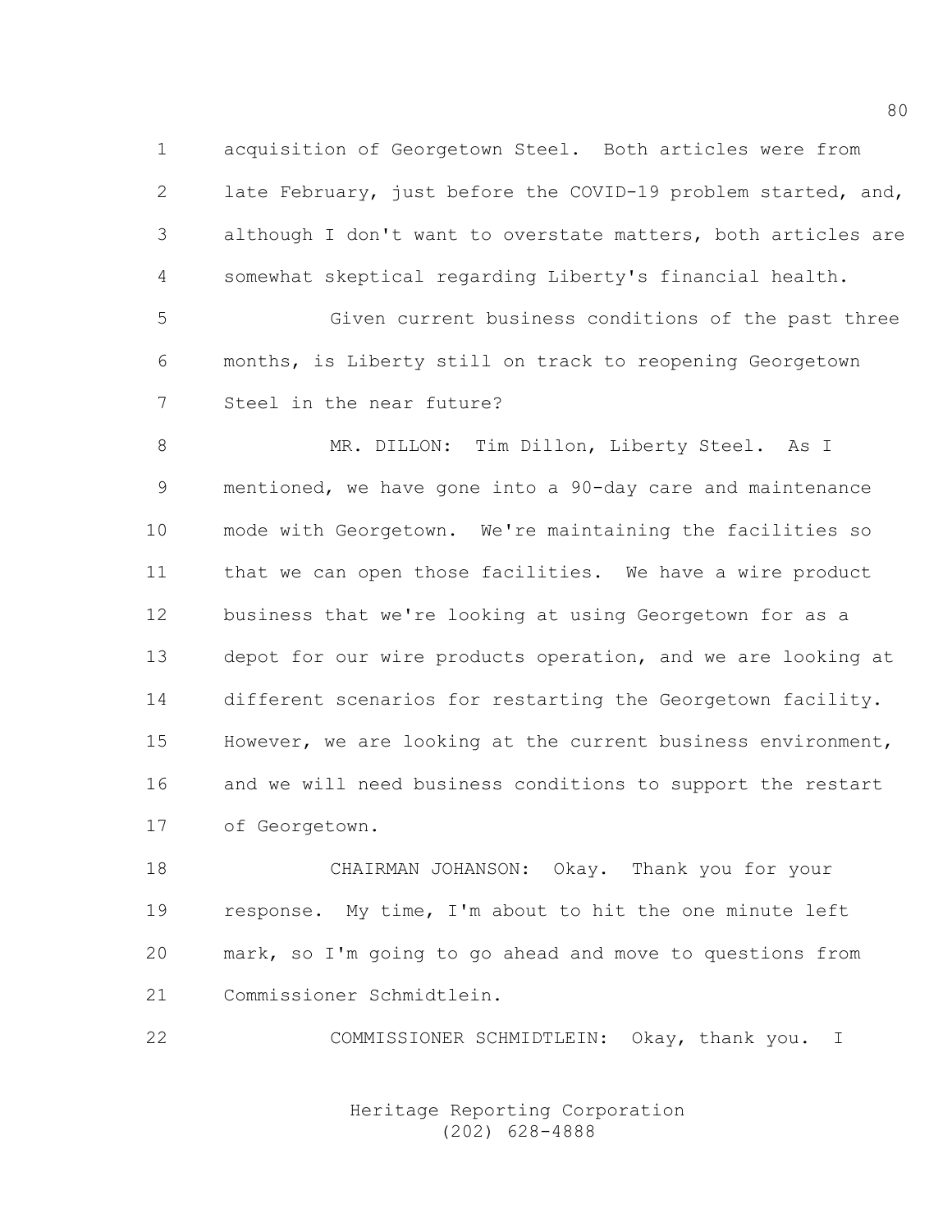acquisition of Georgetown Steel. Both articles were from late February, just before the COVID-19 problem started, and, although I don't want to overstate matters, both articles are somewhat skeptical regarding Liberty's financial health.

Given current business conditions of the past three months, is Liberty still on track to reopening Georgetown Steel in the near future?

MR. DILLON: Tim Dillon, Liberty Steel. As I mentioned, we have gone into a 90-day care and maintenance mode with Georgetown. We're maintaining the facilities so that we can open those facilities. We have a wire product business that we're looking at using Georgetown for as a depot for our wire products operation, and we are looking at different scenarios for restarting the Georgetown facility. However, we are looking at the current business environment, and we will need business conditions to support the restart of Georgetown.

CHAIRMAN JOHANSON: Okay. Thank you for your response. My time, I'm about to hit the one minute left mark, so I'm going to go ahead and move to questions from Commissioner Schmidtlein.

COMMISSIONER SCHMIDTLEIN: Okay, thank you. I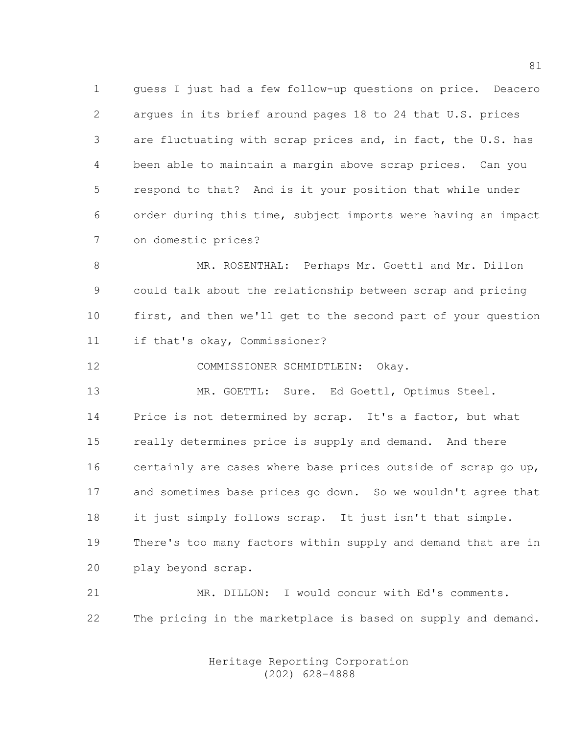guess I just had a few follow-up questions on price. Deacero argues in its brief around pages 18 to 24 that U.S. prices are fluctuating with scrap prices and, in fact, the U.S. has been able to maintain a margin above scrap prices. Can you respond to that? And is it your position that while under order during this time, subject imports were having an impact on domestic prices?

MR. ROSENTHAL: Perhaps Mr. Goettl and Mr. Dillon could talk about the relationship between scrap and pricing first, and then we'll get to the second part of your question if that's okay, Commissioner?

COMMISSIONER SCHMIDTLEIN: Okay.

MR. GOETTL: Sure. Ed Goettl, Optimus Steel. Price is not determined by scrap. It's a factor, but what really determines price is supply and demand. And there certainly are cases where base prices outside of scrap go up, and sometimes base prices go down. So we wouldn't agree that it just simply follows scrap. It just isn't that simple. There's too many factors within supply and demand that are in play beyond scrap.

MR. DILLON: I would concur with Ed's comments. The pricing in the marketplace is based on supply and demand.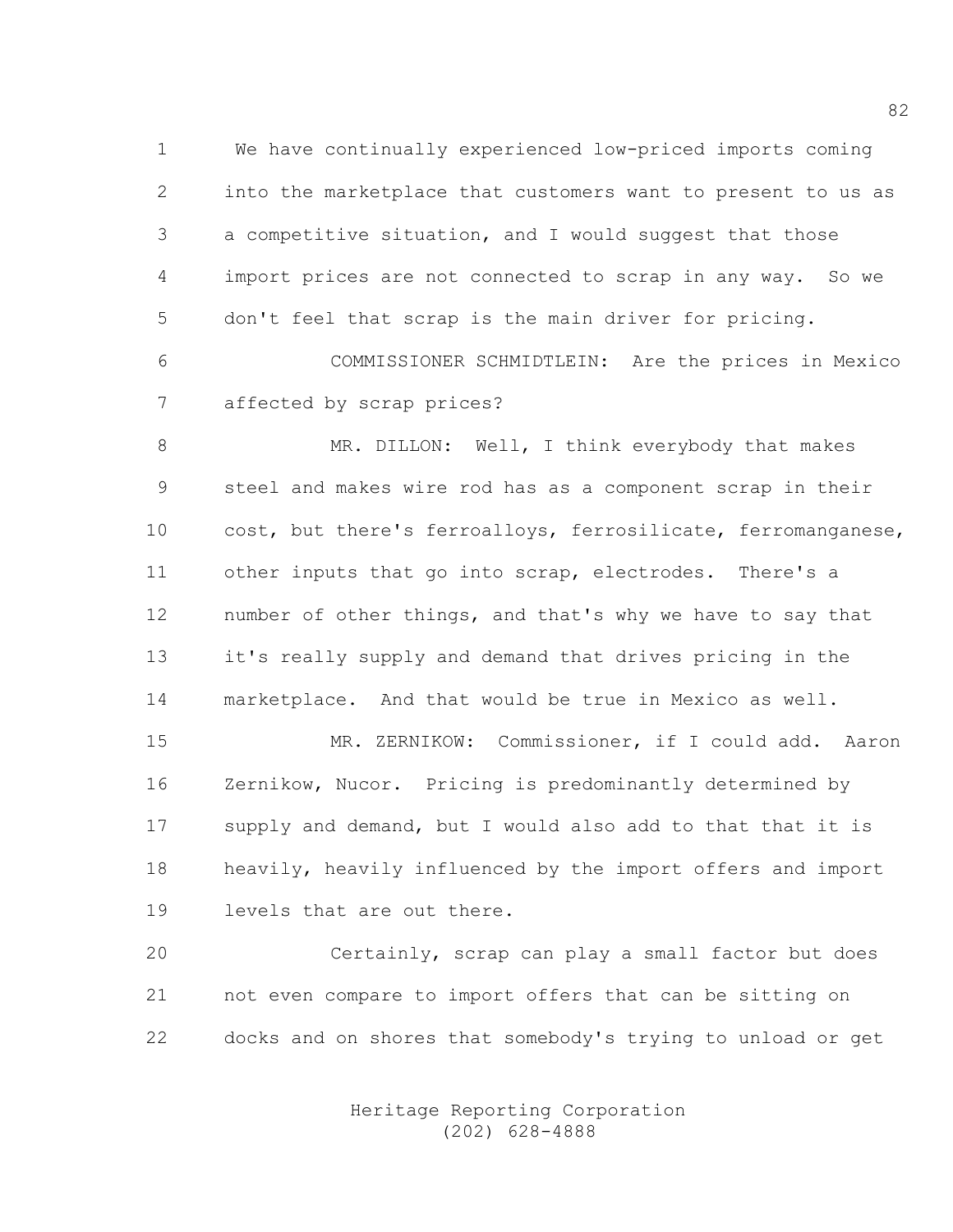We have continually experienced low-priced imports coming into the marketplace that customers want to present to us as a competitive situation, and I would suggest that those import prices are not connected to scrap in any way. So we don't feel that scrap is the main driver for pricing.

COMMISSIONER SCHMIDTLEIN: Are the prices in Mexico affected by scrap prices?

MR. DILLON: Well, I think everybody that makes steel and makes wire rod has as a component scrap in their cost, but there's ferroalloys, ferrosilicate, ferromanganese, other inputs that go into scrap, electrodes. There's a number of other things, and that's why we have to say that it's really supply and demand that drives pricing in the marketplace. And that would be true in Mexico as well.

MR. ZERNIKOW: Commissioner, if I could add. Aaron Zernikow, Nucor. Pricing is predominantly determined by supply and demand, but I would also add to that that it is heavily, heavily influenced by the import offers and import levels that are out there.

Certainly, scrap can play a small factor but does not even compare to import offers that can be sitting on docks and on shores that somebody's trying to unload or get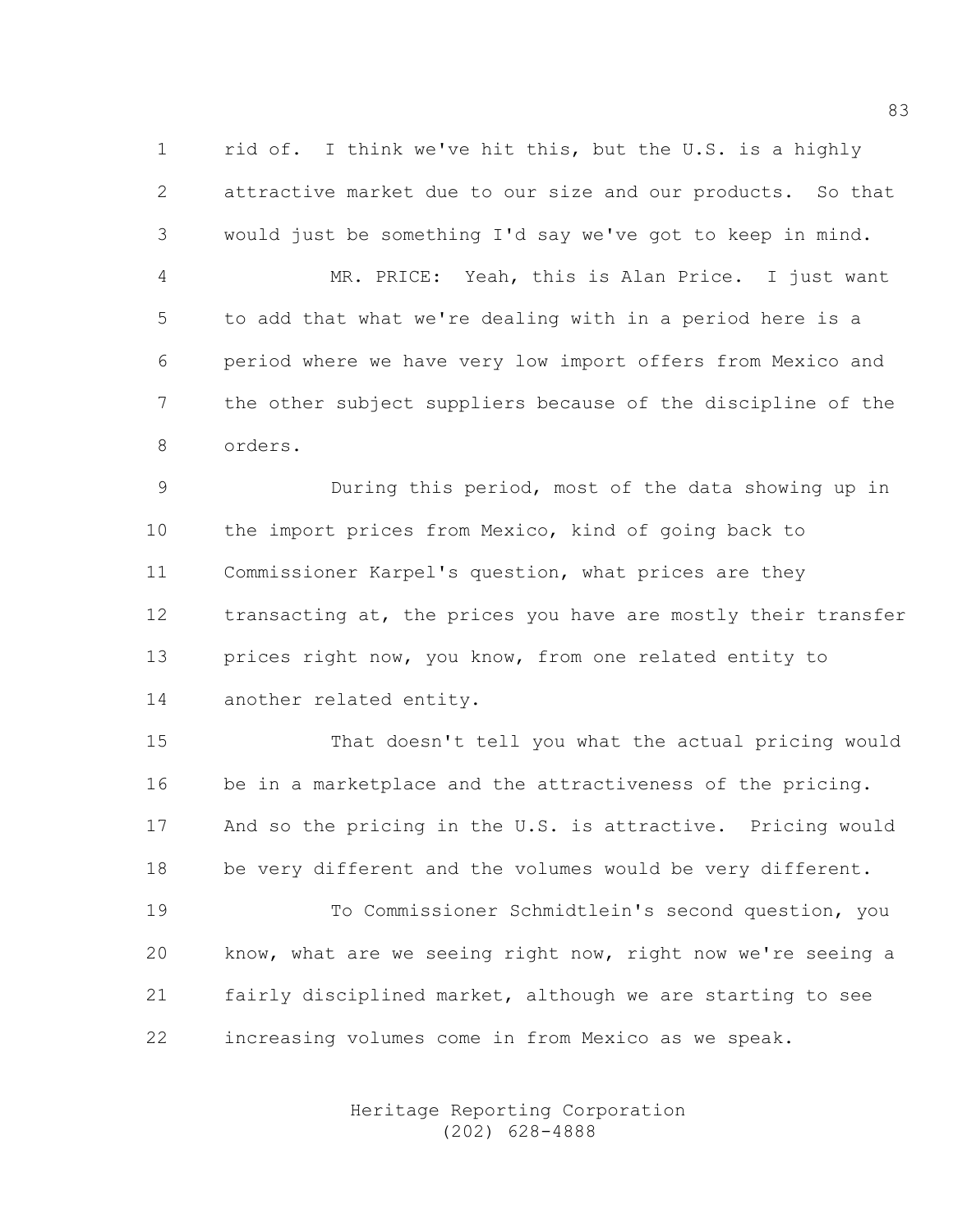rid of. I think we've hit this, but the U.S. is a highly attractive market due to our size and our products. So that would just be something I'd say we've got to keep in mind.

MR. PRICE: Yeah, this is Alan Price. I just want to add that what we're dealing with in a period here is a period where we have very low import offers from Mexico and the other subject suppliers because of the discipline of the orders.

During this period, most of the data showing up in the import prices from Mexico, kind of going back to Commissioner Karpel's question, what prices are they transacting at, the prices you have are mostly their transfer prices right now, you know, from one related entity to another related entity.

That doesn't tell you what the actual pricing would be in a marketplace and the attractiveness of the pricing. And so the pricing in the U.S. is attractive. Pricing would be very different and the volumes would be very different.

To Commissioner Schmidtlein's second question, you know, what are we seeing right now, right now we're seeing a fairly disciplined market, although we are starting to see increasing volumes come in from Mexico as we speak.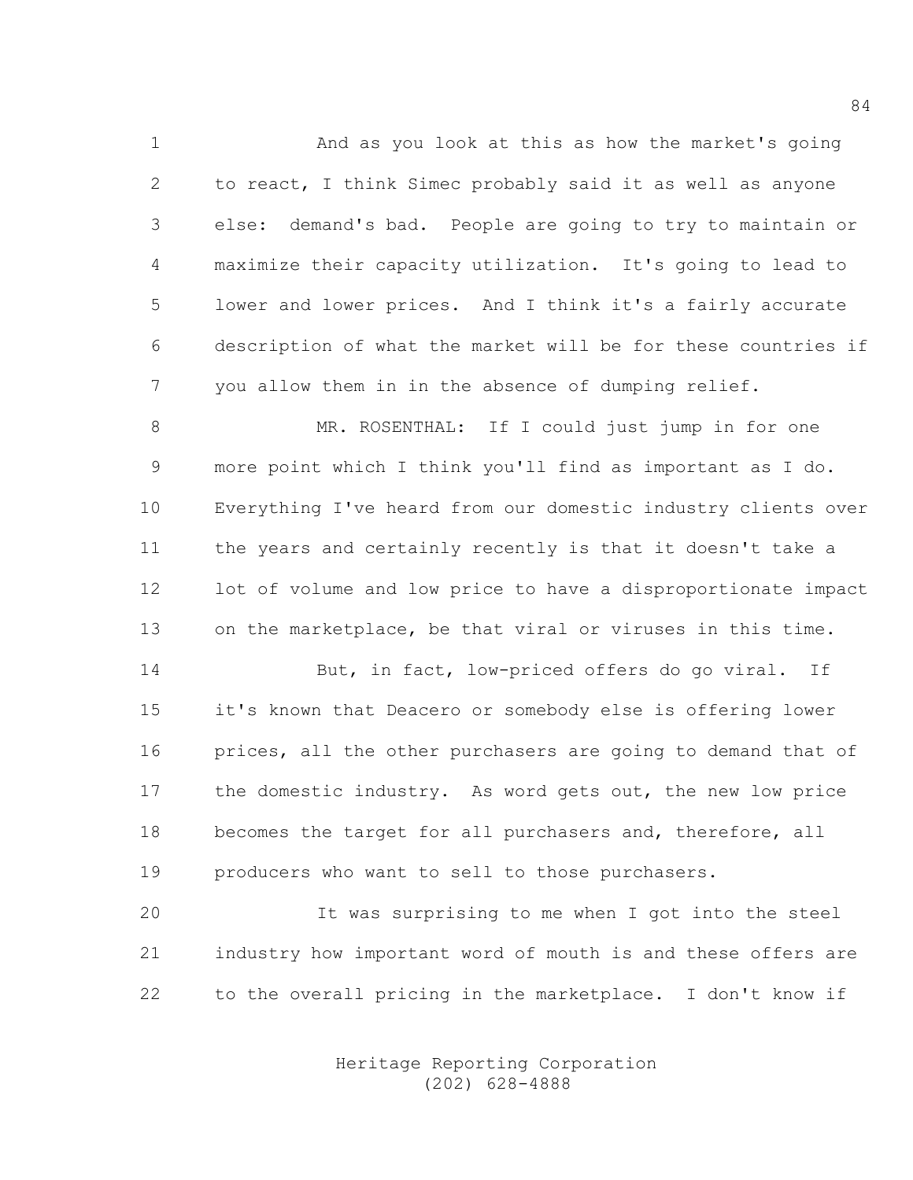And as you look at this as how the market's going to react, I think Simec probably said it as well as anyone else: demand's bad. People are going to try to maintain or maximize their capacity utilization. It's going to lead to lower and lower prices. And I think it's a fairly accurate description of what the market will be for these countries if you allow them in in the absence of dumping relief.

MR. ROSENTHAL: If I could just jump in for one more point which I think you'll find as important as I do. Everything I've heard from our domestic industry clients over the years and certainly recently is that it doesn't take a lot of volume and low price to have a disproportionate impact on the marketplace, be that viral or viruses in this time.

But, in fact, low-priced offers do go viral. If it's known that Deacero or somebody else is offering lower prices, all the other purchasers are going to demand that of the domestic industry. As word gets out, the new low price becomes the target for all purchasers and, therefore, all producers who want to sell to those purchasers.

It was surprising to me when I got into the steel industry how important word of mouth is and these offers are to the overall pricing in the marketplace. I don't know if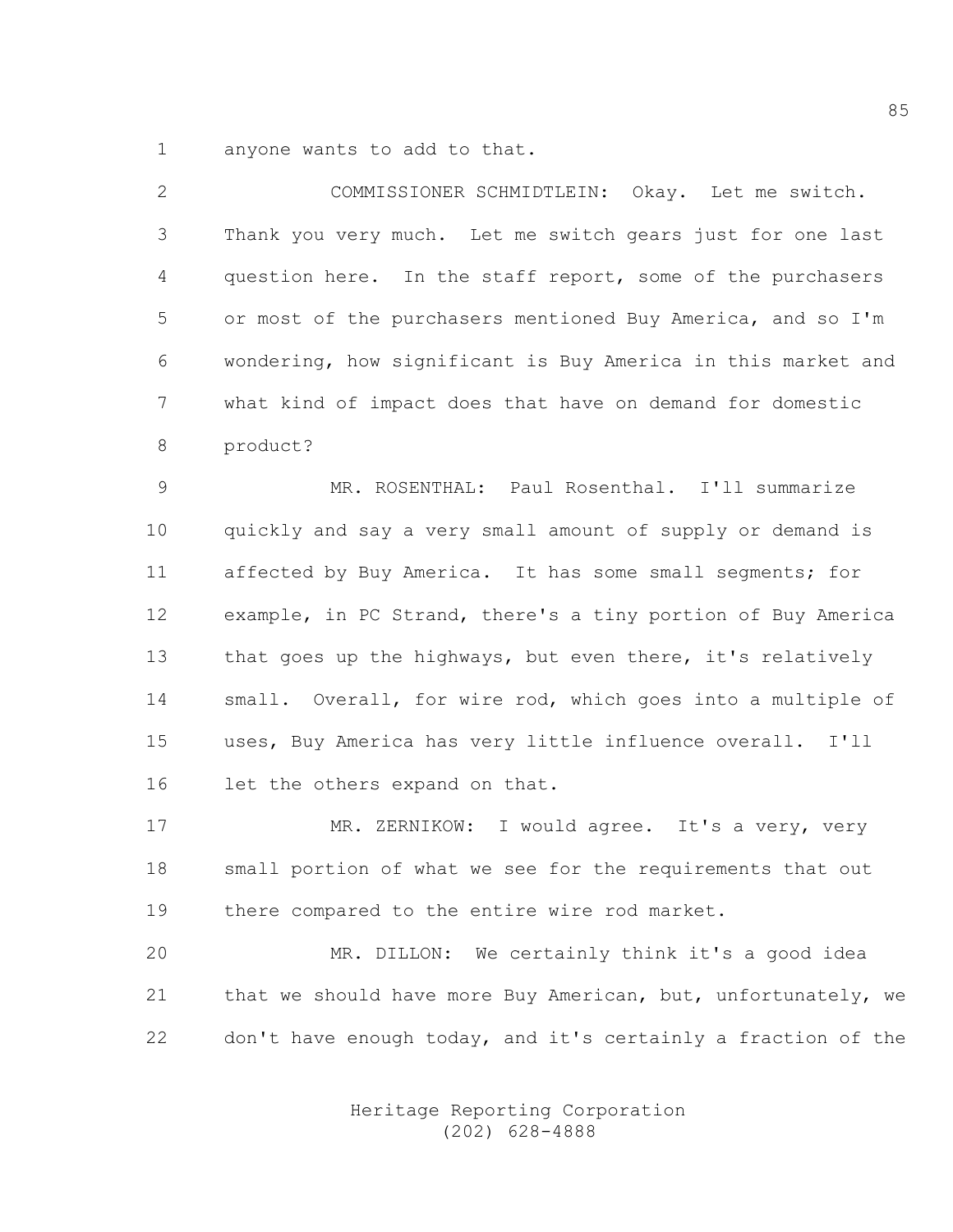anyone wants to add to that.

COMMISSIONER SCHMIDTLEIN: Okay. Let me switch. Thank you very much. Let me switch gears just for one last question here. In the staff report, some of the purchasers or most of the purchasers mentioned Buy America, and so I'm wondering, how significant is Buy America in this market and what kind of impact does that have on demand for domestic product?

MR. ROSENTHAL: Paul Rosenthal. I'll summarize quickly and say a very small amount of supply or demand is affected by Buy America. It has some small segments; for example, in PC Strand, there's a tiny portion of Buy America that goes up the highways, but even there, it's relatively small. Overall, for wire rod, which goes into a multiple of uses, Buy America has very little influence overall. I'll let the others expand on that.

MR. ZERNIKOW: I would agree. It's a very, very small portion of what we see for the requirements that out there compared to the entire wire rod market.

MR. DILLON: We certainly think it's a good idea that we should have more Buy American, but, unfortunately, we don't have enough today, and it's certainly a fraction of the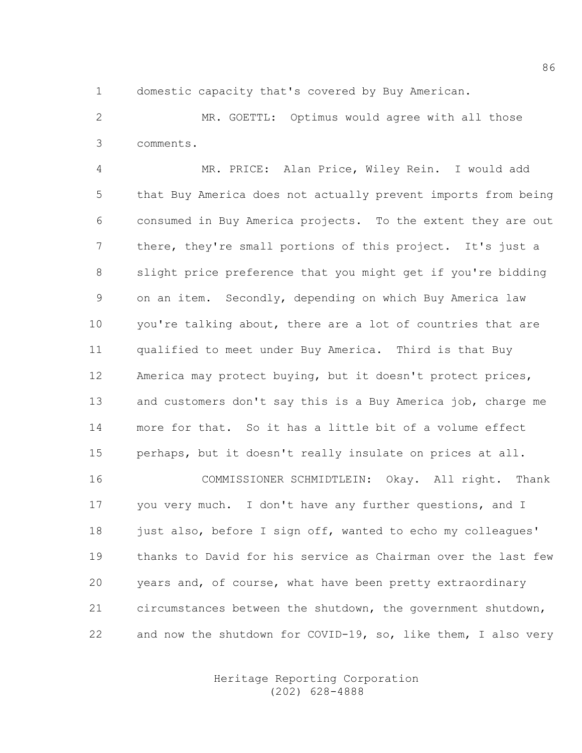domestic capacity that's covered by Buy American.

MR. GOETTL: Optimus would agree with all those comments.

MR. PRICE: Alan Price, Wiley Rein. I would add that Buy America does not actually prevent imports from being consumed in Buy America projects. To the extent they are out there, they're small portions of this project. It's just a slight price preference that you might get if you're bidding on an item. Secondly, depending on which Buy America law you're talking about, there are a lot of countries that are qualified to meet under Buy America. Third is that Buy America may protect buying, but it doesn't protect prices, and customers don't say this is a Buy America job, charge me more for that. So it has a little bit of a volume effect perhaps, but it doesn't really insulate on prices at all.

COMMISSIONER SCHMIDTLEIN: Okay. All right. Thank you very much. I don't have any further questions, and I just also, before I sign off, wanted to echo my colleagues' thanks to David for his service as Chairman over the last few years and, of course, what have been pretty extraordinary circumstances between the shutdown, the government shutdown, and now the shutdown for COVID-19, so, like them, I also very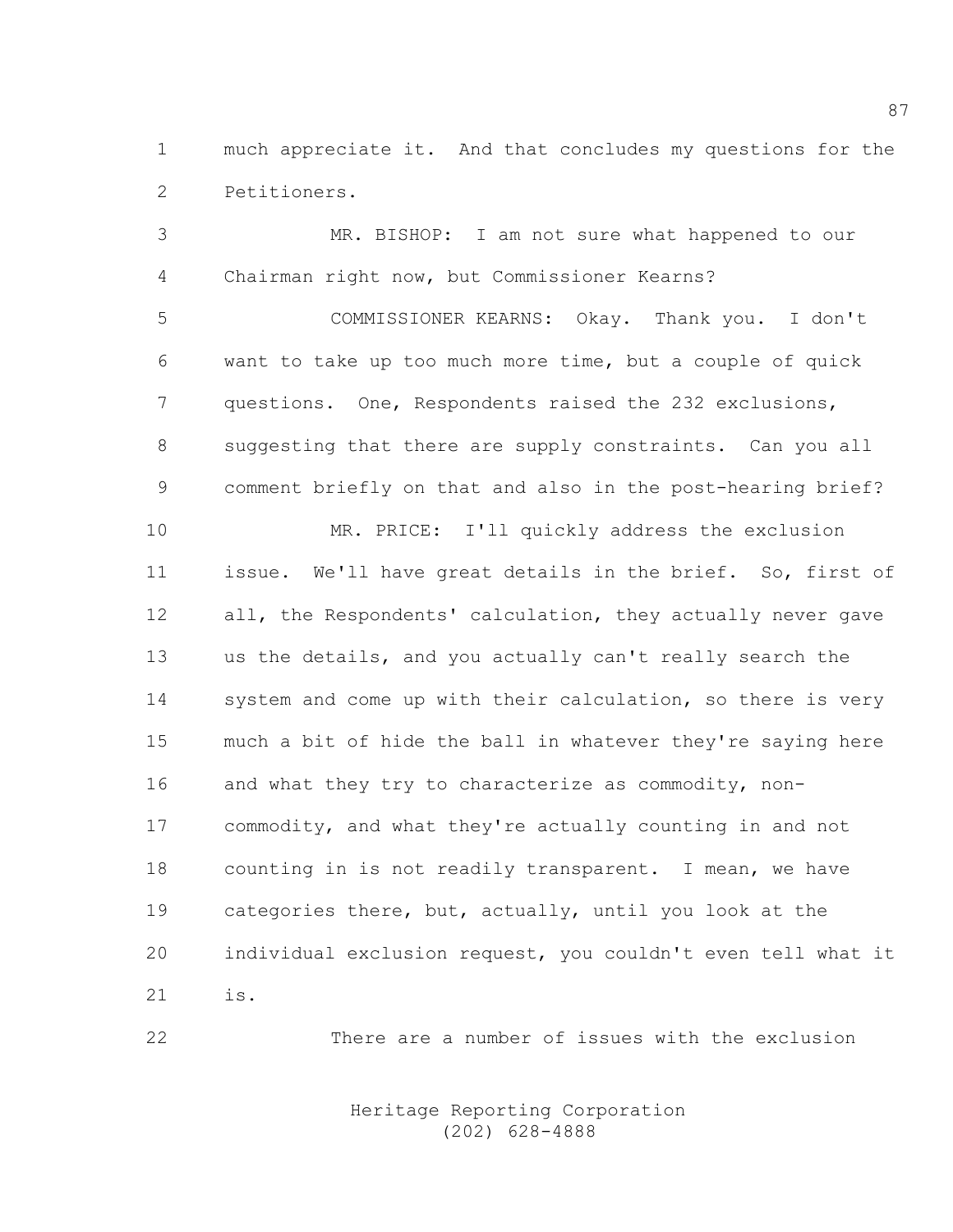much appreciate it. And that concludes my questions for the Petitioners.

MR. BISHOP: I am not sure what happened to our Chairman right now, but Commissioner Kearns?

COMMISSIONER KEARNS: Okay. Thank you. I don't want to take up too much more time, but a couple of quick questions. One, Respondents raised the 232 exclusions, suggesting that there are supply constraints. Can you all comment briefly on that and also in the post-hearing brief?

MR. PRICE: I'll quickly address the exclusion issue. We'll have great details in the brief. So, first of all, the Respondents' calculation, they actually never gave us the details, and you actually can't really search the system and come up with their calculation, so there is very much a bit of hide the ball in whatever they're saying here and what they try to characterize as commodity, non-commodity, and what they're actually counting in and not counting in is not readily transparent. I mean, we have categories there, but, actually, until you look at the individual exclusion request, you couldn't even tell what it is.

There are a number of issues with the exclusion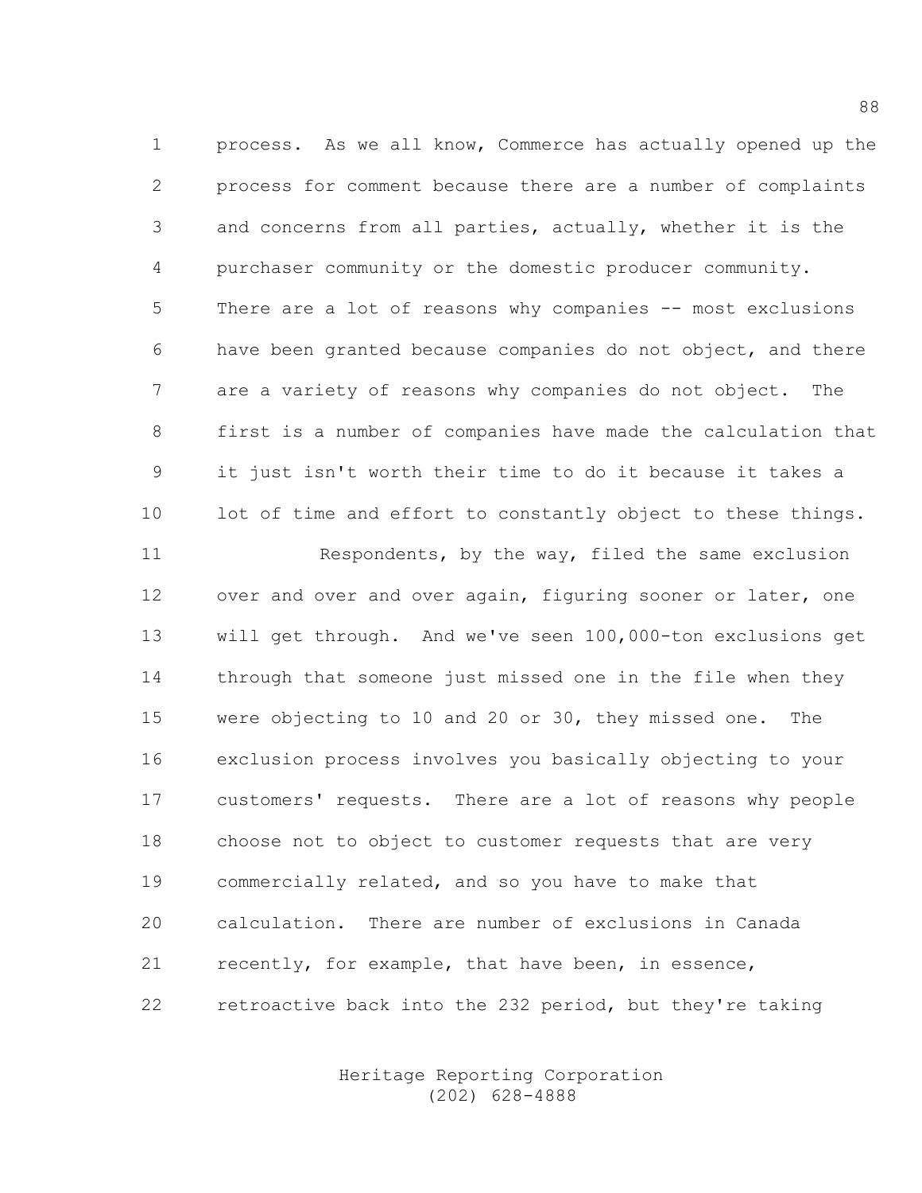process. As we all know, Commerce has actually opened up the process for comment because there are a number of complaints and concerns from all parties, actually, whether it is the purchaser community or the domestic producer community. There are a lot of reasons why companies -- most exclusions have been granted because companies do not object, and there are a variety of reasons why companies do not object. The first is a number of companies have made the calculation that it just isn't worth their time to do it because it takes a lot of time and effort to constantly object to these things.

Respondents, by the way, filed the same exclusion over and over and over again, figuring sooner or later, one will get through. And we've seen 100,000-ton exclusions get through that someone just missed one in the file when they were objecting to 10 and 20 or 30, they missed one. The exclusion process involves you basically objecting to your customers' requests. There are a lot of reasons why people choose not to object to customer requests that are very commercially related, and so you have to make that calculation. There are number of exclusions in Canada recently, for example, that have been, in essence, retroactive back into the 232 period, but they're taking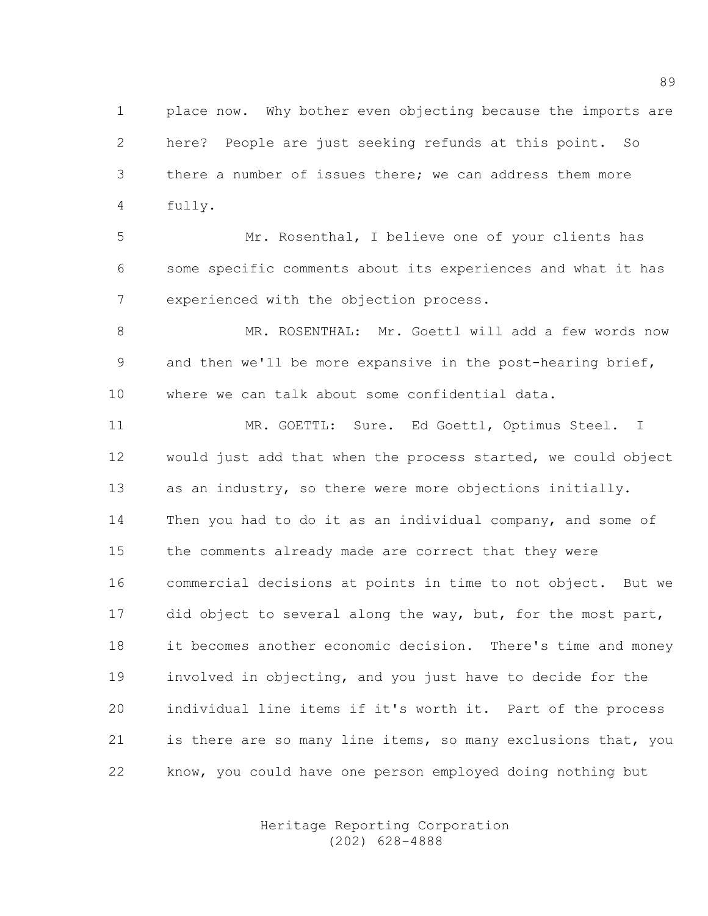place now. Why bother even objecting because the imports are here? People are just seeking refunds at this point. So there a number of issues there; we can address them more fully.

Mr. Rosenthal, I believe one of your clients has some specific comments about its experiences and what it has experienced with the objection process.

MR. ROSENTHAL: Mr. Goettl will add a few words now and then we'll be more expansive in the post-hearing brief, where we can talk about some confidential data.

MR. GOETTL: Sure. Ed Goettl, Optimus Steel. I would just add that when the process started, we could object as an industry, so there were more objections initially. Then you had to do it as an individual company, and some of the comments already made are correct that they were commercial decisions at points in time to not object. But we did object to several along the way, but, for the most part, it becomes another economic decision. There's time and money involved in objecting, and you just have to decide for the individual line items if it's worth it. Part of the process is there are so many line items, so many exclusions that, you know, you could have one person employed doing nothing but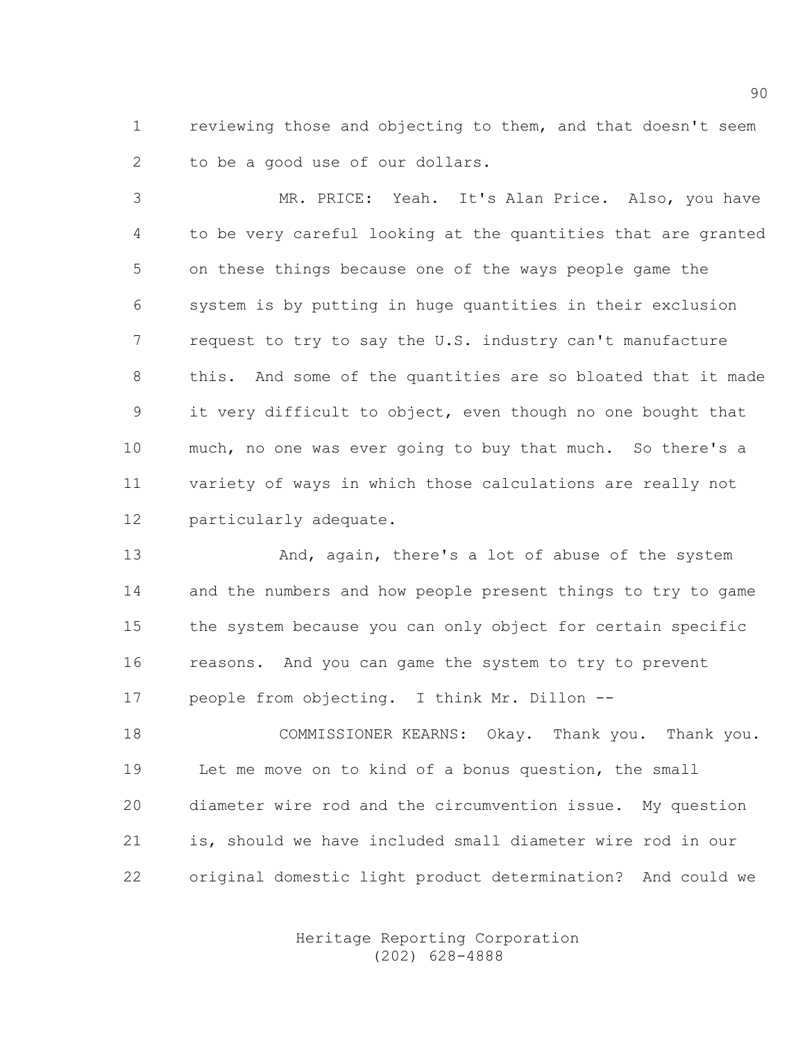reviewing those and objecting to them, and that doesn't seem to be a good use of our dollars.

MR. PRICE: Yeah. It's Alan Price. Also, you have to be very careful looking at the quantities that are granted on these things because one of the ways people game the system is by putting in huge quantities in their exclusion request to try to say the U.S. industry can't manufacture this. And some of the quantities are so bloated that it made it very difficult to object, even though no one bought that much, no one was ever going to buy that much. So there's a variety of ways in which those calculations are really not particularly adequate.

And, again, there's a lot of abuse of the system and the numbers and how people present things to try to game the system because you can only object for certain specific reasons. And you can game the system to try to prevent people from objecting. I think Mr. Dillon --

COMMISSIONER KEARNS: Okay. Thank you. Thank you. Let me move on to kind of a bonus question, the small diameter wire rod and the circumvention issue. My question is, should we have included small diameter wire rod in our original domestic light product determination? And could we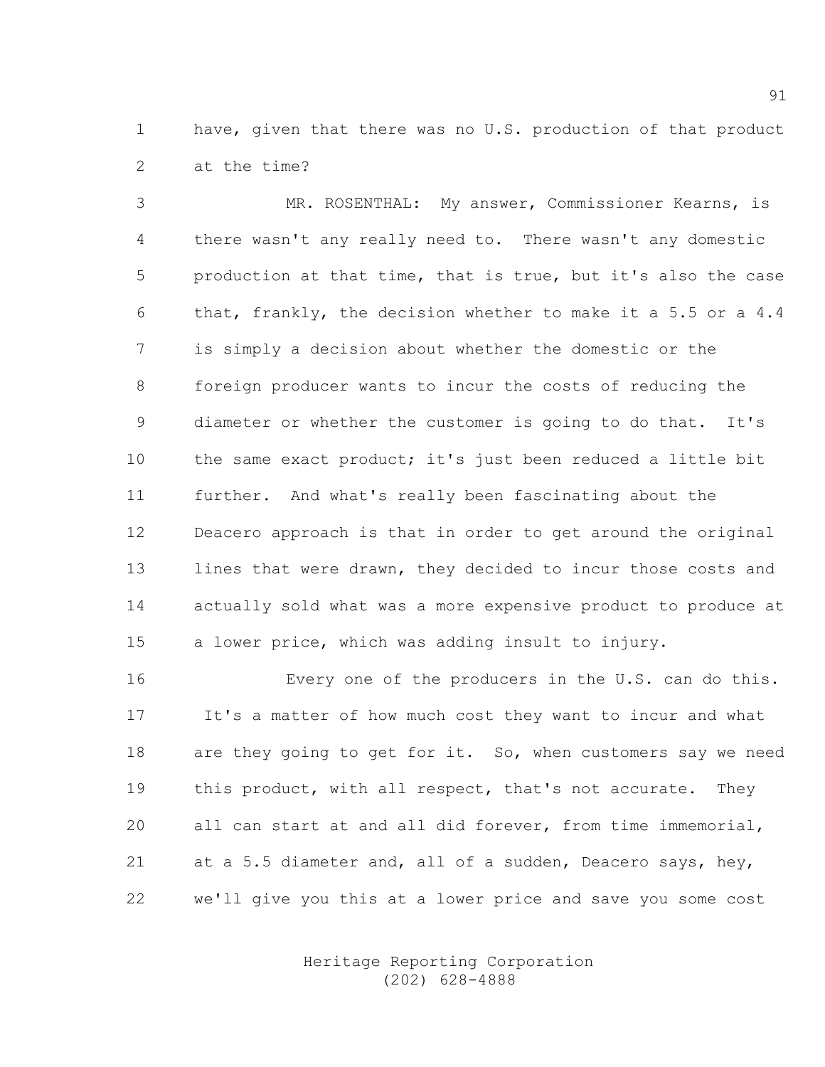have, given that there was no U.S. production of that product at the time?

MR. ROSENTHAL: My answer, Commissioner Kearns, is there wasn't any really need to. There wasn't any domestic production at that time, that is true, but it's also the case that, frankly, the decision whether to make it a 5.5 or a 4.4 is simply a decision about whether the domestic or the foreign producer wants to incur the costs of reducing the diameter or whether the customer is going to do that. It's the same exact product; it's just been reduced a little bit further. And what's really been fascinating about the Deacero approach is that in order to get around the original lines that were drawn, they decided to incur those costs and actually sold what was a more expensive product to produce at a lower price, which was adding insult to injury.

Every one of the producers in the U.S. can do this. It's a matter of how much cost they want to incur and what are they going to get for it. So, when customers say we need this product, with all respect, that's not accurate. They all can start at and all did forever, from time immemorial, at a 5.5 diameter and, all of a sudden, Deacero says, hey, we'll give you this at a lower price and save you some cost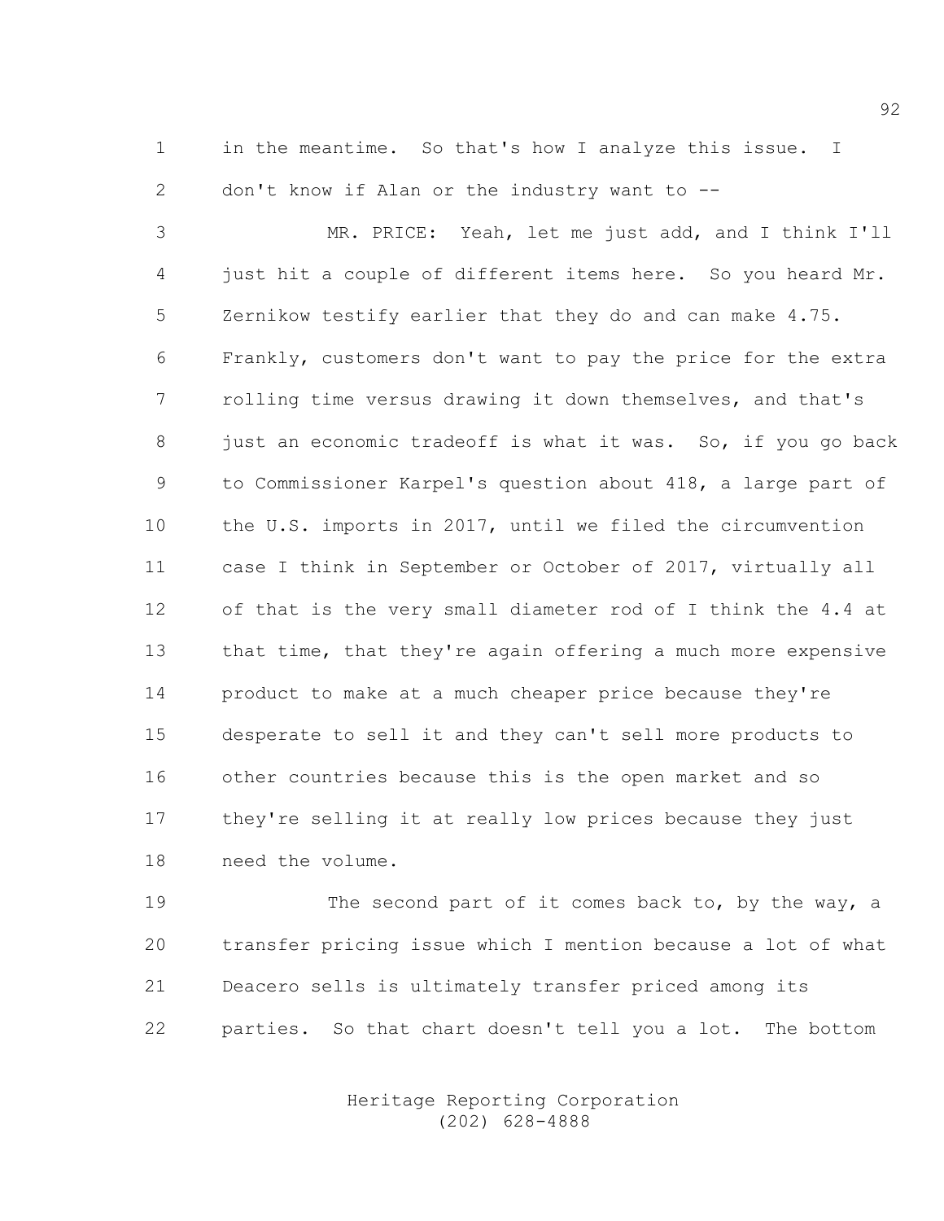in the meantime. So that's how I analyze this issue. I don't know if Alan or the industry want to --

MR. PRICE: Yeah, let me just add, and I think I'll just hit a couple of different items here. So you heard Mr. Zernikow testify earlier that they do and can make 4.75. Frankly, customers don't want to pay the price for the extra rolling time versus drawing it down themselves, and that's just an economic tradeoff is what it was. So, if you go back to Commissioner Karpel's question about 418, a large part of the U.S. imports in 2017, until we filed the circumvention case I think in September or October of 2017, virtually all of that is the very small diameter rod of I think the 4.4 at that time, that they're again offering a much more expensive product to make at a much cheaper price because they're desperate to sell it and they can't sell more products to other countries because this is the open market and so they're selling it at really low prices because they just need the volume.

The second part of it comes back to, by the way, a transfer pricing issue which I mention because a lot of what Deacero sells is ultimately transfer priced among its parties. So that chart doesn't tell you a lot. The bottom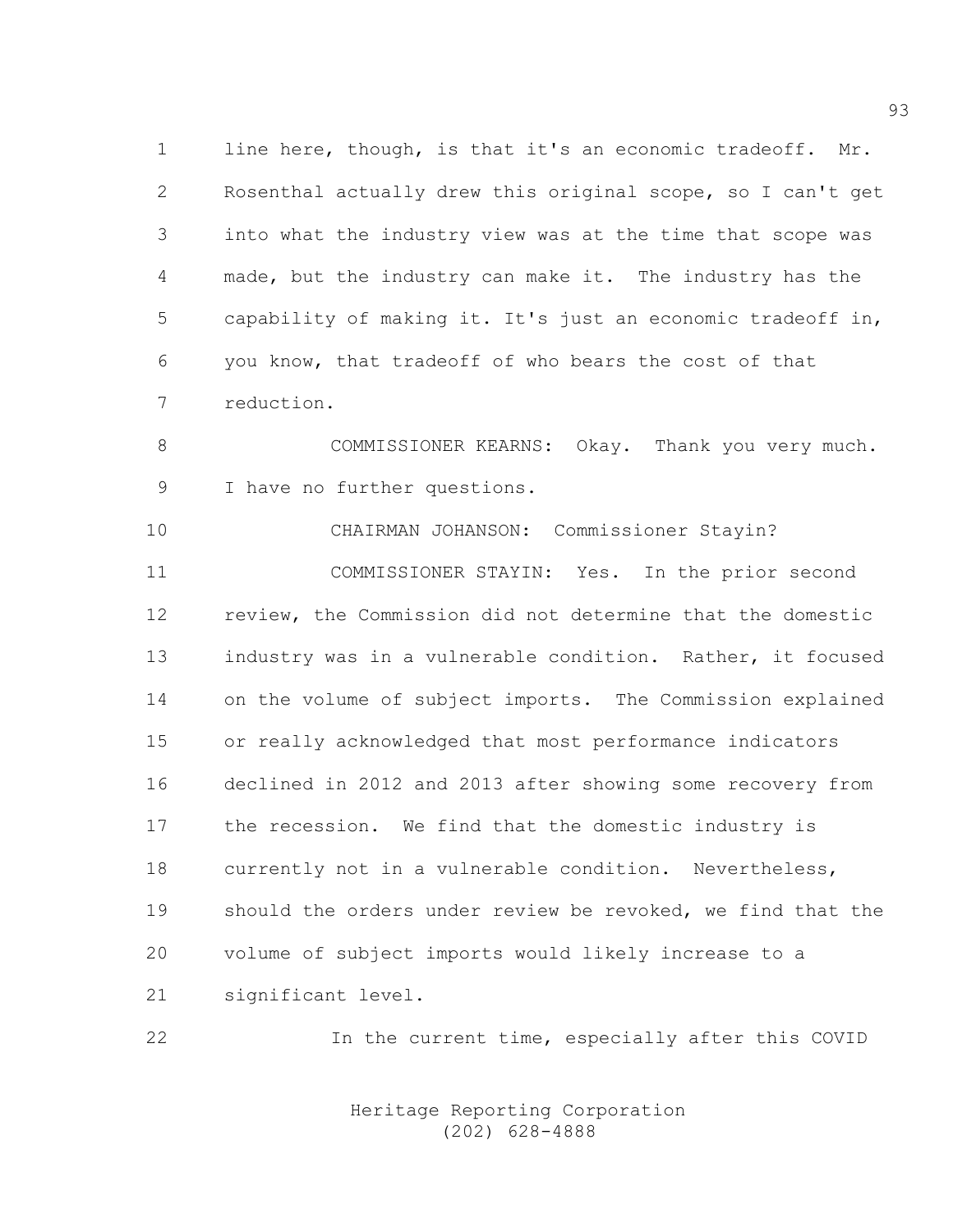line here, though, is that it's an economic tradeoff. Mr. Rosenthal actually drew this original scope, so I can't get into what the industry view was at the time that scope was made, but the industry can make it. The industry has the capability of making it. It's just an economic tradeoff in, you know, that tradeoff of who bears the cost of that reduction.

COMMISSIONER KEARNS: Okay. Thank you very much. I have no further questions.

CHAIRMAN JOHANSON: Commissioner Stayin?

COMMISSIONER STAYIN: Yes. In the prior second review, the Commission did not determine that the domestic industry was in a vulnerable condition. Rather, it focused on the volume of subject imports. The Commission explained or really acknowledged that most performance indicators declined in 2012 and 2013 after showing some recovery from the recession. We find that the domestic industry is currently not in a vulnerable condition. Nevertheless, should the orders under review be revoked, we find that the volume of subject imports would likely increase to a significant level.

In the current time, especially after this COVID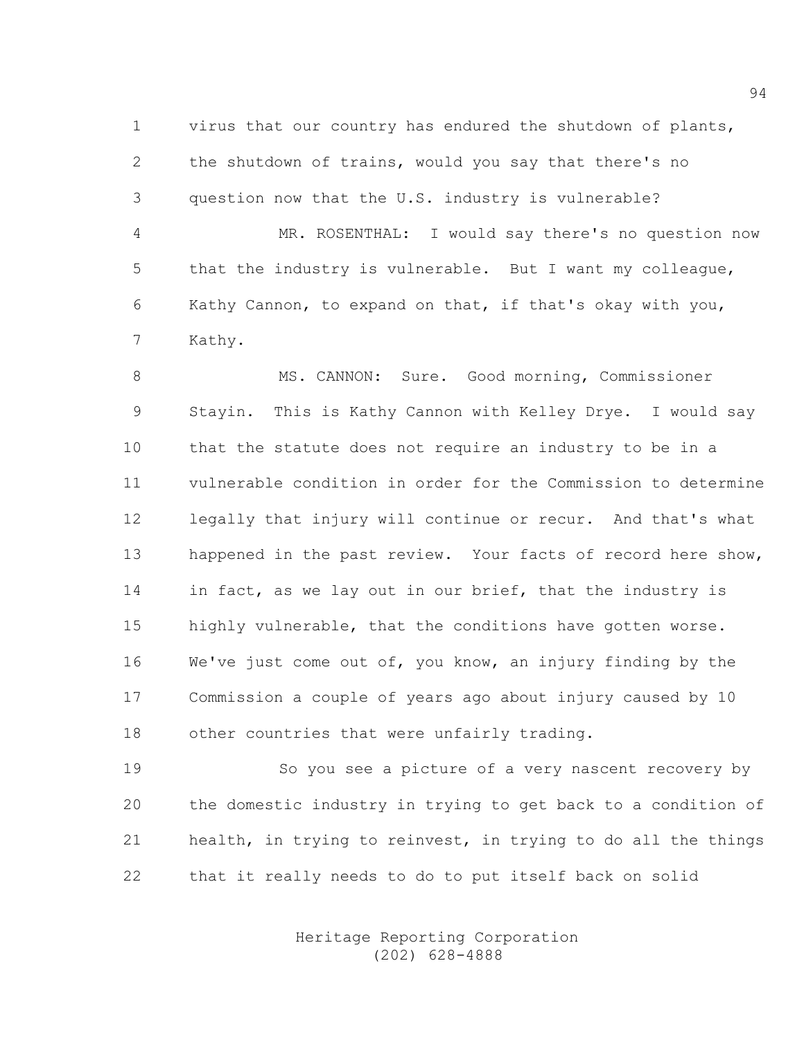virus that our country has endured the shutdown of plants, the shutdown of trains, would you say that there's no question now that the U.S. industry is vulnerable?

MR. ROSENTHAL: I would say there's no question now that the industry is vulnerable. But I want my colleague, Kathy Cannon, to expand on that, if that's okay with you, Kathy.

MS. CANNON: Sure. Good morning, Commissioner Stayin. This is Kathy Cannon with Kelley Drye. I would say that the statute does not require an industry to be in a vulnerable condition in order for the Commission to determine legally that injury will continue or recur. And that's what happened in the past review. Your facts of record here show, in fact, as we lay out in our brief, that the industry is highly vulnerable, that the conditions have gotten worse. We've just come out of, you know, an injury finding by the Commission a couple of years ago about injury caused by 10 other countries that were unfairly trading.

So you see a picture of a very nascent recovery by the domestic industry in trying to get back to a condition of health, in trying to reinvest, in trying to do all the things that it really needs to do to put itself back on solid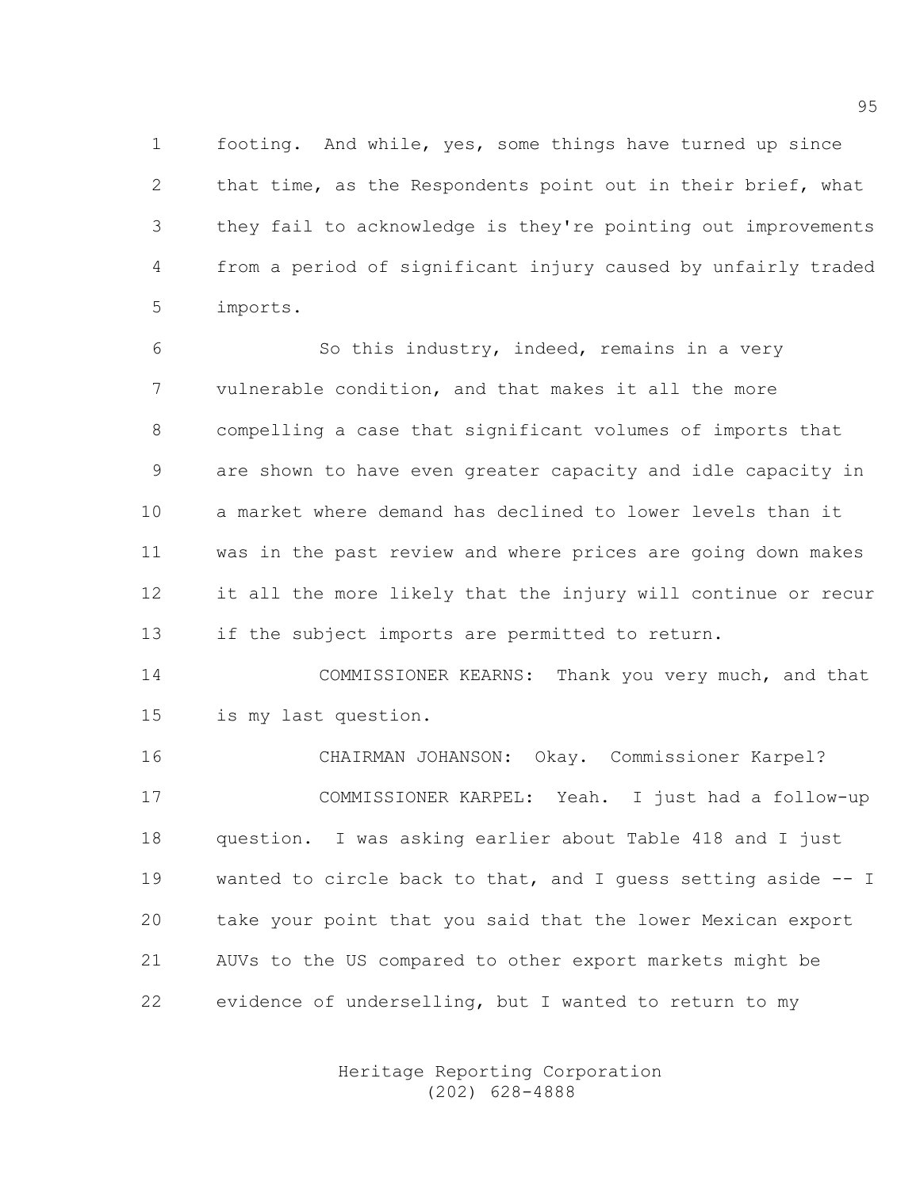footing. And while, yes, some things have turned up since that time, as the Respondents point out in their brief, what they fail to acknowledge is they're pointing out improvements from a period of significant injury caused by unfairly traded imports.

So this industry, indeed, remains in a very vulnerable condition, and that makes it all the more compelling a case that significant volumes of imports that are shown to have even greater capacity and idle capacity in a market where demand has declined to lower levels than it was in the past review and where prices are going down makes it all the more likely that the injury will continue or recur if the subject imports are permitted to return.

COMMISSIONER KEARNS: Thank you very much, and that is my last question.

CHAIRMAN JOHANSON: Okay. Commissioner Karpel?

COMMISSIONER KARPEL: Yeah. I just had a follow-up question. I was asking earlier about Table 418 and I just wanted to circle back to that, and I guess setting aside -- I take your point that you said that the lower Mexican export AUVs to the US compared to other export markets might be evidence of underselling, but I wanted to return to my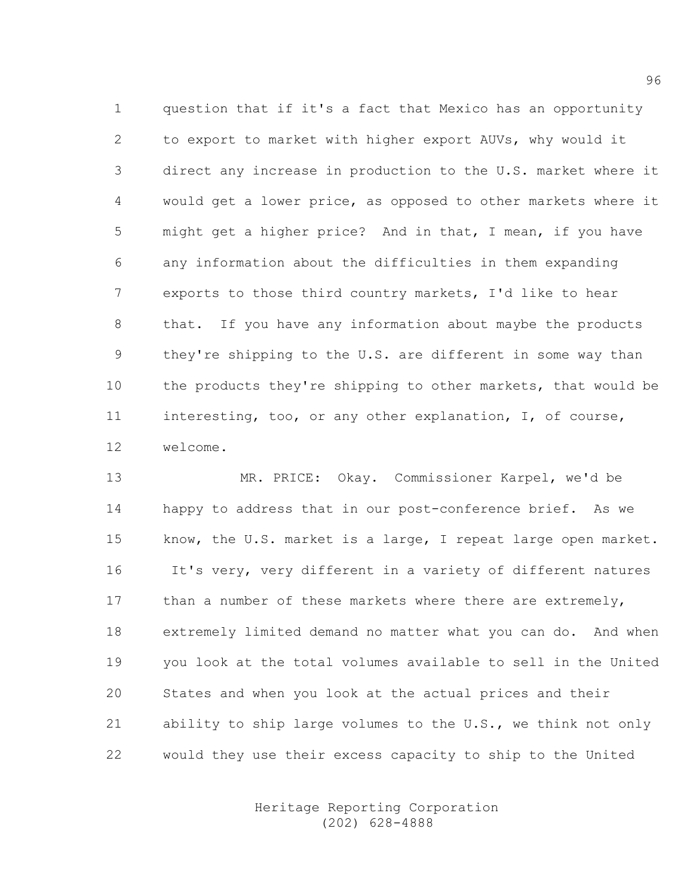question that if it's a fact that Mexico has an opportunity to export to market with higher export AUVs, why would it direct any increase in production to the U.S. market where it would get a lower price, as opposed to other markets where it might get a higher price? And in that, I mean, if you have any information about the difficulties in them expanding exports to those third country markets, I'd like to hear that. If you have any information about maybe the products they're shipping to the U.S. are different in some way than the products they're shipping to other markets, that would be interesting, too, or any other explanation, I, of course, welcome.

MR. PRICE: Okay. Commissioner Karpel, we'd be happy to address that in our post-conference brief. As we know, the U.S. market is a large, I repeat large open market. It's very, very different in a variety of different natures than a number of these markets where there are extremely, extremely limited demand no matter what you can do. And when you look at the total volumes available to sell in the United States and when you look at the actual prices and their ability to ship large volumes to the U.S., we think not only would they use their excess capacity to ship to the United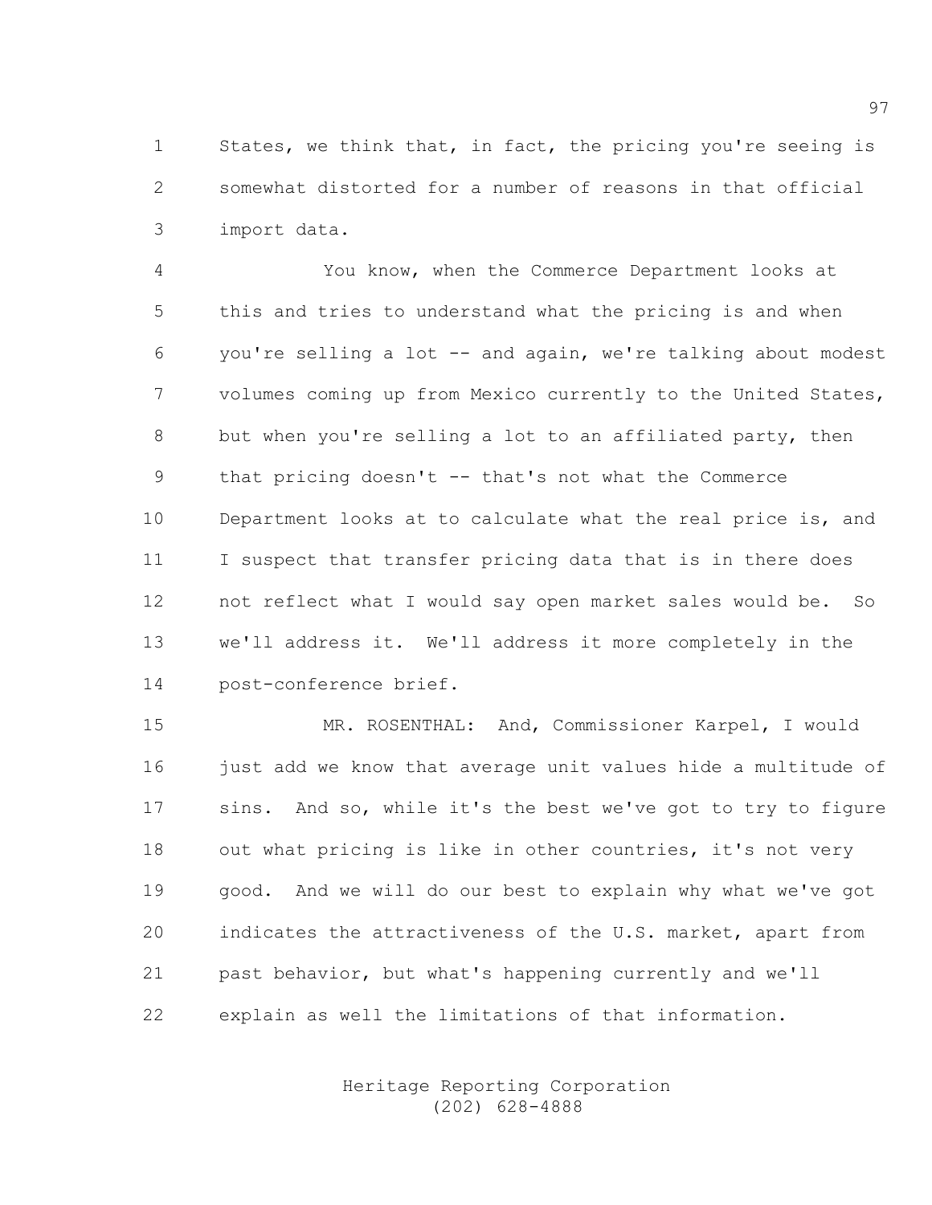States, we think that, in fact, the pricing you're seeing is somewhat distorted for a number of reasons in that official import data.

You know, when the Commerce Department looks at this and tries to understand what the pricing is and when you're selling a lot -- and again, we're talking about modest volumes coming up from Mexico currently to the United States, but when you're selling a lot to an affiliated party, then that pricing doesn't -- that's not what the Commerce Department looks at to calculate what the real price is, and I suspect that transfer pricing data that is in there does not reflect what I would say open market sales would be. So we'll address it. We'll address it more completely in the post-conference brief.

MR. ROSENTHAL: And, Commissioner Karpel, I would just add we know that average unit values hide a multitude of sins. And so, while it's the best we've got to try to figure out what pricing is like in other countries, it's not very good. And we will do our best to explain why what we've got indicates the attractiveness of the U.S. market, apart from past behavior, but what's happening currently and we'll explain as well the limitations of that information.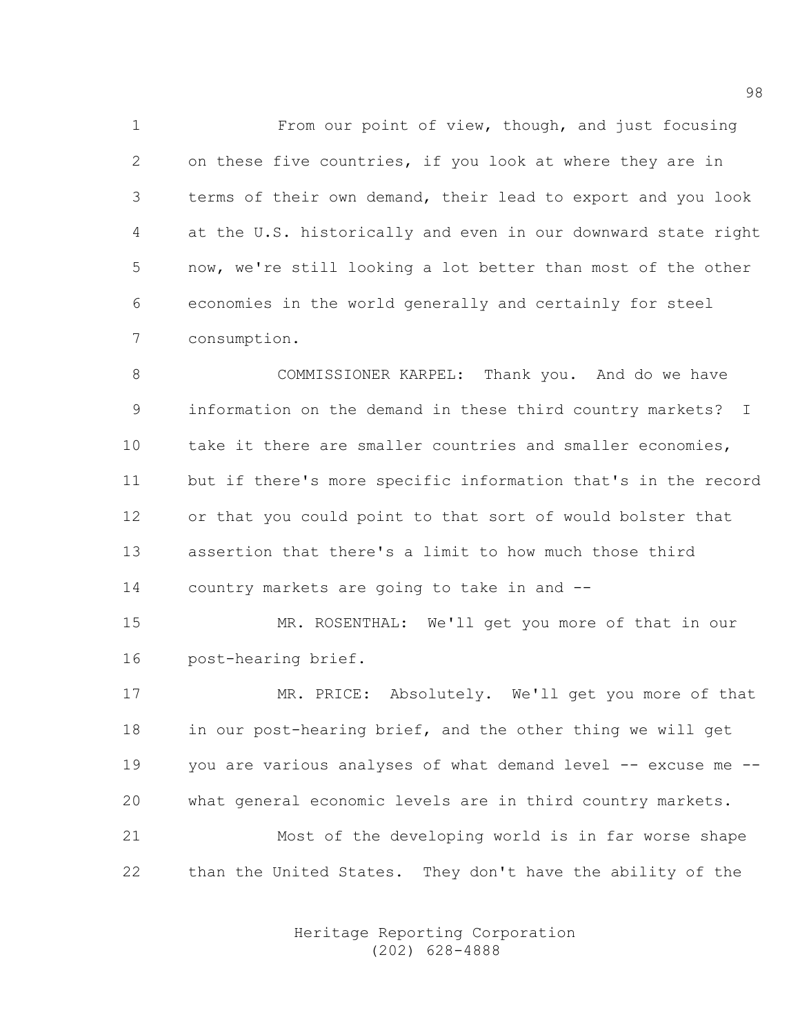From our point of view, though, and just focusing on these five countries, if you look at where they are in terms of their own demand, their lead to export and you look at the U.S. historically and even in our downward state right now, we're still looking a lot better than most of the other economies in the world generally and certainly for steel consumption.

COMMISSIONER KARPEL: Thank you. And do we have information on the demand in these third country markets? I take it there are smaller countries and smaller economies, but if there's more specific information that's in the record or that you could point to that sort of would bolster that assertion that there's a limit to how much those third country markets are going to take in and --

MR. ROSENTHAL: We'll get you more of that in our post-hearing brief.

MR. PRICE: Absolutely. We'll get you more of that in our post-hearing brief, and the other thing we will get you are various analyses of what demand level -- excuse me -- what general economic levels are in third country markets.

Most of the developing world is in far worse shape than the United States. They don't have the ability of the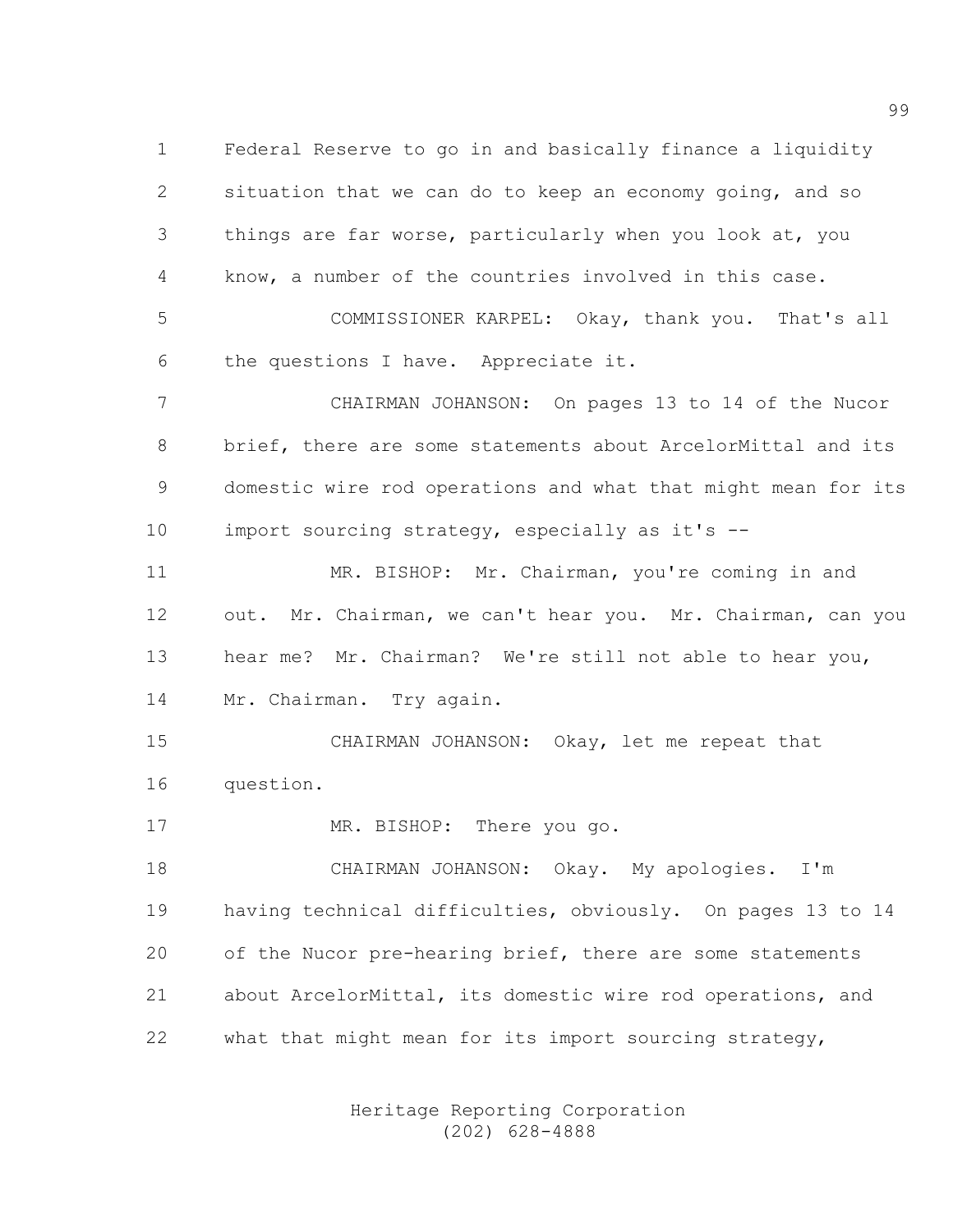Federal Reserve to go in and basically finance a liquidity situation that we can do to keep an economy going, and so things are far worse, particularly when you look at, you know, a number of the countries involved in this case.

COMMISSIONER KARPEL: Okay, thank you. That's all the questions I have. Appreciate it.

CHAIRMAN JOHANSON: On pages 13 to 14 of the Nucor brief, there are some statements about ArcelorMittal and its domestic wire rod operations and what that might mean for its import sourcing strategy, especially as it's --

MR. BISHOP: Mr. Chairman, you're coming in and out. Mr. Chairman, we can't hear you. Mr. Chairman, can you hear me? Mr. Chairman? We're still not able to hear you, Mr. Chairman. Try again.

CHAIRMAN JOHANSON: Okay, let me repeat that question.

MR. BISHOP: There you go.

CHAIRMAN JOHANSON: Okay. My apologies. I'm having technical difficulties, obviously. On pages 13 to 14 of the Nucor pre-hearing brief, there are some statements about ArcelorMittal, its domestic wire rod operations, and what that might mean for its import sourcing strategy,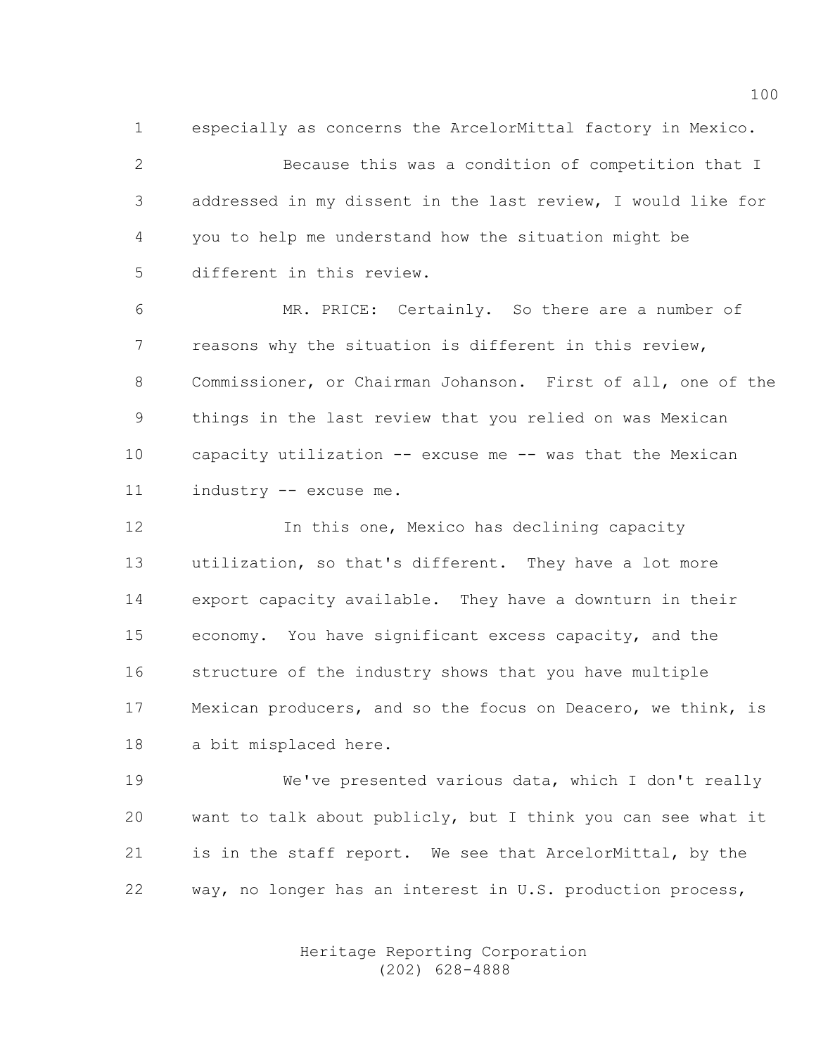especially as concerns the ArcelorMittal factory in Mexico.

Because this was a condition of competition that I addressed in my dissent in the last review, I would like for you to help me understand how the situation might be different in this review.

MR. PRICE: Certainly. So there are a number of reasons why the situation is different in this review, Commissioner, or Chairman Johanson. First of all, one of the things in the last review that you relied on was Mexican capacity utilization -- excuse me -- was that the Mexican industry -- excuse me.

In this one, Mexico has declining capacity utilization, so that's different. They have a lot more export capacity available. They have a downturn in their economy. You have significant excess capacity, and the structure of the industry shows that you have multiple Mexican producers, and so the focus on Deacero, we think, is a bit misplaced here.

We've presented various data, which I don't really want to talk about publicly, but I think you can see what it is in the staff report. We see that ArcelorMittal, by the way, no longer has an interest in U.S. production process,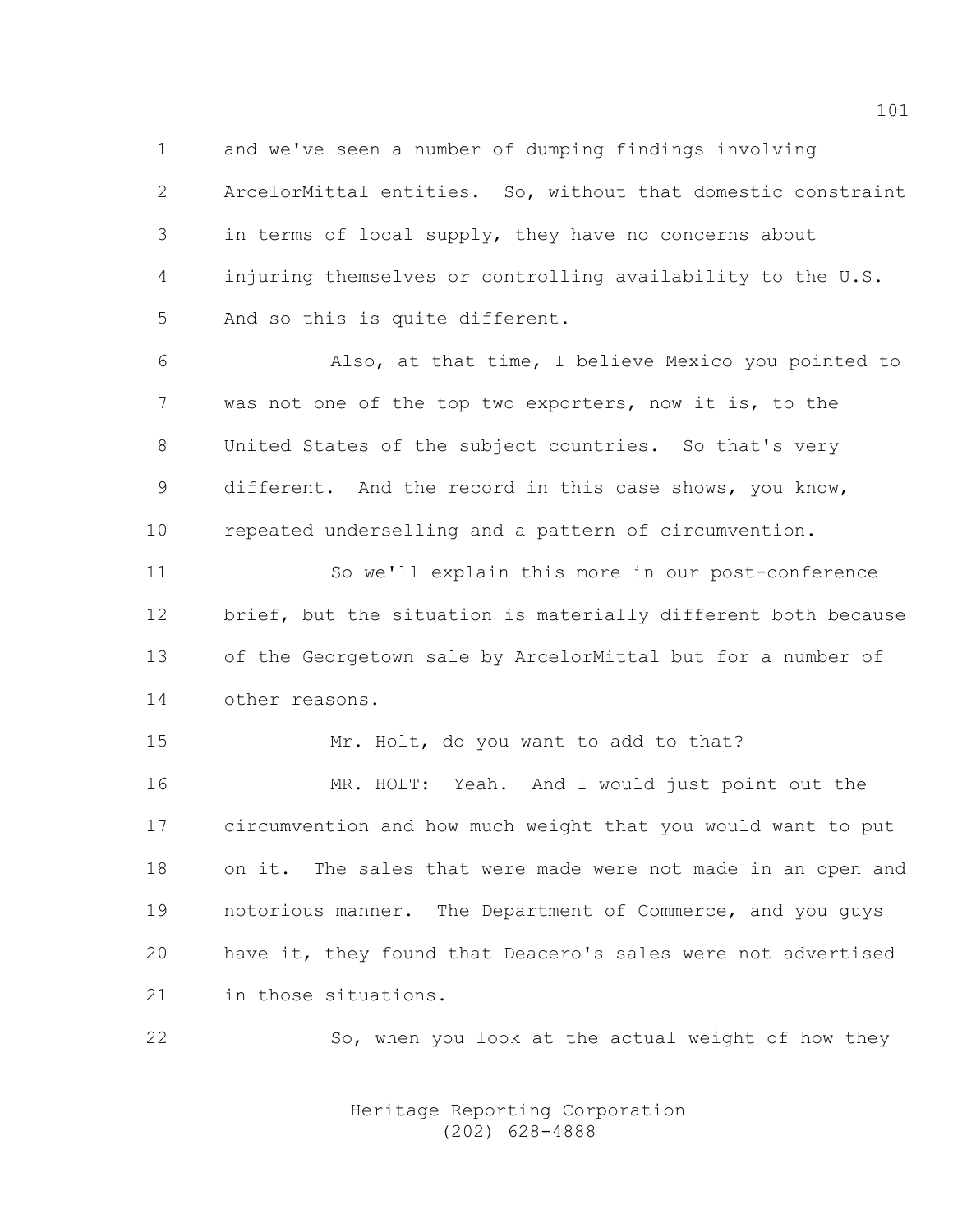1 and we've seen a number of dumping findings involving
2 ArcelorMittal entities. So, without that domestic constraint
3 in terms of local supply, they have no concerns about
4 injuring themselves or controlling availability to the U.S.
5 And so this is quite different.

6 Also, at that time, I believe Mexico you pointed to
7 was not one of the top two exporters, now it is, to the
8 United States of the subject countries. So that's very
9 different. And the record in this case shows, you know,
10 repeated underselling and a pattern of circumvention.

11 So we'll explain this more in our post-conference
12 brief, but the situation is materially different both because
13 of the Georgetown sale by ArcelorMittal but for a number of
14 other reasons.

15 Mr. Holt, do you want to add to that?

16 MR. HOLT: Yeah. And I would just point out the
17 circumvention and how much weight that you would want to put
18 on it. The sales that were made were not made in an open and
19 notorious manner. The Department of Commerce, and you guys
20 have it, they found that Deacero's sales were not advertised
21 in those situations.

22 So, when you look at the actual weight of how they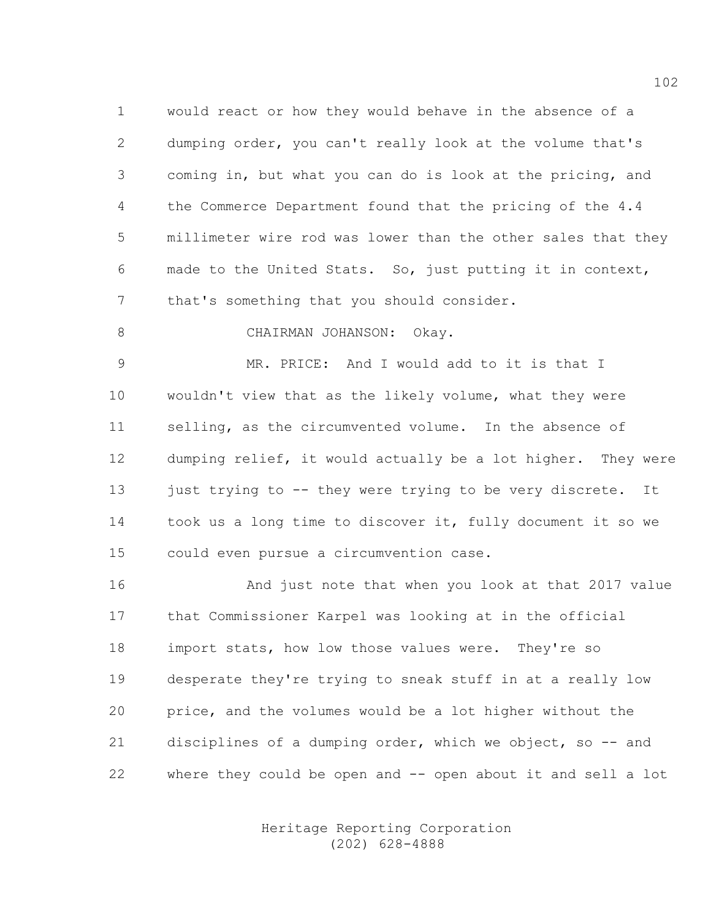would react or how they would behave in the absence of a dumping order, you can't really look at the volume that's coming in, but what you can do is look at the pricing, and the Commerce Department found that the pricing of the 4.4 millimeter wire rod was lower than the other sales that they made to the United Stats. So, just putting it in context, that's something that you should consider.

CHAIRMAN JOHANSON: Okay.

MR. PRICE: And I would add to it is that I wouldn't view that as the likely volume, what they were selling, as the circumvented volume. In the absence of dumping relief, it would actually be a lot higher. They were just trying to -- they were trying to be very discrete. It took us a long time to discover it, fully document it so we could even pursue a circumvention case.

And just note that when you look at that 2017 value that Commissioner Karpel was looking at in the official import stats, how low those values were. They're so desperate they're trying to sneak stuff in at a really low price, and the volumes would be a lot higher without the disciplines of a dumping order, which we object, so -- and where they could be open and -- open about it and sell a lot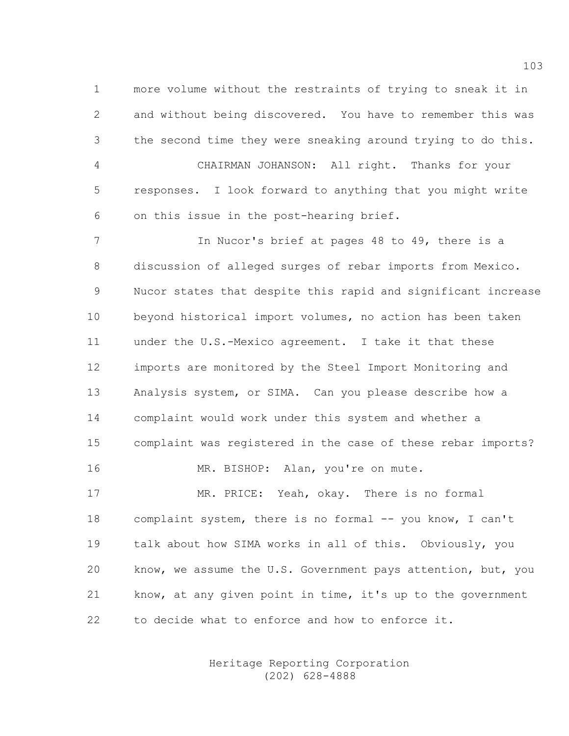more volume without the restraints of trying to sneak it in and without being discovered. You have to remember this was the second time they were sneaking around trying to do this.

CHAIRMAN JOHANSON: All right. Thanks for your responses. I look forward to anything that you might write on this issue in the post-hearing brief.

In Nucor's brief at pages 48 to 49, there is a discussion of alleged surges of rebar imports from Mexico. Nucor states that despite this rapid and significant increase beyond historical import volumes, no action has been taken under the U.S.-Mexico agreement. I take it that these imports are monitored by the Steel Import Monitoring and Analysis system, or SIMA. Can you please describe how a complaint would work under this system and whether a complaint was registered in the case of these rebar imports?

MR. BISHOP: Alan, you're on mute.

MR. PRICE: Yeah, okay. There is no formal complaint system, there is no formal -- you know, I can't talk about how SIMA works in all of this. Obviously, you know, we assume the U.S. Government pays attention, but, you know, at any given point in time, it's up to the government to decide what to enforce and how to enforce it.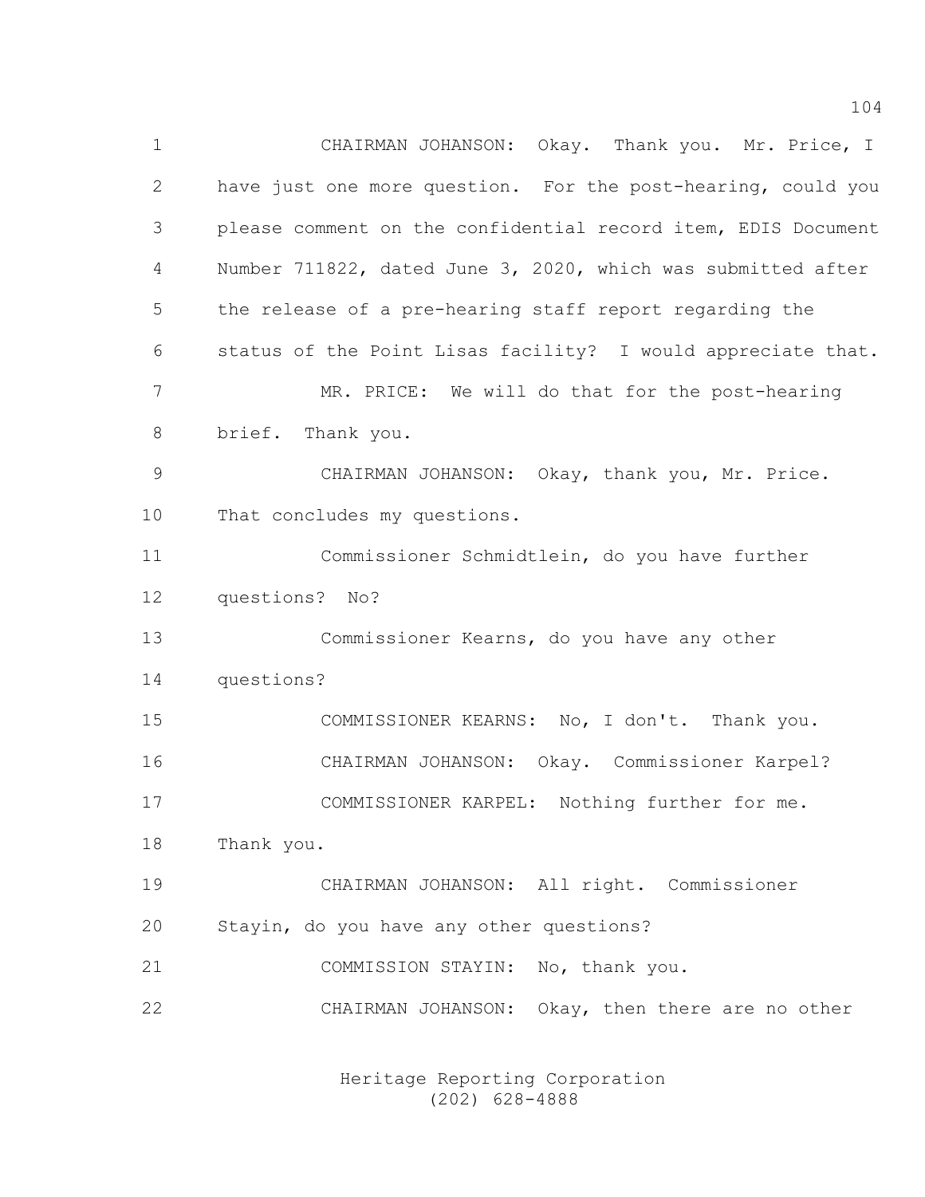CHAIRMAN JOHANSON: Okay. Thank you. Mr. Price, I have just one more question. For the post-hearing, could you please comment on the confidential record item, EDIS Document Number 711822, dated June 3, 2020, which was submitted after the release of a pre-hearing staff report regarding the status of the Point Lisas facility? I would appreciate that.

MR. PRICE: We will do that for the post-hearing brief. Thank you.

CHAIRMAN JOHANSON: Okay, thank you, Mr. Price. That concludes my questions.

Commissioner Schmidtlein, do you have further questions? No?

Commissioner Kearns, do you have any other questions?

COMMISSIONER KEARNS: No, I don't. Thank you.

CHAIRMAN JOHANSON: Okay. Commissioner Karpel?

COMMISSIONER KARPEL: Nothing further for me. Thank you.

CHAIRMAN JOHANSON: All right. Commissioner Stayin, do you have any other questions?

COMMISSION STAYIN: No, thank you.

CHAIRMAN JOHANSON: Okay, then there are no other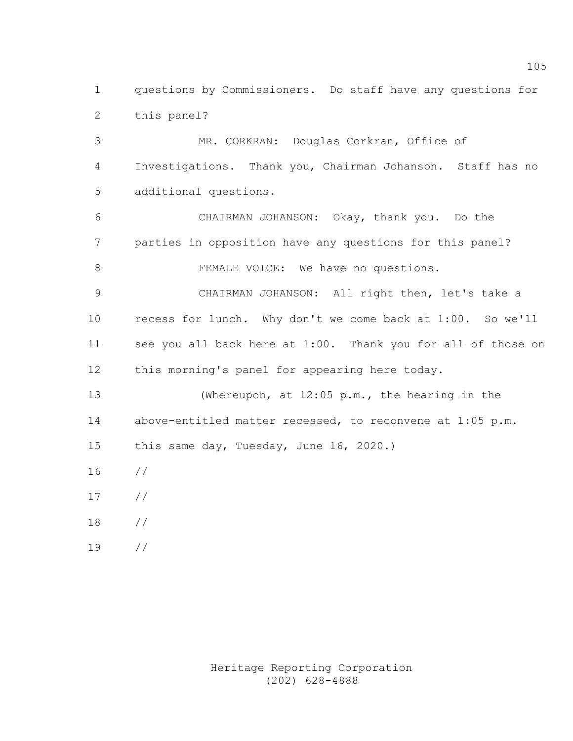questions by Commissioners. Do staff have any questions for this panel?

MR. CORKRAN: Douglas Corkran, Office of Investigations. Thank you, Chairman Johanson. Staff has no additional questions.

CHAIRMAN JOHANSON: Okay, thank you. Do the parties in opposition have any questions for this panel?

FEMALE VOICE: We have no questions.

CHAIRMAN JOHANSON: All right then, let's take a recess for lunch. Why don't we come back at 1:00. So we'll see you all back here at 1:00. Thank you for all of those on this morning's panel for appearing here today.

(Whereupon, at 12:05 p.m., the hearing in the above-entitled matter recessed, to reconvene at 1:05 p.m. this same day, Tuesday, June 16, 2020.)

//

//

//

//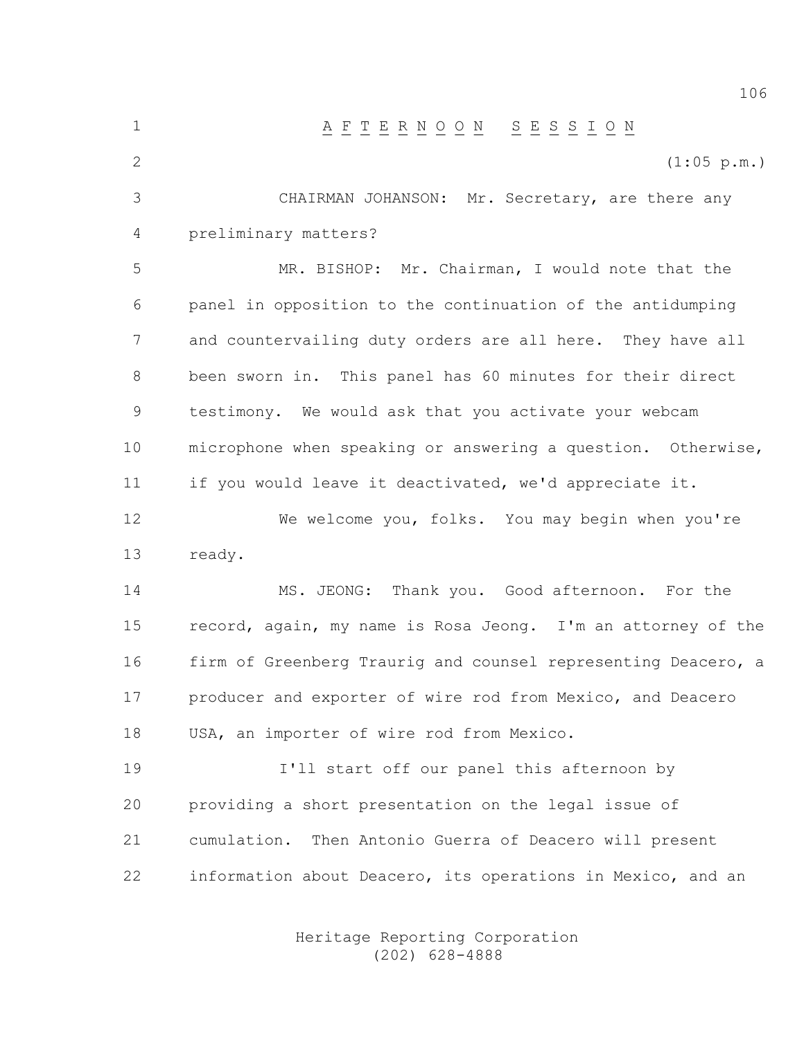AFTERNOON SESSION

(1:05 p.m.)

CHAIRMAN JOHANSON: Mr. Secretary, are there any preliminary matters?

MR. BISHOP: Mr. Chairman, I would note that the panel in opposition to the continuation of the antidumping and countervailing duty orders are all here. They have all been sworn in. This panel has 60 minutes for their direct testimony. We would ask that you activate your webcam microphone when speaking or answering a question. Otherwise, if you would leave it deactivated, we'd appreciate it.

We welcome you, folks. You may begin when you're ready.

MS. JEONG: Thank you. Good afternoon. For the record, again, my name is Rosa Jeong. I'm an attorney of the firm of Greenberg Traurig and counsel representing Deacero, a producer and exporter of wire rod from Mexico, and Deacero USA, an importer of wire rod from Mexico.

I'll start off our panel this afternoon by providing a short presentation on the legal issue of cumulation. Then Antonio Guerra of Deacero will present information about Deacero, its operations in Mexico, and an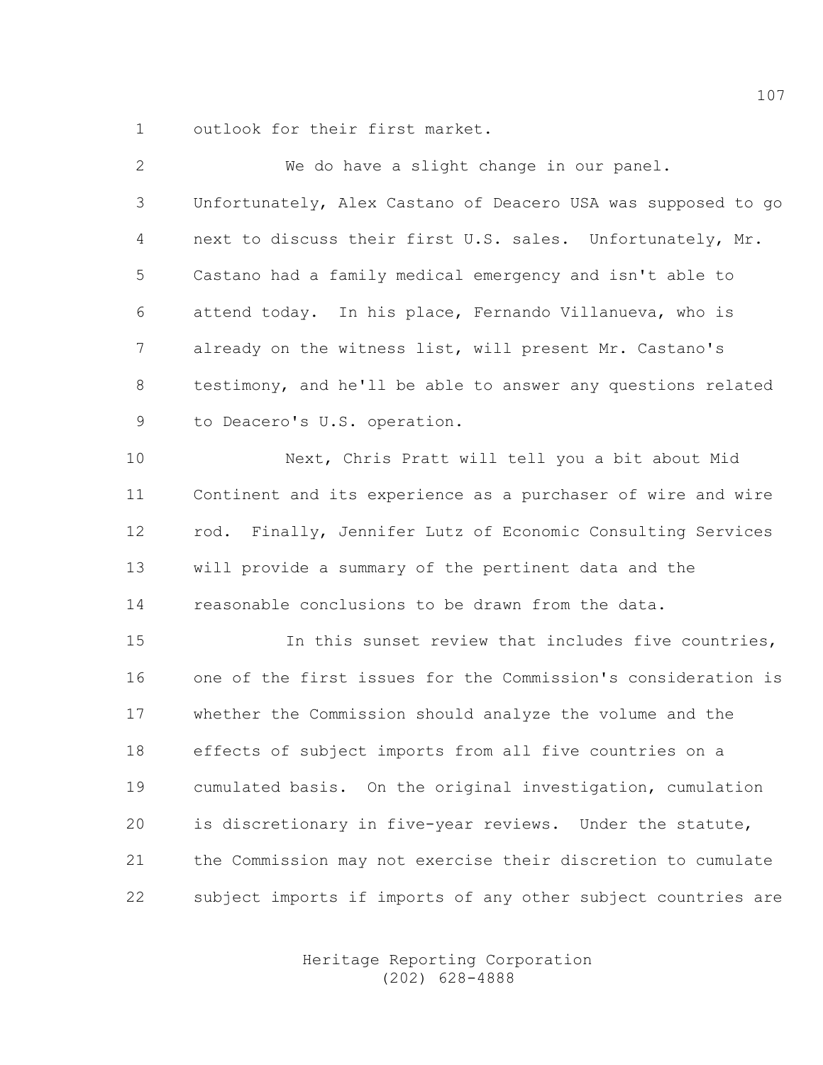outlook for their first market.

We do have a slight change in our panel. Unfortunately, Alex Castano of Deacero USA was supposed to go next to discuss their first U.S. sales. Unfortunately, Mr. Castano had a family medical emergency and isn't able to attend today. In his place, Fernando Villanueva, who is already on the witness list, will present Mr. Castano's testimony, and he'll be able to answer any questions related to Deacero's U.S. operation.

Next, Chris Pratt will tell you a bit about Mid Continent and its experience as a purchaser of wire and wire rod. Finally, Jennifer Lutz of Economic Consulting Services will provide a summary of the pertinent data and the reasonable conclusions to be drawn from the data.

In this sunset review that includes five countries, one of the first issues for the Commission's consideration is whether the Commission should analyze the volume and the effects of subject imports from all five countries on a cumulated basis. On the original investigation, cumulation is discretionary in five-year reviews. Under the statute, the Commission may not exercise their discretion to cumulate subject imports if imports of any other subject countries are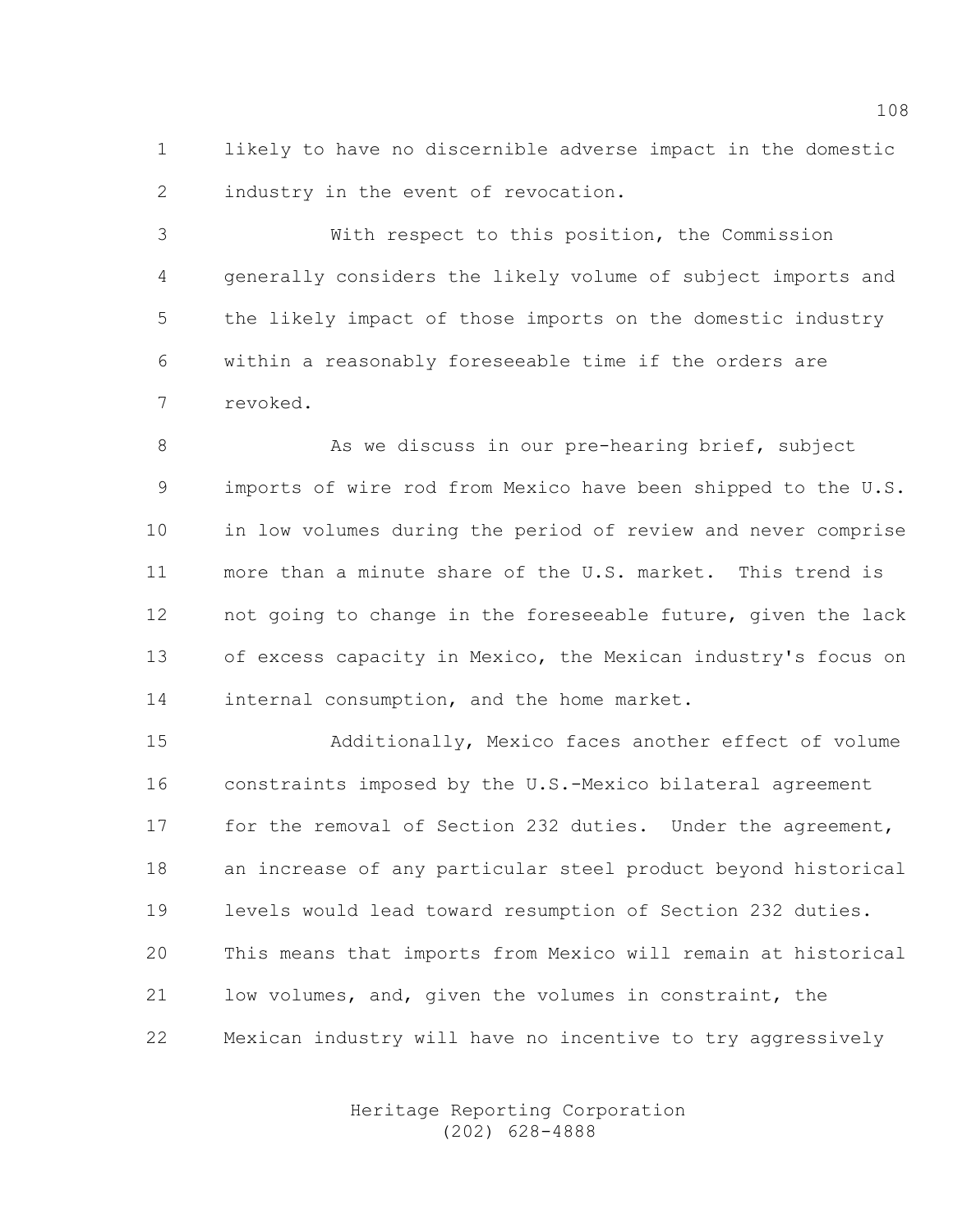likely to have no discernible adverse impact in the domestic industry in the event of revocation.

With respect to this position, the Commission generally considers the likely volume of subject imports and the likely impact of those imports on the domestic industry within a reasonably foreseeable time if the orders are revoked.

As we discuss in our pre-hearing brief, subject imports of wire rod from Mexico have been shipped to the U.S. in low volumes during the period of review and never comprise more than a minute share of the U.S. market. This trend is not going to change in the foreseeable future, given the lack of excess capacity in Mexico, the Mexican industry's focus on internal consumption, and the home market.

Additionally, Mexico faces another effect of volume constraints imposed by the U.S.-Mexico bilateral agreement for the removal of Section 232 duties. Under the agreement, an increase of any particular steel product beyond historical levels would lead toward resumption of Section 232 duties. This means that imports from Mexico will remain at historical low volumes, and, given the volumes in constraint, the Mexican industry will have no incentive to try aggressively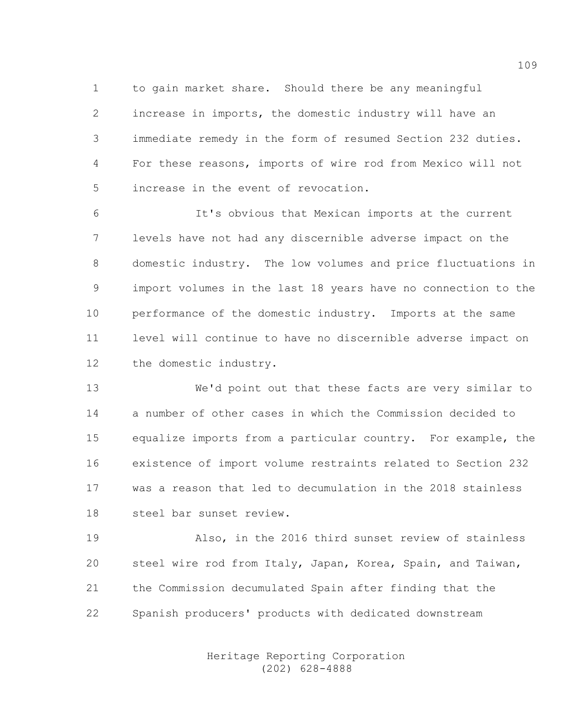to gain market share. Should there be any meaningful increase in imports, the domestic industry will have an immediate remedy in the form of resumed Section 232 duties. For these reasons, imports of wire rod from Mexico will not increase in the event of revocation.

It's obvious that Mexican imports at the current levels have not had any discernible adverse impact on the domestic industry. The low volumes and price fluctuations in import volumes in the last 18 years have no connection to the performance of the domestic industry. Imports at the same level will continue to have no discernible adverse impact on the domestic industry.

We'd point out that these facts are very similar to a number of other cases in which the Commission decided to equalize imports from a particular country. For example, the existence of import volume restraints related to Section 232 was a reason that led to decumulation in the 2018 stainless steel bar sunset review.

Also, in the 2016 third sunset review of stainless steel wire rod from Italy, Japan, Korea, Spain, and Taiwan, the Commission decumulated Spain after finding that the Spanish producers' products with dedicated downstream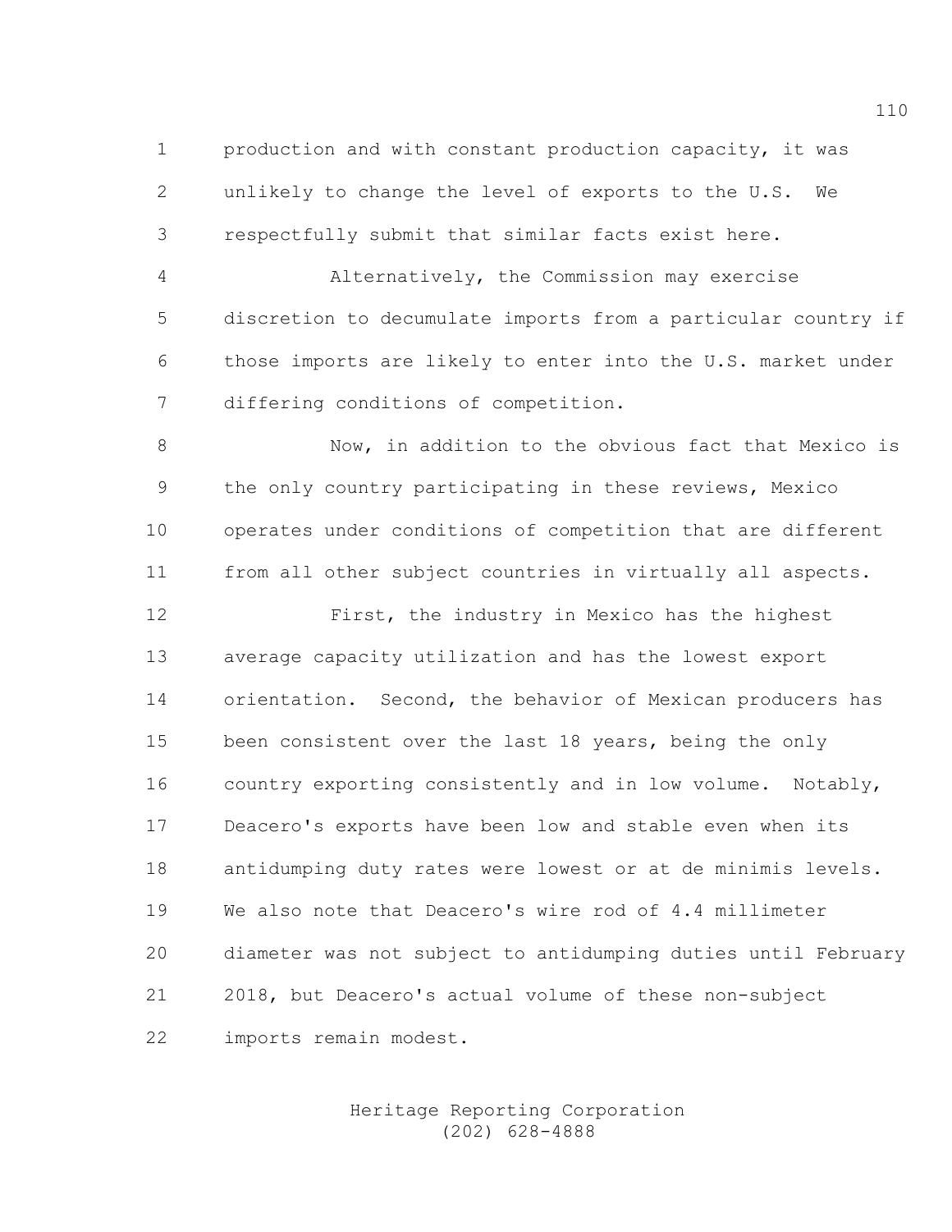production and with constant production capacity, it was unlikely to change the level of exports to the U.S. We respectfully submit that similar facts exist here.

Alternatively, the Commission may exercise discretion to decumulate imports from a particular country if those imports are likely to enter into the U.S. market under differing conditions of competition.

Now, in addition to the obvious fact that Mexico is the only country participating in these reviews, Mexico operates under conditions of competition that are different from all other subject countries in virtually all aspects.

First, the industry in Mexico has the highest average capacity utilization and has the lowest export orientation. Second, the behavior of Mexican producers has been consistent over the last 18 years, being the only country exporting consistently and in low volume. Notably, Deacero's exports have been low and stable even when its antidumping duty rates were lowest or at de minimis levels. We also note that Deacero's wire rod of 4.4 millimeter diameter was not subject to antidumping duties until February 2018, but Deacero's actual volume of these non-subject imports remain modest.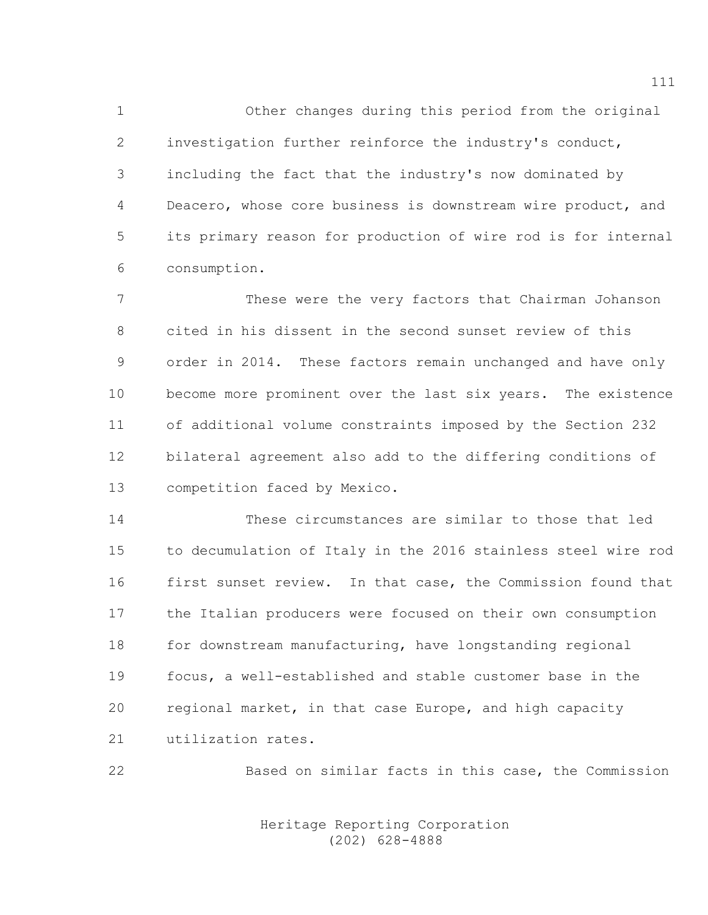Other changes during this period from the original investigation further reinforce the industry's conduct, including the fact that the industry's now dominated by Deacero, whose core business is downstream wire product, and its primary reason for production of wire rod is for internal consumption.

These were the very factors that Chairman Johanson cited in his dissent in the second sunset review of this order in 2014. These factors remain unchanged and have only become more prominent over the last six years. The existence of additional volume constraints imposed by the Section 232 bilateral agreement also add to the differing conditions of competition faced by Mexico.

These circumstances are similar to those that led to decumulation of Italy in the 2016 stainless steel wire rod first sunset review. In that case, the Commission found that the Italian producers were focused on their own consumption for downstream manufacturing, have longstanding regional focus, a well-established and stable customer base in the regional market, in that case Europe, and high capacity utilization rates.

Based on similar facts in this case, the Commission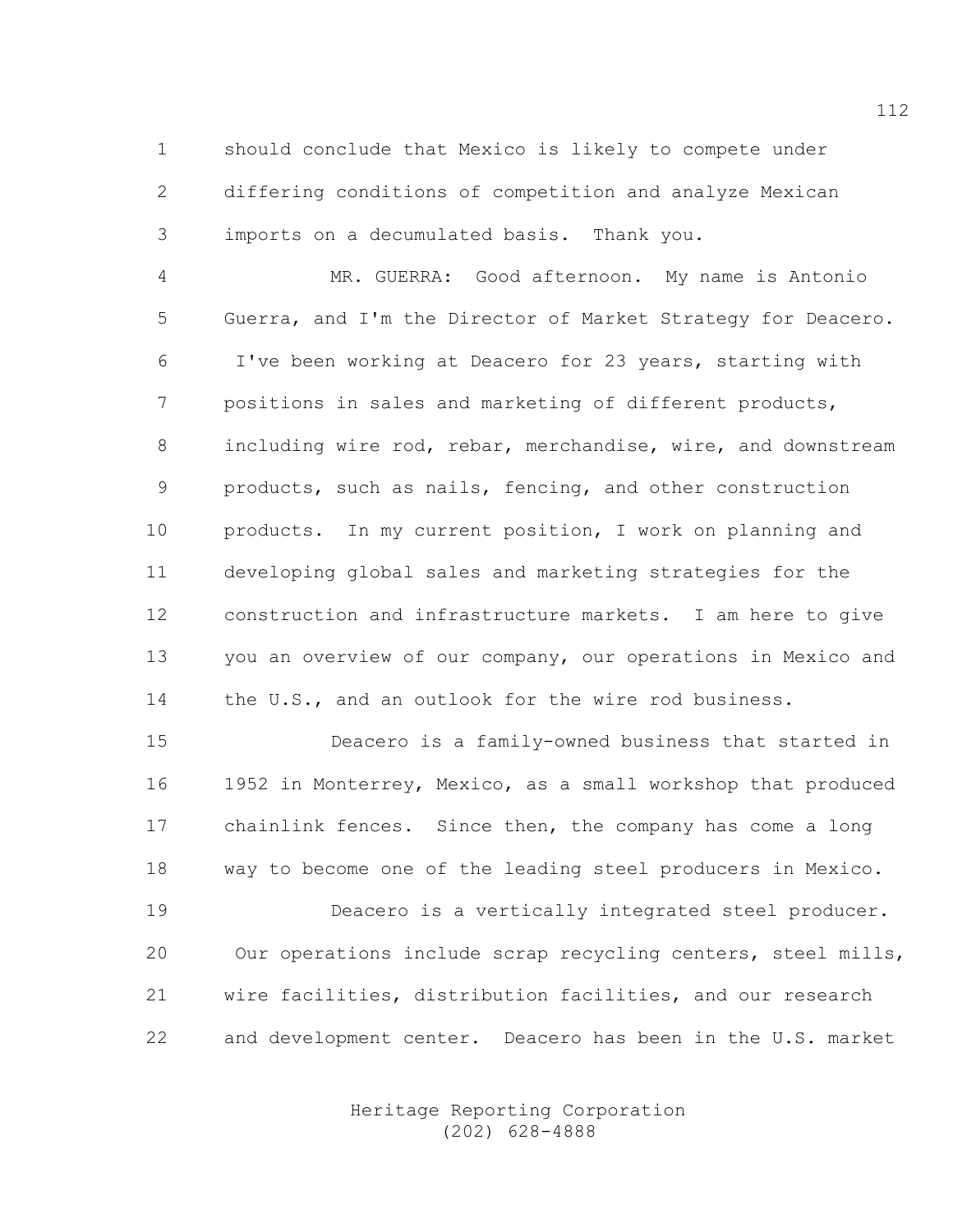should conclude that Mexico is likely to compete under differing conditions of competition and analyze Mexican imports on a decumulated basis. Thank you.

MR. GUERRA: Good afternoon. My name is Antonio Guerra, and I'm the Director of Market Strategy for Deacero. I've been working at Deacero for 23 years, starting with positions in sales and marketing of different products, including wire rod, rebar, merchandise, wire, and downstream products, such as nails, fencing, and other construction products. In my current position, I work on planning and developing global sales and marketing strategies for the construction and infrastructure markets. I am here to give you an overview of our company, our operations in Mexico and the U.S., and an outlook for the wire rod business.

Deacero is a family-owned business that started in 1952 in Monterrey, Mexico, as a small workshop that produced chainlink fences. Since then, the company has come a long way to become one of the leading steel producers in Mexico.

Deacero is a vertically integrated steel producer. Our operations include scrap recycling centers, steel mills, wire facilities, distribution facilities, and our research and development center. Deacero has been in the U.S. market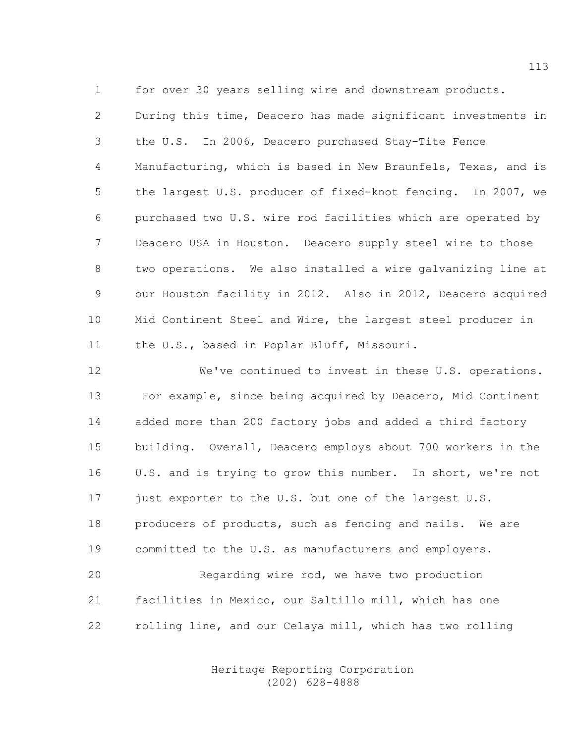for over 30 years selling wire and downstream products. During this time, Deacero has made significant investments in the U.S. In 2006, Deacero purchased Stay-Tite Fence Manufacturing, which is based in New Braunfels, Texas, and is the largest U.S. producer of fixed-knot fencing. In 2007, we purchased two U.S. wire rod facilities which are operated by Deacero USA in Houston. Deacero supply steel wire to those two operations. We also installed a wire galvanizing line at our Houston facility in 2012. Also in 2012, Deacero acquired Mid Continent Steel and Wire, the largest steel producer in the U.S., based in Poplar Bluff, Missouri.

We've continued to invest in these U.S. operations. For example, since being acquired by Deacero, Mid Continent added more than 200 factory jobs and added a third factory building. Overall, Deacero employs about 700 workers in the U.S. and is trying to grow this number. In short, we're not just exporter to the U.S. but one of the largest U.S. producers of products, such as fencing and nails. We are committed to the U.S. as manufacturers and employers.

Regarding wire rod, we have two production facilities in Mexico, our Saltillo mill, which has one rolling line, and our Celaya mill, which has two rolling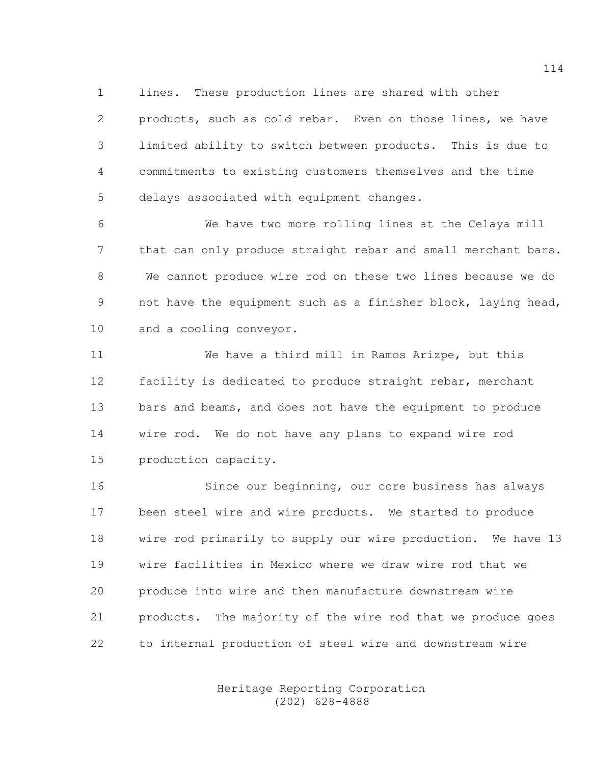lines. These production lines are shared with other products, such as cold rebar. Even on those lines, we have limited ability to switch between products. This is due to commitments to existing customers themselves and the time delays associated with equipment changes.

We have two more rolling lines at the Celaya mill that can only produce straight rebar and small merchant bars. We cannot produce wire rod on these two lines because we do not have the equipment such as a finisher block, laying head, and a cooling conveyor.

We have a third mill in Ramos Arizpe, but this facility is dedicated to produce straight rebar, merchant bars and beams, and does not have the equipment to produce wire rod. We do not have any plans to expand wire rod production capacity.

Since our beginning, our core business has always been steel wire and wire products. We started to produce wire rod primarily to supply our wire production. We have 13 wire facilities in Mexico where we draw wire rod that we produce into wire and then manufacture downstream wire products. The majority of the wire rod that we produce goes to internal production of steel wire and downstream wire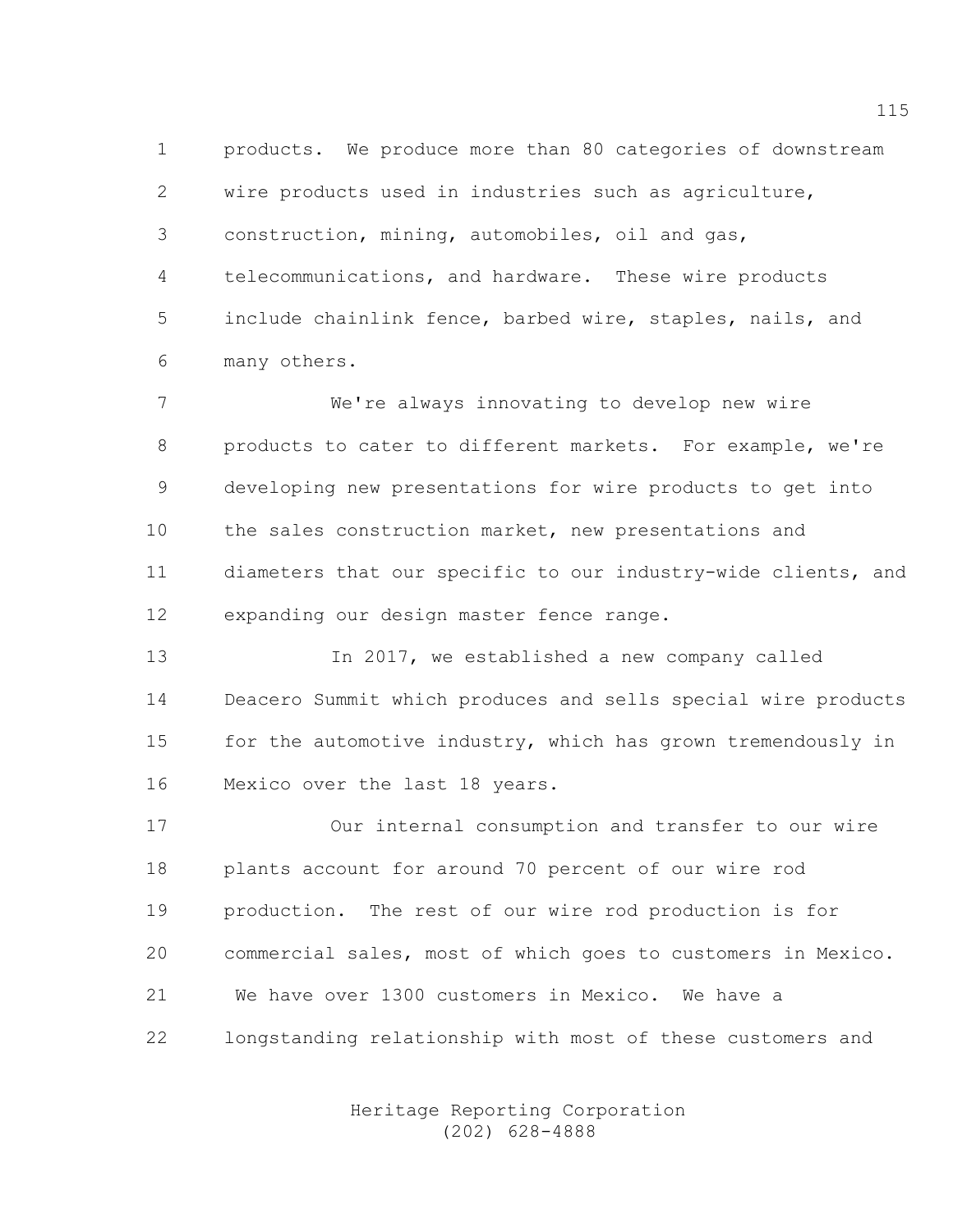products. We produce more than 80 categories of downstream wire products used in industries such as agriculture, construction, mining, automobiles, oil and gas, telecommunications, and hardware. These wire products include chainlink fence, barbed wire, staples, nails, and many others.

We're always innovating to develop new wire products to cater to different markets. For example, we're developing new presentations for wire products to get into the sales construction market, new presentations and diameters that our specific to our industry-wide clients, and expanding our design master fence range.

In 2017, we established a new company called Deacero Summit which produces and sells special wire products for the automotive industry, which has grown tremendously in Mexico over the last 18 years.

Our internal consumption and transfer to our wire plants account for around 70 percent of our wire rod production. The rest of our wire rod production is for commercial sales, most of which goes to customers in Mexico. We have over 1300 customers in Mexico. We have a longstanding relationship with most of these customers and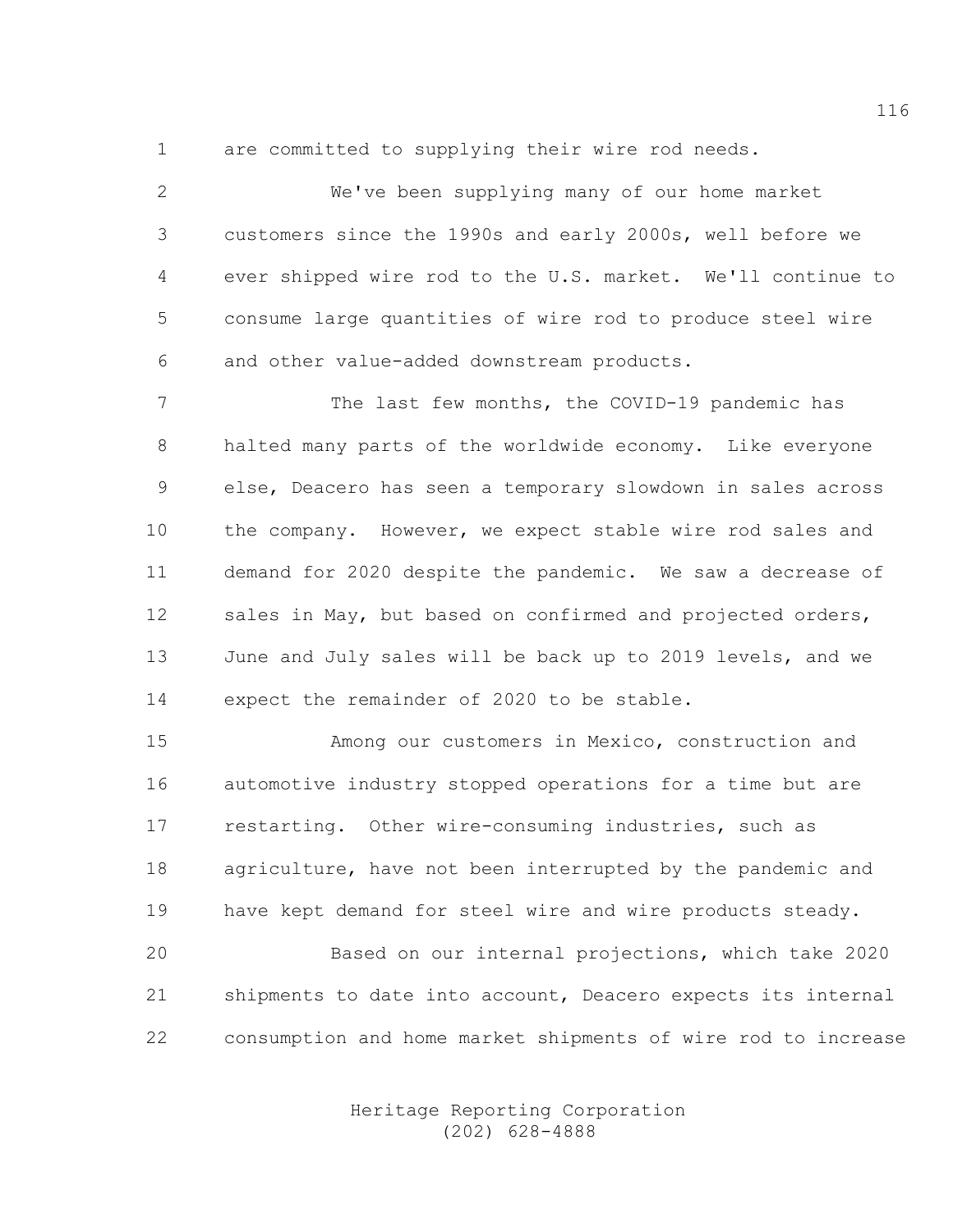are committed to supplying their wire rod needs.

We've been supplying many of our home market customers since the 1990s and early 2000s, well before we ever shipped wire rod to the U.S. market. We'll continue to consume large quantities of wire rod to produce steel wire and other value-added downstream products.

The last few months, the COVID-19 pandemic has halted many parts of the worldwide economy. Like everyone else, Deacero has seen a temporary slowdown in sales across the company. However, we expect stable wire rod sales and demand for 2020 despite the pandemic. We saw a decrease of sales in May, but based on confirmed and projected orders, June and July sales will be back up to 2019 levels, and we expect the remainder of 2020 to be stable.

Among our customers in Mexico, construction and automotive industry stopped operations for a time but are restarting. Other wire-consuming industries, such as agriculture, have not been interrupted by the pandemic and have kept demand for steel wire and wire products steady.

Based on our internal projections, which take 2020 shipments to date into account, Deacero expects its internal consumption and home market shipments of wire rod to increase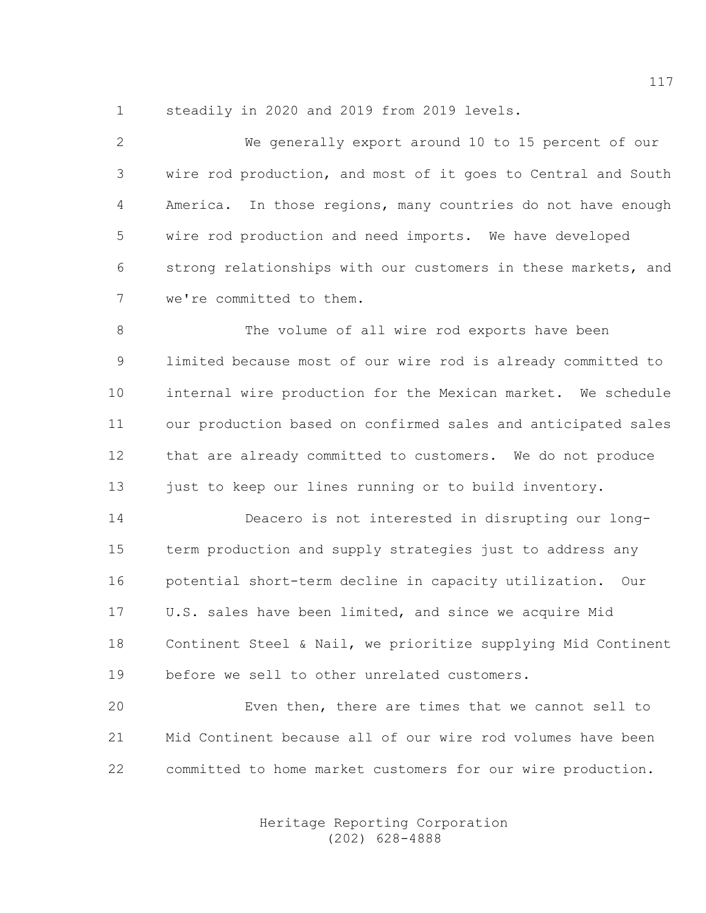steadily in 2020 and 2019 from 2019 levels.

We generally export around 10 to 15 percent of our wire rod production, and most of it goes to Central and South America. In those regions, many countries do not have enough wire rod production and need imports. We have developed strong relationships with our customers in these markets, and we're committed to them.

The volume of all wire rod exports have been limited because most of our wire rod is already committed to internal wire production for the Mexican market. We schedule our production based on confirmed sales and anticipated sales that are already committed to customers. We do not produce just to keep our lines running or to build inventory.

Deacero is not interested in disrupting our long-term production and supply strategies just to address any potential short-term decline in capacity utilization. Our U.S. sales have been limited, and since we acquire Mid Continent Steel & Nail, we prioritize supplying Mid Continent before we sell to other unrelated customers.

Even then, there are times that we cannot sell to Mid Continent because all of our wire rod volumes have been committed to home market customers for our wire production.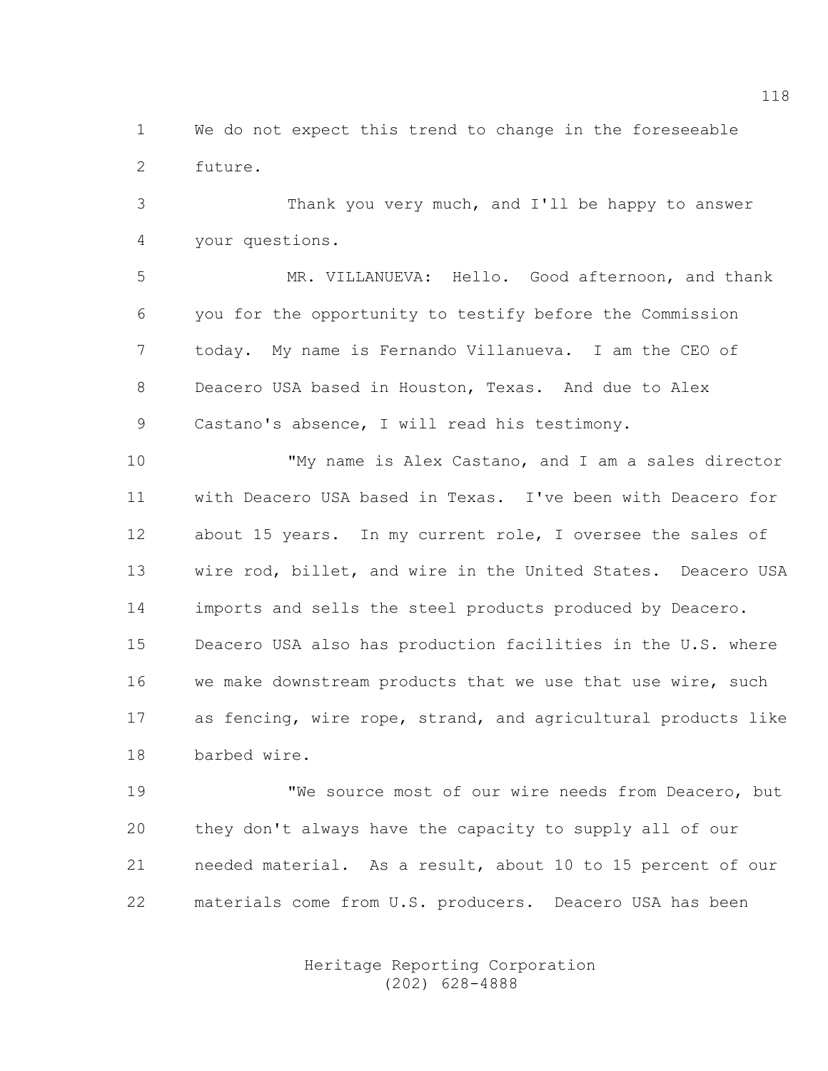We do not expect this trend to change in the foreseeable future.

Thank you very much, and I'll be happy to answer your questions.

MR. VILLANUEVA: Hello. Good afternoon, and thank you for the opportunity to testify before the Commission today. My name is Fernando Villanueva. I am the CEO of Deacero USA based in Houston, Texas. And due to Alex Castano's absence, I will read his testimony.

"My name is Alex Castano, and I am a sales director with Deacero USA based in Texas. I've been with Deacero for about 15 years. In my current role, I oversee the sales of wire rod, billet, and wire in the United States. Deacero USA imports and sells the steel products produced by Deacero. Deacero USA also has production facilities in the U.S. where we make downstream products that we use that use wire, such as fencing, wire rope, strand, and agricultural products like barbed wire.

"We source most of our wire needs from Deacero, but they don't always have the capacity to supply all of our needed material. As a result, about 10 to 15 percent of our materials come from U.S. producers. Deacero USA has been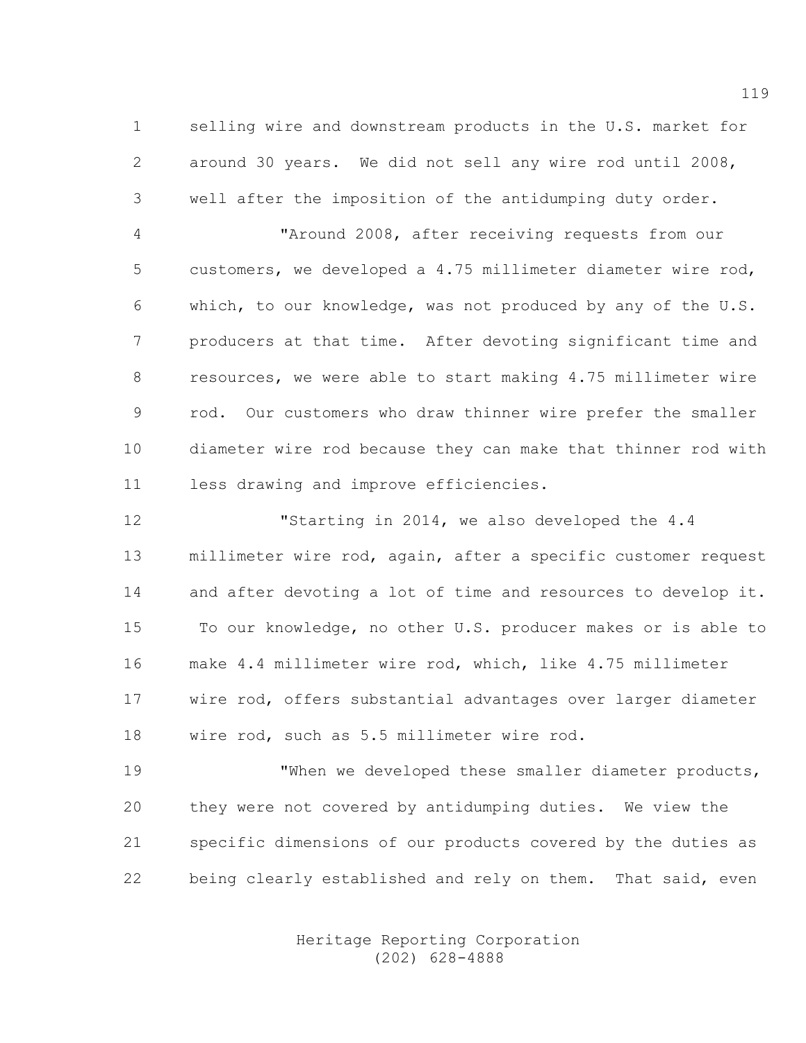selling wire and downstream products in the U.S. market for around 30 years. We did not sell any wire rod until 2008, well after the imposition of the antidumping duty order.

"Around 2008, after receiving requests from our customers, we developed a 4.75 millimeter diameter wire rod, which, to our knowledge, was not produced by any of the U.S. producers at that time. After devoting significant time and resources, we were able to start making 4.75 millimeter wire rod. Our customers who draw thinner wire prefer the smaller diameter wire rod because they can make that thinner rod with less drawing and improve efficiencies.

"Starting in 2014, we also developed the 4.4 millimeter wire rod, again, after a specific customer request and after devoting a lot of time and resources to develop it. To our knowledge, no other U.S. producer makes or is able to make 4.4 millimeter wire rod, which, like 4.75 millimeter wire rod, offers substantial advantages over larger diameter wire rod, such as 5.5 millimeter wire rod.

"When we developed these smaller diameter products, they were not covered by antidumping duties. We view the specific dimensions of our products covered by the duties as being clearly established and rely on them. That said, even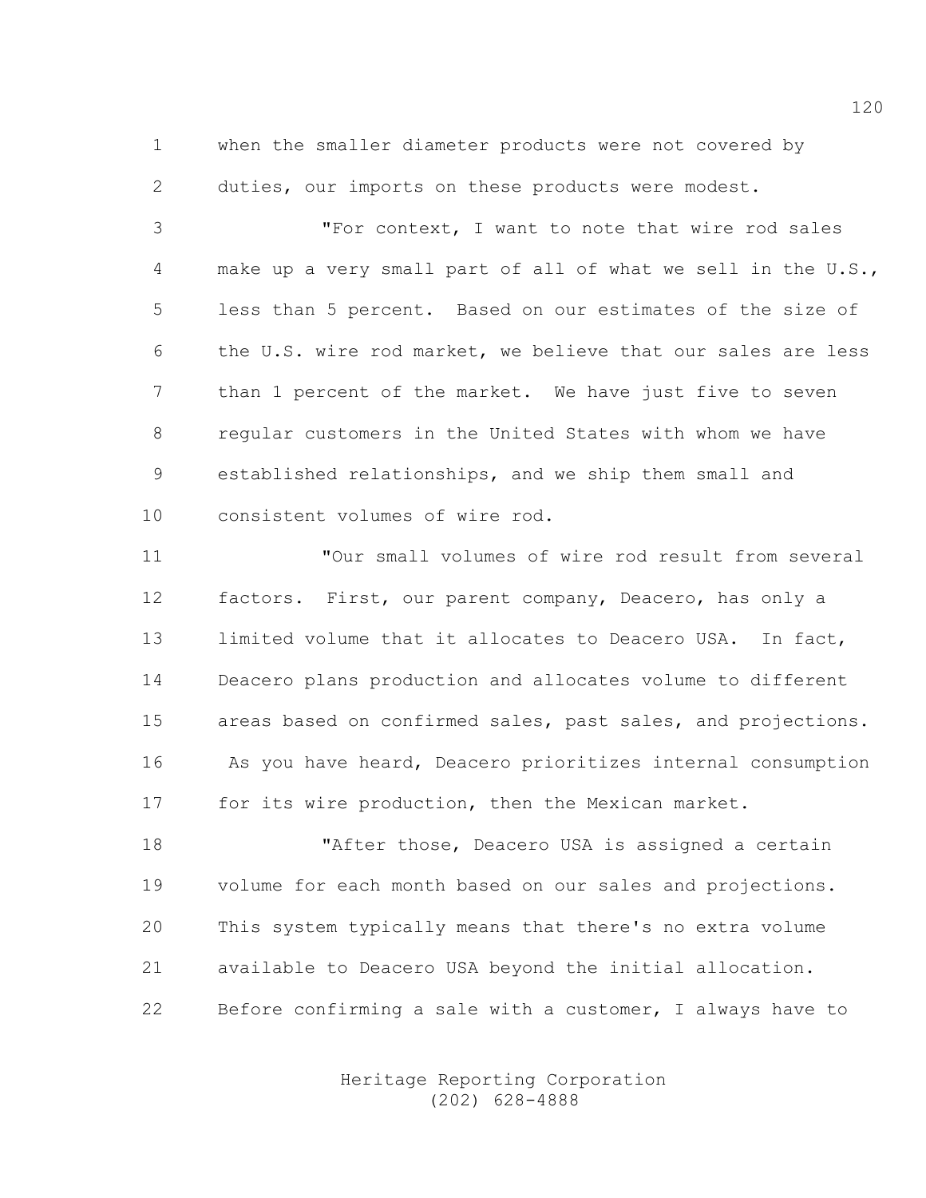when the smaller diameter products were not covered by duties, our imports on these products were modest.

"For context, I want to note that wire rod sales make up a very small part of all of what we sell in the U.S., less than 5 percent. Based on our estimates of the size of the U.S. wire rod market, we believe that our sales are less than 1 percent of the market. We have just five to seven regular customers in the United States with whom we have established relationships, and we ship them small and consistent volumes of wire rod.

"Our small volumes of wire rod result from several factors. First, our parent company, Deacero, has only a limited volume that it allocates to Deacero USA. In fact, Deacero plans production and allocates volume to different areas based on confirmed sales, past sales, and projections. As you have heard, Deacero prioritizes internal consumption for its wire production, then the Mexican market.

"After those, Deacero USA is assigned a certain volume for each month based on our sales and projections. This system typically means that there's no extra volume available to Deacero USA beyond the initial allocation. Before confirming a sale with a customer, I always have to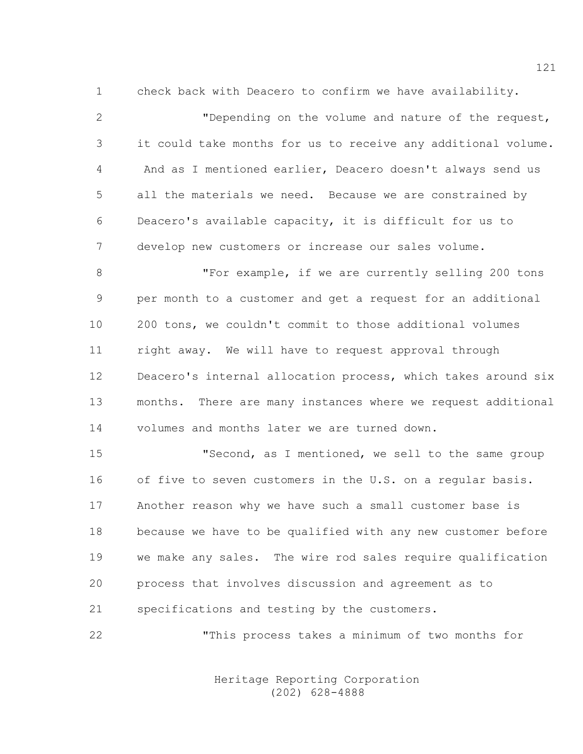check back with Deacero to confirm we have availability.

"Depending on the volume and nature of the request, it could take months for us to receive any additional volume. And as I mentioned earlier, Deacero doesn't always send us all the materials we need. Because we are constrained by Deacero's available capacity, it is difficult for us to develop new customers or increase our sales volume.

"For example, if we are currently selling 200 tons per month to a customer and get a request for an additional 200 tons, we couldn't commit to those additional volumes right away. We will have to request approval through Deacero's internal allocation process, which takes around six months. There are many instances where we request additional volumes and months later we are turned down.

"Second, as I mentioned, we sell to the same group of five to seven customers in the U.S. on a regular basis. Another reason why we have such a small customer base is because we have to be qualified with any new customer before we make any sales. The wire rod sales require qualification process that involves discussion and agreement as to specifications and testing by the customers.

"This process takes a minimum of two months for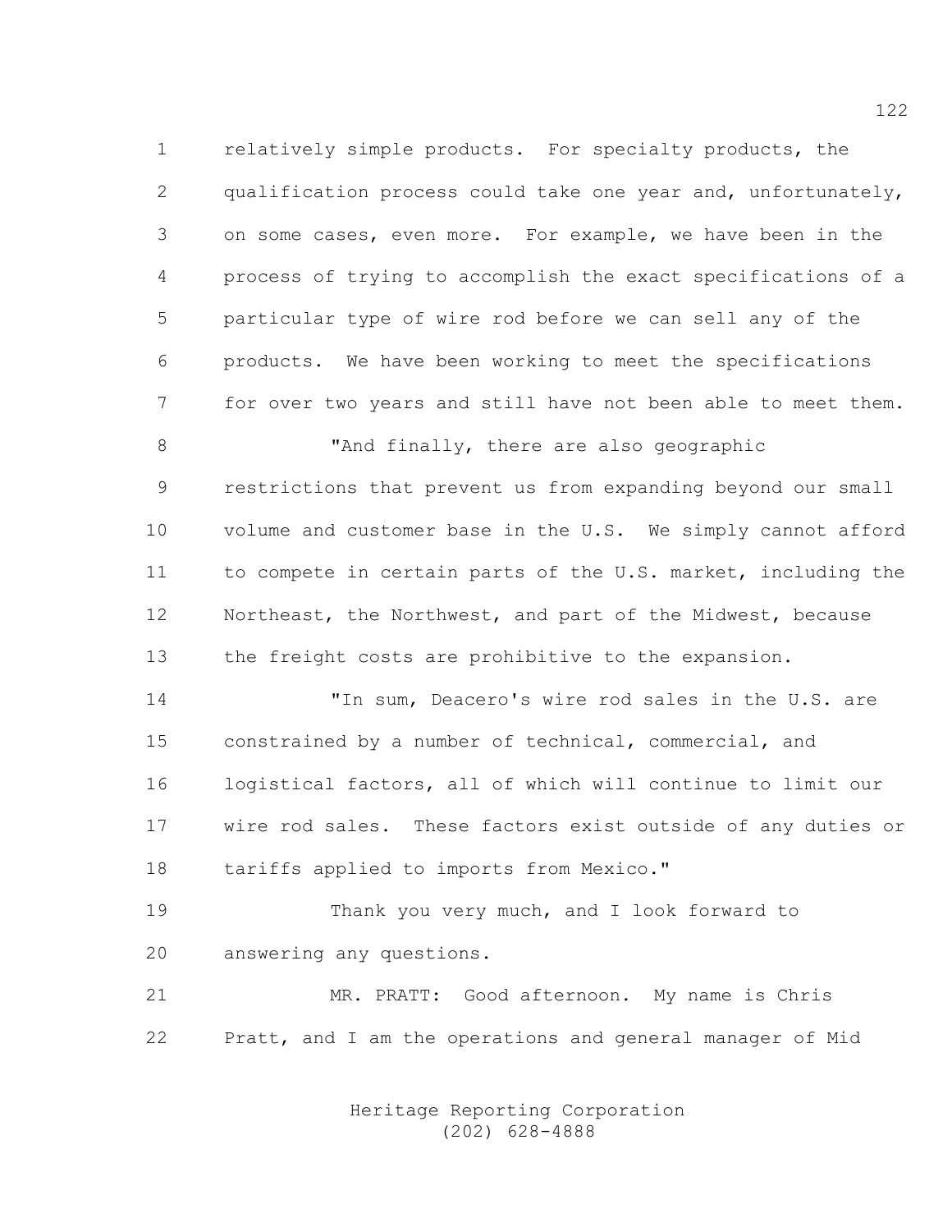relatively simple products. For specialty products, the qualification process could take one year and, unfortunately, on some cases, even more. For example, we have been in the process of trying to accomplish the exact specifications of a particular type of wire rod before we can sell any of the products. We have been working to meet the specifications for over two years and still have not been able to meet them.

"And finally, there are also geographic restrictions that prevent us from expanding beyond our small volume and customer base in the U.S. We simply cannot afford to compete in certain parts of the U.S. market, including the Northeast, the Northwest, and part of the Midwest, because the freight costs are prohibitive to the expansion.

"In sum, Deacero's wire rod sales in the U.S. are constrained by a number of technical, commercial, and logistical factors, all of which will continue to limit our wire rod sales. These factors exist outside of any duties or tariffs applied to imports from Mexico."

Thank you very much, and I look forward to answering any questions.

MR. PRATT: Good afternoon. My name is Chris Pratt, and I am the operations and general manager of Mid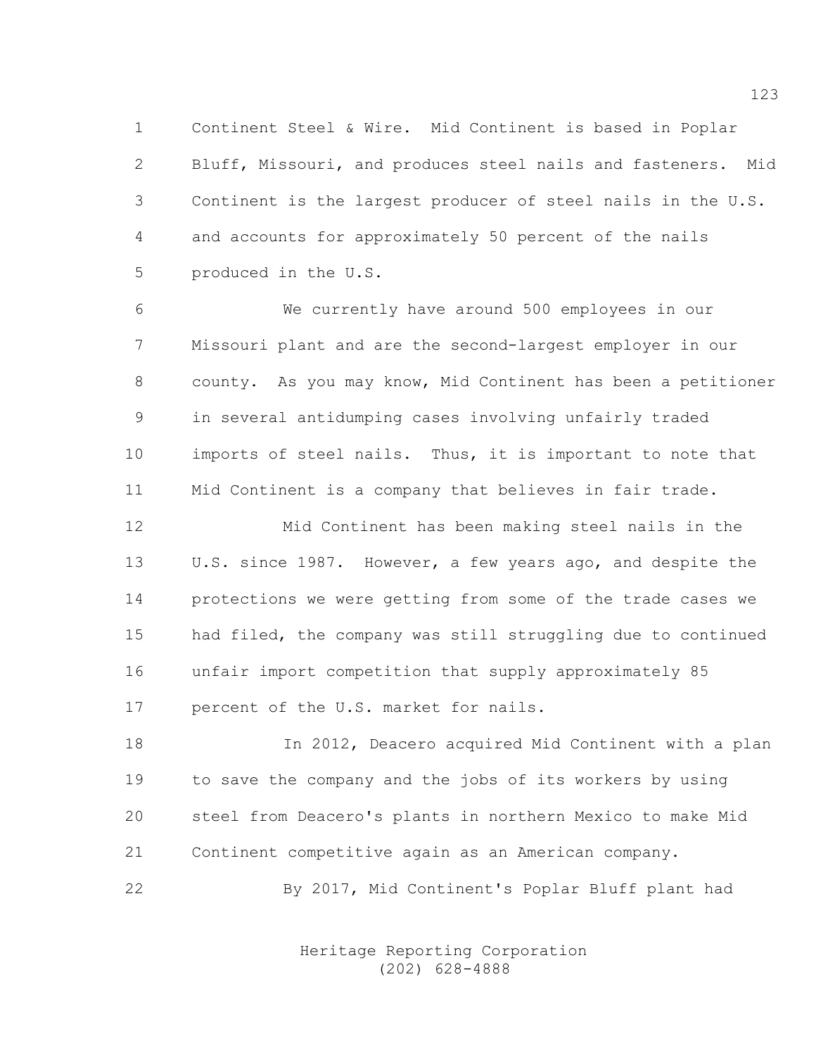Continent Steel & Wire. Mid Continent is based in Poplar Bluff, Missouri, and produces steel nails and fasteners. Mid Continent is the largest producer of steel nails in the U.S. and accounts for approximately 50 percent of the nails produced in the U.S.

We currently have around 500 employees in our Missouri plant and are the second-largest employer in our county. As you may know, Mid Continent has been a petitioner in several antidumping cases involving unfairly traded imports of steel nails. Thus, it is important to note that Mid Continent is a company that believes in fair trade.

Mid Continent has been making steel nails in the U.S. since 1987. However, a few years ago, and despite the protections we were getting from some of the trade cases we had filed, the company was still struggling due to continued unfair import competition that supply approximately 85 percent of the U.S. market for nails.

In 2012, Deacero acquired Mid Continent with a plan to save the company and the jobs of its workers by using steel from Deacero's plants in northern Mexico to make Mid Continent competitive again as an American company.

By 2017, Mid Continent's Poplar Bluff plant had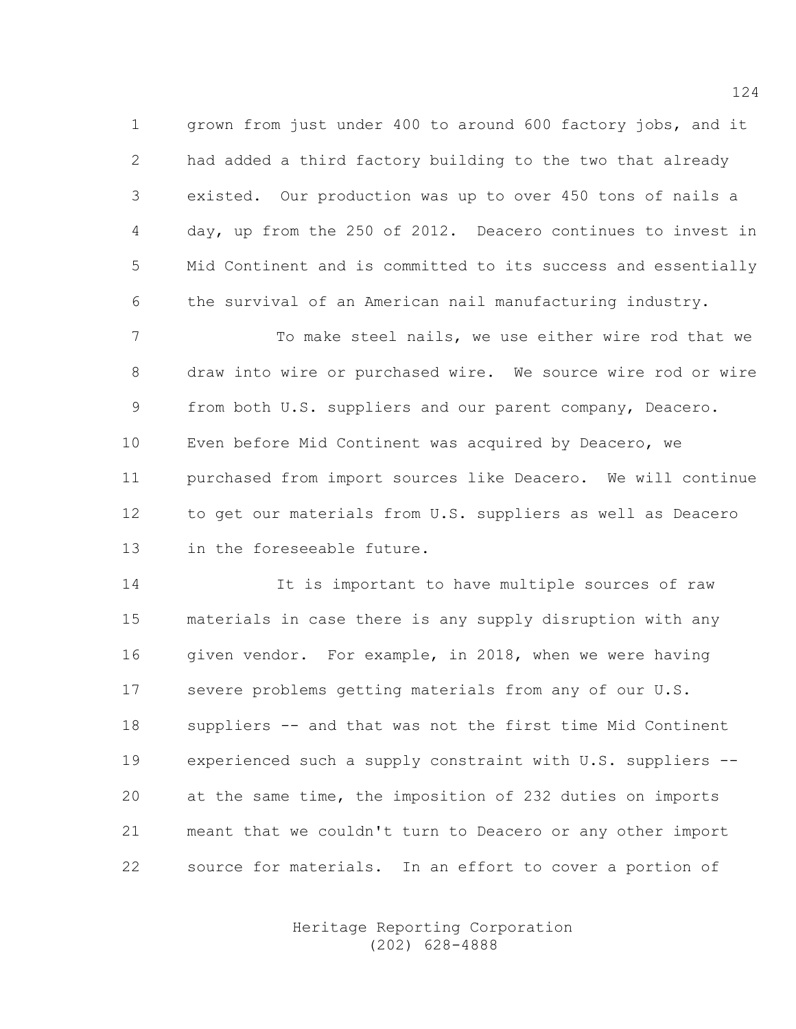grown from just under 400 to around 600 factory jobs, and it had added a third factory building to the two that already existed. Our production was up to over 450 tons of nails a day, up from the 250 of 2012. Deacero continues to invest in Mid Continent and is committed to its success and essentially the survival of an American nail manufacturing industry.

To make steel nails, we use either wire rod that we draw into wire or purchased wire. We source wire rod or wire from both U.S. suppliers and our parent company, Deacero. Even before Mid Continent was acquired by Deacero, we purchased from import sources like Deacero. We will continue to get our materials from U.S. suppliers as well as Deacero in the foreseeable future.

It is important to have multiple sources of raw materials in case there is any supply disruption with any given vendor. For example, in 2018, when we were having severe problems getting materials from any of our U.S. suppliers -- and that was not the first time Mid Continent experienced such a supply constraint with U.S. suppliers -- at the same time, the imposition of 232 duties on imports meant that we couldn't turn to Deacero or any other import source for materials. In an effort to cover a portion of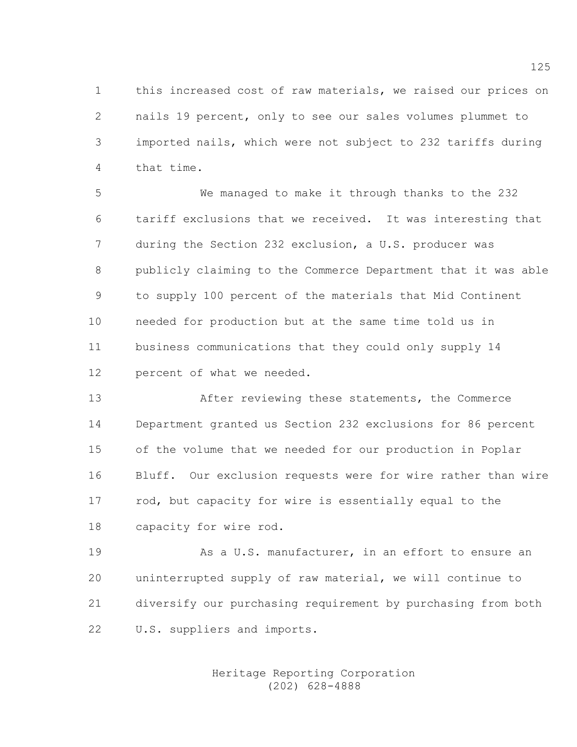this increased cost of raw materials, we raised our prices on nails 19 percent, only to see our sales volumes plummet to imported nails, which were not subject to 232 tariffs during that time.

We managed to make it through thanks to the 232 tariff exclusions that we received. It was interesting that during the Section 232 exclusion, a U.S. producer was publicly claiming to the Commerce Department that it was able to supply 100 percent of the materials that Mid Continent needed for production but at the same time told us in business communications that they could only supply 14 percent of what we needed.

After reviewing these statements, the Commerce Department granted us Section 232 exclusions for 86 percent of the volume that we needed for our production in Poplar Bluff. Our exclusion requests were for wire rather than wire rod, but capacity for wire is essentially equal to the capacity for wire rod.

As a U.S. manufacturer, in an effort to ensure an uninterrupted supply of raw material, we will continue to diversify our purchasing requirement by purchasing from both U.S. suppliers and imports.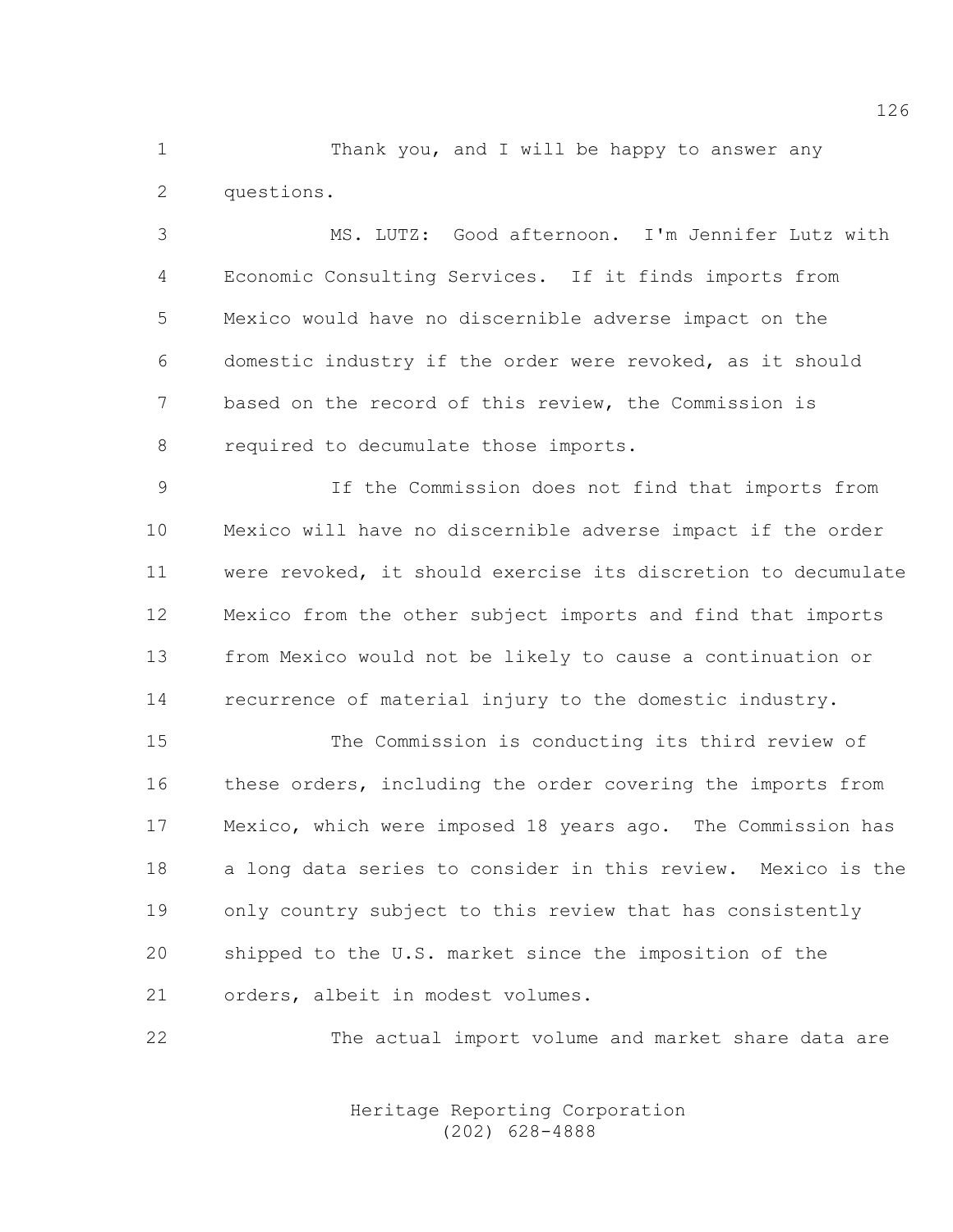Thank you, and I will be happy to answer any questions.

MS. LUTZ: Good afternoon. I'm Jennifer Lutz with Economic Consulting Services. If it finds imports from Mexico would have no discernible adverse impact on the domestic industry if the order were revoked, as it should based on the record of this review, the Commission is required to decumulate those imports.

If the Commission does not find that imports from Mexico will have no discernible adverse impact if the order were revoked, it should exercise its discretion to decumulate Mexico from the other subject imports and find that imports from Mexico would not be likely to cause a continuation or recurrence of material injury to the domestic industry.

The Commission is conducting its third review of these orders, including the order covering the imports from Mexico, which were imposed 18 years ago. The Commission has a long data series to consider in this review. Mexico is the only country subject to this review that has consistently shipped to the U.S. market since the imposition of the orders, albeit in modest volumes.

The actual import volume and market share data are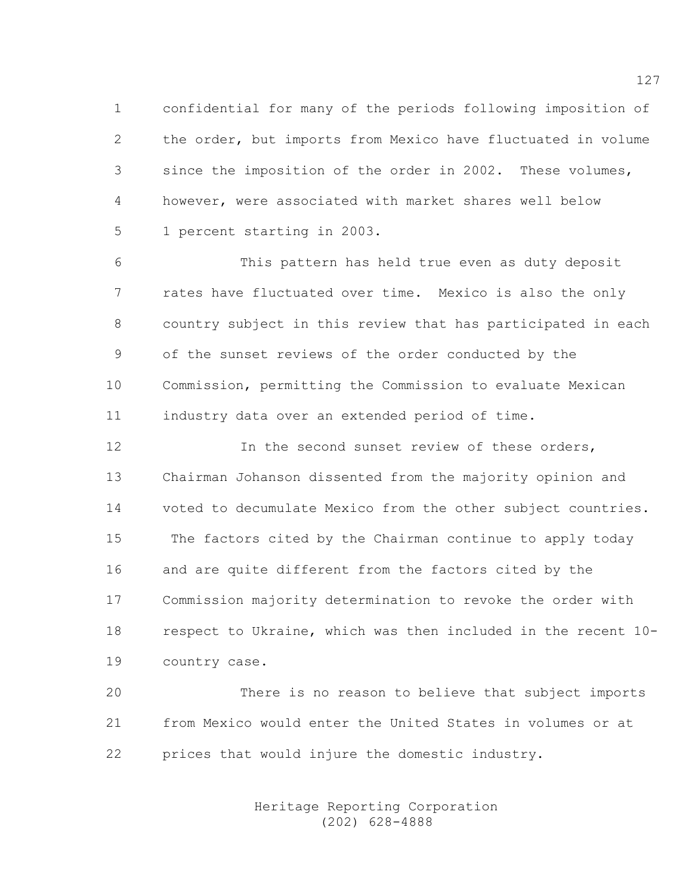confidential for many of the periods following imposition of the order, but imports from Mexico have fluctuated in volume since the imposition of the order in 2002. These volumes, however, were associated with market shares well below 1 percent starting in 2003.

This pattern has held true even as duty deposit rates have fluctuated over time. Mexico is also the only country subject in this review that has participated in each of the sunset reviews of the order conducted by the Commission, permitting the Commission to evaluate Mexican industry data over an extended period of time.

In the second sunset review of these orders, Chairman Johanson dissented from the majority opinion and voted to decumulate Mexico from the other subject countries. The factors cited by the Chairman continue to apply today and are quite different from the factors cited by the Commission majority determination to revoke the order with respect to Ukraine, which was then included in the recent 10-country case.

There is no reason to believe that subject imports from Mexico would enter the United States in volumes or at prices that would injure the domestic industry.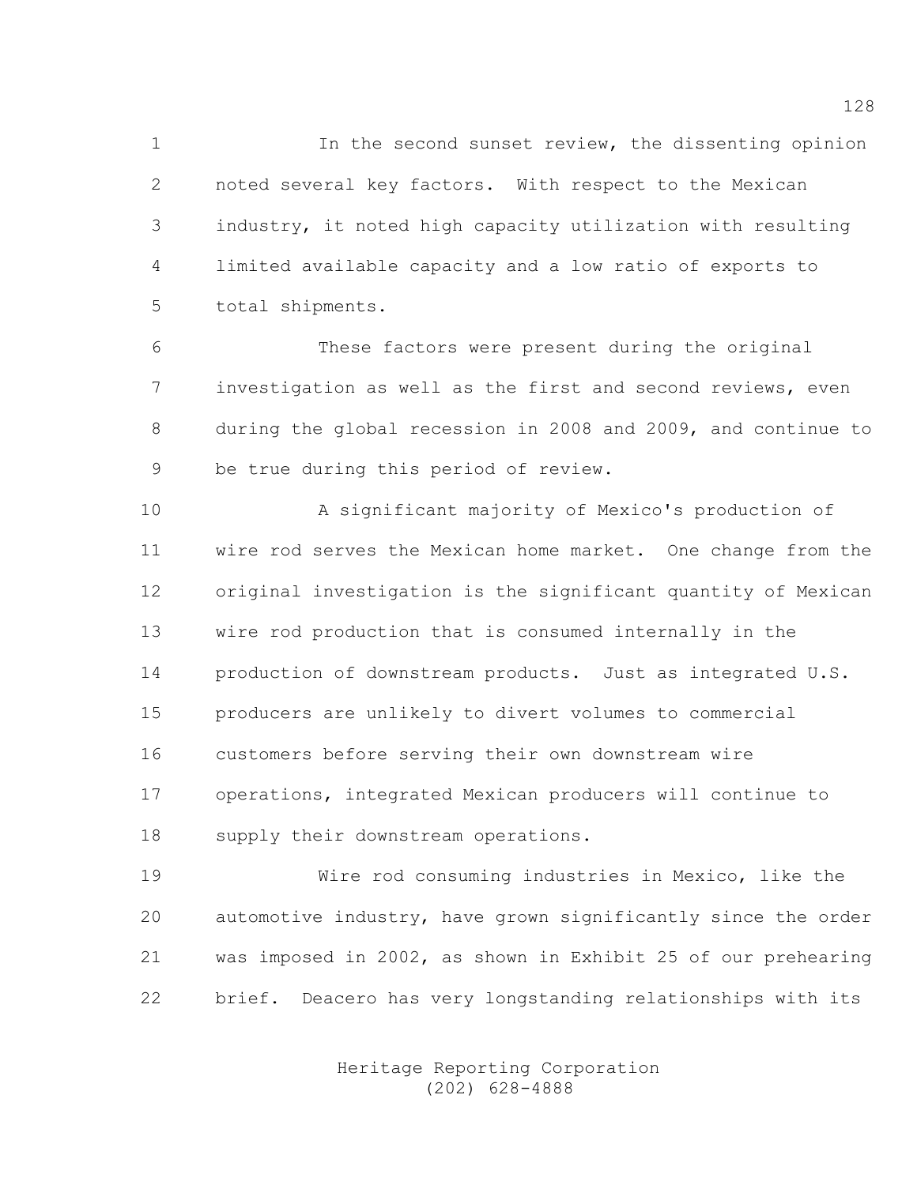In the second sunset review, the dissenting opinion noted several key factors. With respect to the Mexican industry, it noted high capacity utilization with resulting limited available capacity and a low ratio of exports to total shipments.

These factors were present during the original investigation as well as the first and second reviews, even during the global recession in 2008 and 2009, and continue to be true during this period of review.

A significant majority of Mexico's production of wire rod serves the Mexican home market. One change from the original investigation is the significant quantity of Mexican wire rod production that is consumed internally in the production of downstream products. Just as integrated U.S. producers are unlikely to divert volumes to commercial customers before serving their own downstream wire operations, integrated Mexican producers will continue to supply their downstream operations.

Wire rod consuming industries in Mexico, like the automotive industry, have grown significantly since the order was imposed in 2002, as shown in Exhibit 25 of our prehearing brief. Deacero has very longstanding relationships with its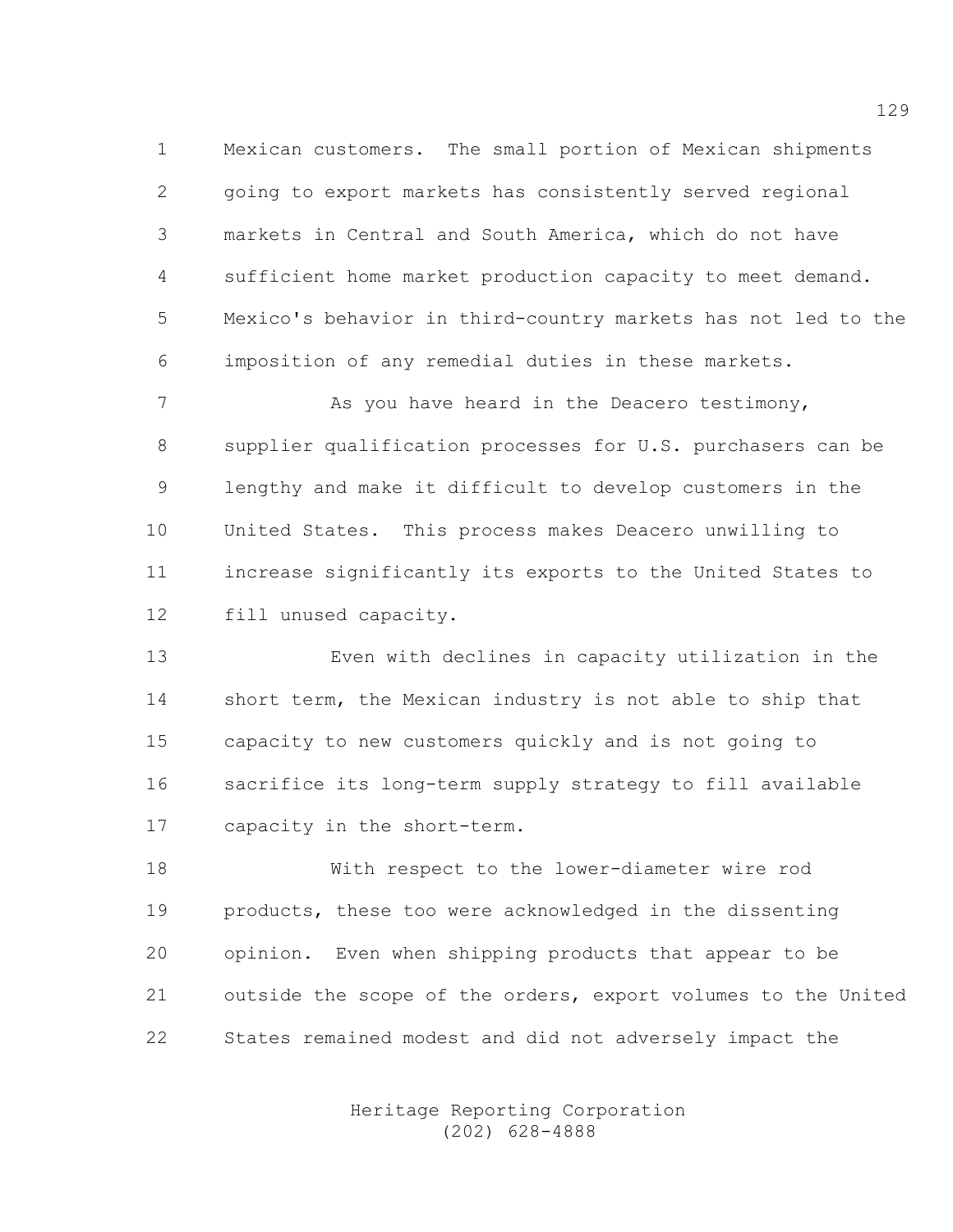Mexican customers. The small portion of Mexican shipments going to export markets has consistently served regional markets in Central and South America, which do not have sufficient home market production capacity to meet demand. Mexico's behavior in third-country markets has not led to the imposition of any remedial duties in these markets.

As you have heard in the Deacero testimony, supplier qualification processes for U.S. purchasers can be lengthy and make it difficult to develop customers in the United States. This process makes Deacero unwilling to increase significantly its exports to the United States to fill unused capacity.

Even with declines in capacity utilization in the short term, the Mexican industry is not able to ship that capacity to new customers quickly and is not going to sacrifice its long-term supply strategy to fill available capacity in the short-term.

With respect to the lower-diameter wire rod products, these too were acknowledged in the dissenting opinion. Even when shipping products that appear to be outside the scope of the orders, export volumes to the United States remained modest and did not adversely impact the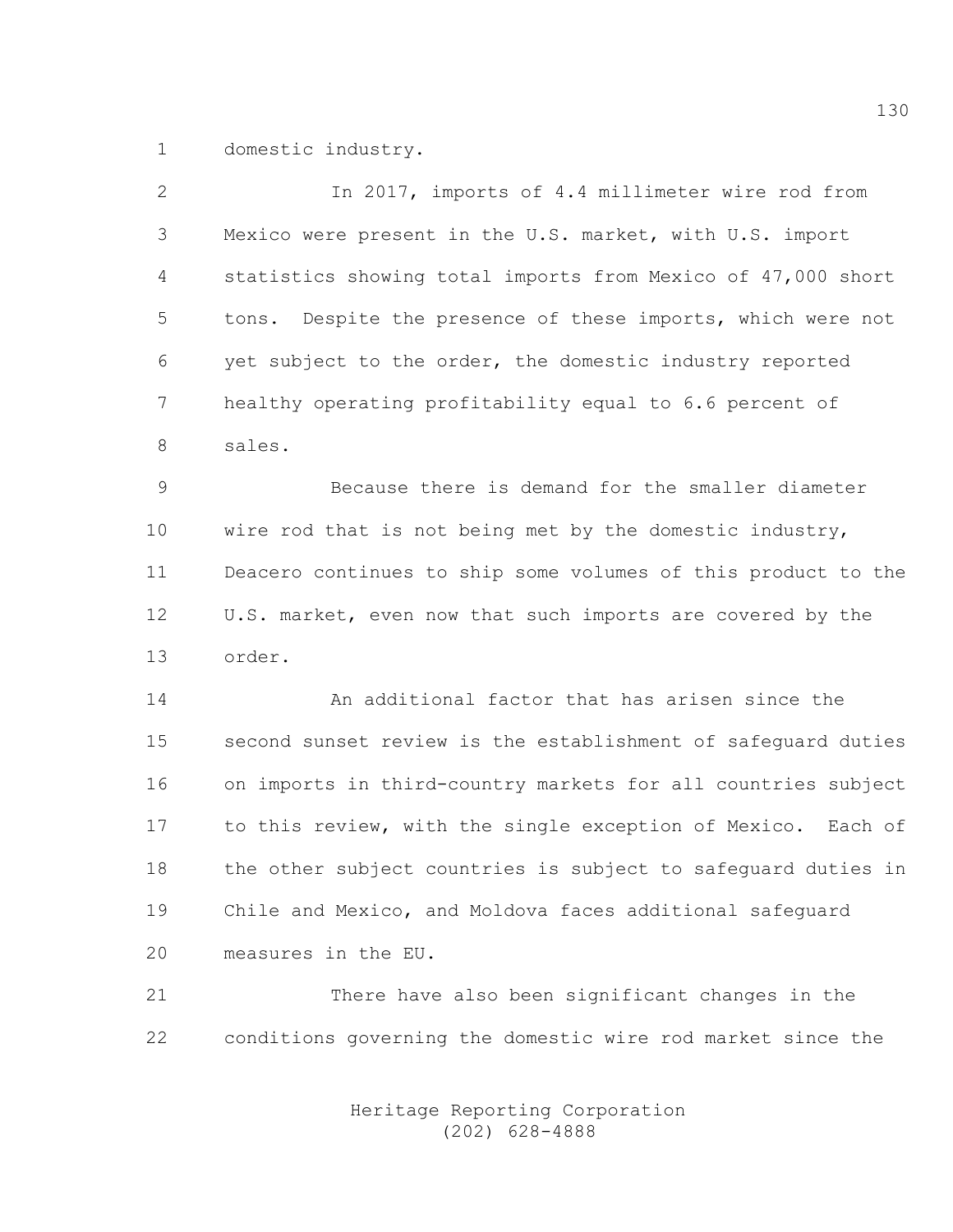domestic industry.

In 2017, imports of 4.4 millimeter wire rod from Mexico were present in the U.S. market, with U.S. import statistics showing total imports from Mexico of 47,000 short tons. Despite the presence of these imports, which were not yet subject to the order, the domestic industry reported healthy operating profitability equal to 6.6 percent of sales.

Because there is demand for the smaller diameter wire rod that is not being met by the domestic industry, Deacero continues to ship some volumes of this product to the U.S. market, even now that such imports are covered by the order.

An additional factor that has arisen since the second sunset review is the establishment of safeguard duties on imports in third-country markets for all countries subject to this review, with the single exception of Mexico. Each of the other subject countries is subject to safeguard duties in Chile and Mexico, and Moldova faces additional safeguard measures in the EU.

There have also been significant changes in the conditions governing the domestic wire rod market since the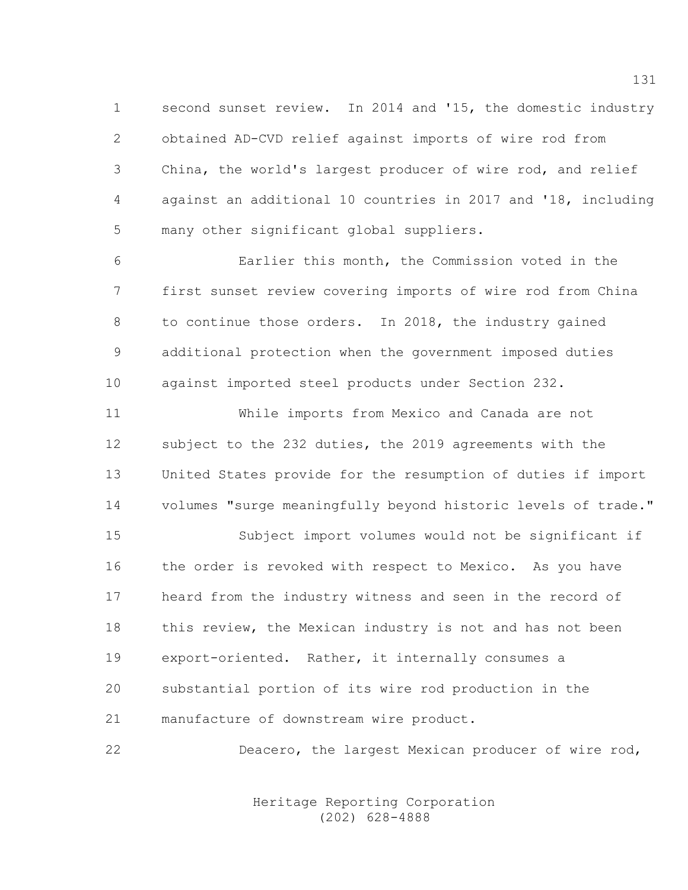second sunset review. In 2014 and '15, the domestic industry obtained AD-CVD relief against imports of wire rod from China, the world's largest producer of wire rod, and relief against an additional 10 countries in 2017 and '18, including many other significant global suppliers.

Earlier this month, the Commission voted in the first sunset review covering imports of wire rod from China to continue those orders. In 2018, the industry gained additional protection when the government imposed duties against imported steel products under Section 232.

While imports from Mexico and Canada are not subject to the 232 duties, the 2019 agreements with the United States provide for the resumption of duties if import volumes "surge meaningfully beyond historic levels of trade."

Subject import volumes would not be significant if the order is revoked with respect to Mexico. As you have heard from the industry witness and seen in the record of this review, the Mexican industry is not and has not been export-oriented. Rather, it internally consumes a substantial portion of its wire rod production in the manufacture of downstream wire product.

Deacero, the largest Mexican producer of wire rod,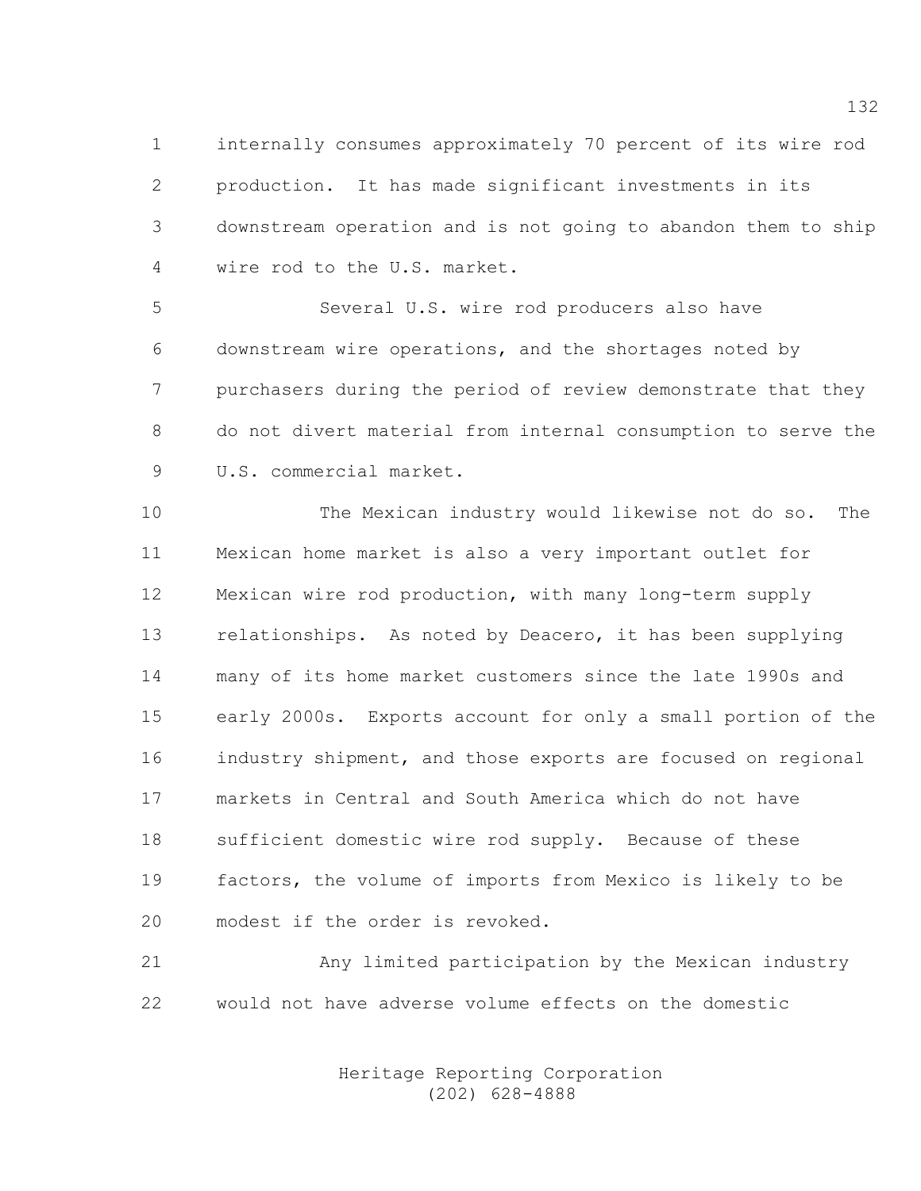internally consumes approximately 70 percent of its wire rod production. It has made significant investments in its downstream operation and is not going to abandon them to ship wire rod to the U.S. market.

Several U.S. wire rod producers also have downstream wire operations, and the shortages noted by purchasers during the period of review demonstrate that they do not divert material from internal consumption to serve the U.S. commercial market.

The Mexican industry would likewise not do so. The Mexican home market is also a very important outlet for Mexican wire rod production, with many long-term supply relationships. As noted by Deacero, it has been supplying many of its home market customers since the late 1990s and early 2000s. Exports account for only a small portion of the industry shipment, and those exports are focused on regional markets in Central and South America which do not have sufficient domestic wire rod supply. Because of these factors, the volume of imports from Mexico is likely to be modest if the order is revoked.

Any limited participation by the Mexican industry would not have adverse volume effects on the domestic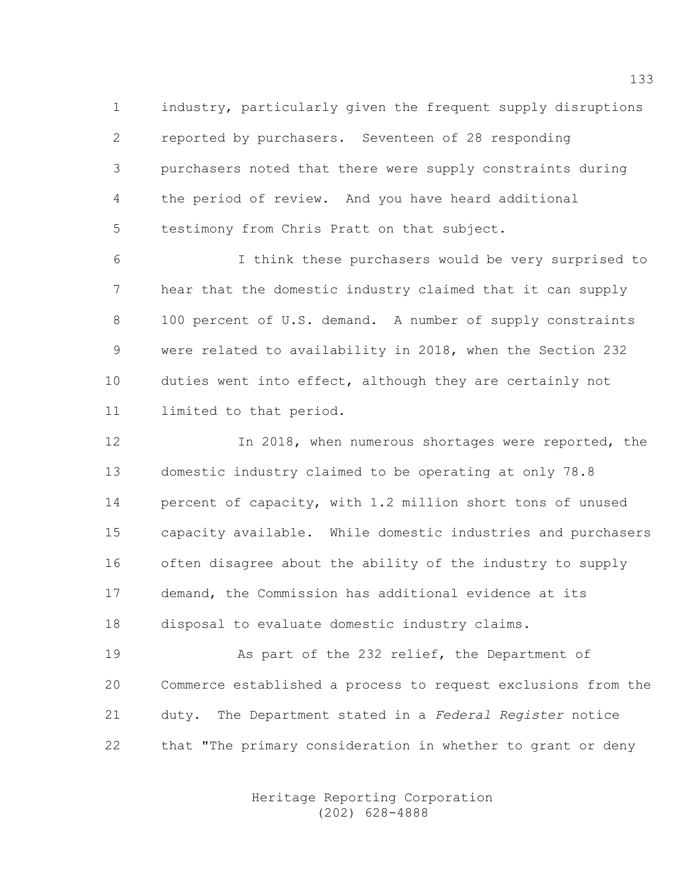industry, particularly given the frequent supply disruptions reported by purchasers. Seventeen of 28 responding purchasers noted that there were supply constraints during the period of review. And you have heard additional testimony from Chris Pratt on that subject.

I think these purchasers would be very surprised to hear that the domestic industry claimed that it can supply 100 percent of U.S. demand. A number of supply constraints were related to availability in 2018, when the Section 232 duties went into effect, although they are certainly not limited to that period.

In 2018, when numerous shortages were reported, the domestic industry claimed to be operating at only 78.8 percent of capacity, with 1.2 million short tons of unused capacity available. While domestic industries and purchasers often disagree about the ability of the industry to supply demand, the Commission has additional evidence at its disposal to evaluate domestic industry claims.

As part of the 232 relief, the Department of Commerce established a process to request exclusions from the duty. The Department stated in a *Federal Register* notice that "The primary consideration in whether to grant or deny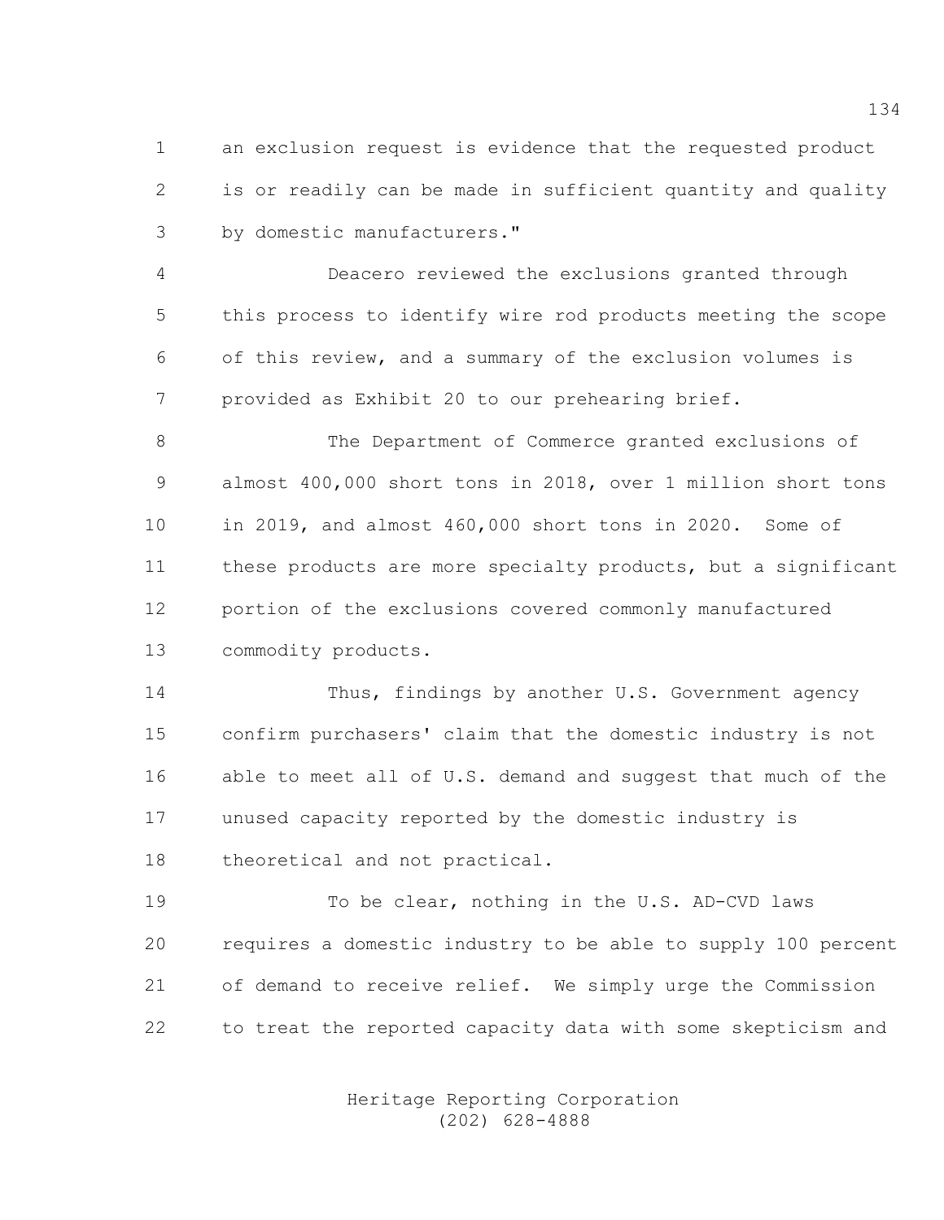an exclusion request is evidence that the requested product is or readily can be made in sufficient quantity and quality by domestic manufacturers."

Deacero reviewed the exclusions granted through this process to identify wire rod products meeting the scope of this review, and a summary of the exclusion volumes is provided as Exhibit 20 to our prehearing brief.

The Department of Commerce granted exclusions of almost 400,000 short tons in 2018, over 1 million short tons in 2019, and almost 460,000 short tons in 2020. Some of these products are more specialty products, but a significant portion of the exclusions covered commonly manufactured commodity products.

Thus, findings by another U.S. Government agency confirm purchasers' claim that the domestic industry is not able to meet all of U.S. demand and suggest that much of the unused capacity reported by the domestic industry is theoretical and not practical.

To be clear, nothing in the U.S. AD-CVD laws requires a domestic industry to be able to supply 100 percent of demand to receive relief. We simply urge the Commission to treat the reported capacity data with some skepticism and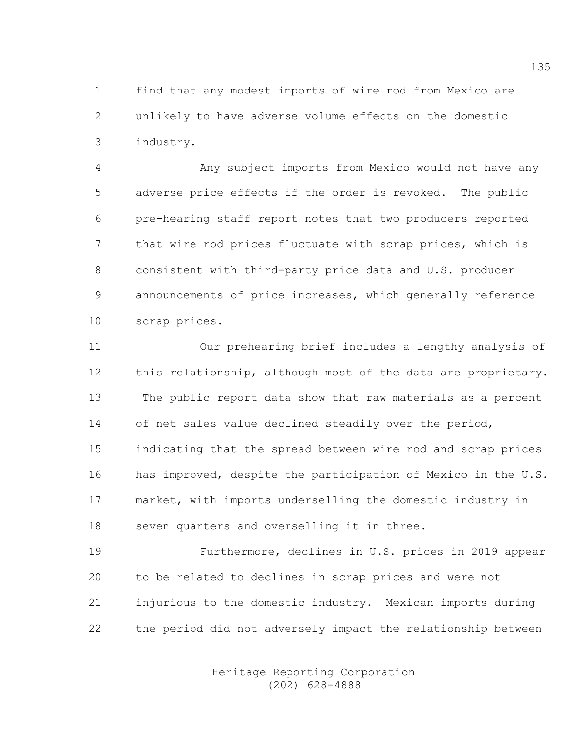find that any modest imports of wire rod from Mexico are unlikely to have adverse volume effects on the domestic industry.

Any subject imports from Mexico would not have any adverse price effects if the order is revoked. The public pre-hearing staff report notes that two producers reported that wire rod prices fluctuate with scrap prices, which is consistent with third-party price data and U.S. producer announcements of price increases, which generally reference scrap prices.

Our prehearing brief includes a lengthy analysis of this relationship, although most of the data are proprietary. The public report data show that raw materials as a percent of net sales value declined steadily over the period, indicating that the spread between wire rod and scrap prices has improved, despite the participation of Mexico in the U.S. market, with imports underselling the domestic industry in seven quarters and overselling it in three.

Furthermore, declines in U.S. prices in 2019 appear to be related to declines in scrap prices and were not injurious to the domestic industry. Mexican imports during the period did not adversely impact the relationship between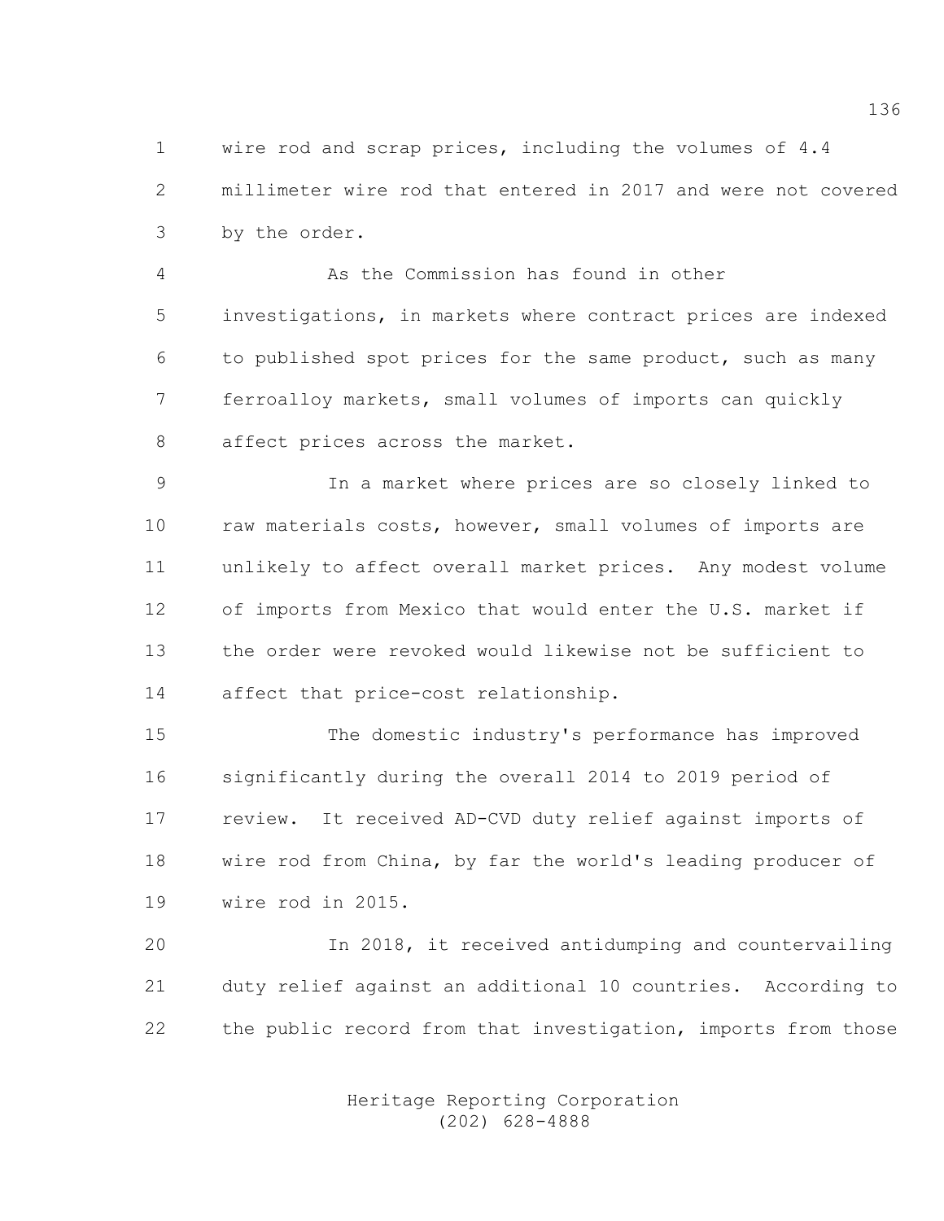wire rod and scrap prices, including the volumes of 4.4 millimeter wire rod that entered in 2017 and were not covered by the order.

As the Commission has found in other investigations, in markets where contract prices are indexed to published spot prices for the same product, such as many ferroalloy markets, small volumes of imports can quickly affect prices across the market.

In a market where prices are so closely linked to raw materials costs, however, small volumes of imports are unlikely to affect overall market prices. Any modest volume of imports from Mexico that would enter the U.S. market if the order were revoked would likewise not be sufficient to affect that price-cost relationship.

The domestic industry's performance has improved significantly during the overall 2014 to 2019 period of review. It received AD-CVD duty relief against imports of wire rod from China, by far the world's leading producer of wire rod in 2015.

In 2018, it received antidumping and countervailing duty relief against an additional 10 countries. According to the public record from that investigation, imports from those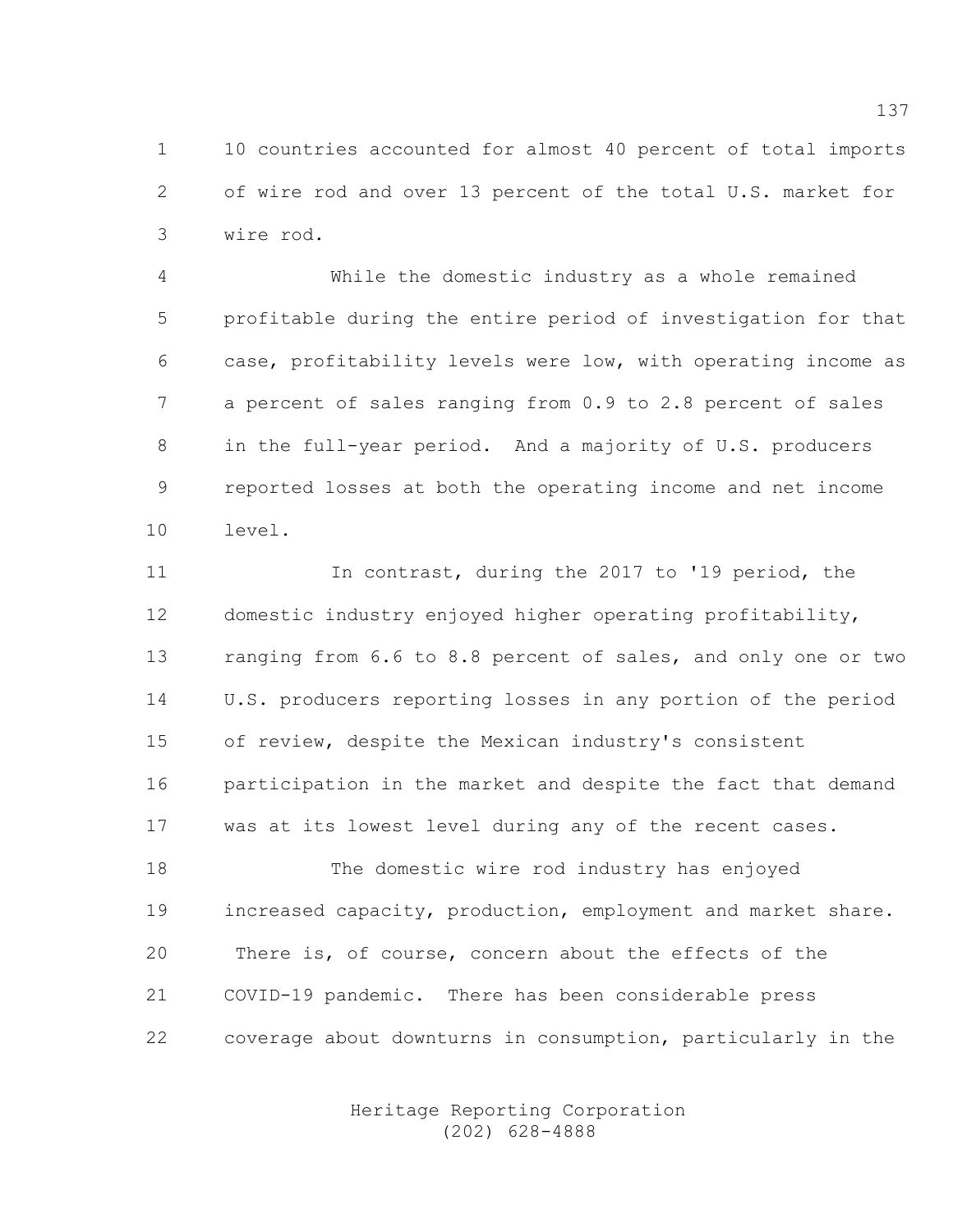10 countries accounted for almost 40 percent of total imports of wire rod and over 13 percent of the total U.S. market for wire rod.

While the domestic industry as a whole remained profitable during the entire period of investigation for that case, profitability levels were low, with operating income as a percent of sales ranging from 0.9 to 2.8 percent of sales in the full-year period. And a majority of U.S. producers reported losses at both the operating income and net income level.

In contrast, during the 2017 to '19 period, the domestic industry enjoyed higher operating profitability, ranging from 6.6 to 8.8 percent of sales, and only one or two U.S. producers reporting losses in any portion of the period of review, despite the Mexican industry's consistent participation in the market and despite the fact that demand was at its lowest level during any of the recent cases.

The domestic wire rod industry has enjoyed increased capacity, production, employment and market share. There is, of course, concern about the effects of the COVID-19 pandemic. There has been considerable press coverage about downturns in consumption, particularly in the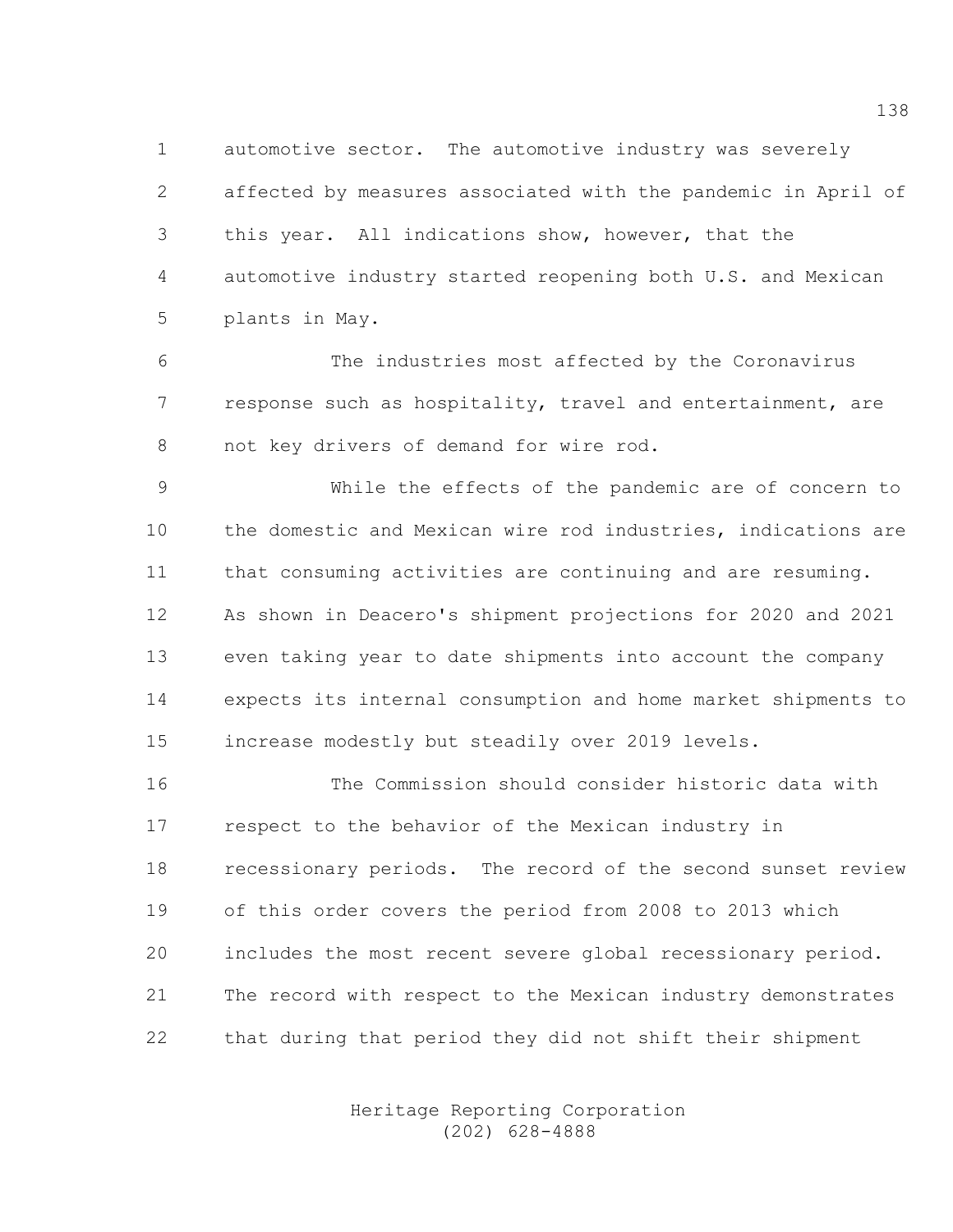automotive sector. The automotive industry was severely affected by measures associated with the pandemic in April of this year. All indications show, however, that the automotive industry started reopening both U.S. and Mexican plants in May.

The industries most affected by the Coronavirus response such as hospitality, travel and entertainment, are not key drivers of demand for wire rod.

While the effects of the pandemic are of concern to the domestic and Mexican wire rod industries, indications are that consuming activities are continuing and are resuming. As shown in Deacero's shipment projections for 2020 and 2021 even taking year to date shipments into account the company expects its internal consumption and home market shipments to increase modestly but steadily over 2019 levels.

The Commission should consider historic data with respect to the behavior of the Mexican industry in recessionary periods. The record of the second sunset review of this order covers the period from 2008 to 2013 which includes the most recent severe global recessionary period. The record with respect to the Mexican industry demonstrates that during that period they did not shift their shipment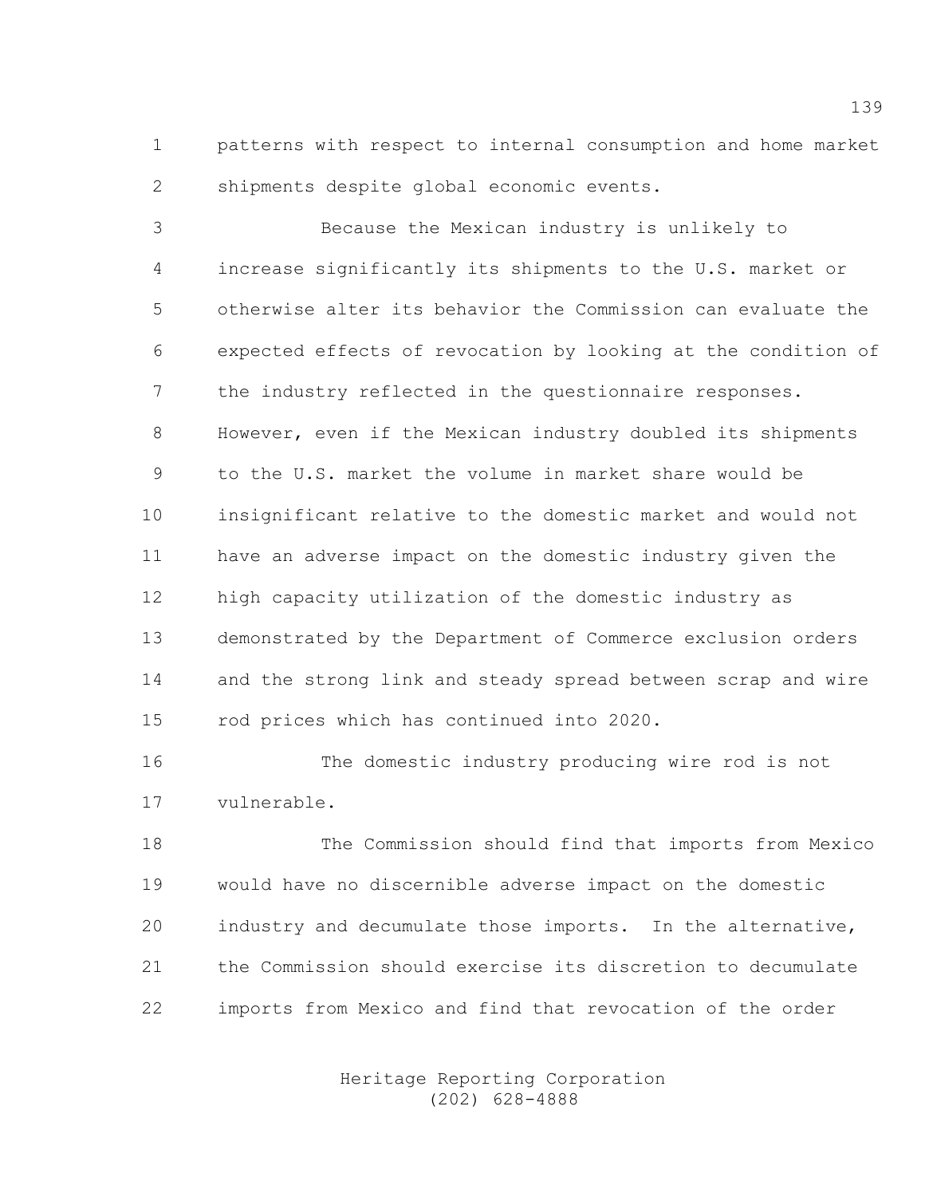patterns with respect to internal consumption and home market shipments despite global economic events.

Because the Mexican industry is unlikely to increase significantly its shipments to the U.S. market or otherwise alter its behavior the Commission can evaluate the expected effects of revocation by looking at the condition of the industry reflected in the questionnaire responses. However, even if the Mexican industry doubled its shipments to the U.S. market the volume in market share would be insignificant relative to the domestic market and would not have an adverse impact on the domestic industry given the high capacity utilization of the domestic industry as demonstrated by the Department of Commerce exclusion orders and the strong link and steady spread between scrap and wire rod prices which has continued into 2020.

The domestic industry producing wire rod is not vulnerable.

The Commission should find that imports from Mexico would have no discernible adverse impact on the domestic industry and decumulate those imports. In the alternative, the Commission should exercise its discretion to decumulate imports from Mexico and find that revocation of the order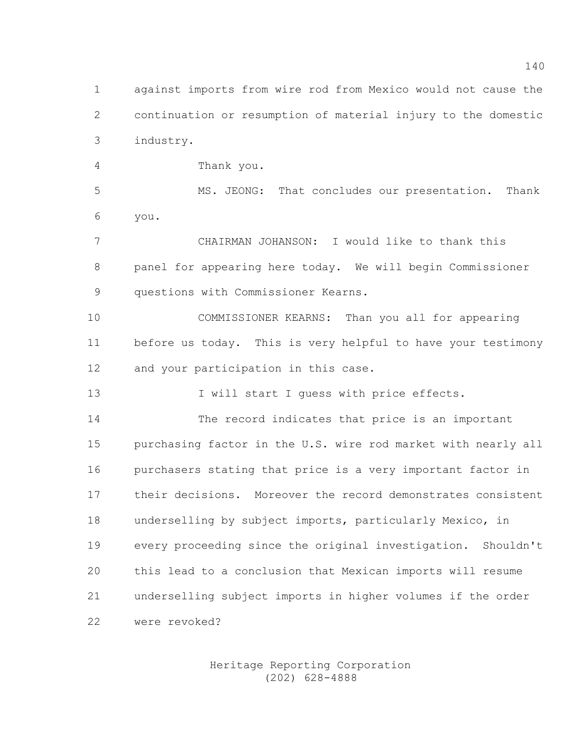against imports from wire rod from Mexico would not cause the continuation or resumption of material injury to the domestic industry.

Thank you.

MS. JEONG: That concludes our presentation. Thank you.

CHAIRMAN JOHANSON: I would like to thank this panel for appearing here today. We will begin Commissioner questions with Commissioner Kearns.

COMMISSIONER KEARNS: Than you all for appearing before us today. This is very helpful to have your testimony and your participation in this case.

I will start I guess with price effects.

The record indicates that price is an important purchasing factor in the U.S. wire rod market with nearly all purchasers stating that price is a very important factor in their decisions. Moreover the record demonstrates consistent underselling by subject imports, particularly Mexico, in every proceeding since the original investigation. Shouldn't this lead to a conclusion that Mexican imports will resume underselling subject imports in higher volumes if the order were revoked?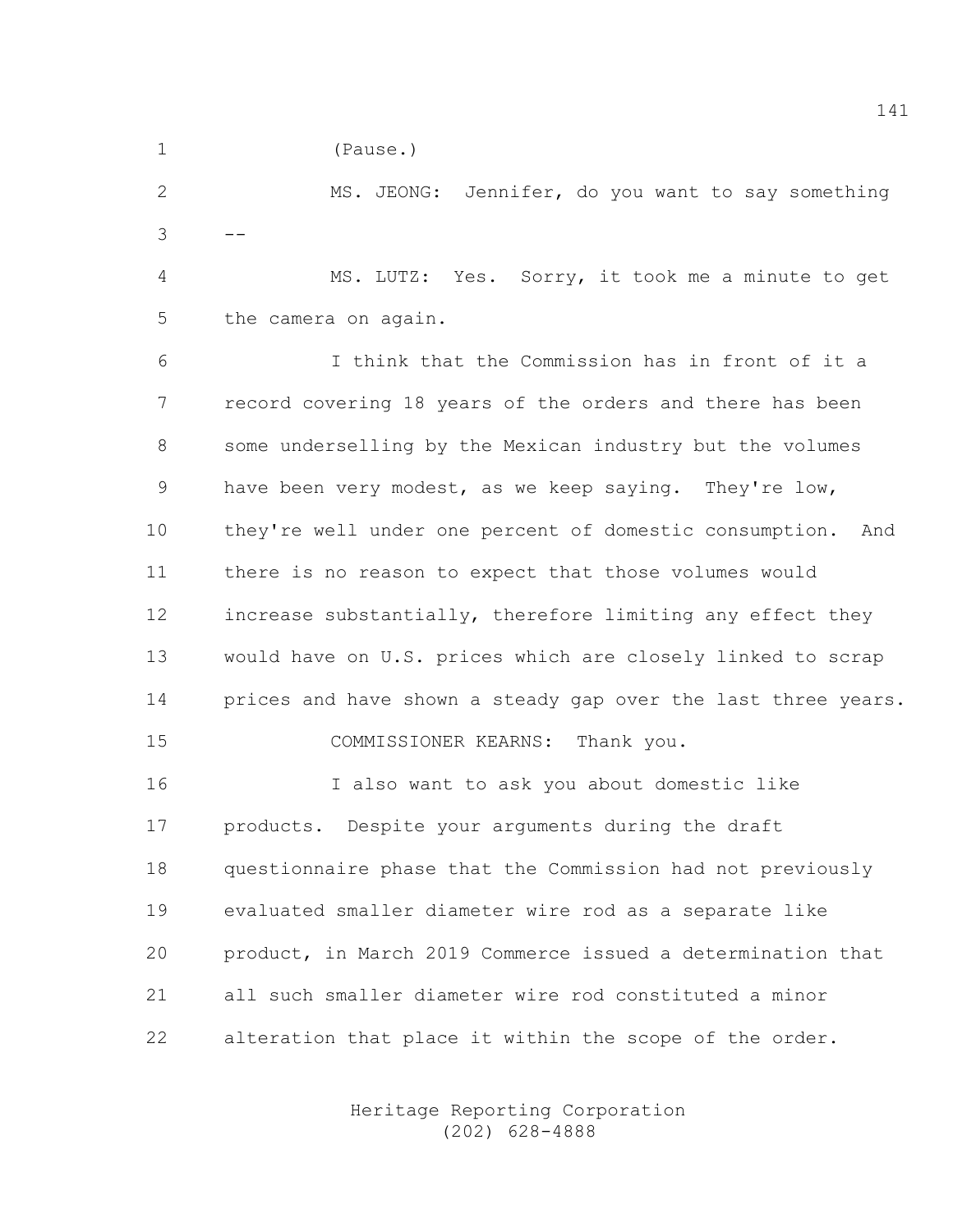(Pause.)

MS. JEONG: Jennifer, do you want to say something --

MS. LUTZ: Yes. Sorry, it took me a minute to get the camera on again.

I think that the Commission has in front of it a record covering 18 years of the orders and there has been some underselling by the Mexican industry but the volumes have been very modest, as we keep saying. They're low, they're well under one percent of domestic consumption. And there is no reason to expect that those volumes would increase substantially, therefore limiting any effect they would have on U.S. prices which are closely linked to scrap prices and have shown a steady gap over the last three years.

COMMISSIONER KEARNS: Thank you.

I also want to ask you about domestic like products. Despite your arguments during the draft questionnaire phase that the Commission had not previously evaluated smaller diameter wire rod as a separate like product, in March 2019 Commerce issued a determination that all such smaller diameter wire rod constituted a minor alteration that place it within the scope of the order.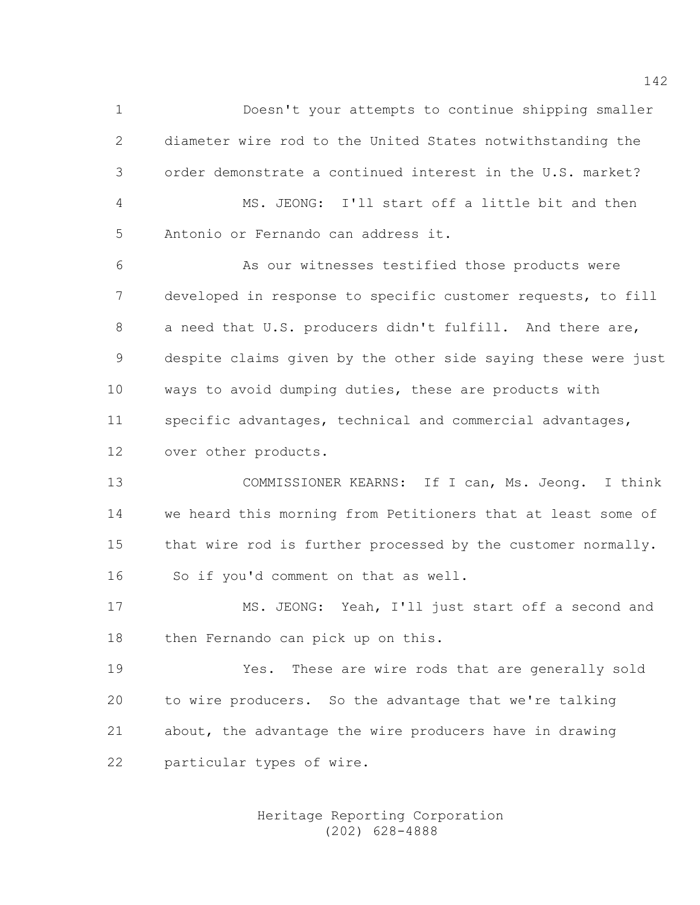Doesn't your attempts to continue shipping smaller diameter wire rod to the United States notwithstanding the order demonstrate a continued interest in the U.S. market?

MS. JEONG: I'll start off a little bit and then Antonio or Fernando can address it.

As our witnesses testified those products were developed in response to specific customer requests, to fill a need that U.S. producers didn't fulfill. And there are, despite claims given by the other side saying these were just ways to avoid dumping duties, these are products with specific advantages, technical and commercial advantages, over other products.

COMMISSIONER KEARNS: If I can, Ms. Jeong. I think we heard this morning from Petitioners that at least some of that wire rod is further processed by the customer normally. So if you'd comment on that as well.

MS. JEONG: Yeah, I'll just start off a second and then Fernando can pick up on this.

Yes. These are wire rods that are generally sold to wire producers. So the advantage that we're talking about, the advantage the wire producers have in drawing particular types of wire.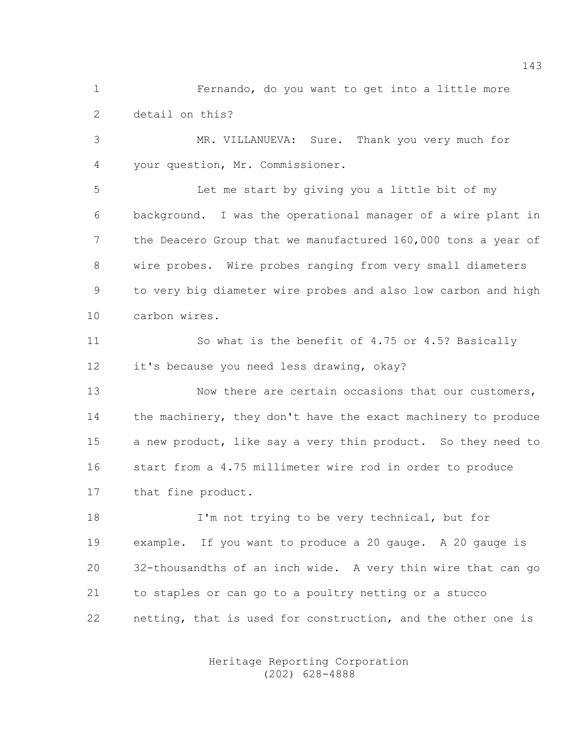Fernando, do you want to get into a little more detail on this?

MR. VILLANUEVA: Sure. Thank you very much for your question, Mr. Commissioner.

Let me start by giving you a little bit of my background. I was the operational manager of a wire plant in the Deacero Group that we manufactured 160,000 tons a year of wire probes. Wire probes ranging from very small diameters to very big diameter wire probes and also low carbon and high carbon wires.

So what is the benefit of 4.75 or 4.5? Basically it's because you need less drawing, okay?

Now there are certain occasions that our customers, the machinery, they don't have the exact machinery to produce a new product, like say a very thin product. So they need to start from a 4.75 millimeter wire rod in order to produce that fine product.

I'm not trying to be very technical, but for example. If you want to produce a 20 gauge. A 20 gauge is 32-thousandths of an inch wide. A very thin wire that can go to staples or can go to a poultry netting or a stucco netting, that is used for construction, and the other one is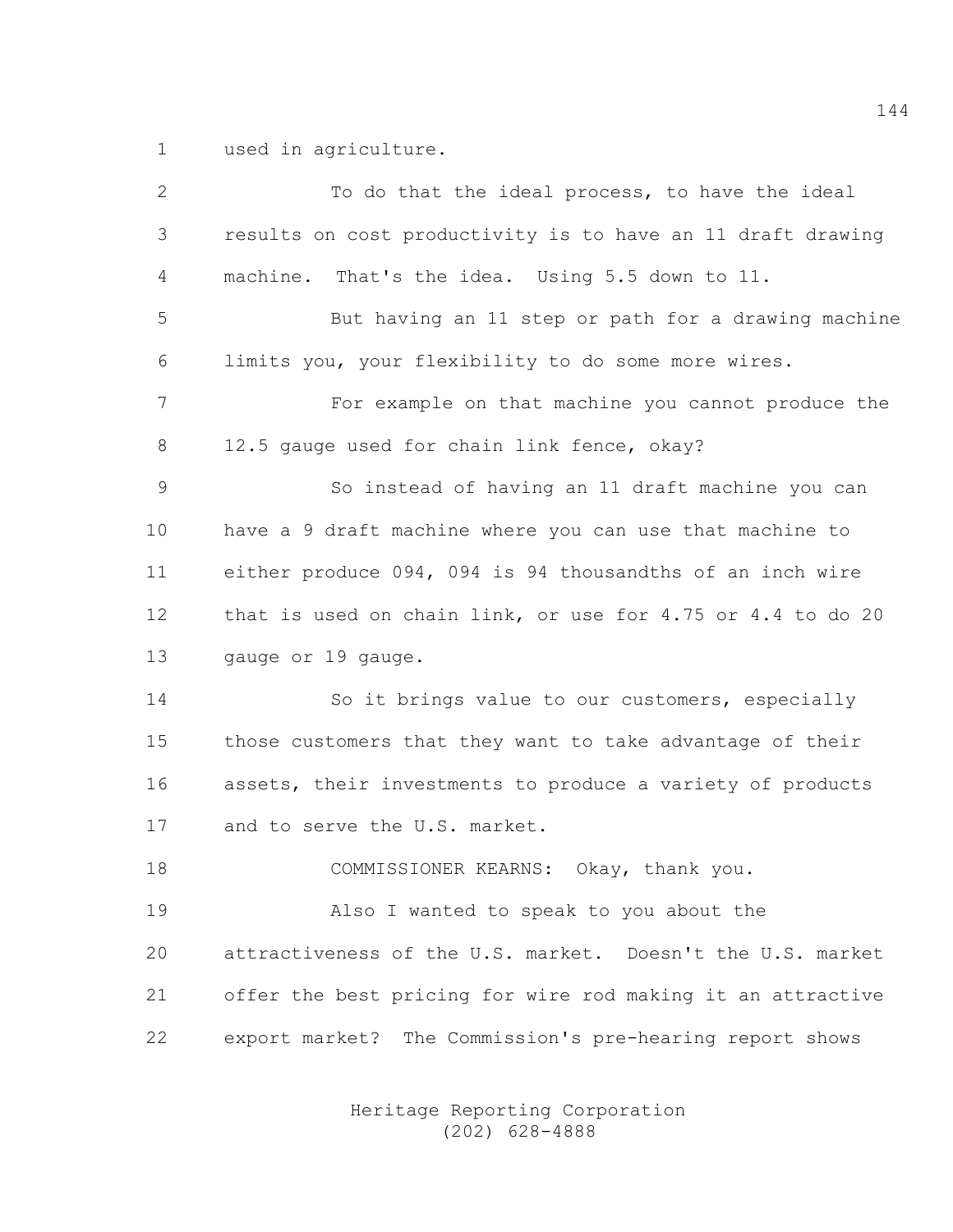used in agriculture.

To do that the ideal process, to have the ideal results on cost productivity is to have an 11 draft drawing machine. That's the idea. Using 5.5 down to 11.

But having an 11 step or path for a drawing machine limits you, your flexibility to do some more wires.

For example on that machine you cannot produce the 12.5 gauge used for chain link fence, okay?

So instead of having an 11 draft machine you can have a 9 draft machine where you can use that machine to either produce 094, 094 is 94 thousandths of an inch wire that is used on chain link, or use for 4.75 or 4.4 to do 20 gauge or 19 gauge.

So it brings value to our customers, especially those customers that they want to take advantage of their assets, their investments to produce a variety of products and to serve the U.S. market.

COMMISSIONER KEARNS: Okay, thank you.

Also I wanted to speak to you about the attractiveness of the U.S. market. Doesn't the U.S. market offer the best pricing for wire rod making it an attractive export market? The Commission's pre-hearing report shows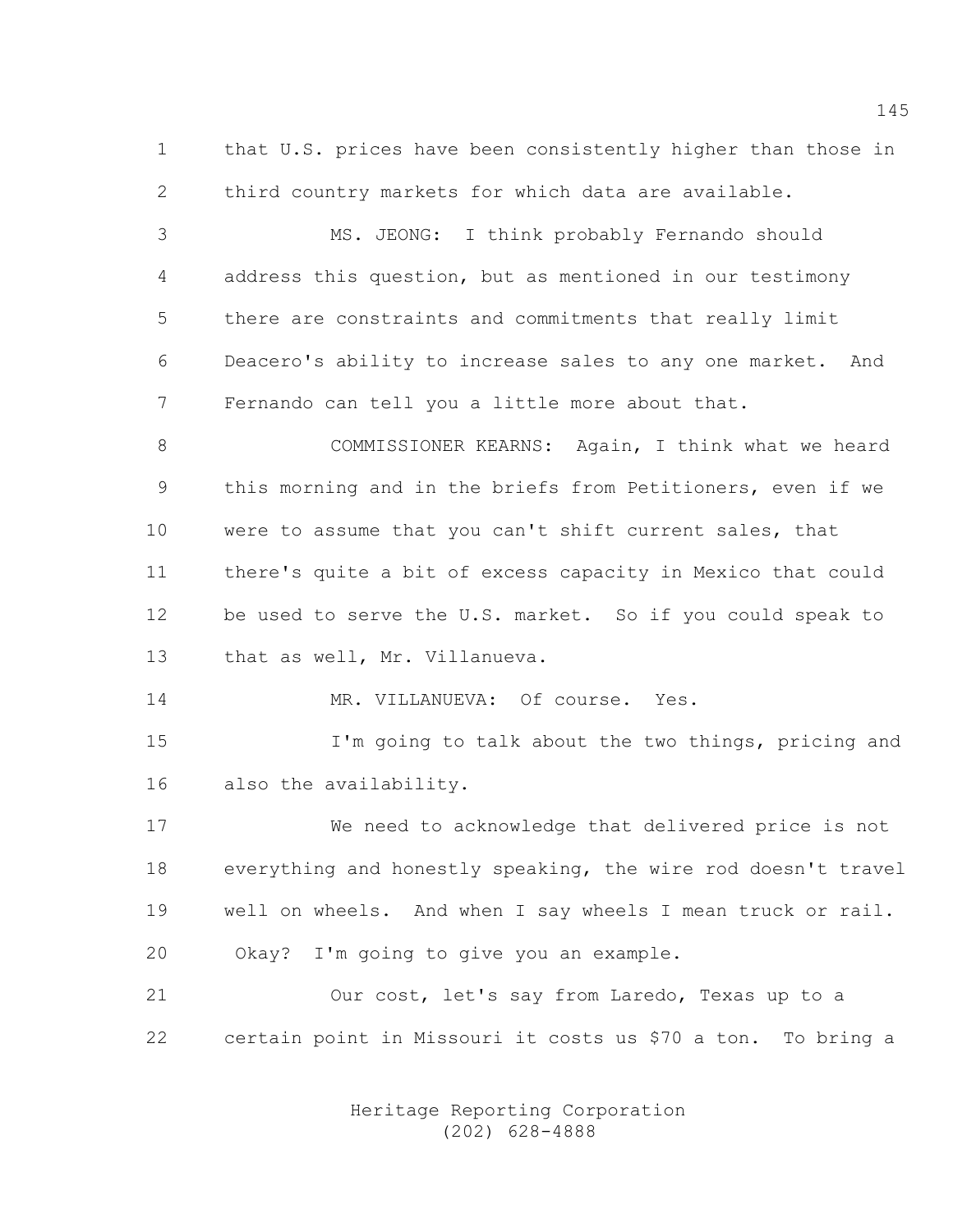that U.S. prices have been consistently higher than those in third country markets for which data are available.

MS. JEONG: I think probably Fernando should address this question, but as mentioned in our testimony there are constraints and commitments that really limit Deacero's ability to increase sales to any one market. And Fernando can tell you a little more about that.

COMMISSIONER KEARNS: Again, I think what we heard this morning and in the briefs from Petitioners, even if we were to assume that you can't shift current sales, that there's quite a bit of excess capacity in Mexico that could be used to serve the U.S. market. So if you could speak to that as well, Mr. Villanueva.

MR. VILLANUEVA: Of course. Yes.

I'm going to talk about the two things, pricing and also the availability.

We need to acknowledge that delivered price is not everything and honestly speaking, the wire rod doesn't travel well on wheels. And when I say wheels I mean truck or rail. Okay? I'm going to give you an example.

Our cost, let's say from Laredo, Texas up to a certain point in Missouri it costs us $70 a ton. To bring a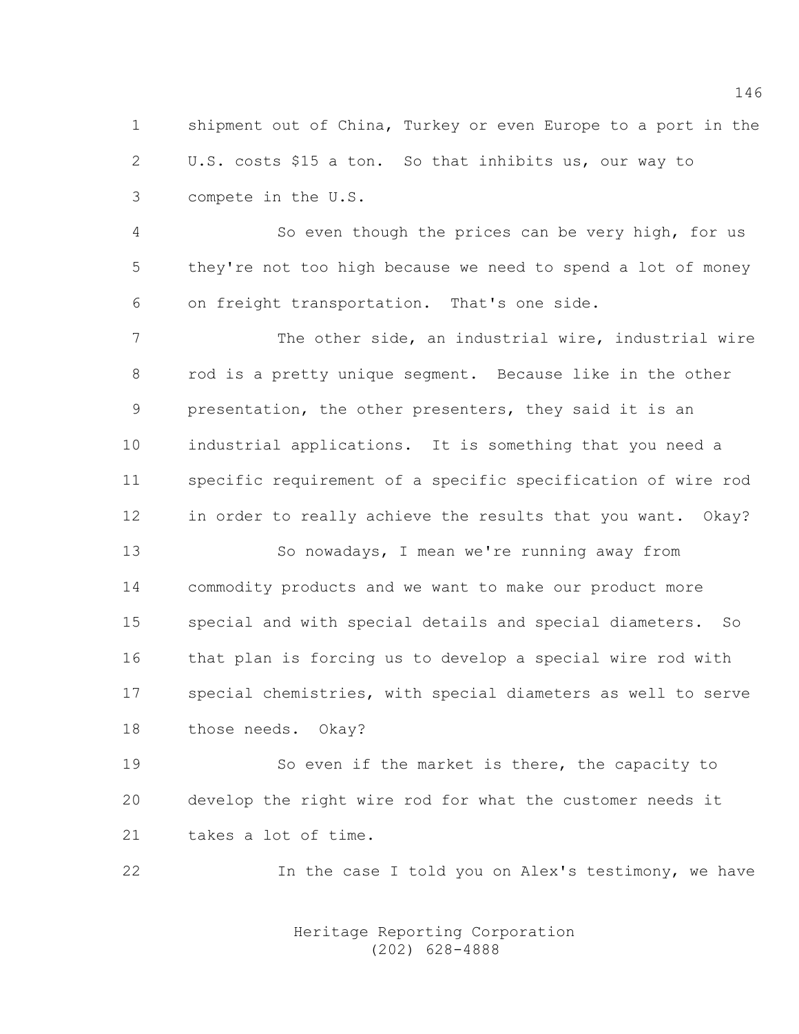shipment out of China, Turkey or even Europe to a port in the U.S. costs $15 a ton. So that inhibits us, our way to compete in the U.S.

So even though the prices can be very high, for us they're not too high because we need to spend a lot of money on freight transportation. That's one side.

The other side, an industrial wire, industrial wire rod is a pretty unique segment. Because like in the other presentation, the other presenters, they said it is an industrial applications. It is something that you need a specific requirement of a specific specification of wire rod in order to really achieve the results that you want. Okay?

So nowadays, I mean we're running away from commodity products and we want to make our product more special and with special details and special diameters. So that plan is forcing us to develop a special wire rod with special chemistries, with special diameters as well to serve those needs. Okay?

So even if the market is there, the capacity to develop the right wire rod for what the customer needs it takes a lot of time.

In the case I told you on Alex's testimony, we have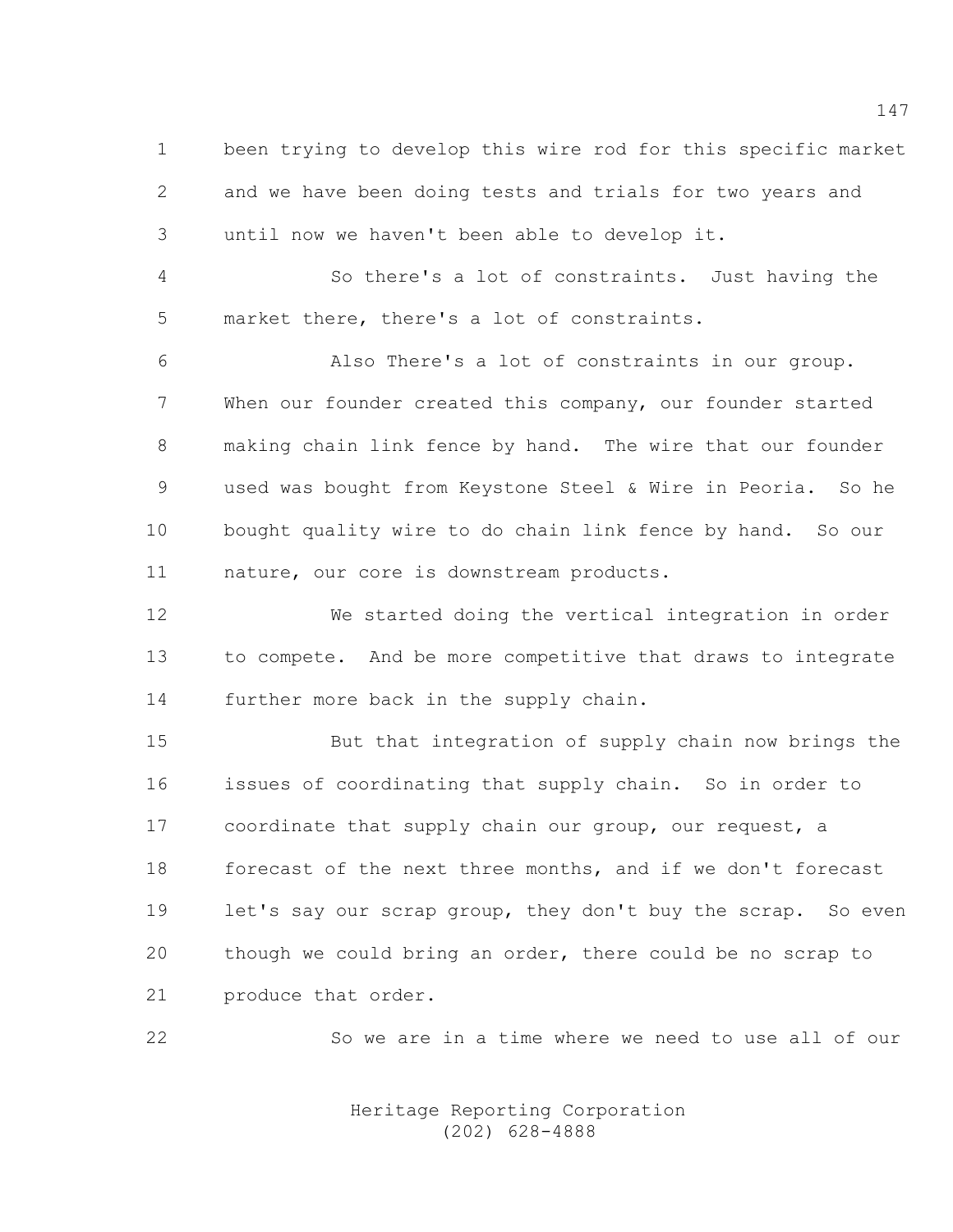been trying to develop this wire rod for this specific market and we have been doing tests and trials for two years and until now we haven't been able to develop it.

So there's a lot of constraints. Just having the market there, there's a lot of constraints.

Also There's a lot of constraints in our group. When our founder created this company, our founder started making chain link fence by hand. The wire that our founder used was bought from Keystone Steel & Wire in Peoria. So he bought quality wire to do chain link fence by hand. So our nature, our core is downstream products.

We started doing the vertical integration in order to compete. And be more competitive that draws to integrate further more back in the supply chain.

But that integration of supply chain now brings the issues of coordinating that supply chain. So in order to coordinate that supply chain our group, our request, a forecast of the next three months, and if we don't forecast let's say our scrap group, they don't buy the scrap. So even though we could bring an order, there could be no scrap to produce that order.

So we are in a time where we need to use all of our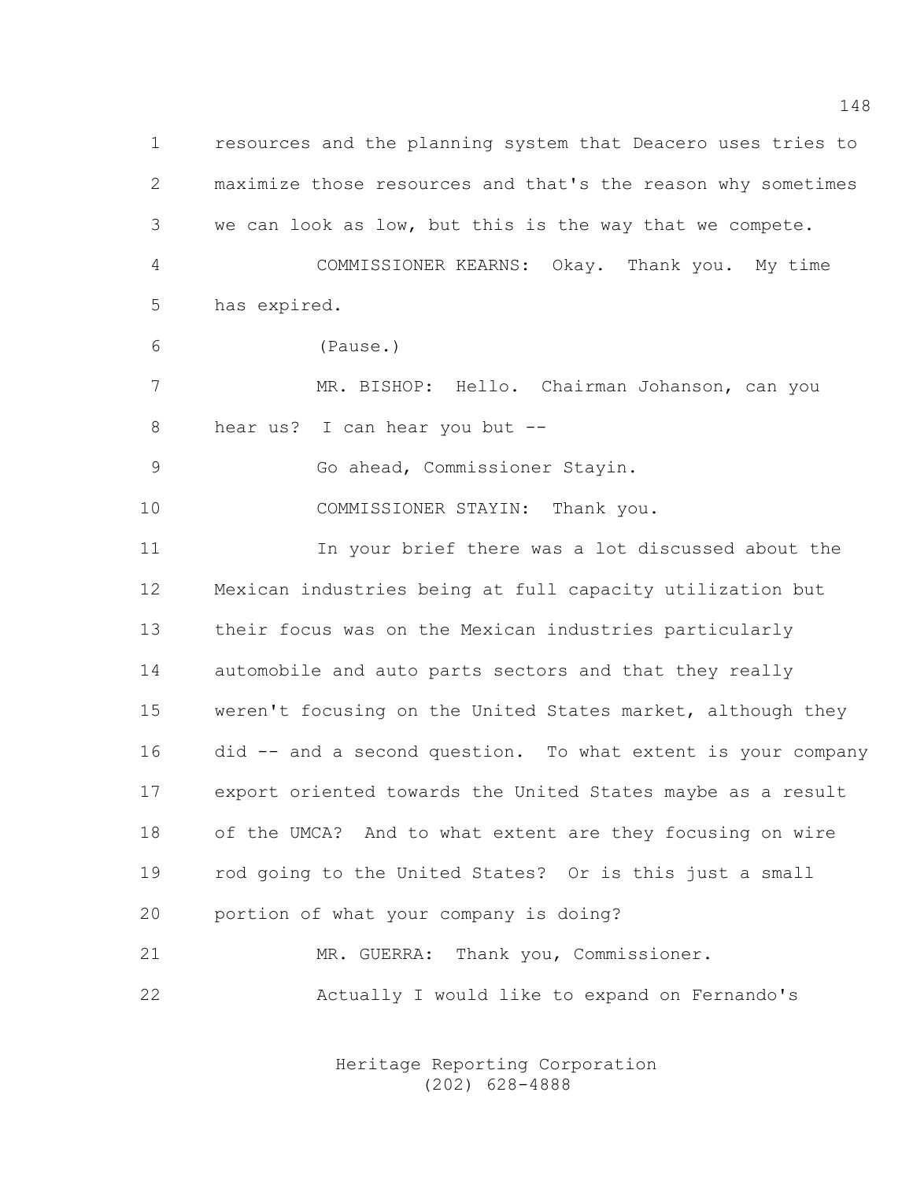resources and the planning system that Deacero uses tries to maximize those resources and that's the reason why sometimes we can look as low, but this is the way that we compete.

COMMISSIONER KEARNS: Okay. Thank you. My time has expired.

(Pause.)

MR. BISHOP: Hello. Chairman Johanson, can you hear us? I can hear you but --

Go ahead, Commissioner Stayin.

COMMISSIONER STAYIN: Thank you.

In your brief there was a lot discussed about the Mexican industries being at full capacity utilization but their focus was on the Mexican industries particularly automobile and auto parts sectors and that they really weren't focusing on the United States market, although they did -- and a second question. To what extent is your company export oriented towards the United States maybe as a result of the UMCA? And to what extent are they focusing on wire rod going to the United States? Or is this just a small portion of what your company is doing?

MR. GUERRA: Thank you, Commissioner.

Actually I would like to expand on Fernando's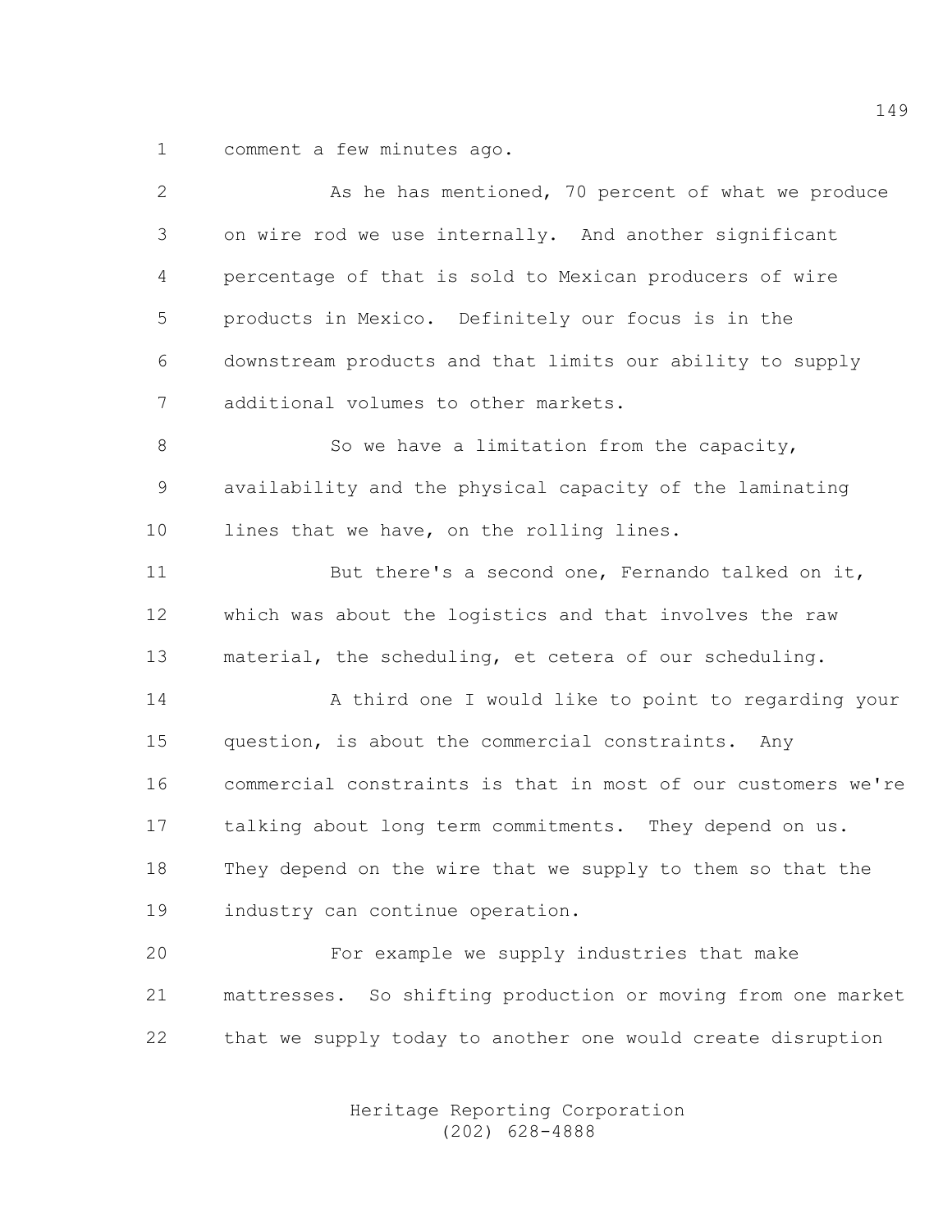comment a few minutes ago.

As he has mentioned, 70 percent of what we produce on wire rod we use internally. And another significant percentage of that is sold to Mexican producers of wire products in Mexico. Definitely our focus is in the downstream products and that limits our ability to supply additional volumes to other markets.

So we have a limitation from the capacity, availability and the physical capacity of the laminating lines that we have, on the rolling lines.

But there's a second one, Fernando talked on it, which was about the logistics and that involves the raw material, the scheduling, et cetera of our scheduling.

A third one I would like to point to regarding your question, is about the commercial constraints. Any commercial constraints is that in most of our customers we're talking about long term commitments. They depend on us. They depend on the wire that we supply to them so that the industry can continue operation.

For example we supply industries that make mattresses. So shifting production or moving from one market that we supply today to another one would create disruption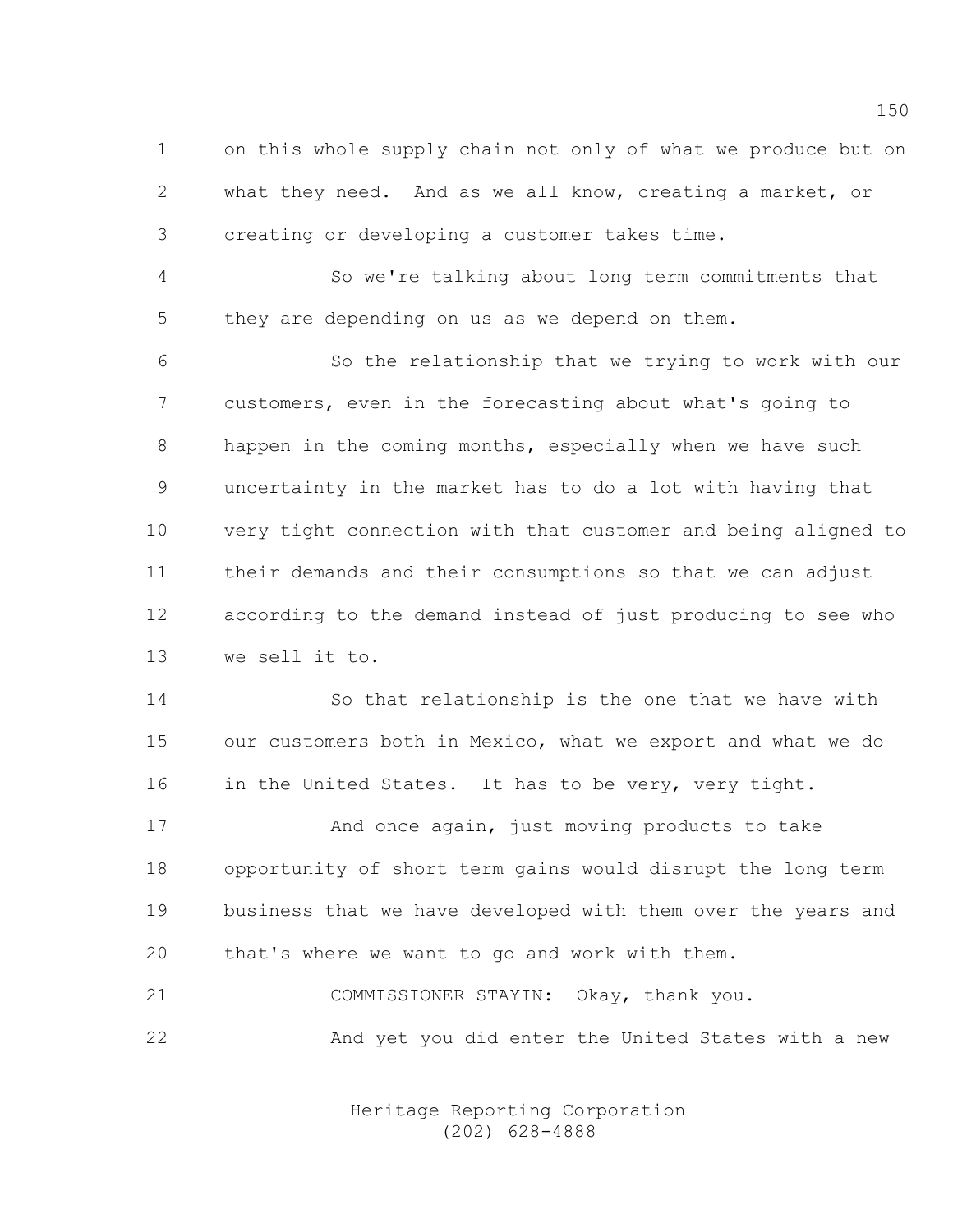on this whole supply chain not only of what we produce but on what they need. And as we all know, creating a market, or creating or developing a customer takes time.

So we're talking about long term commitments that they are depending on us as we depend on them.

So the relationship that we trying to work with our customers, even in the forecasting about what's going to happen in the coming months, especially when we have such uncertainty in the market has to do a lot with having that very tight connection with that customer and being aligned to their demands and their consumptions so that we can adjust according to the demand instead of just producing to see who we sell it to.

So that relationship is the one that we have with our customers both in Mexico, what we export and what we do in the United States. It has to be very, very tight.

And once again, just moving products to take opportunity of short term gains would disrupt the long term business that we have developed with them over the years and that's where we want to go and work with them.

COMMISSIONER STAYIN: Okay, thank you.

And yet you did enter the United States with a new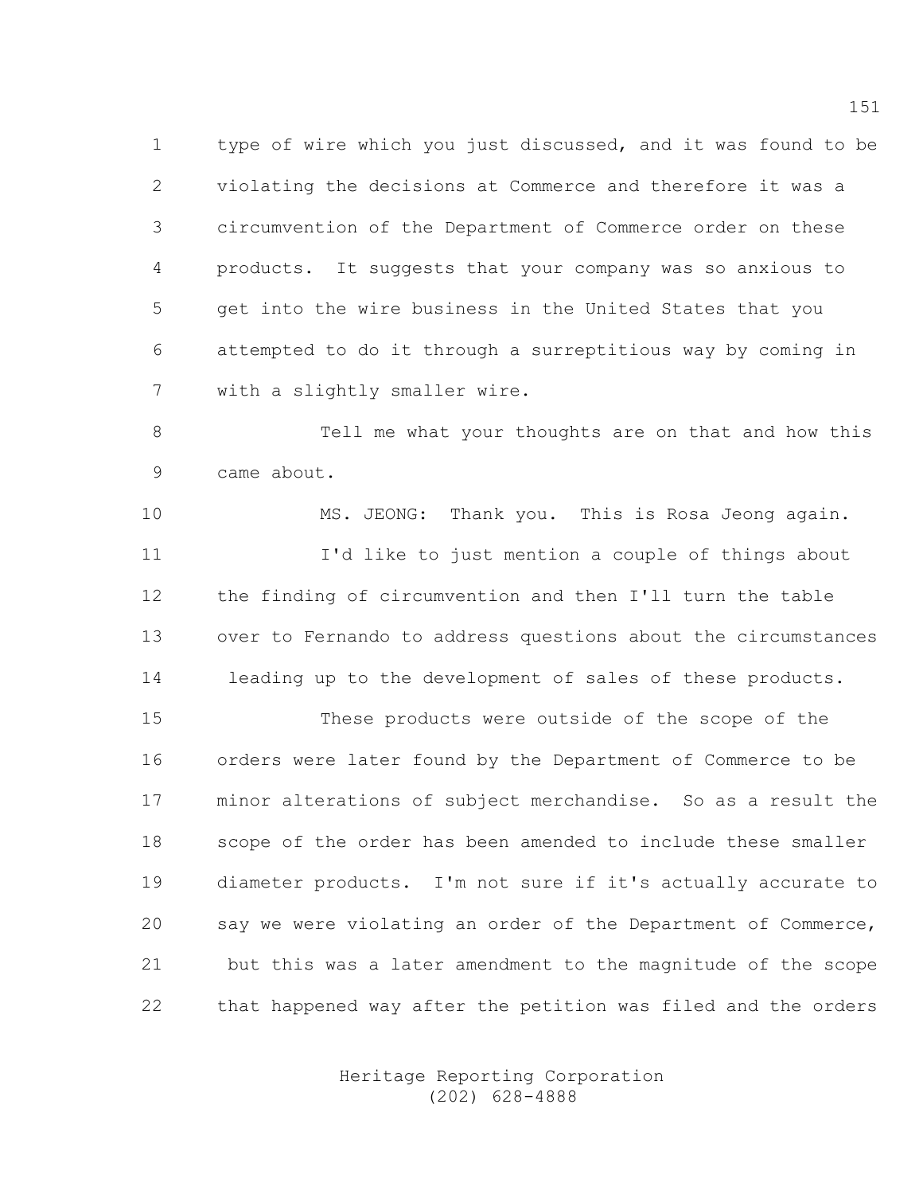type of wire which you just discussed, and it was found to be violating the decisions at Commerce and therefore it was a circumvention of the Department of Commerce order on these products. It suggests that your company was so anxious to get into the wire business in the United States that you attempted to do it through a surreptitious way by coming in with a slightly smaller wire.

Tell me what your thoughts are on that and how this came about.

MS. JEONG: Thank you. This is Rosa Jeong again.

I'd like to just mention a couple of things about the finding of circumvention and then I'll turn the table over to Fernando to address questions about the circumstances leading up to the development of sales of these products.

These products were outside of the scope of the orders were later found by the Department of Commerce to be minor alterations of subject merchandise. So as a result the scope of the order has been amended to include these smaller diameter products. I'm not sure if it's actually accurate to say we were violating an order of the Department of Commerce, but this was a later amendment to the magnitude of the scope that happened way after the petition was filed and the orders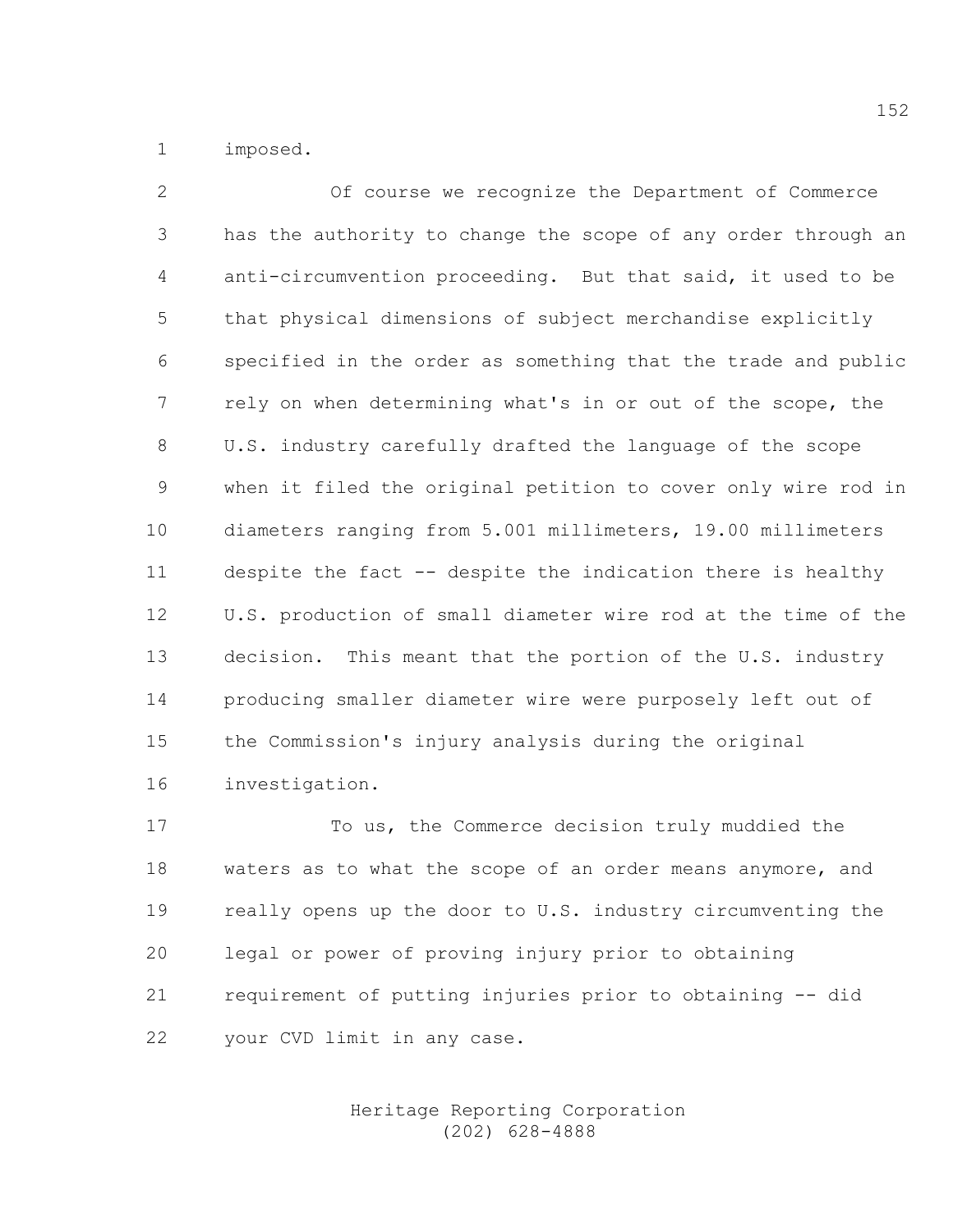imposed.

Of course we recognize the Department of Commerce has the authority to change the scope of any order through an anti-circumvention proceeding. But that said, it used to be that physical dimensions of subject merchandise explicitly specified in the order as something that the trade and public rely on when determining what's in or out of the scope, the U.S. industry carefully drafted the language of the scope when it filed the original petition to cover only wire rod in diameters ranging from 5.001 millimeters, 19.00 millimeters despite the fact -- despite the indication there is healthy U.S. production of small diameter wire rod at the time of the decision. This meant that the portion of the U.S. industry producing smaller diameter wire were purposely left out of the Commission's injury analysis during the original investigation.

To us, the Commerce decision truly muddied the waters as to what the scope of an order means anymore, and really opens up the door to U.S. industry circumventing the legal or power of proving injury prior to obtaining requirement of putting injuries prior to obtaining -- did your CVD limit in any case.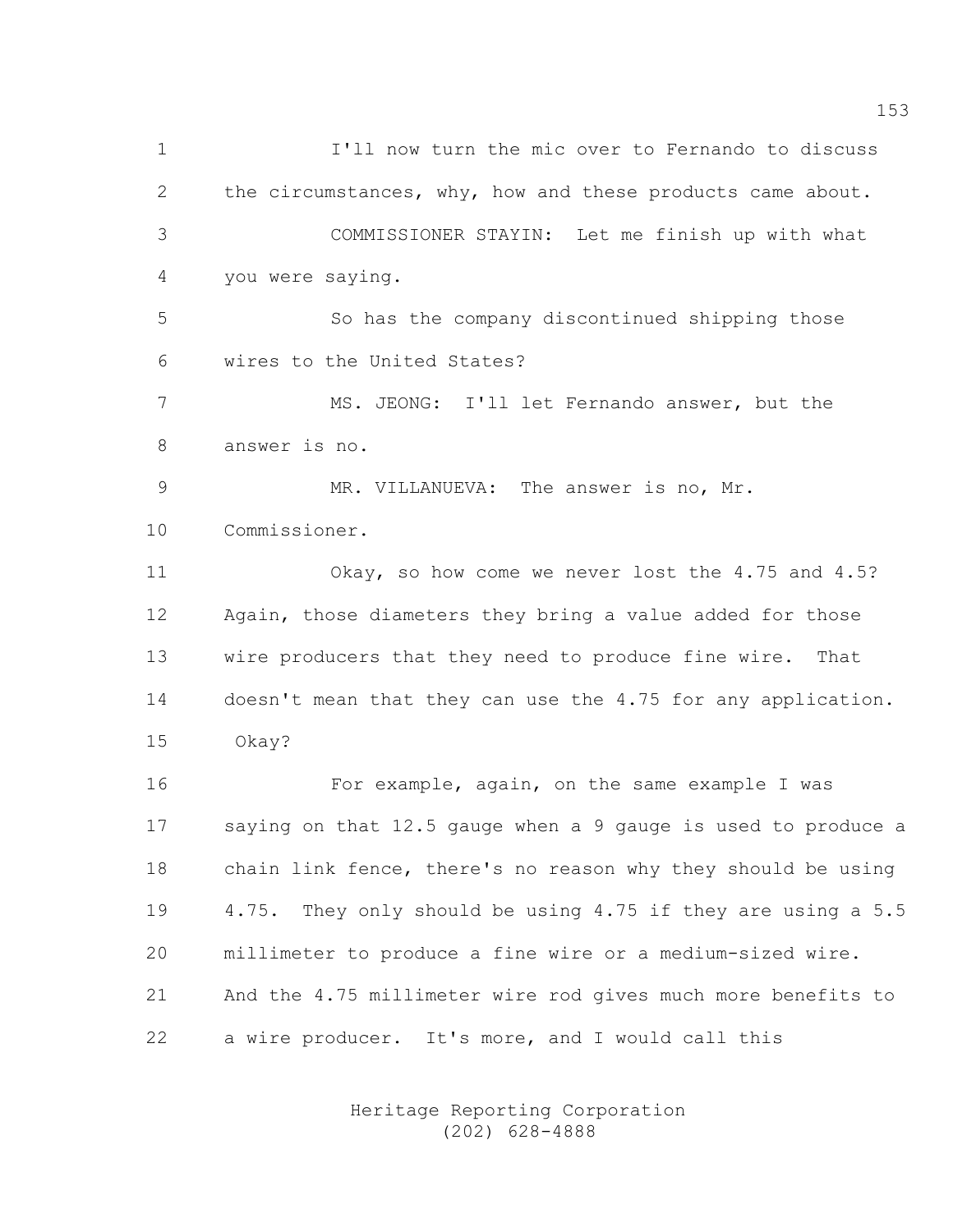I'll now turn the mic over to Fernando to discuss the circumstances, why, how and these products came about.

COMMISSIONER STAYIN: Let me finish up with what you were saying.

So has the company discontinued shipping those wires to the United States?

MS. JEONG: I'll let Fernando answer, but the answer is no.

MR. VILLANUEVA: The answer is no, Mr. Commissioner.

Okay, so how come we never lost the 4.75 and 4.5? Again, those diameters they bring a value added for those wire producers that they need to produce fine wire. That doesn't mean that they can use the 4.75 for any application. Okay?

For example, again, on the same example I was saying on that 12.5 gauge when a 9 gauge is used to produce a chain link fence, there's no reason why they should be using 4.75. They only should be using 4.75 if they are using a 5.5 millimeter to produce a fine wire or a medium-sized wire. And the 4.75 millimeter wire rod gives much more benefits to a wire producer. It's more, and I would call this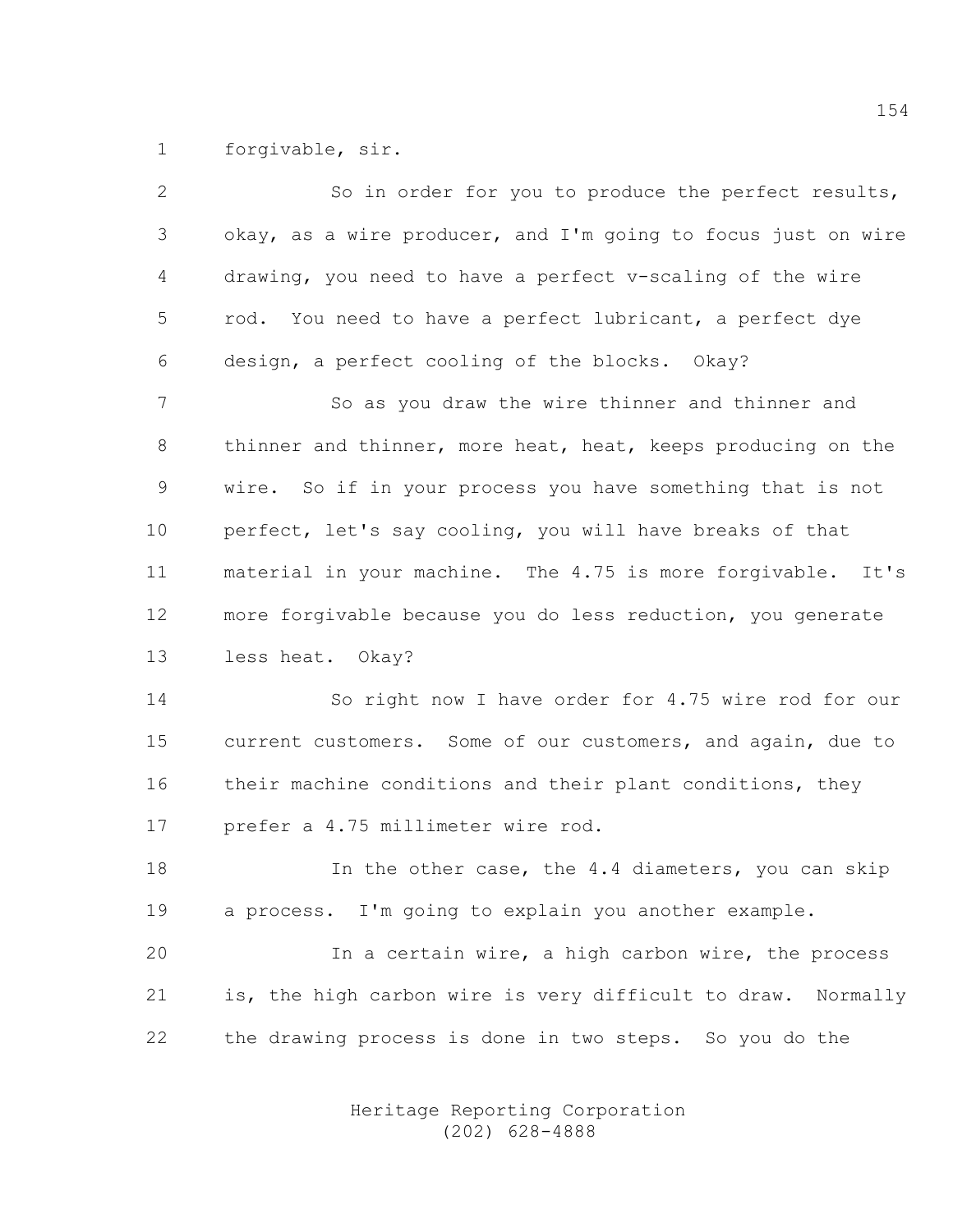forgivable, sir.

So in order for you to produce the perfect results, okay, as a wire producer, and I'm going to focus just on wire drawing, you need to have a perfect v-scaling of the wire rod. You need to have a perfect lubricant, a perfect dye design, a perfect cooling of the blocks. Okay?

So as you draw the wire thinner and thinner and thinner and thinner, more heat, heat, keeps producing on the wire. So if in your process you have something that is not perfect, let's say cooling, you will have breaks of that material in your machine. The 4.75 is more forgivable. It's more forgivable because you do less reduction, you generate less heat. Okay?

So right now I have order for 4.75 wire rod for our current customers. Some of our customers, and again, due to their machine conditions and their plant conditions, they prefer a 4.75 millimeter wire rod.

In the other case, the 4.4 diameters, you can skip a process. I'm going to explain you another example.

In a certain wire, a high carbon wire, the process is, the high carbon wire is very difficult to draw. Normally the drawing process is done in two steps. So you do the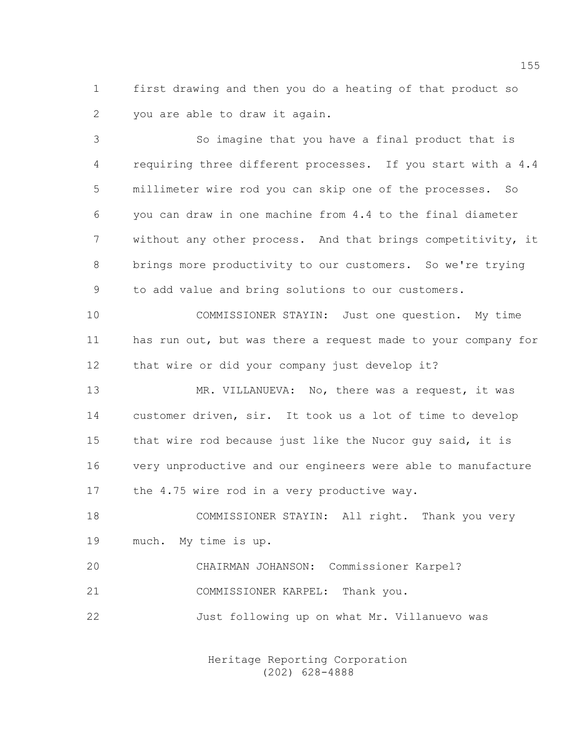first drawing and then you do a heating of that product so you are able to draw it again.

So imagine that you have a final product that is requiring three different processes. If you start with a 4.4 millimeter wire rod you can skip one of the processes. So you can draw in one machine from 4.4 to the final diameter without any other process. And that brings competitivity, it brings more productivity to our customers. So we're trying to add value and bring solutions to our customers.

COMMISSIONER STAYIN: Just one question. My time has run out, but was there a request made to your company for that wire or did your company just develop it?

MR. VILLANUEVA: No, there was a request, it was customer driven, sir. It took us a lot of time to develop that wire rod because just like the Nucor guy said, it is very unproductive and our engineers were able to manufacture the 4.75 wire rod in a very productive way.

COMMISSIONER STAYIN: All right. Thank you very much. My time is up.

CHAIRMAN JOHANSON: Commissioner Karpel?

COMMISSIONER KARPEL: Thank you.

Just following up on what Mr. Villanuevo was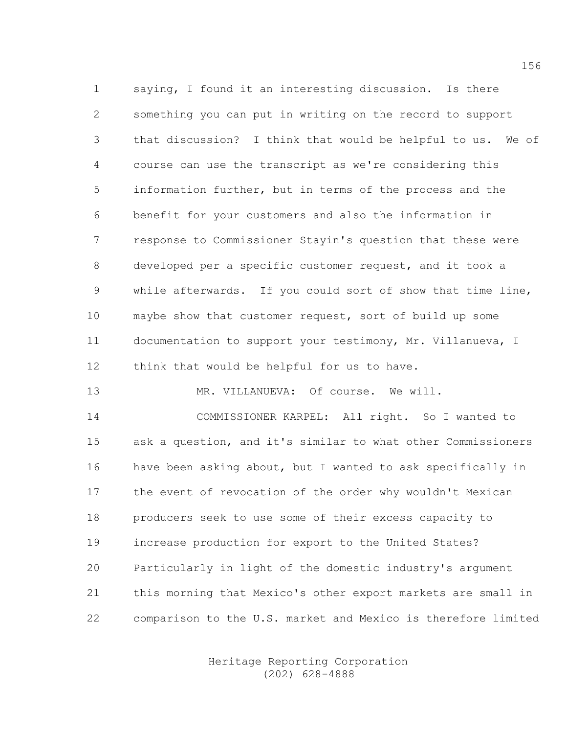saying, I found it an interesting discussion. Is there something you can put in writing on the record to support that discussion? I think that would be helpful to us. We of course can use the transcript as we're considering this information further, but in terms of the process and the benefit for your customers and also the information in response to Commissioner Stayin's question that these were developed per a specific customer request, and it took a while afterwards. If you could sort of show that time line, maybe show that customer request, sort of build up some documentation to support your testimony, Mr. Villanueva, I think that would be helpful for us to have.

MR. VILLANUEVA: Of course. We will.

COMMISSIONER KARPEL: All right. So I wanted to ask a question, and it's similar to what other Commissioners have been asking about, but I wanted to ask specifically in the event of revocation of the order why wouldn't Mexican producers seek to use some of their excess capacity to increase production for export to the United States? Particularly in light of the domestic industry's argument this morning that Mexico's other export markets are small in comparison to the U.S. market and Mexico is therefore limited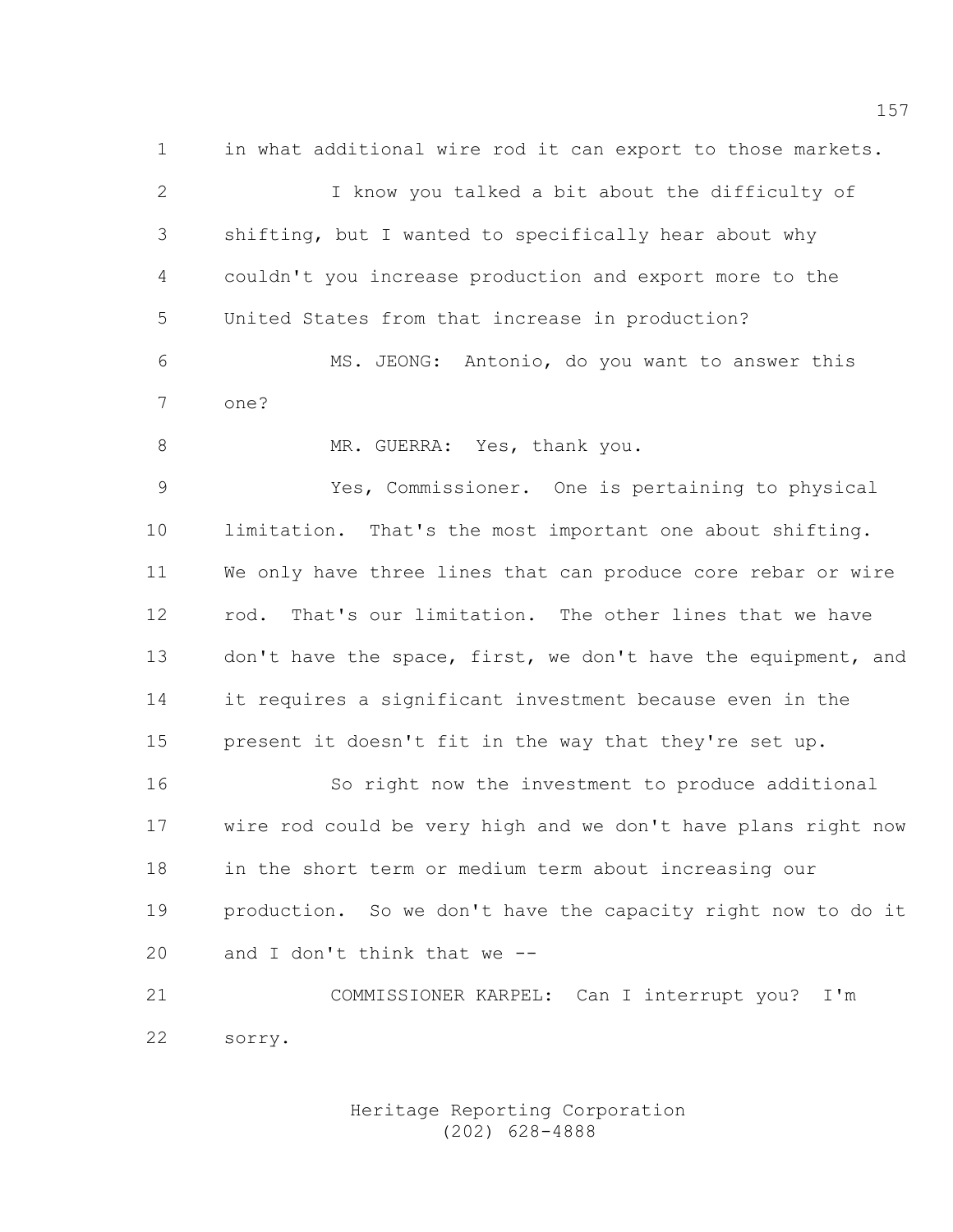in what additional wire rod it can export to those markets.

I know you talked a bit about the difficulty of shifting, but I wanted to specifically hear about why couldn't you increase production and export more to the United States from that increase in production?

MS. JEONG: Antonio, do you want to answer this one?

MR. GUERRA: Yes, thank you.

Yes, Commissioner. One is pertaining to physical limitation. That's the most important one about shifting. We only have three lines that can produce core rebar or wire rod. That's our limitation. The other lines that we have don't have the space, first, we don't have the equipment, and it requires a significant investment because even in the present it doesn't fit in the way that they're set up.

So right now the investment to produce additional wire rod could be very high and we don't have plans right now in the short term or medium term about increasing our production. So we don't have the capacity right now to do it and I don't think that we --

COMMISSIONER KARPEL: Can I interrupt you? I'm sorry.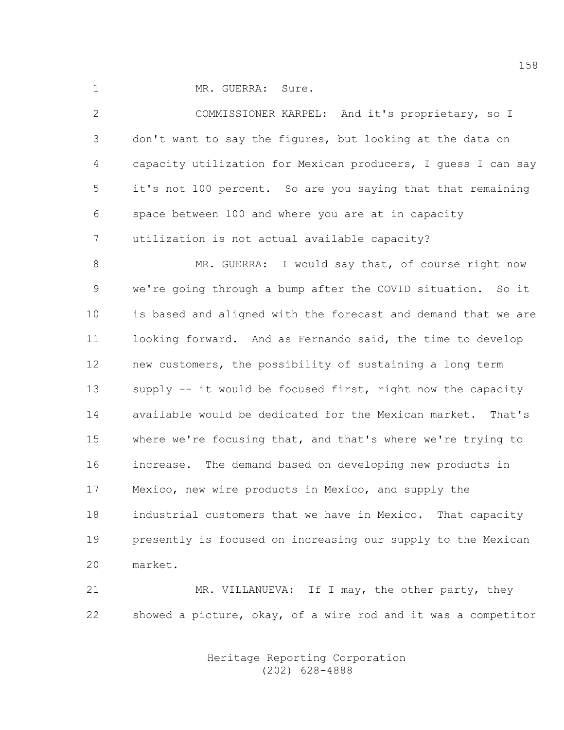MR. GUERRA: Sure.

COMMISSIONER KARPEL: And it's proprietary, so I don't want to say the figures, but looking at the data on capacity utilization for Mexican producers, I guess I can say it's not 100 percent. So are you saying that that remaining space between 100 and where you are at in capacity utilization is not actual available capacity?

MR. GUERRA: I would say that, of course right now we're going through a bump after the COVID situation. So it is based and aligned with the forecast and demand that we are looking forward. And as Fernando said, the time to develop new customers, the possibility of sustaining a long term supply -- it would be focused first, right now the capacity available would be dedicated for the Mexican market. That's where we're focusing that, and that's where we're trying to increase. The demand based on developing new products in Mexico, new wire products in Mexico, and supply the industrial customers that we have in Mexico. That capacity presently is focused on increasing our supply to the Mexican market.

MR. VILLANUEVA: If I may, the other party, they showed a picture, okay, of a wire rod and it was a competitor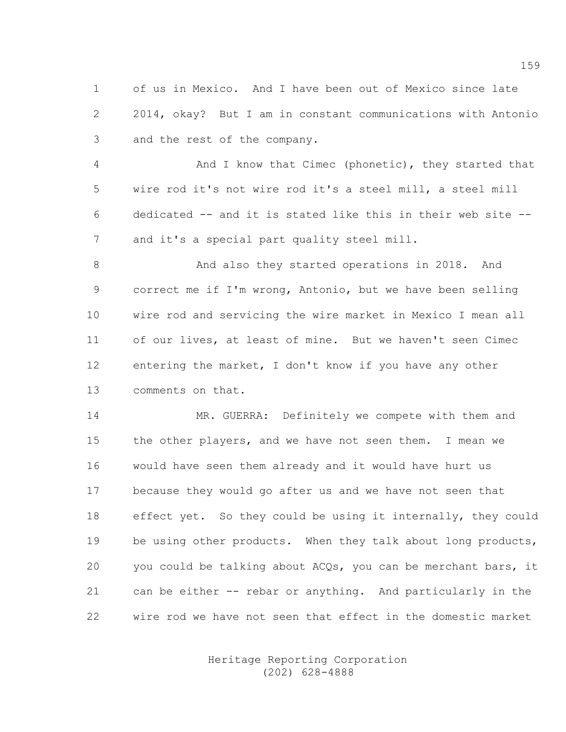of us in Mexico. And I have been out of Mexico since late 2014, okay? But I am in constant communications with Antonio and the rest of the company.

And I know that Cimec (phonetic), they started that wire rod it's not wire rod it's a steel mill, a steel mill dedicated -- and it is stated like this in their web site -- and it's a special part quality steel mill.

And also they started operations in 2018. And correct me if I'm wrong, Antonio, but we have been selling wire rod and servicing the wire market in Mexico I mean all of our lives, at least of mine. But we haven't seen Cimec entering the market, I don't know if you have any other comments on that.

MR. GUERRA: Definitely we compete with them and the other players, and we have not seen them. I mean we would have seen them already and it would have hurt us because they would go after us and we have not seen that effect yet. So they could be using it internally, they could be using other products. When they talk about long products, you could be talking about ACQs, you can be merchant bars, it can be either -- rebar or anything. And particularly in the wire rod we have not seen that effect in the domestic market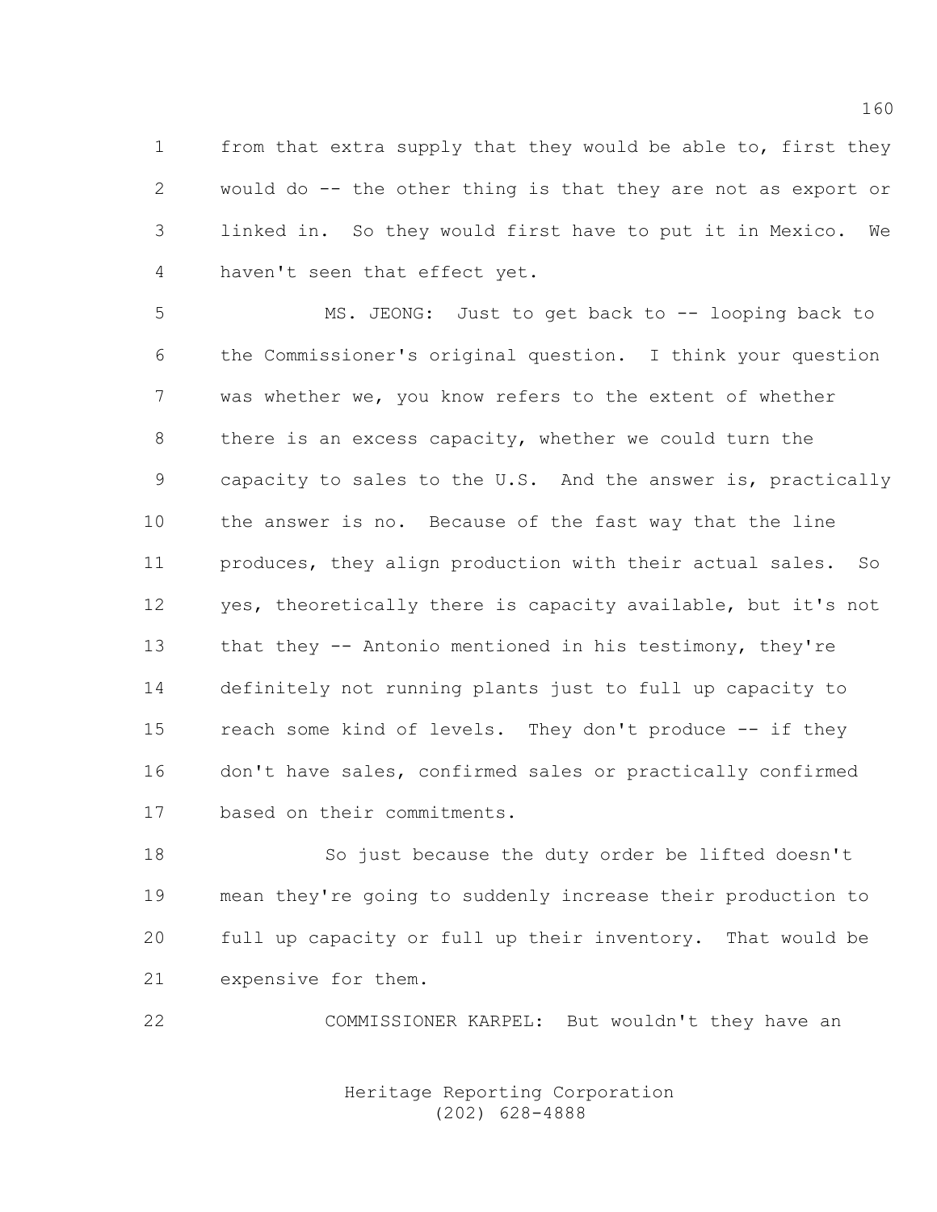from that extra supply that they would be able to, first they would do -- the other thing is that they are not as export or linked in. So they would first have to put it in Mexico. We haven't seen that effect yet.

MS. JEONG: Just to get back to -- looping back to the Commissioner's original question. I think your question was whether we, you know refers to the extent of whether there is an excess capacity, whether we could turn the capacity to sales to the U.S. And the answer is, practically the answer is no. Because of the fast way that the line produces, they align production with their actual sales. So yes, theoretically there is capacity available, but it's not that they -- Antonio mentioned in his testimony, they're definitely not running plants just to full up capacity to reach some kind of levels. They don't produce -- if they don't have sales, confirmed sales or practically confirmed based on their commitments.

So just because the duty order be lifted doesn't mean they're going to suddenly increase their production to full up capacity or full up their inventory. That would be expensive for them.

COMMISSIONER KARPEL: But wouldn't they have an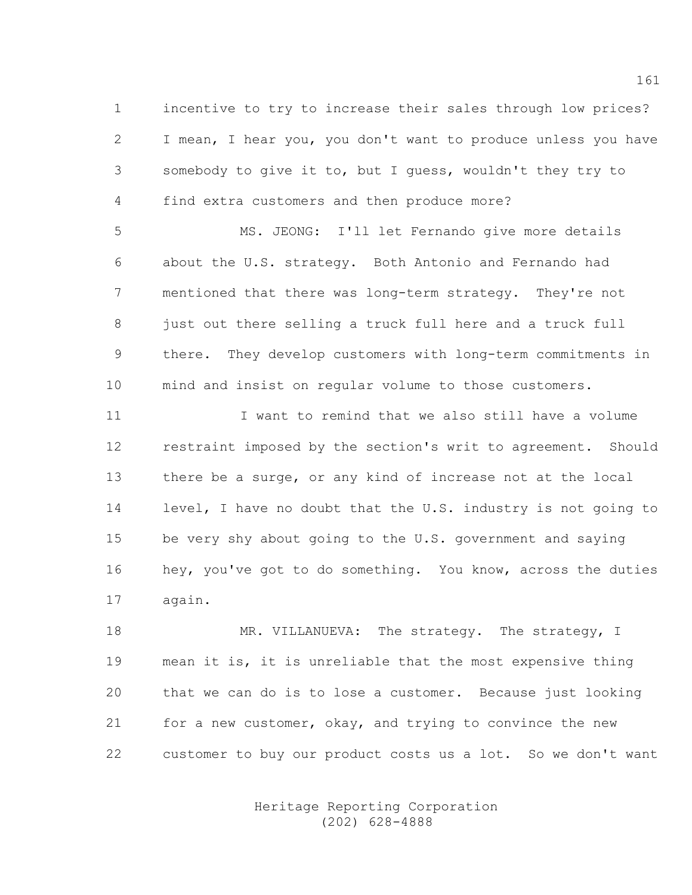incentive to try to increase their sales through low prices? I mean, I hear you, you don't want to produce unless you have somebody to give it to, but I guess, wouldn't they try to find extra customers and then produce more?

MS. JEONG: I'll let Fernando give more details about the U.S. strategy. Both Antonio and Fernando had mentioned that there was long-term strategy. They're not just out there selling a truck full here and a truck full there. They develop customers with long-term commitments in mind and insist on regular volume to those customers.

I want to remind that we also still have a volume restraint imposed by the section's writ to agreement. Should there be a surge, or any kind of increase not at the local level, I have no doubt that the U.S. industry is not going to be very shy about going to the U.S. government and saying hey, you've got to do something. You know, across the duties again.

MR. VILLANUEVA: The strategy. The strategy, I mean it is, it is unreliable that the most expensive thing that we can do is to lose a customer. Because just looking for a new customer, okay, and trying to convince the new customer to buy our product costs us a lot. So we don't want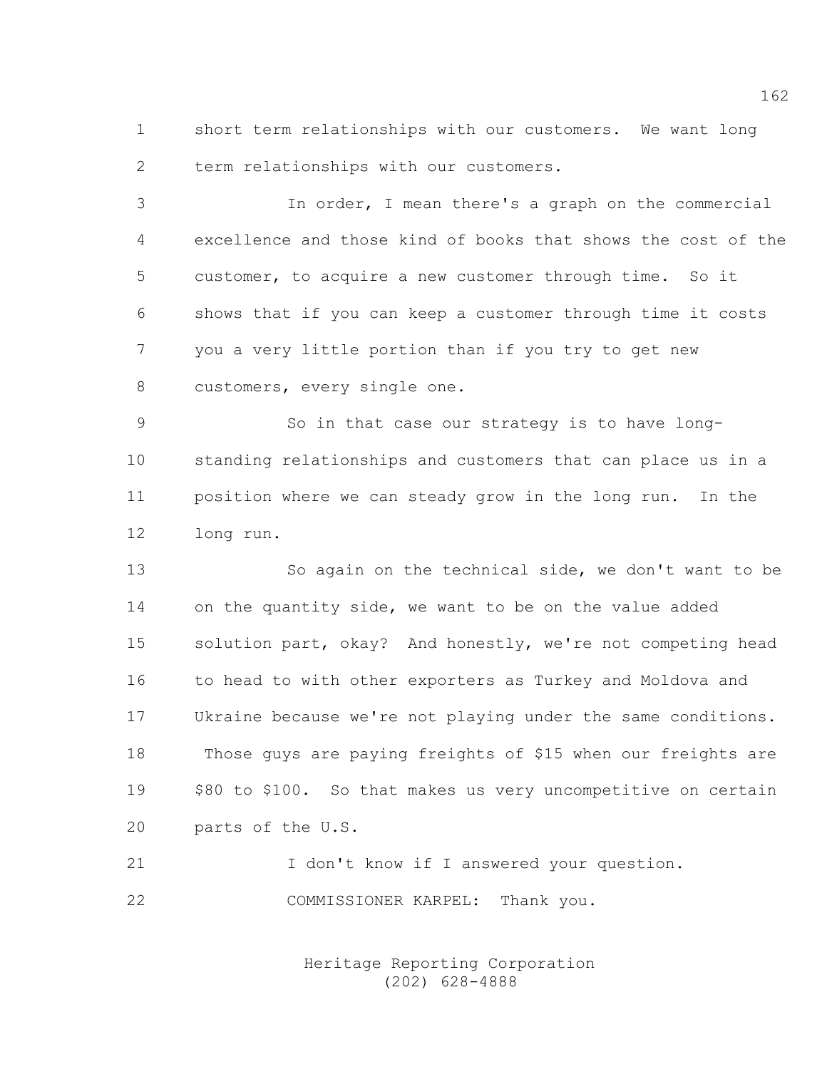short term relationships with our customers. We want long term relationships with our customers.

In order, I mean there's a graph on the commercial excellence and those kind of books that shows the cost of the customer, to acquire a new customer through time. So it shows that if you can keep a customer through time it costs you a very little portion than if you try to get new customers, every single one.

So in that case our strategy is to have long-standing relationships and customers that can place us in a position where we can steady grow in the long run. In the long run.

So again on the technical side, we don't want to be on the quantity side, we want to be on the value added solution part, okay? And honestly, we're not competing head to head to with other exporters as Turkey and Moldova and Ukraine because we're not playing under the same conditions. Those guys are paying freights of $15 when our freights are $80 to $100. So that makes us very uncompetitive on certain parts of the U.S.

I don't know if I answered your question.

COMMISSIONER KARPEL: Thank you.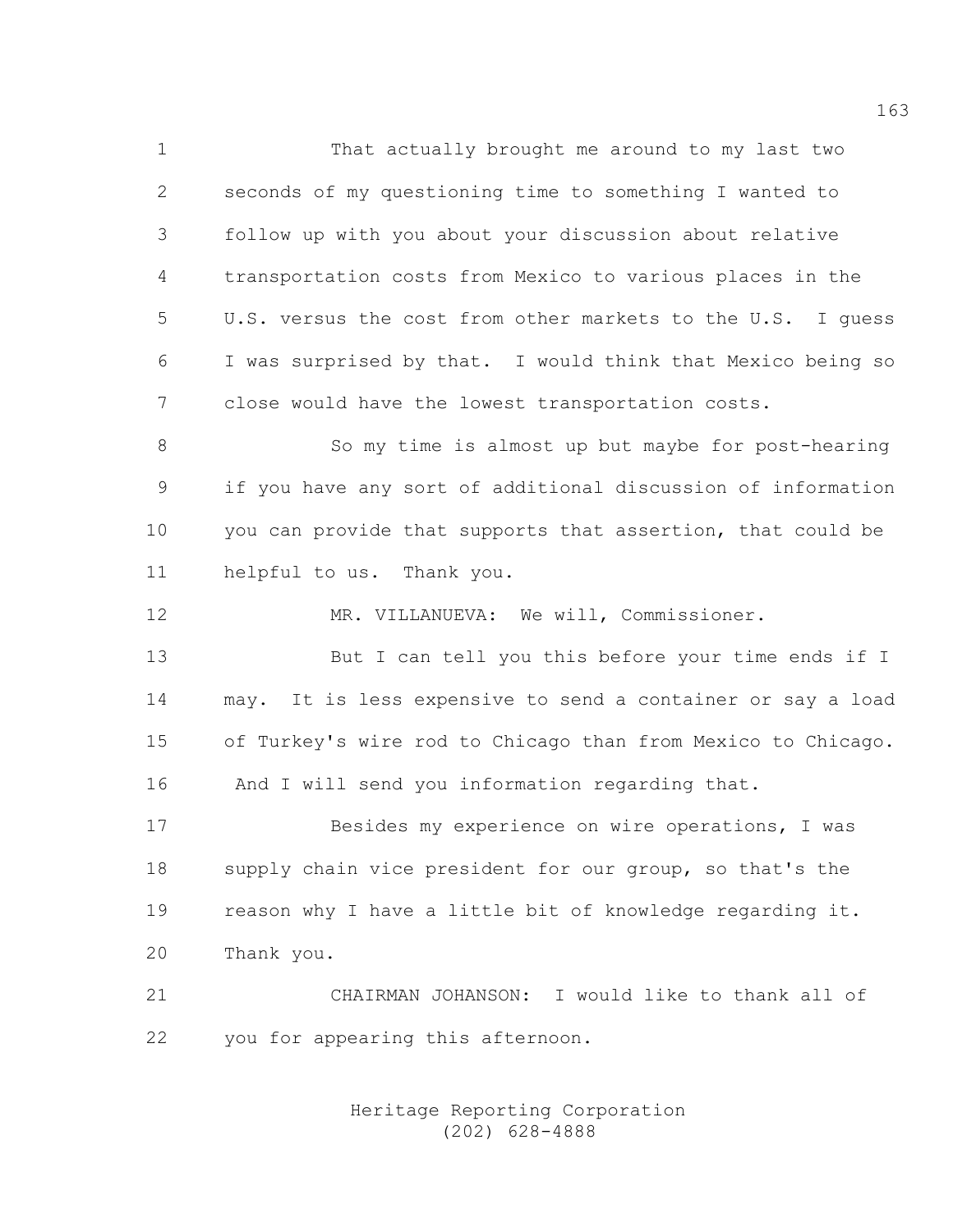That actually brought me around to my last two seconds of my questioning time to something I wanted to follow up with you about your discussion about relative transportation costs from Mexico to various places in the U.S. versus the cost from other markets to the U.S. I guess I was surprised by that. I would think that Mexico being so close would have the lowest transportation costs.

So my time is almost up but maybe for post-hearing if you have any sort of additional discussion of information you can provide that supports that assertion, that could be helpful to us. Thank you.

MR. VILLANUEVA: We will, Commissioner.

But I can tell you this before your time ends if I may. It is less expensive to send a container or say a load of Turkey's wire rod to Chicago than from Mexico to Chicago. And I will send you information regarding that.

Besides my experience on wire operations, I was supply chain vice president for our group, so that's the reason why I have a little bit of knowledge regarding it. Thank you.

CHAIRMAN JOHANSON: I would like to thank all of you for appearing this afternoon.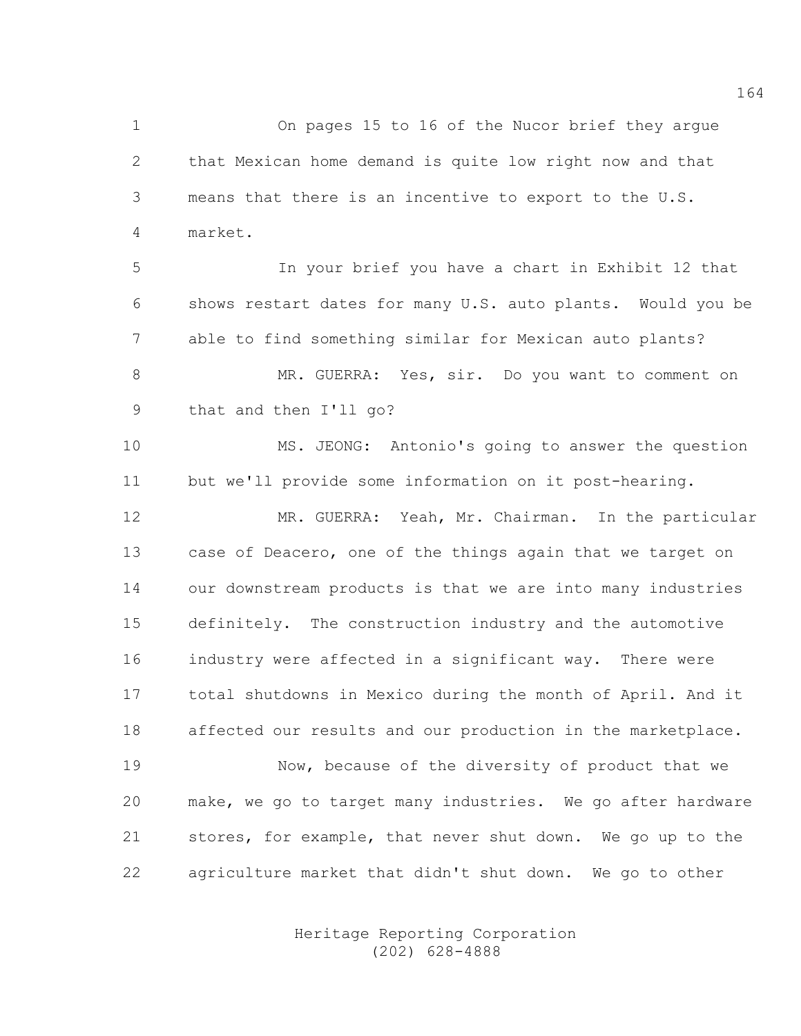On pages 15 to 16 of the Nucor brief they argue that Mexican home demand is quite low right now and that means that there is an incentive to export to the U.S. market.

In your brief you have a chart in Exhibit 12 that shows restart dates for many U.S. auto plants. Would you be able to find something similar for Mexican auto plants?

MR. GUERRA: Yes, sir. Do you want to comment on that and then I'll go?

MS. JEONG: Antonio's going to answer the question but we'll provide some information on it post-hearing.

MR. GUERRA: Yeah, Mr. Chairman. In the particular case of Deacero, one of the things again that we target on our downstream products is that we are into many industries definitely. The construction industry and the automotive industry were affected in a significant way. There were total shutdowns in Mexico during the month of April. And it affected our results and our production in the marketplace.

Now, because of the diversity of product that we make, we go to target many industries. We go after hardware stores, for example, that never shut down. We go up to the agriculture market that didn't shut down. We go to other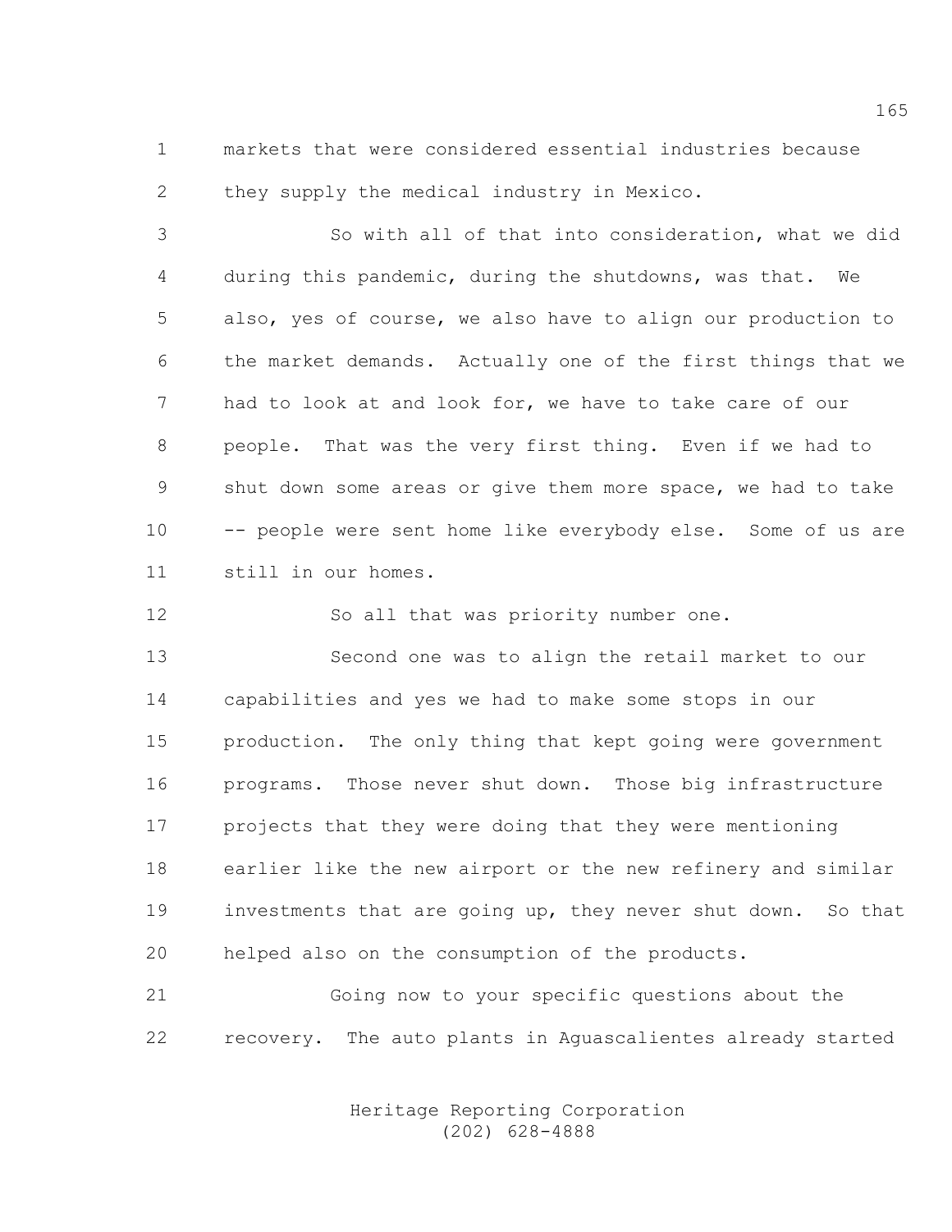markets that were considered essential industries because they supply the medical industry in Mexico.

So with all of that into consideration, what we did during this pandemic, during the shutdowns, was that. We also, yes of course, we also have to align our production to the market demands. Actually one of the first things that we had to look at and look for, we have to take care of our people. That was the very first thing. Even if we had to shut down some areas or give them more space, we had to take -- people were sent home like everybody else. Some of us are still in our homes.

So all that was priority number one.

Second one was to align the retail market to our capabilities and yes we had to make some stops in our production. The only thing that kept going were government programs. Those never shut down. Those big infrastructure projects that they were doing that they were mentioning earlier like the new airport or the new refinery and similar investments that are going up, they never shut down. So that helped also on the consumption of the products.

Going now to your specific questions about the recovery. The auto plants in Aguascalientes already started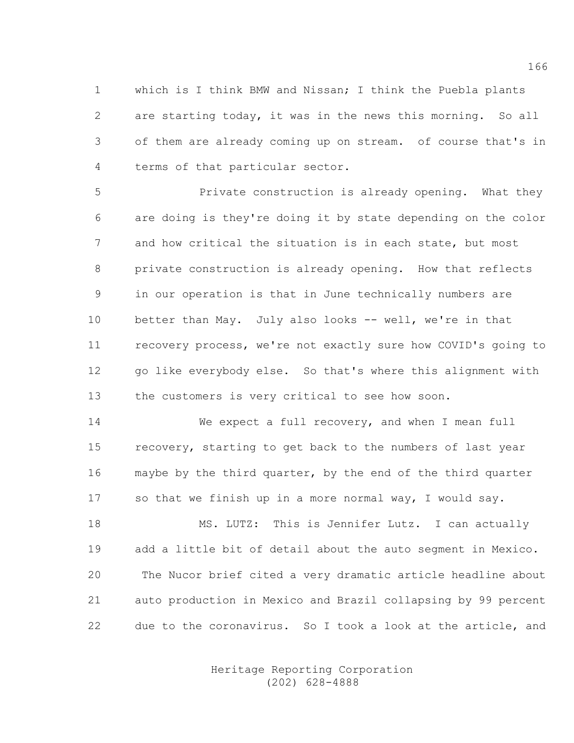which is I think BMW and Nissan; I think the Puebla plants are starting today, it was in the news this morning. So all of them are already coming up on stream. of course that's in terms of that particular sector.

Private construction is already opening. What they are doing is they're doing it by state depending on the color and how critical the situation is in each state, but most private construction is already opening. How that reflects in our operation is that in June technically numbers are better than May. July also looks -- well, we're in that recovery process, we're not exactly sure how COVID's going to go like everybody else. So that's where this alignment with the customers is very critical to see how soon.

We expect a full recovery, and when I mean full recovery, starting to get back to the numbers of last year maybe by the third quarter, by the end of the third quarter so that we finish up in a more normal way, I would say.

MS. LUTZ: This is Jennifer Lutz. I can actually add a little bit of detail about the auto segment in Mexico. The Nucor brief cited a very dramatic article headline about auto production in Mexico and Brazil collapsing by 99 percent due to the coronavirus. So I took a look at the article, and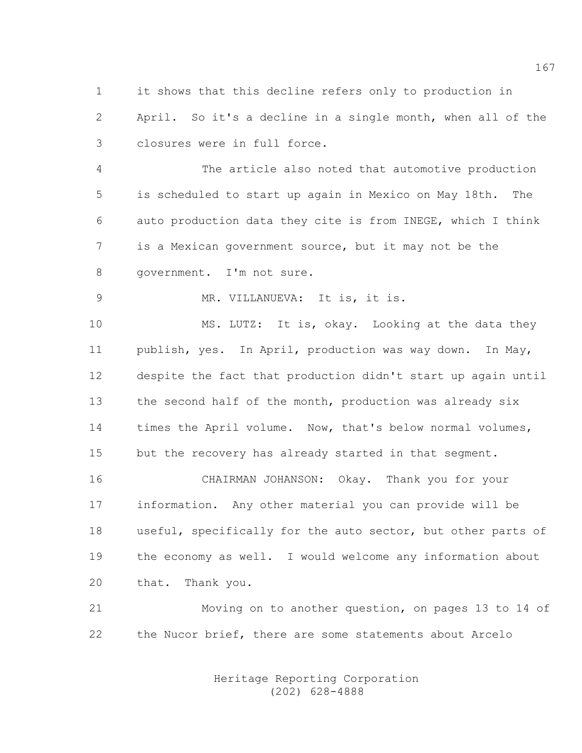it shows that this decline refers only to production in April. So it's a decline in a single month, when all of the closures were in full force.

The article also noted that automotive production is scheduled to start up again in Mexico on May 18th. The auto production data they cite is from INEGE, which I think is a Mexican government source, but it may not be the government. I'm not sure.

MR. VILLANUEVA: It is, it is.

MS. LUTZ: It is, okay. Looking at the data they publish, yes. In April, production was way down. In May, despite the fact that production didn't start up again until the second half of the month, production was already six times the April volume. Now, that's below normal volumes, but the recovery has already started in that segment.

CHAIRMAN JOHANSON: Okay. Thank you for your information. Any other material you can provide will be useful, specifically for the auto sector, but other parts of the economy as well. I would welcome any information about that. Thank you.

Moving on to another question, on pages 13 to 14 of the Nucor brief, there are some statements about Arcelo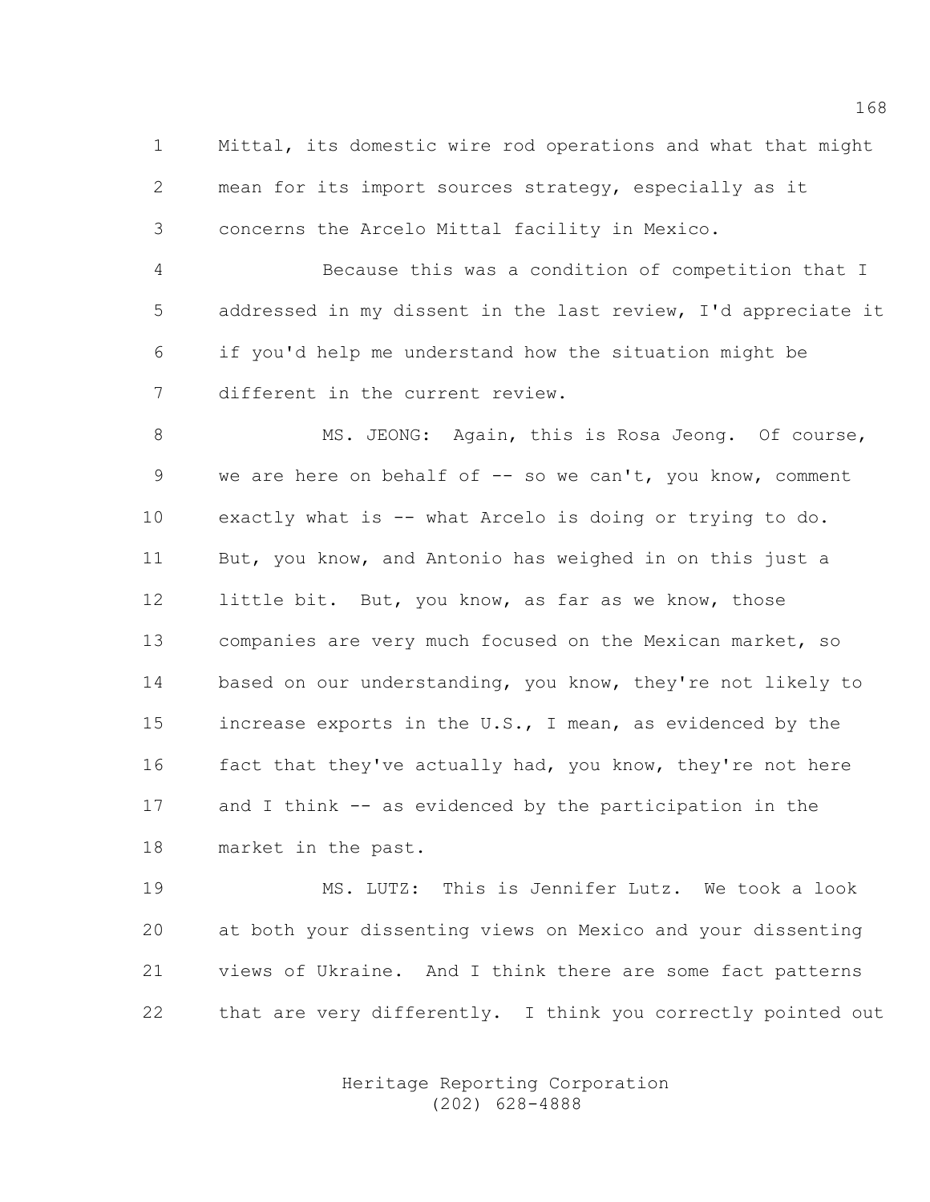Mittal, its domestic wire rod operations and what that might mean for its import sources strategy, especially as it concerns the Arcelo Mittal facility in Mexico.

Because this was a condition of competition that I addressed in my dissent in the last review, I'd appreciate it if you'd help me understand how the situation might be different in the current review.

MS. JEONG: Again, this is Rosa Jeong. Of course, we are here on behalf of -- so we can't, you know, comment exactly what is -- what Arcelo is doing or trying to do. But, you know, and Antonio has weighed in on this just a little bit. But, you know, as far as we know, those companies are very much focused on the Mexican market, so based on our understanding, you know, they're not likely to increase exports in the U.S., I mean, as evidenced by the fact that they've actually had, you know, they're not here and I think -- as evidenced by the participation in the market in the past.

MS. LUTZ: This is Jennifer Lutz. We took a look at both your dissenting views on Mexico and your dissenting views of Ukraine. And I think there are some fact patterns that are very differently. I think you correctly pointed out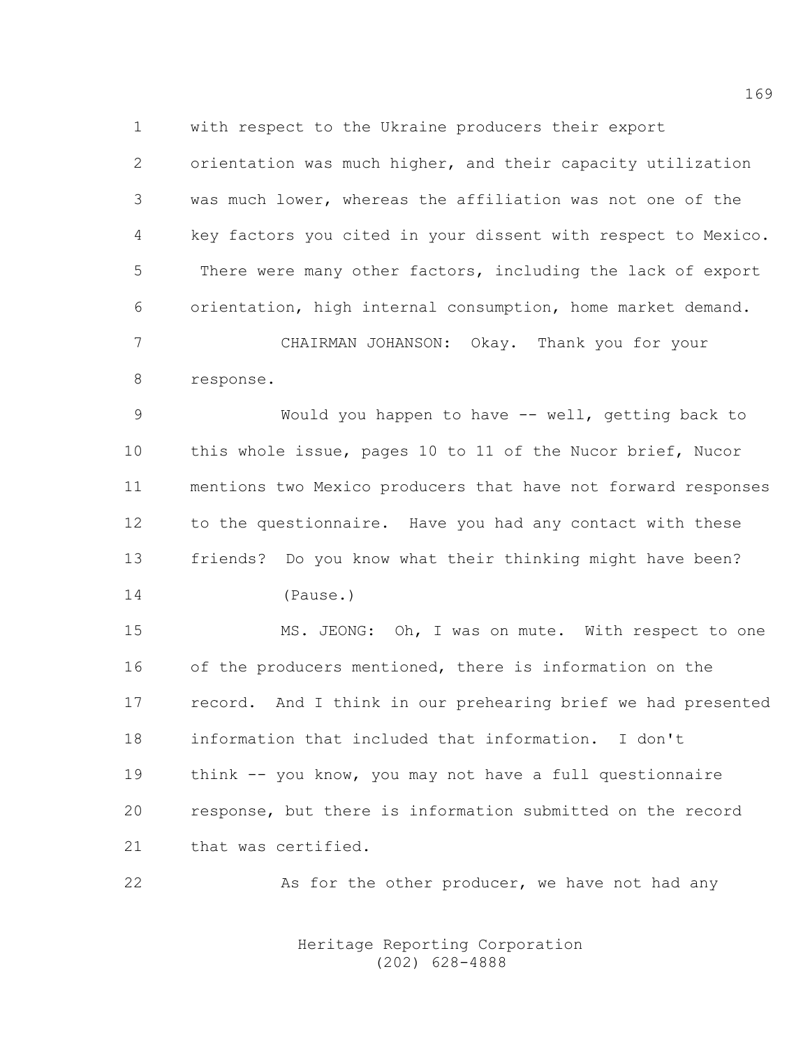with respect to the Ukraine producers their export orientation was much higher, and their capacity utilization was much lower, whereas the affiliation was not one of the key factors you cited in your dissent with respect to Mexico. There were many other factors, including the lack of export orientation, high internal consumption, home market demand.

CHAIRMAN JOHANSON: Okay. Thank you for your response.

Would you happen to have -- well, getting back to this whole issue, pages 10 to 11 of the Nucor brief, Nucor mentions two Mexico producers that have not forward responses to the questionnaire. Have you had any contact with these friends? Do you know what their thinking might have been?

(Pause.)

MS. JEONG: Oh, I was on mute. With respect to one of the producers mentioned, there is information on the record. And I think in our prehearing brief we had presented information that included that information. I don't think -- you know, you may not have a full questionnaire response, but there is information submitted on the record that was certified.

As for the other producer, we have not had any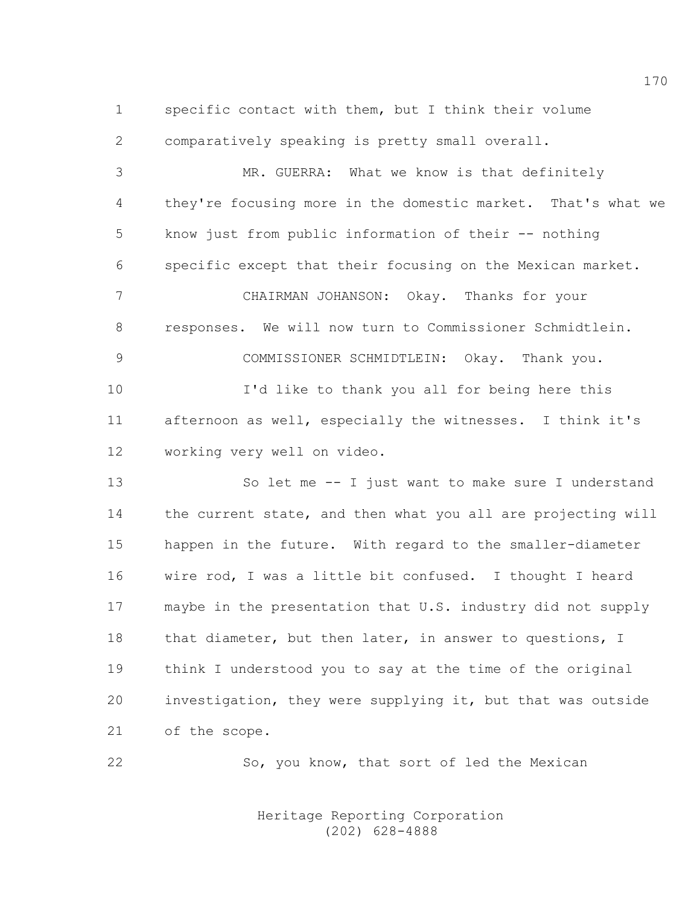specific contact with them, but I think their volume comparatively speaking is pretty small overall.

MR. GUERRA: What we know is that definitely they're focusing more in the domestic market. That's what we know just from public information of their -- nothing specific except that their focusing on the Mexican market.

CHAIRMAN JOHANSON: Okay. Thanks for your responses. We will now turn to Commissioner Schmidtlein.

COMMISSIONER SCHMIDTLEIN: Okay. Thank you.

I'd like to thank you all for being here this afternoon as well, especially the witnesses. I think it's working very well on video.

So let me -- I just want to make sure I understand the current state, and then what you all are projecting will happen in the future. With regard to the smaller-diameter wire rod, I was a little bit confused. I thought I heard maybe in the presentation that U.S. industry did not supply that diameter, but then later, in answer to questions, I think I understood you to say at the time of the original investigation, they were supplying it, but that was outside of the scope.

So, you know, that sort of led the Mexican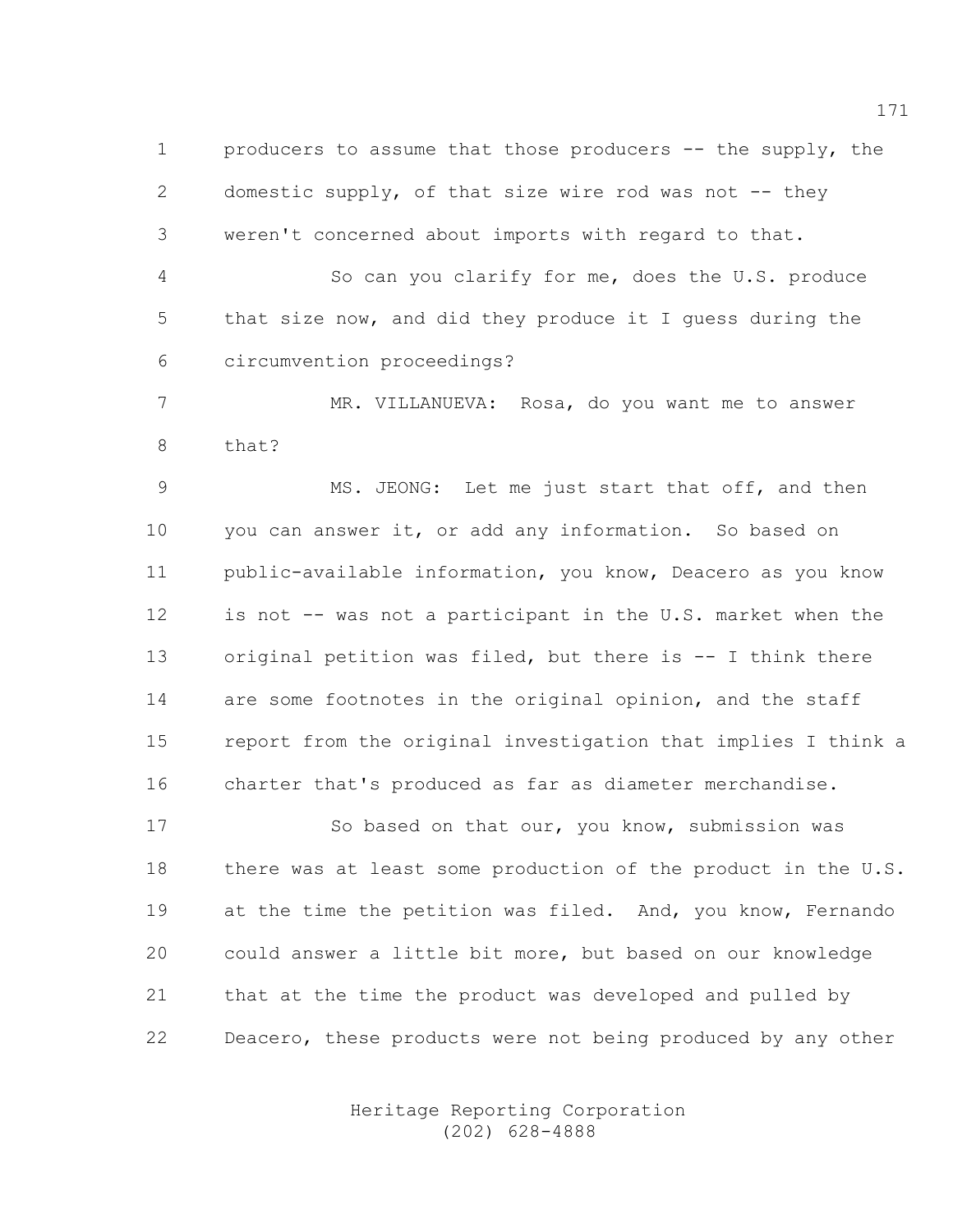producers to assume that those producers -- the supply, the domestic supply, of that size wire rod was not -- they weren't concerned about imports with regard to that.

So can you clarify for me, does the U.S. produce that size now, and did they produce it I guess during the circumvention proceedings?

MR. VILLANUEVA: Rosa, do you want me to answer that?

MS. JEONG: Let me just start that off, and then you can answer it, or add any information. So based on public-available information, you know, Deacero as you know is not -- was not a participant in the U.S. market when the original petition was filed, but there is -- I think there are some footnotes in the original opinion, and the staff report from the original investigation that implies I think a charter that's produced as far as diameter merchandise.

So based on that our, you know, submission was there was at least some production of the product in the U.S. at the time the petition was filed. And, you know, Fernando could answer a little bit more, but based on our knowledge that at the time the product was developed and pulled by Deacero, these products were not being produced by any other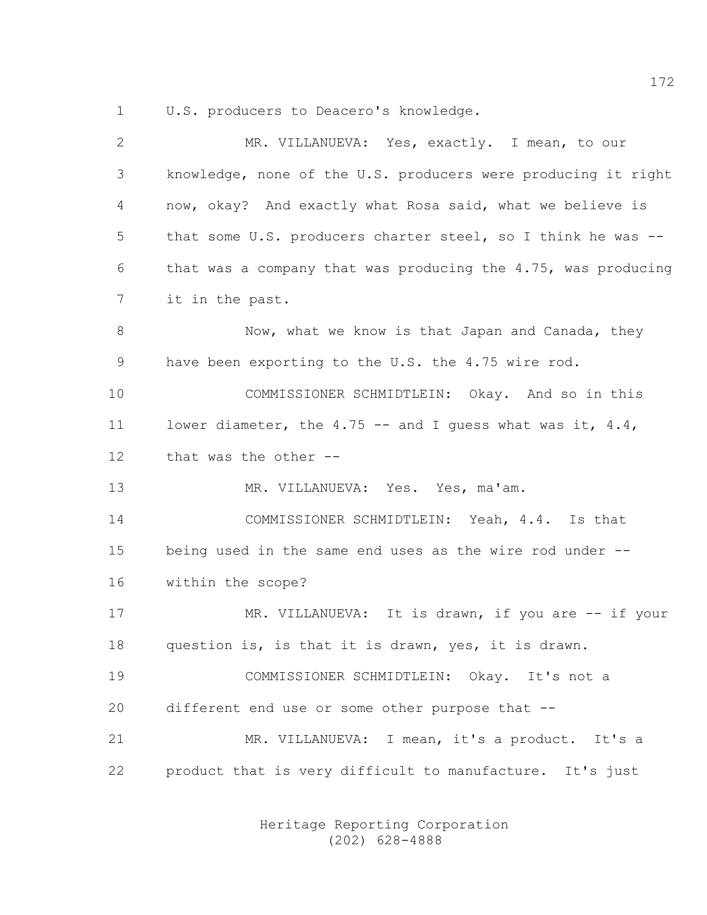U.S. producers to Deacero's knowledge.

MR. VILLANUEVA: Yes, exactly. I mean, to our knowledge, none of the U.S. producers were producing it right now, okay? And exactly what Rosa said, what we believe is that some U.S. producers charter steel, so I think he was -- that was a company that was producing the 4.75, was producing it in the past.

Now, what we know is that Japan and Canada, they have been exporting to the U.S. the 4.75 wire rod.

COMMISSIONER SCHMIDTLEIN: Okay. And so in this lower diameter, the 4.75 -- and I guess what was it, 4.4, that was the other --

MR. VILLANUEVA: Yes. Yes, ma'am.

COMMISSIONER SCHMIDTLEIN: Yeah, 4.4. Is that being used in the same end uses as the wire rod under -- within the scope?

MR. VILLANUEVA: It is drawn, if you are -- if your question is, is that it is drawn, yes, it is drawn.

COMMISSIONER SCHMIDTLEIN: Okay. It's not a different end use or some other purpose that --

MR. VILLANUEVA: I mean, it's a product. It's a product that is very difficult to manufacture. It's just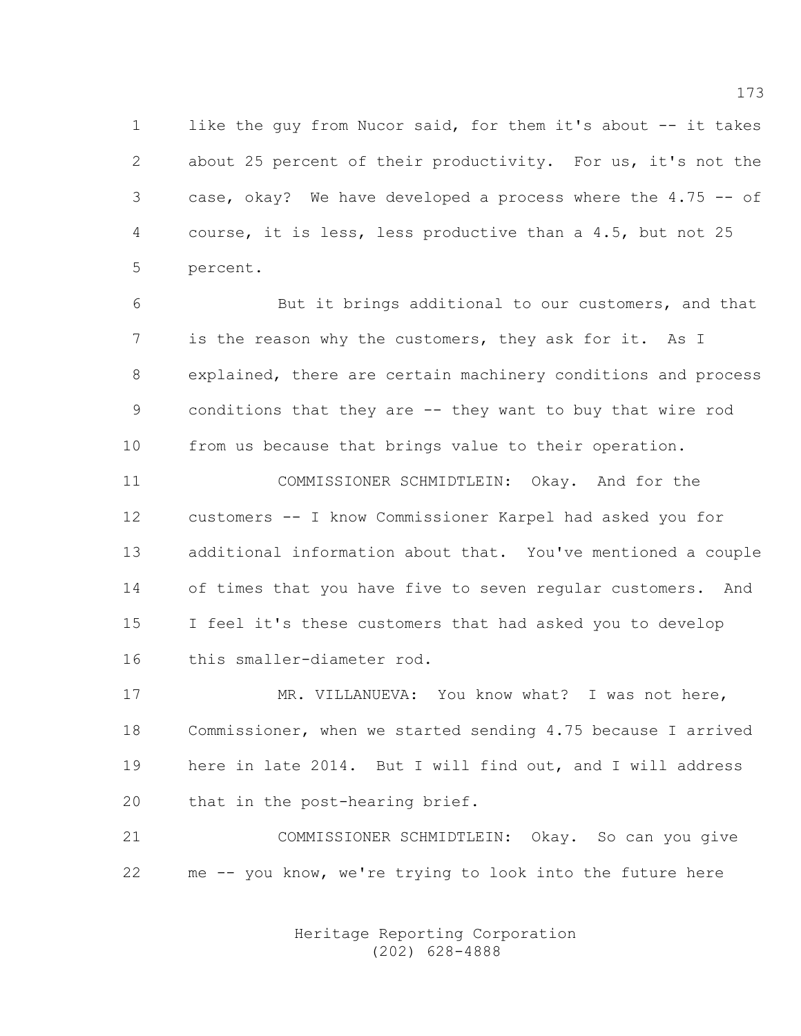like the guy from Nucor said, for them it's about -- it takes about 25 percent of their productivity. For us, it's not the case, okay? We have developed a process where the 4.75 -- of course, it is less, less productive than a 4.5, but not 25 percent.

But it brings additional to our customers, and that is the reason why the customers, they ask for it. As I explained, there are certain machinery conditions and process conditions that they are -- they want to buy that wire rod from us because that brings value to their operation.

COMMISSIONER SCHMIDTLEIN: Okay. And for the customers -- I know Commissioner Karpel had asked you for additional information about that. You've mentioned a couple of times that you have five to seven regular customers. And I feel it's these customers that had asked you to develop this smaller-diameter rod.

MR. VILLANUEVA: You know what? I was not here, Commissioner, when we started sending 4.75 because I arrived here in late 2014. But I will find out, and I will address that in the post-hearing brief.

COMMISSIONER SCHMIDTLEIN: Okay. So can you give me -- you know, we're trying to look into the future here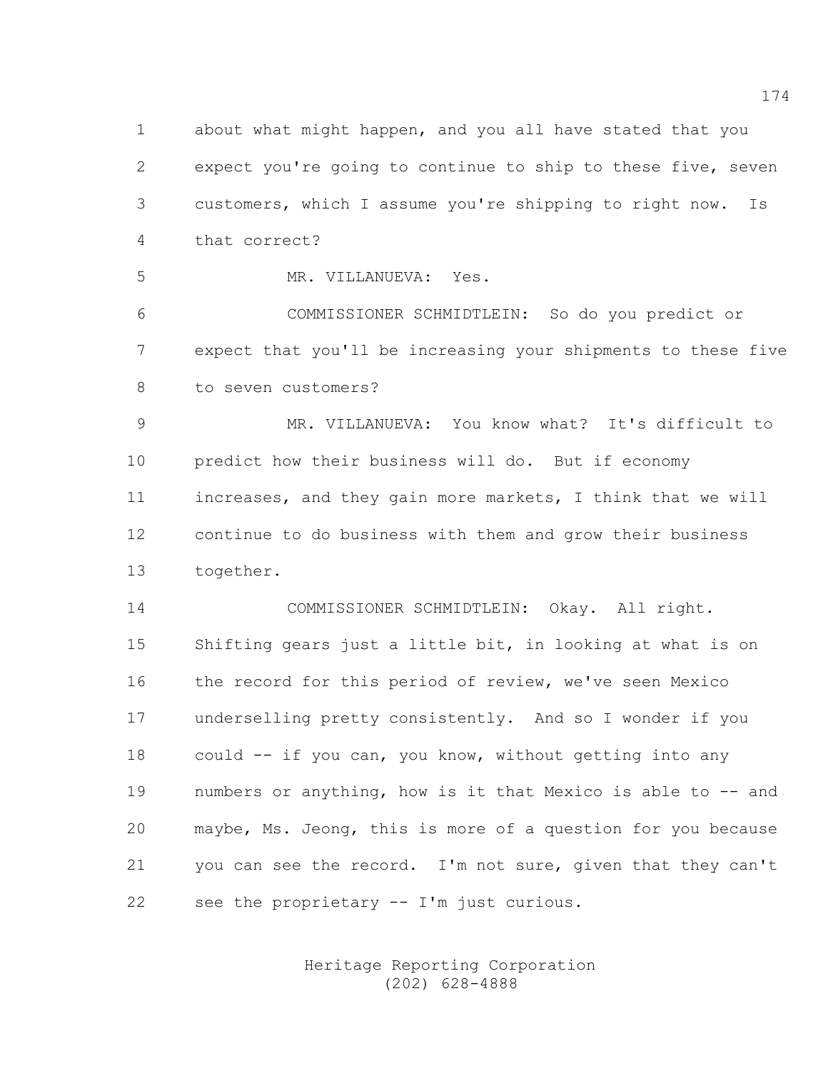about what might happen, and you all have stated that you expect you're going to continue to ship to these five, seven customers, which I assume you're shipping to right now. Is that correct?

MR. VILLANUEVA: Yes.

COMMISSIONER SCHMIDTLEIN: So do you predict or expect that you'll be increasing your shipments to these five to seven customers?

MR. VILLANUEVA: You know what? It's difficult to predict how their business will do. But if economy increases, and they gain more markets, I think that we will continue to do business with them and grow their business together.

COMMISSIONER SCHMIDTLEIN: Okay. All right. Shifting gears just a little bit, in looking at what is on the record for this period of review, we've seen Mexico underselling pretty consistently. And so I wonder if you could -- if you can, you know, without getting into any numbers or anything, how is it that Mexico is able to -- and maybe, Ms. Jeong, this is more of a question for you because you can see the record. I'm not sure, given that they can't see the proprietary -- I'm just curious.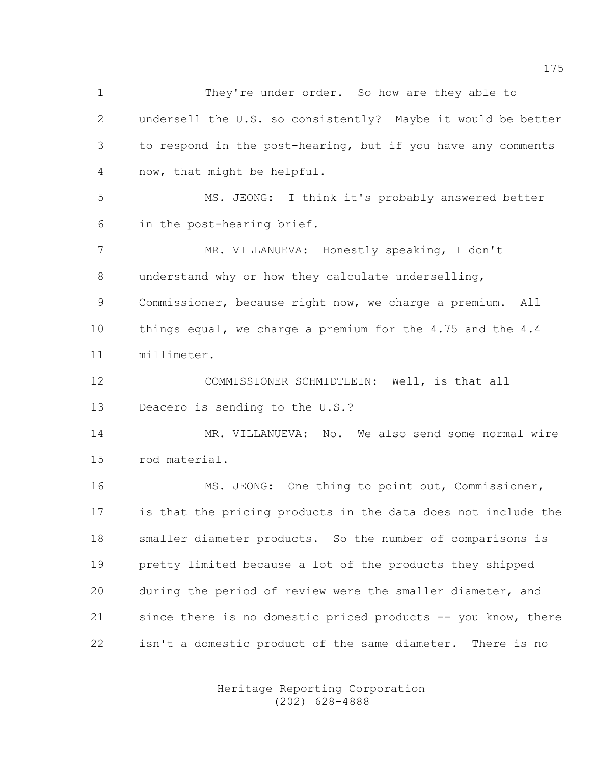They're under order. So how are they able to undersell the U.S. so consistently? Maybe it would be better to respond in the post-hearing, but if you have any comments now, that might be helpful.

MS. JEONG: I think it's probably answered better in the post-hearing brief.

MR. VILLANUEVA: Honestly speaking, I don't understand why or how they calculate underselling, Commissioner, because right now, we charge a premium. All things equal, we charge a premium for the 4.75 and the 4.4 millimeter.

COMMISSIONER SCHMIDTLEIN: Well, is that all Deacero is sending to the U.S.?

MR. VILLANUEVA: No. We also send some normal wire rod material.

MS. JEONG: One thing to point out, Commissioner, is that the pricing products in the data does not include the smaller diameter products. So the number of comparisons is pretty limited because a lot of the products they shipped during the period of review were the smaller diameter, and since there is no domestic priced products -- you know, there isn't a domestic product of the same diameter. There is no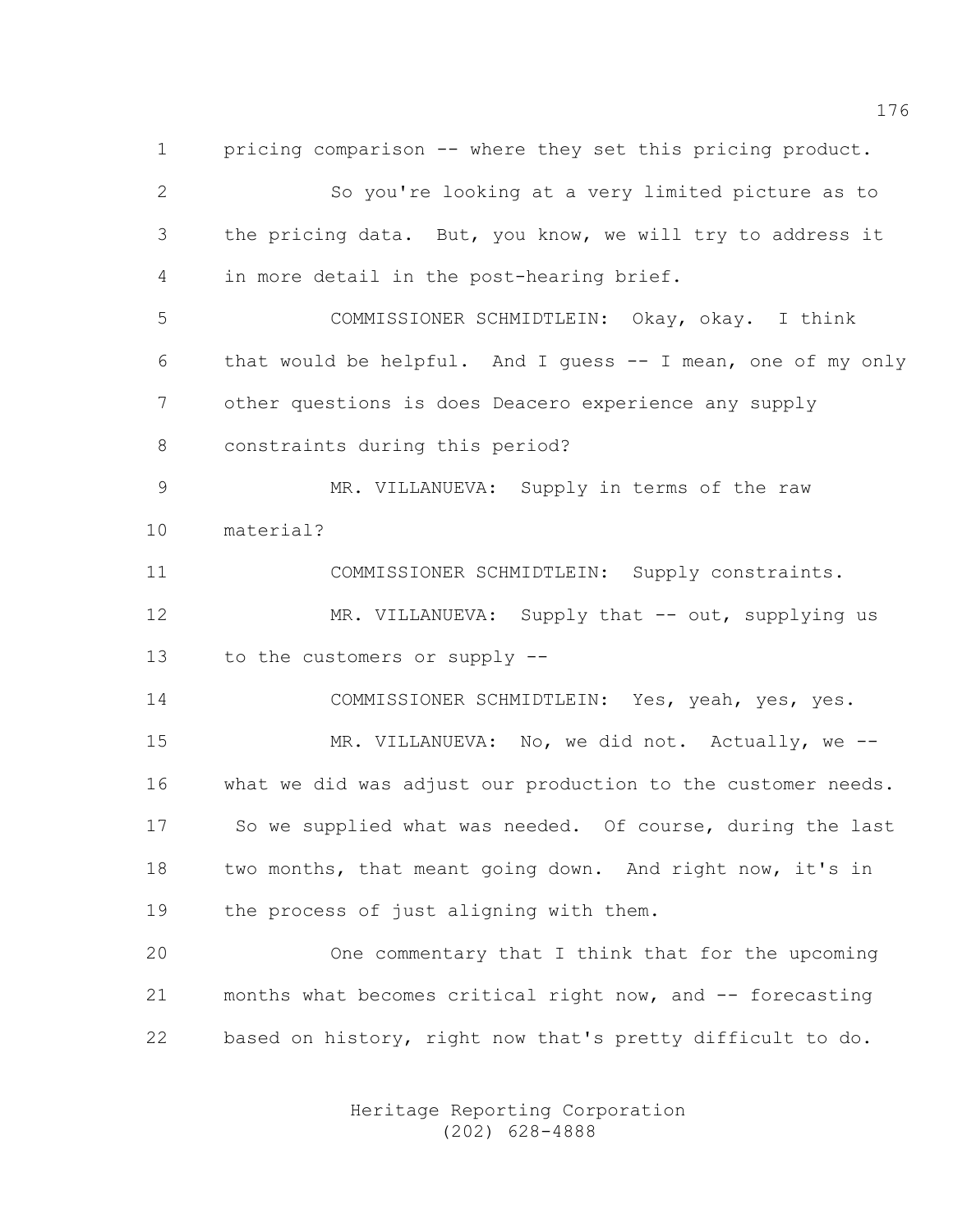pricing comparison -- where they set this pricing product.

So you're looking at a very limited picture as to the pricing data. But, you know, we will try to address it in more detail in the post-hearing brief.

COMMISSIONER SCHMIDTLEIN: Okay, okay. I think that would be helpful. And I guess -- I mean, one of my only other questions is does Deacero experience any supply constraints during this period?

MR. VILLANUEVA: Supply in terms of the raw material?

COMMISSIONER SCHMIDTLEIN: Supply constraints.

MR. VILLANUEVA: Supply that -- out, supplying us to the customers or supply --

COMMISSIONER SCHMIDTLEIN: Yes, yeah, yes, yes.

MR. VILLANUEVA: No, we did not. Actually, we -- what we did was adjust our production to the customer needs. So we supplied what was needed. Of course, during the last two months, that meant going down. And right now, it's in the process of just aligning with them.

One commentary that I think that for the upcoming months what becomes critical right now, and -- forecasting based on history, right now that's pretty difficult to do.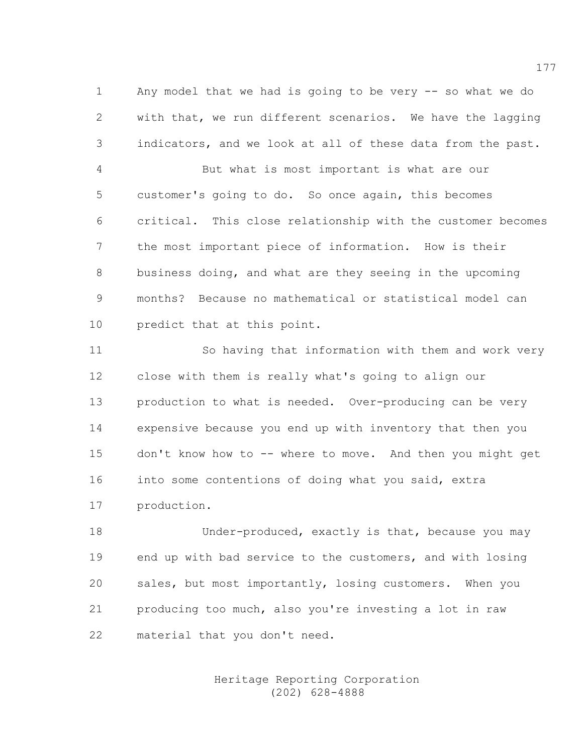Any model that we had is going to be very -- so what we do with that, we run different scenarios. We have the lagging indicators, and we look at all of these data from the past.

But what is most important is what are our customer's going to do. So once again, this becomes critical. This close relationship with the customer becomes the most important piece of information. How is their business doing, and what are they seeing in the upcoming months? Because no mathematical or statistical model can predict that at this point.

So having that information with them and work very close with them is really what's going to align our production to what is needed. Over-producing can be very expensive because you end up with inventory that then you don't know how to -- where to move. And then you might get into some contentions of doing what you said, extra production.

Under-produced, exactly is that, because you may end up with bad service to the customers, and with losing sales, but most importantly, losing customers. When you producing too much, also you're investing a lot in raw material that you don't need.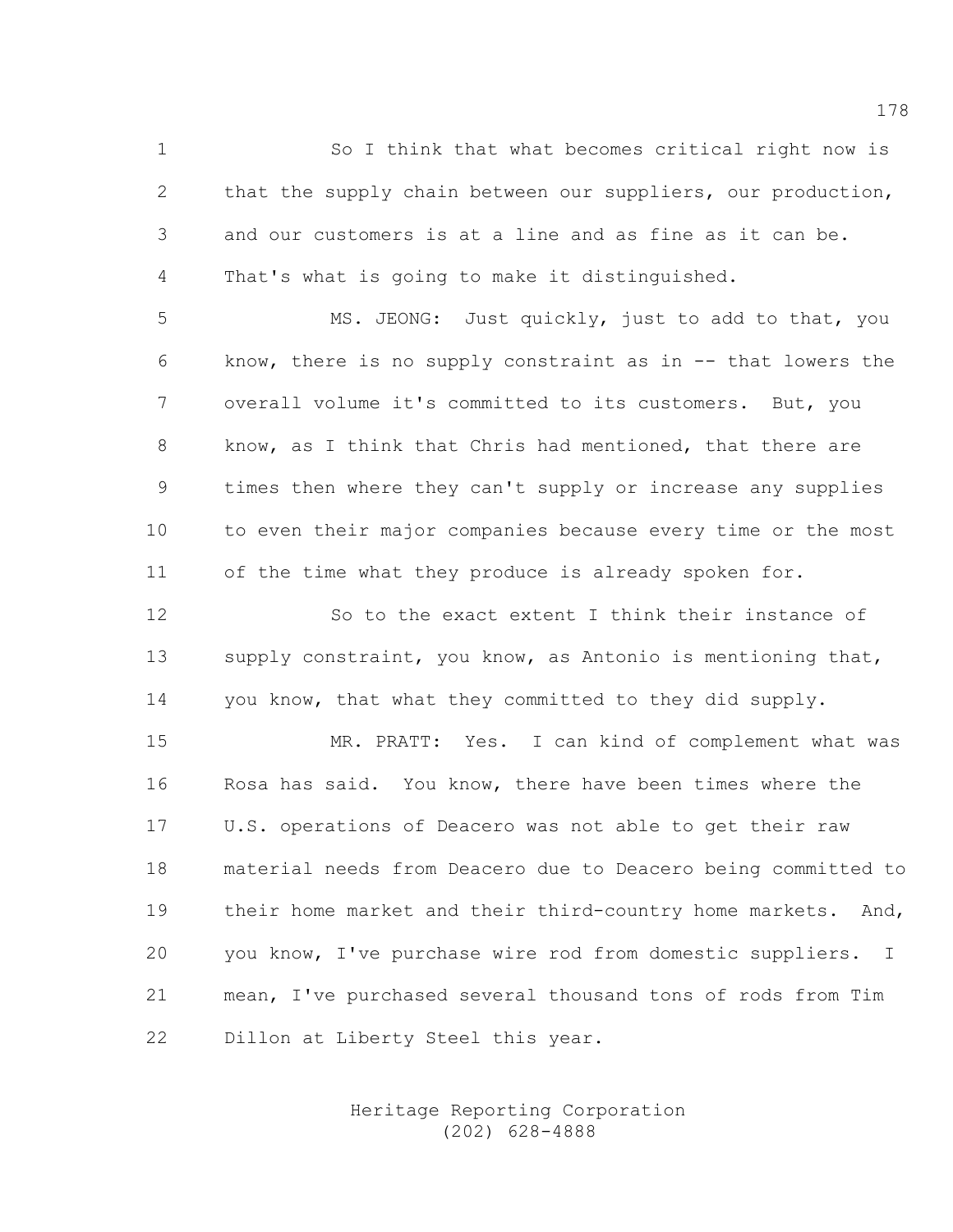So I think that what becomes critical right now is that the supply chain between our suppliers, our production, and our customers is at a line and as fine as it can be. That's what is going to make it distinguished.

MS. JEONG: Just quickly, just to add to that, you know, there is no supply constraint as in -- that lowers the overall volume it's committed to its customers. But, you know, as I think that Chris had mentioned, that there are times then where they can't supply or increase any supplies to even their major companies because every time or the most of the time what they produce is already spoken for.

So to the exact extent I think their instance of supply constraint, you know, as Antonio is mentioning that, you know, that what they committed to they did supply.

MR. PRATT: Yes. I can kind of complement what was Rosa has said. You know, there have been times where the U.S. operations of Deacero was not able to get their raw material needs from Deacero due to Deacero being committed to their home market and their third-country home markets. And, you know, I've purchase wire rod from domestic suppliers. I mean, I've purchased several thousand tons of rods from Tim Dillon at Liberty Steel this year.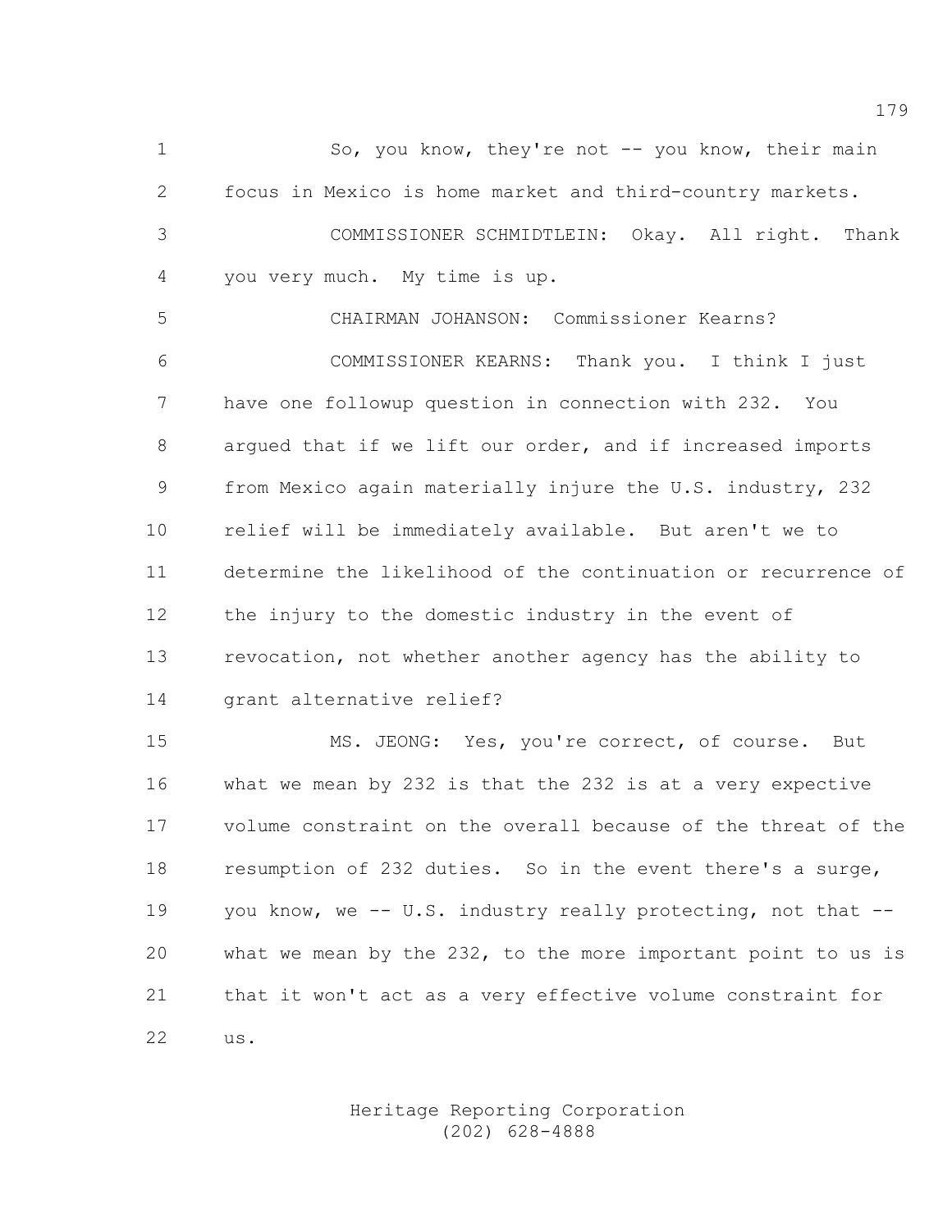So, you know, they're not -- you know, their main focus in Mexico is home market and third-country markets.

COMMISSIONER SCHMIDTLEIN: Okay. All right. Thank you very much. My time is up.

CHAIRMAN JOHANSON: Commissioner Kearns?

COMMISSIONER KEARNS: Thank you. I think I just have one followup question in connection with 232. You argued that if we lift our order, and if increased imports from Mexico again materially injure the U.S. industry, 232 relief will be immediately available. But aren't we to determine the likelihood of the continuation or recurrence of the injury to the domestic industry in the event of revocation, not whether another agency has the ability to grant alternative relief?

MS. JEONG: Yes, you're correct, of course. But what we mean by 232 is that the 232 is at a very expective volume constraint on the overall because of the threat of the resumption of 232 duties. So in the event there's a surge, you know, we -- U.S. industry really protecting, not that -- what we mean by the 232, to the more important point to us is that it won't act as a very effective volume constraint for us.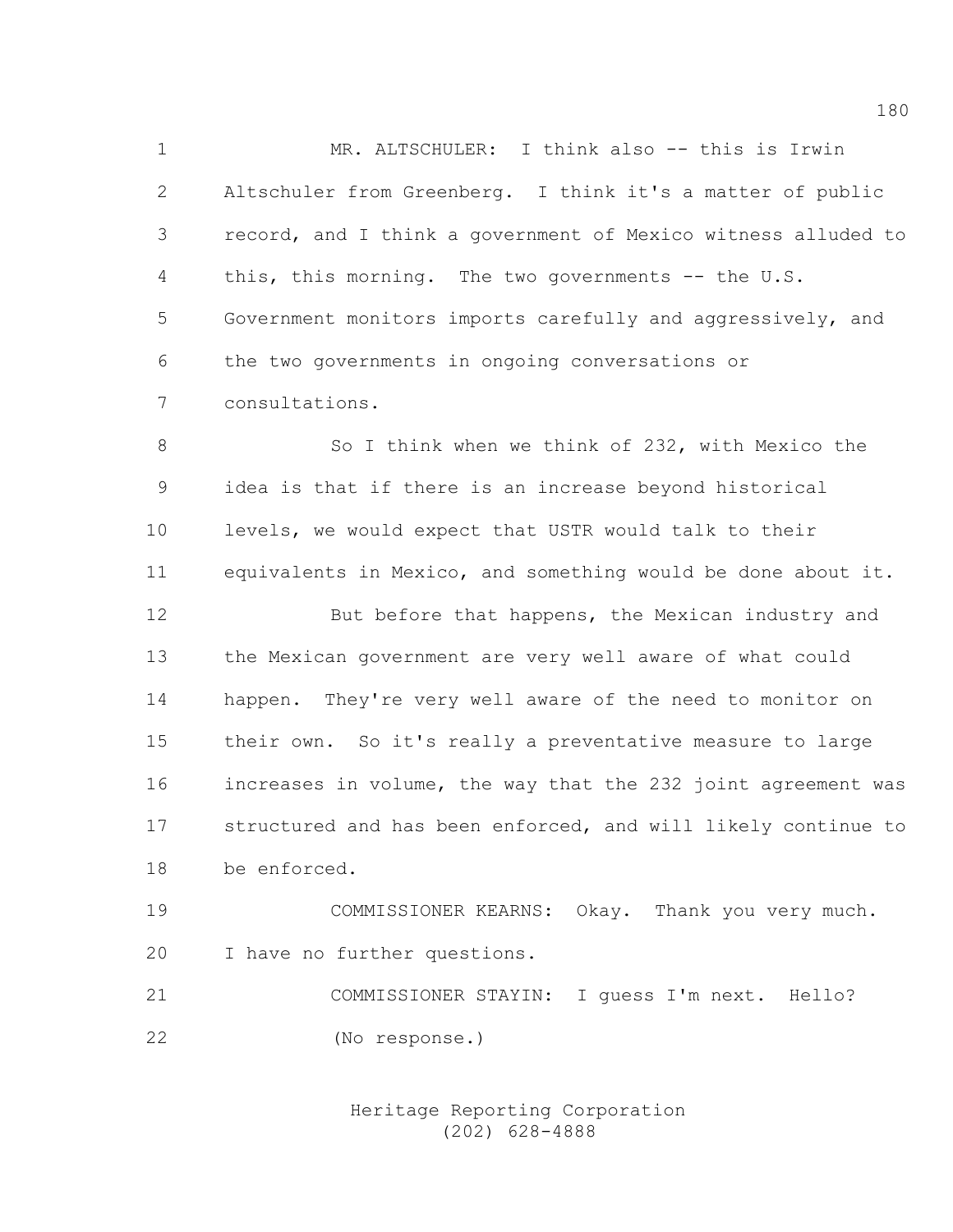MR. ALTSCHULER: I think also -- this is Irwin Altschuler from Greenberg. I think it's a matter of public record, and I think a government of Mexico witness alluded to this, this morning. The two governments -- the U.S. Government monitors imports carefully and aggressively, and the two governments in ongoing conversations or consultations.

So I think when we think of 232, with Mexico the idea is that if there is an increase beyond historical levels, we would expect that USTR would talk to their equivalents in Mexico, and something would be done about it.

But before that happens, the Mexican industry and the Mexican government are very well aware of what could happen. They're very well aware of the need to monitor on their own. So it's really a preventative measure to large increases in volume, the way that the 232 joint agreement was structured and has been enforced, and will likely continue to be enforced.

COMMISSIONER KEARNS: Okay. Thank you very much. I have no further questions.

COMMISSIONER STAYIN: I guess I'm next. Hello?

(No response.)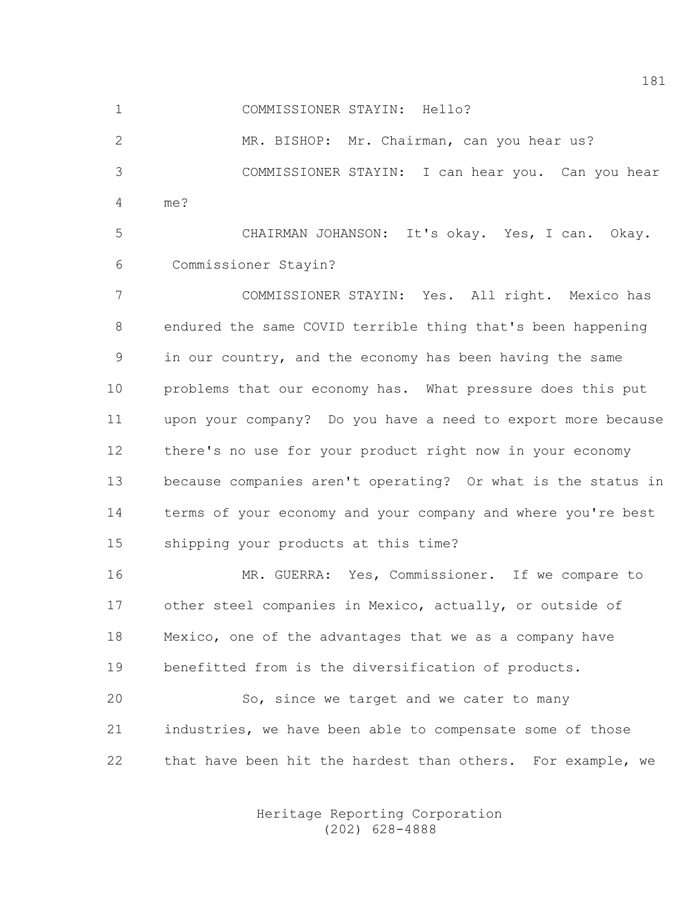COMMISSIONER STAYIN: Hello?

MR. BISHOP: Mr. Chairman, can you hear us?

COMMISSIONER STAYIN: I can hear you. Can you hear me?

CHAIRMAN JOHANSON: It's okay. Yes, I can. Okay. Commissioner Stayin?

COMMISSIONER STAYIN: Yes. All right. Mexico has endured the same COVID terrible thing that's been happening in our country, and the economy has been having the same problems that our economy has. What pressure does this put upon your company? Do you have a need to export more because there's no use for your product right now in your economy because companies aren't operating? Or what is the status in terms of your economy and your company and where you're best shipping your products at this time?

MR. GUERRA: Yes, Commissioner. If we compare to other steel companies in Mexico, actually, or outside of Mexico, one of the advantages that we as a company have benefitted from is the diversification of products.

So, since we target and we cater to many industries, we have been able to compensate some of those that have been hit the hardest than others. For example, we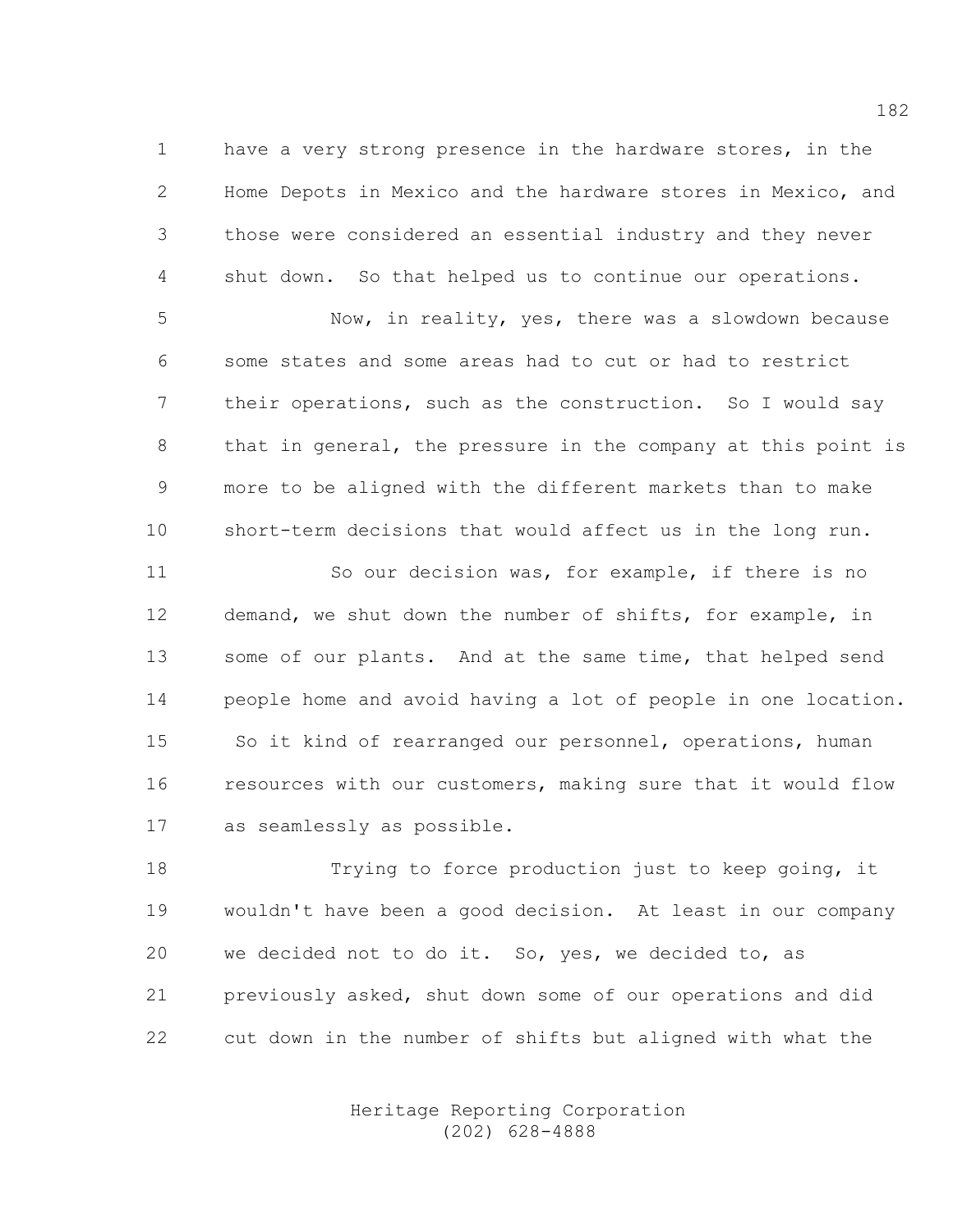have a very strong presence in the hardware stores, in the Home Depots in Mexico and the hardware stores in Mexico, and those were considered an essential industry and they never shut down. So that helped us to continue our operations.

Now, in reality, yes, there was a slowdown because some states and some areas had to cut or had to restrict their operations, such as the construction. So I would say that in general, the pressure in the company at this point is more to be aligned with the different markets than to make short-term decisions that would affect us in the long run.

So our decision was, for example, if there is no demand, we shut down the number of shifts, for example, in some of our plants. And at the same time, that helped send people home and avoid having a lot of people in one location. So it kind of rearranged our personnel, operations, human resources with our customers, making sure that it would flow as seamlessly as possible.

Trying to force production just to keep going, it wouldn't have been a good decision. At least in our company we decided not to do it. So, yes, we decided to, as previously asked, shut down some of our operations and did cut down in the number of shifts but aligned with what the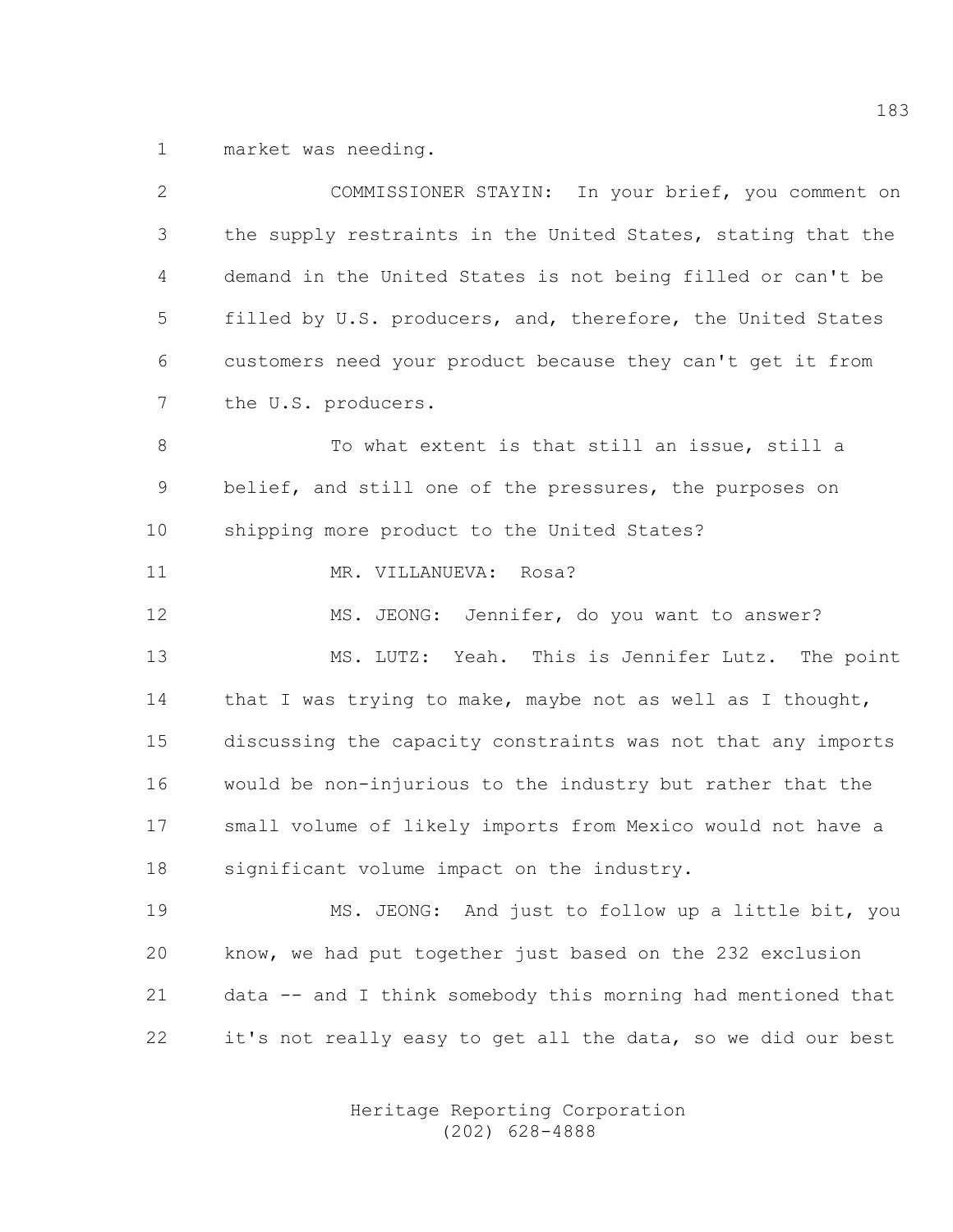market was needing.

COMMISSIONER STAYIN: In your brief, you comment on the supply restraints in the United States, stating that the demand in the United States is not being filled or can't be filled by U.S. producers, and, therefore, the United States customers need your product because they can't get it from the U.S. producers.

To what extent is that still an issue, still a belief, and still one of the pressures, the purposes on shipping more product to the United States?

MR. VILLANUEVA: Rosa?

MS. JEONG: Jennifer, do you want to answer?

MS. LUTZ: Yeah. This is Jennifer Lutz. The point that I was trying to make, maybe not as well as I thought, discussing the capacity constraints was not that any imports would be non-injurious to the industry but rather that the small volume of likely imports from Mexico would not have a significant volume impact on the industry.

MS. JEONG: And just to follow up a little bit, you know, we had put together just based on the 232 exclusion data -- and I think somebody this morning had mentioned that it's not really easy to get all the data, so we did our best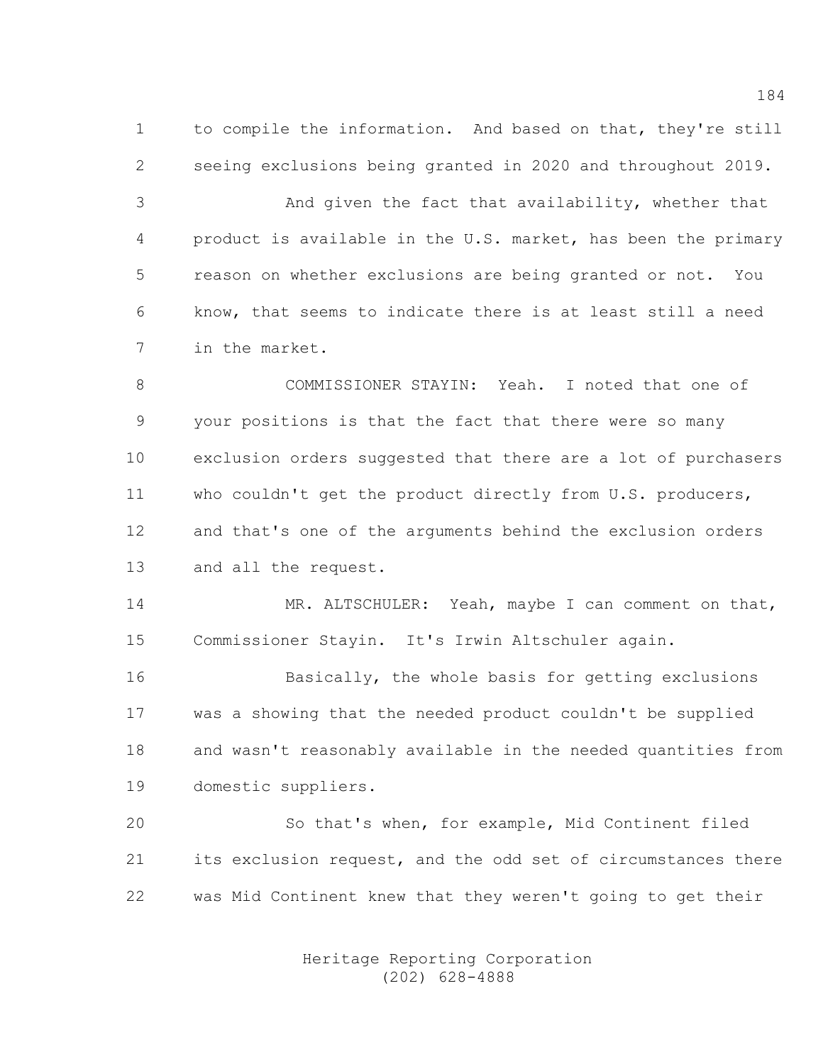to compile the information. And based on that, they're still seeing exclusions being granted in 2020 and throughout 2019.

And given the fact that availability, whether that product is available in the U.S. market, has been the primary reason on whether exclusions are being granted or not. You know, that seems to indicate there is at least still a need in the market.

COMMISSIONER STAYIN: Yeah. I noted that one of your positions is that the fact that there were so many exclusion orders suggested that there are a lot of purchasers who couldn't get the product directly from U.S. producers, and that's one of the arguments behind the exclusion orders and all the request.

MR. ALTSCHULER: Yeah, maybe I can comment on that, Commissioner Stayin. It's Irwin Altschuler again.

Basically, the whole basis for getting exclusions was a showing that the needed product couldn't be supplied and wasn't reasonably available in the needed quantities from domestic suppliers.

So that's when, for example, Mid Continent filed its exclusion request, and the odd set of circumstances there was Mid Continent knew that they weren't going to get their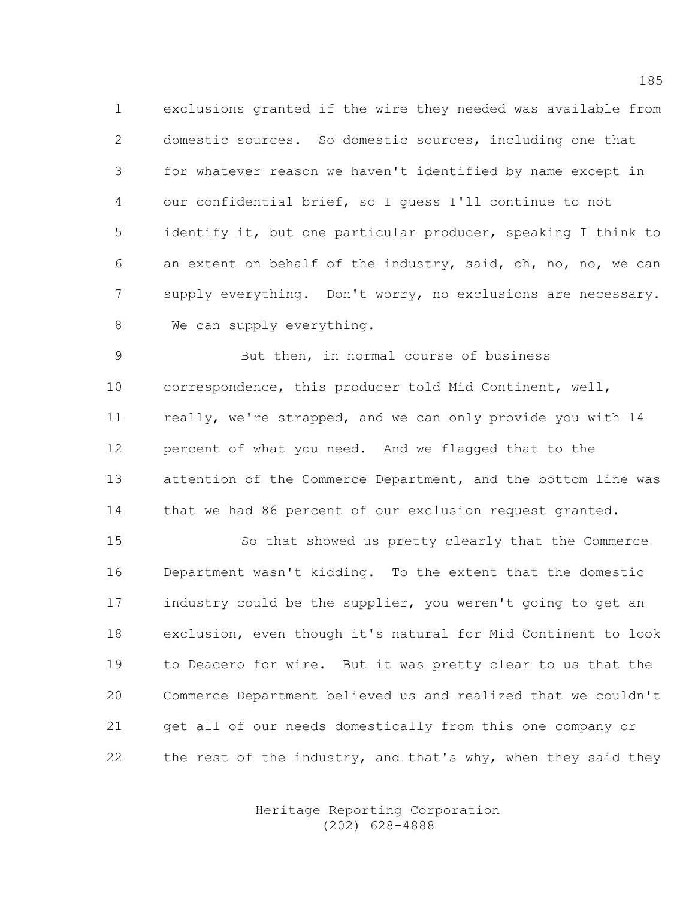exclusions granted if the wire they needed was available from domestic sources. So domestic sources, including one that for whatever reason we haven't identified by name except in our confidential brief, so I guess I'll continue to not identify it, but one particular producer, speaking I think to an extent on behalf of the industry, said, oh, no, no, we can supply everything. Don't worry, no exclusions are necessary. We can supply everything.

But then, in normal course of business correspondence, this producer told Mid Continent, well, really, we're strapped, and we can only provide you with 14 percent of what you need. And we flagged that to the attention of the Commerce Department, and the bottom line was that we had 86 percent of our exclusion request granted.

So that showed us pretty clearly that the Commerce Department wasn't kidding. To the extent that the domestic industry could be the supplier, you weren't going to get an exclusion, even though it's natural for Mid Continent to look to Deacero for wire. But it was pretty clear to us that the Commerce Department believed us and realized that we couldn't get all of our needs domestically from this one company or the rest of the industry, and that's why, when they said they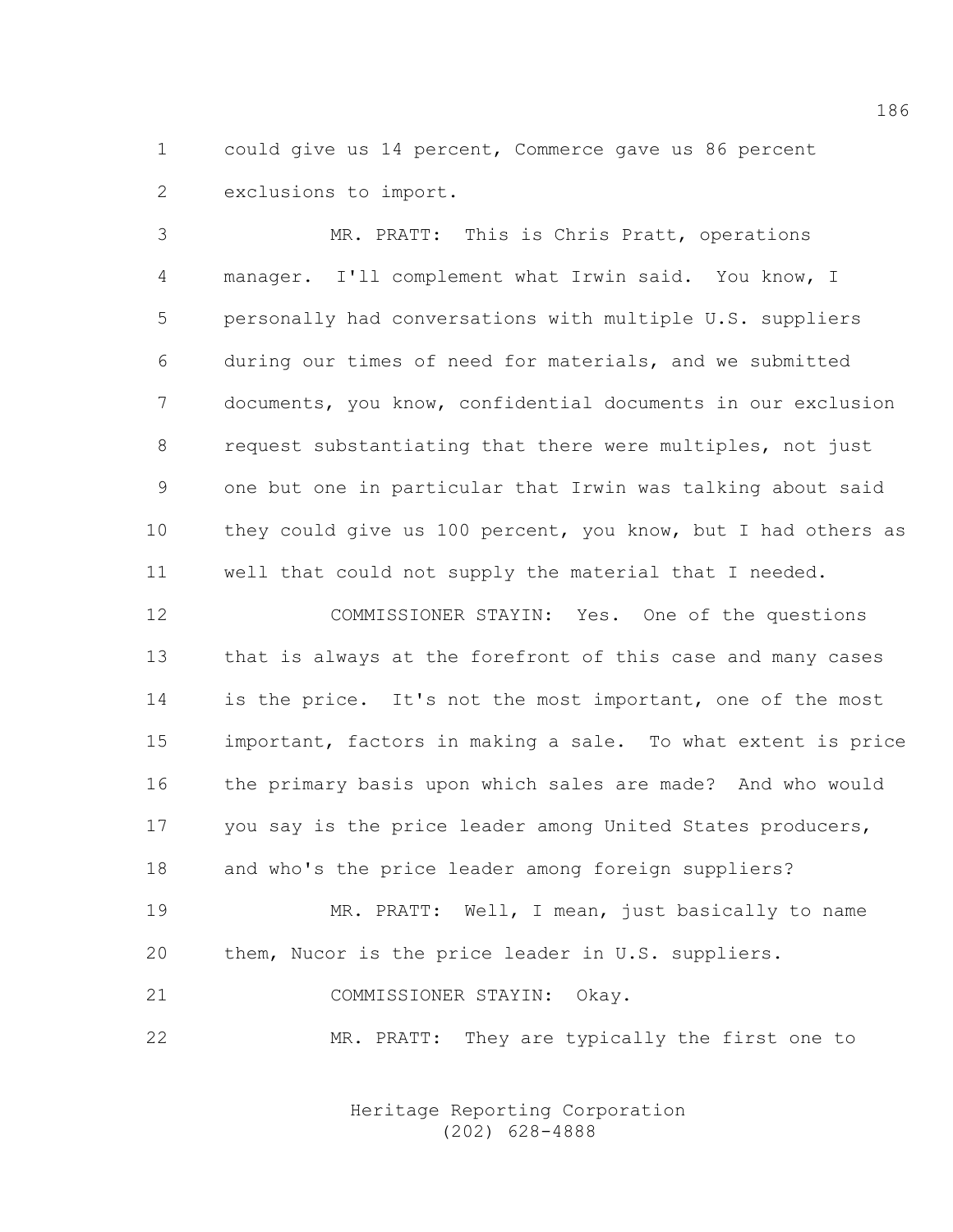could give us 14 percent, Commerce gave us 86 percent exclusions to import.

MR. PRATT: This is Chris Pratt, operations manager. I'll complement what Irwin said. You know, I personally had conversations with multiple U.S. suppliers during our times of need for materials, and we submitted documents, you know, confidential documents in our exclusion request substantiating that there were multiples, not just one but one in particular that Irwin was talking about said they could give us 100 percent, you know, but I had others as well that could not supply the material that I needed.

COMMISSIONER STAYIN: Yes. One of the questions that is always at the forefront of this case and many cases is the price. It's not the most important, one of the most important, factors in making a sale. To what extent is price the primary basis upon which sales are made? And who would you say is the price leader among United States producers, and who's the price leader among foreign suppliers?

MR. PRATT: Well, I mean, just basically to name them, Nucor is the price leader in U.S. suppliers.

COMMISSIONER STAYIN: Okay.

MR. PRATT: They are typically the first one to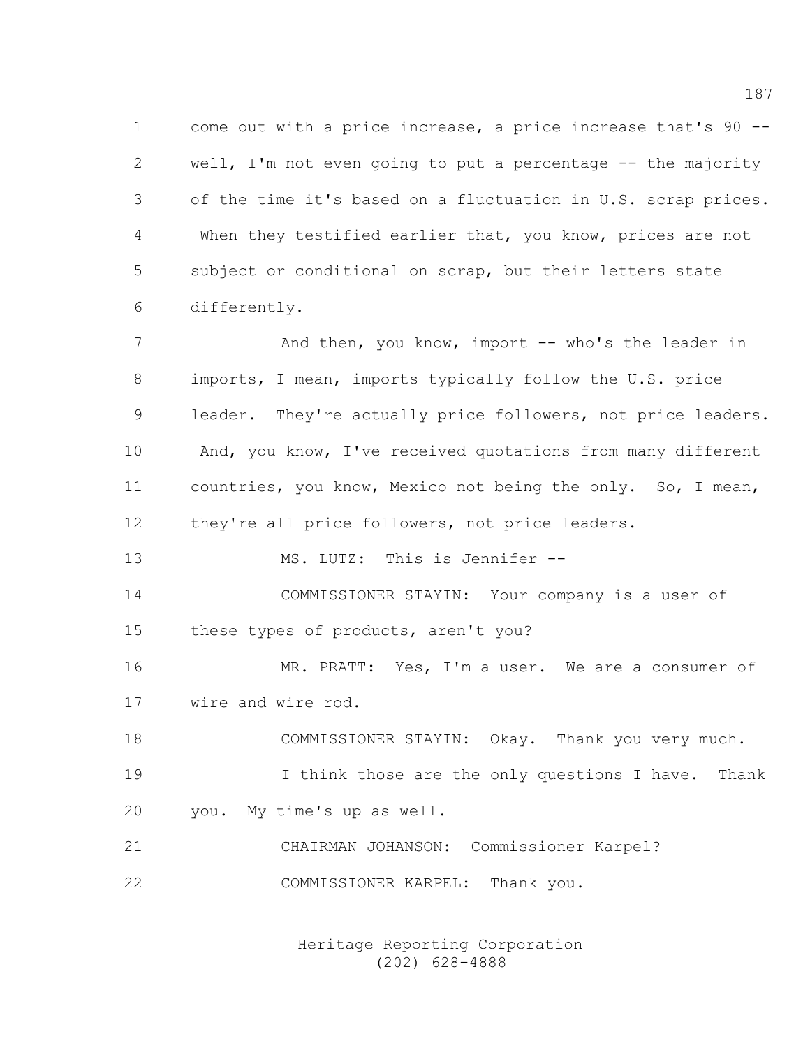come out with a price increase, a price increase that's 90 -- well, I'm not even going to put a percentage -- the majority of the time it's based on a fluctuation in U.S. scrap prices. When they testified earlier that, you know, prices are not subject or conditional on scrap, but their letters state differently.

And then, you know, import -- who's the leader in imports, I mean, imports typically follow the U.S. price leader. They're actually price followers, not price leaders. And, you know, I've received quotations from many different countries, you know, Mexico not being the only. So, I mean, they're all price followers, not price leaders.

MS. LUTZ: This is Jennifer --

COMMISSIONER STAYIN: Your company is a user of these types of products, aren't you?

MR. PRATT: Yes, I'm a user. We are a consumer of wire and wire rod.

COMMISSIONER STAYIN: Okay. Thank you very much.

I think those are the only questions I have. Thank you. My time's up as well.

CHAIRMAN JOHANSON: Commissioner Karpel?

COMMISSIONER KARPEL: Thank you.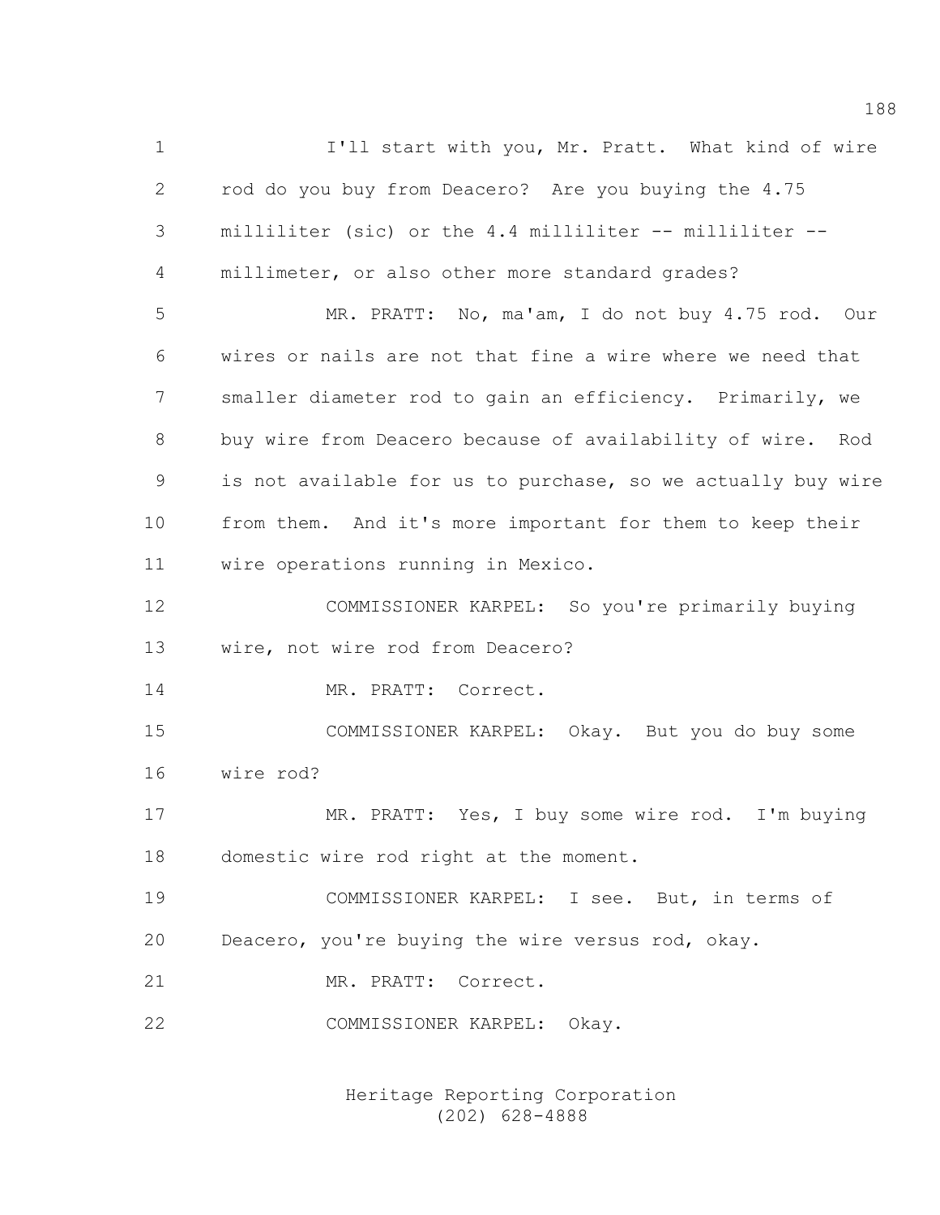I'll start with you, Mr. Pratt. What kind of wire rod do you buy from Deacero? Are you buying the 4.75 milliliter (sic) or the 4.4 milliliter -- milliliter -- millimeter, or also other more standard grades?

MR. PRATT: No, ma'am, I do not buy 4.75 rod. Our wires or nails are not that fine a wire where we need that smaller diameter rod to gain an efficiency. Primarily, we buy wire from Deacero because of availability of wire. Rod is not available for us to purchase, so we actually buy wire from them. And it's more important for them to keep their wire operations running in Mexico.

COMMISSIONER KARPEL: So you're primarily buying wire, not wire rod from Deacero?

MR. PRATT: Correct.

COMMISSIONER KARPEL: Okay. But you do buy some wire rod?

MR. PRATT: Yes, I buy some wire rod. I'm buying domestic wire rod right at the moment.

COMMISSIONER KARPEL: I see. But, in terms of Deacero, you're buying the wire versus rod, okay.

MR. PRATT: Correct.

COMMISSIONER KARPEL: Okay.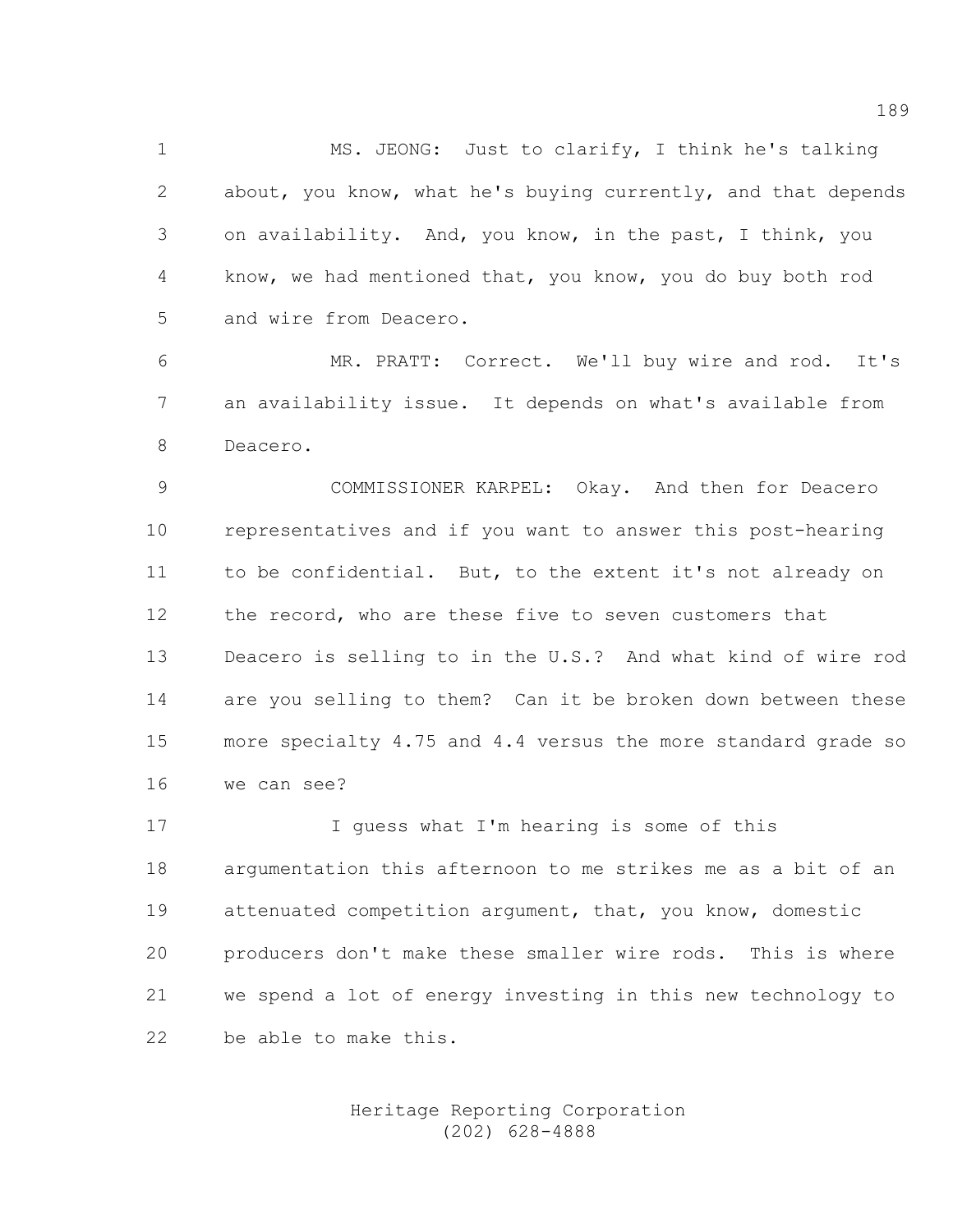MS. JEONG: Just to clarify, I think he's talking about, you know, what he's buying currently, and that depends on availability. And, you know, in the past, I think, you know, we had mentioned that, you know, you do buy both rod and wire from Deacero.

MR. PRATT: Correct. We'll buy wire and rod. It's an availability issue. It depends on what's available from Deacero.

COMMISSIONER KARPEL: Okay. And then for Deacero representatives and if you want to answer this post-hearing to be confidential. But, to the extent it's not already on the record, who are these five to seven customers that Deacero is selling to in the U.S.? And what kind of wire rod are you selling to them? Can it be broken down between these more specialty 4.75 and 4.4 versus the more standard grade so we can see?

I guess what I'm hearing is some of this argumentation this afternoon to me strikes me as a bit of an attenuated competition argument, that, you know, domestic producers don't make these smaller wire rods. This is where we spend a lot of energy investing in this new technology to be able to make this.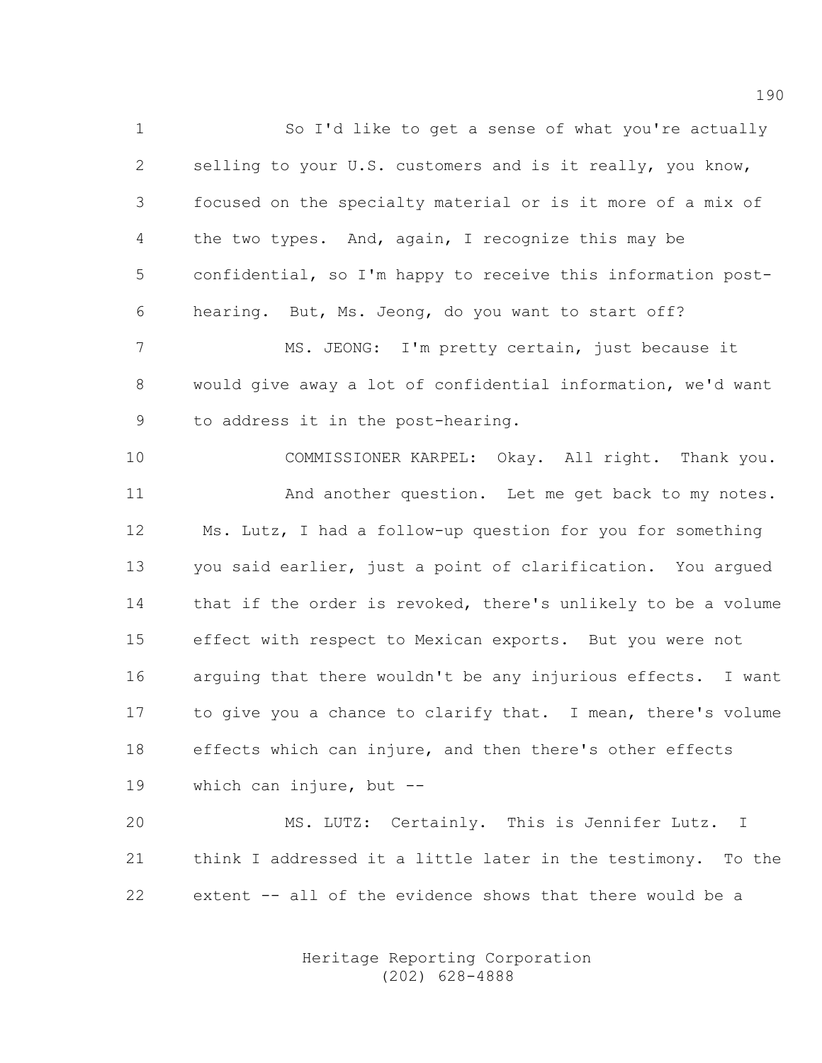So I'd like to get a sense of what you're actually selling to your U.S. customers and is it really, you know, focused on the specialty material or is it more of a mix of the two types. And, again, I recognize this may be confidential, so I'm happy to receive this information post-hearing. But, Ms. Jeong, do you want to start off?

MS. JEONG: I'm pretty certain, just because it would give away a lot of confidential information, we'd want to address it in the post-hearing.

COMMISSIONER KARPEL: Okay. All right. Thank you.

And another question. Let me get back to my notes. Ms. Lutz, I had a follow-up question for you for something you said earlier, just a point of clarification. You argued that if the order is revoked, there's unlikely to be a volume effect with respect to Mexican exports. But you were not arguing that there wouldn't be any injurious effects. I want to give you a chance to clarify that. I mean, there's volume effects which can injure, and then there's other effects which can injure, but --

MS. LUTZ: Certainly. This is Jennifer Lutz. I think I addressed it a little later in the testimony. To the extent -- all of the evidence shows that there would be a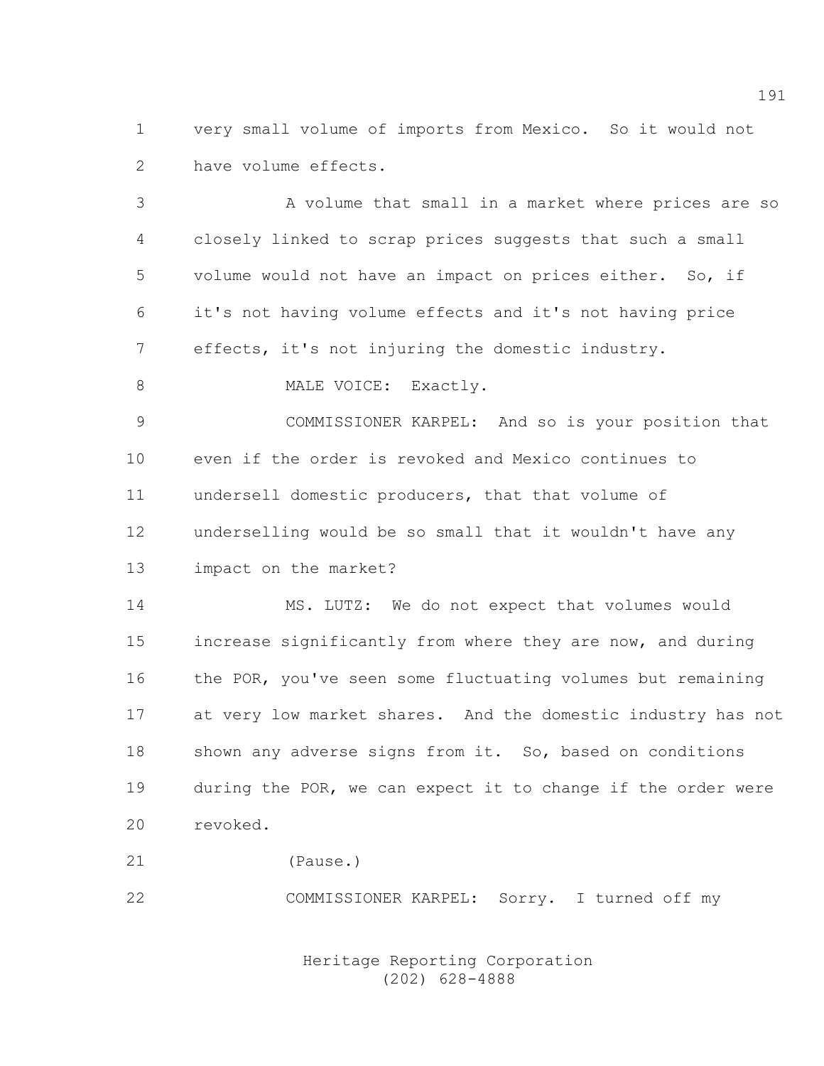very small volume of imports from Mexico. So it would not have volume effects.

A volume that small in a market where prices are so closely linked to scrap prices suggests that such a small volume would not have an impact on prices either. So, if it's not having volume effects and it's not having price effects, it's not injuring the domestic industry.

MALE VOICE: Exactly.

COMMISSIONER KARPEL: And so is your position that even if the order is revoked and Mexico continues to undersell domestic producers, that that volume of underselling would be so small that it wouldn't have any impact on the market?

MS. LUTZ: We do not expect that volumes would increase significantly from where they are now, and during the POR, you've seen some fluctuating volumes but remaining at very low market shares. And the domestic industry has not shown any adverse signs from it. So, based on conditions during the POR, we can expect it to change if the order were revoked.

(Pause.)

COMMISSIONER KARPEL: Sorry. I turned off my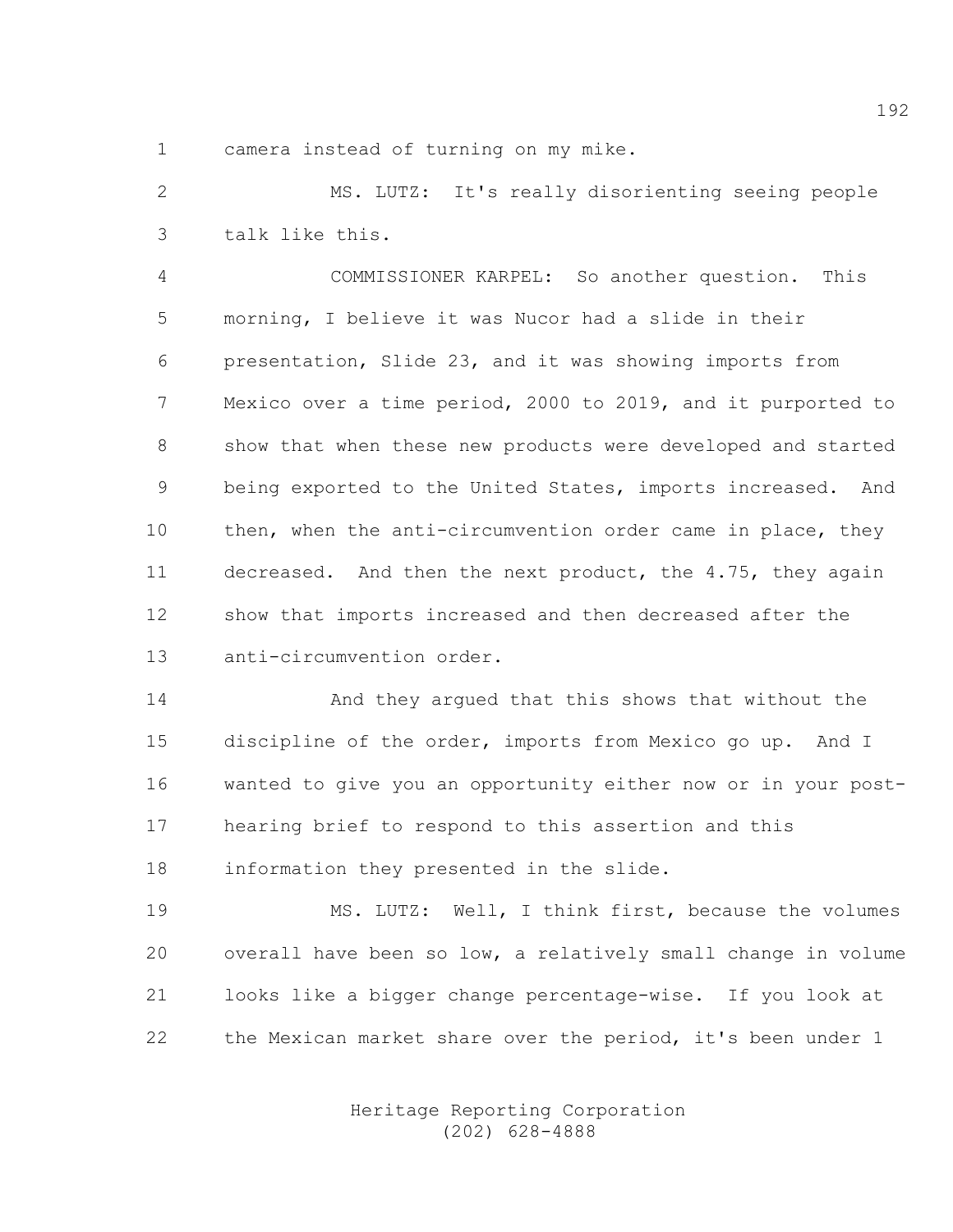camera instead of turning on my mike.

MS. LUTZ: It's really disorienting seeing people talk like this.

COMMISSIONER KARPEL: So another question. This morning, I believe it was Nucor had a slide in their presentation, Slide 23, and it was showing imports from Mexico over a time period, 2000 to 2019, and it purported to show that when these new products were developed and started being exported to the United States, imports increased. And then, when the anti-circumvention order came in place, they decreased. And then the next product, the 4.75, they again show that imports increased and then decreased after the anti-circumvention order.

And they argued that this shows that without the discipline of the order, imports from Mexico go up. And I wanted to give you an opportunity either now or in your post-hearing brief to respond to this assertion and this information they presented in the slide.

MS. LUTZ: Well, I think first, because the volumes overall have been so low, a relatively small change in volume looks like a bigger change percentage-wise. If you look at the Mexican market share over the period, it's been under 1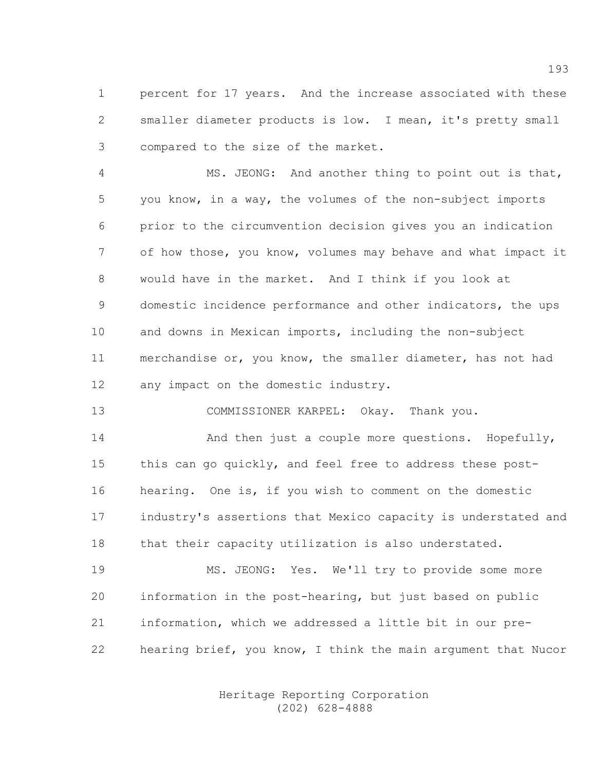percent for 17 years. And the increase associated with these smaller diameter products is low. I mean, it's pretty small compared to the size of the market.

MS. JEONG: And another thing to point out is that, you know, in a way, the volumes of the non-subject imports prior to the circumvention decision gives you an indication of how those, you know, volumes may behave and what impact it would have in the market. And I think if you look at domestic incidence performance and other indicators, the ups and downs in Mexican imports, including the non-subject merchandise or, you know, the smaller diameter, has not had any impact on the domestic industry.

COMMISSIONER KARPEL: Okay. Thank you.

And then just a couple more questions. Hopefully, this can go quickly, and feel free to address these post-hearing. One is, if you wish to comment on the domestic industry's assertions that Mexico capacity is understated and that their capacity utilization is also understated.

MS. JEONG: Yes. We'll try to provide some more information in the post-hearing, but just based on public information, which we addressed a little bit in our pre-hearing brief, you know, I think the main argument that Nucor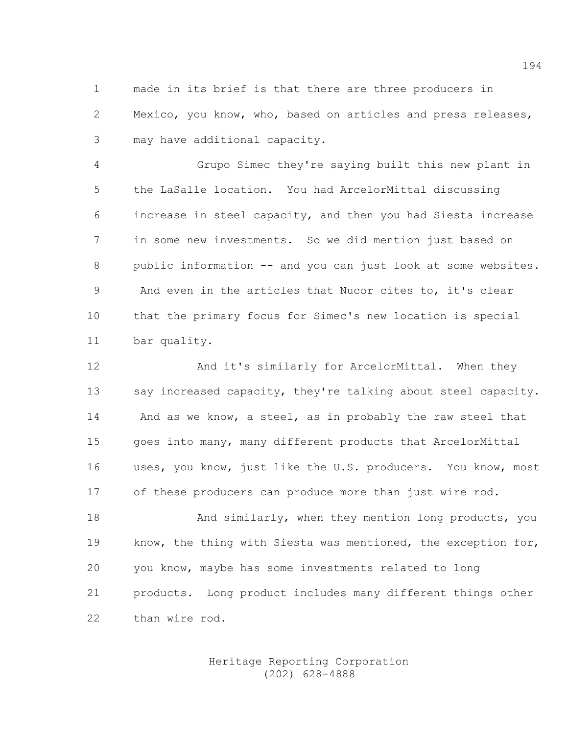made in its brief is that there are three producers in Mexico, you know, who, based on articles and press releases, may have additional capacity.

Grupo Simec they're saying built this new plant in the LaSalle location. You had ArcelorMittal discussing increase in steel capacity, and then you had Siesta increase in some new investments. So we did mention just based on public information -- and you can just look at some websites. And even in the articles that Nucor cites to, it's clear that the primary focus for Simec's new location is special bar quality.

And it's similarly for ArcelorMittal. When they say increased capacity, they're talking about steel capacity. And as we know, a steel, as in probably the raw steel that goes into many, many different products that ArcelorMittal uses, you know, just like the U.S. producers. You know, most of these producers can produce more than just wire rod.

And similarly, when they mention long products, you know, the thing with Siesta was mentioned, the exception for, you know, maybe has some investments related to long products. Long product includes many different things other than wire rod.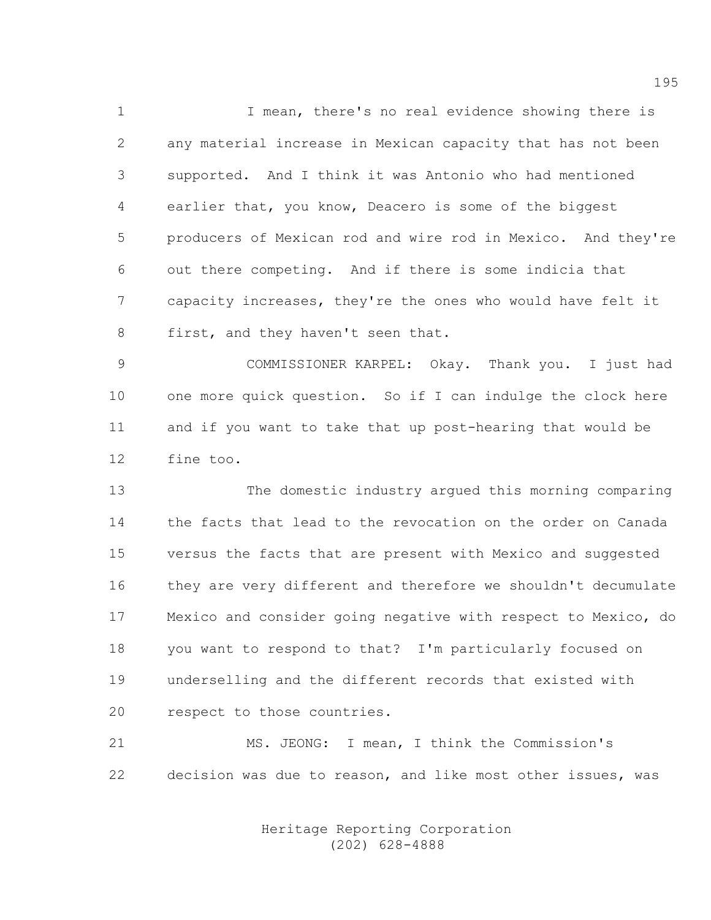I mean, there's no real evidence showing there is any material increase in Mexican capacity that has not been supported. And I think it was Antonio who had mentioned earlier that, you know, Deacero is some of the biggest producers of Mexican rod and wire rod in Mexico. And they're out there competing. And if there is some indicia that capacity increases, they're the ones who would have felt it first, and they haven't seen that.

COMMISSIONER KARPEL: Okay. Thank you. I just had one more quick question. So if I can indulge the clock here and if you want to take that up post-hearing that would be fine too.

The domestic industry argued this morning comparing the facts that lead to the revocation on the order on Canada versus the facts that are present with Mexico and suggested they are very different and therefore we shouldn't decumulate Mexico and consider going negative with respect to Mexico, do you want to respond to that? I'm particularly focused on underselling and the different records that existed with respect to those countries.

MS. JEONG: I mean, I think the Commission's decision was due to reason, and like most other issues, was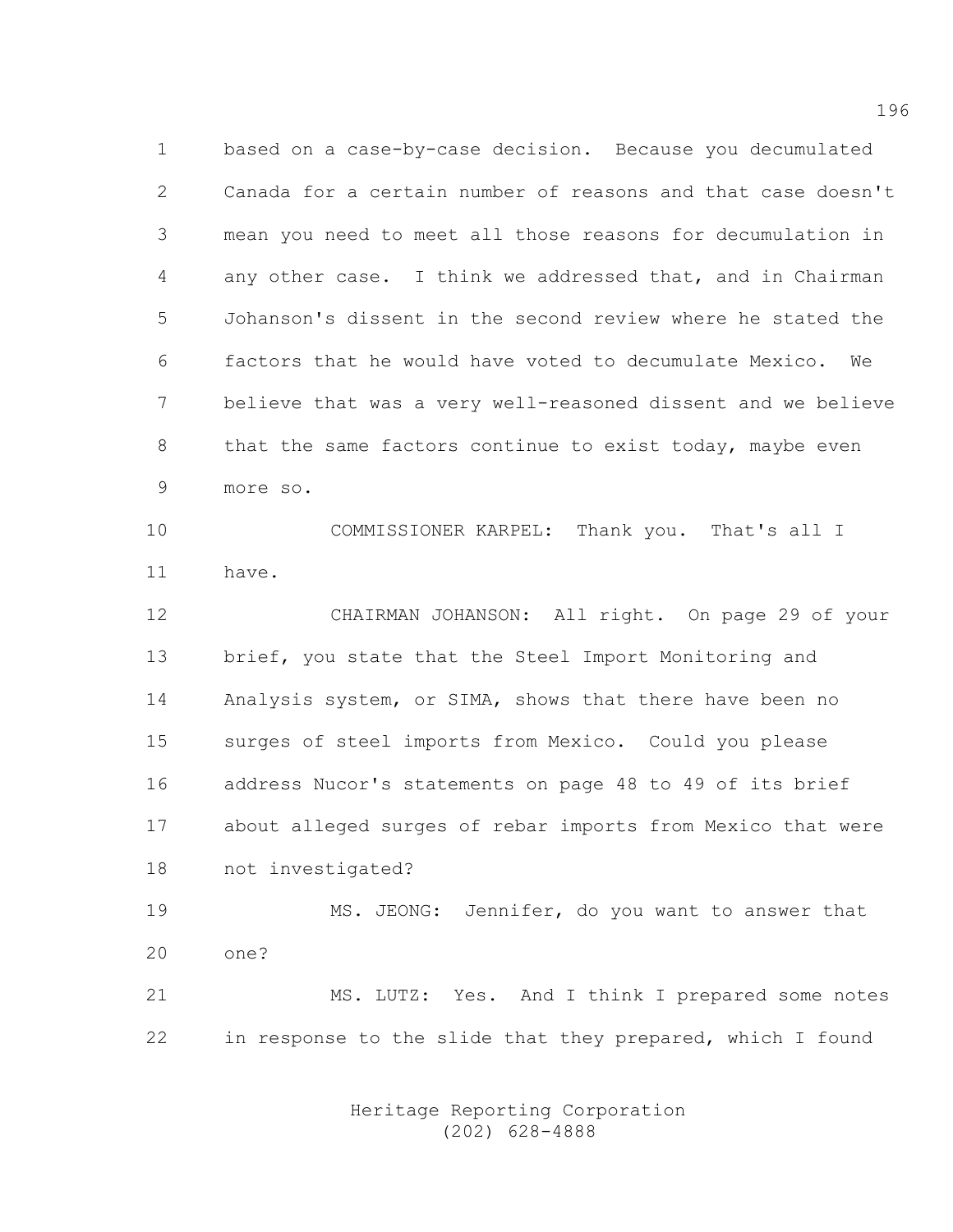based on a case-by-case decision. Because you decumulated Canada for a certain number of reasons and that case doesn't mean you need to meet all those reasons for decumulation in any other case. I think we addressed that, and in Chairman Johanson's dissent in the second review where he stated the factors that he would have voted to decumulate Mexico. We believe that was a very well-reasoned dissent and we believe that the same factors continue to exist today, maybe even more so.

COMMISSIONER KARPEL: Thank you. That's all I have.

CHAIRMAN JOHANSON: All right. On page 29 of your brief, you state that the Steel Import Monitoring and Analysis system, or SIMA, shows that there have been no surges of steel imports from Mexico. Could you please address Nucor's statements on page 48 to 49 of its brief about alleged surges of rebar imports from Mexico that were not investigated?

MS. JEONG: Jennifer, do you want to answer that one?

MS. LUTZ: Yes. And I think I prepared some notes in response to the slide that they prepared, which I found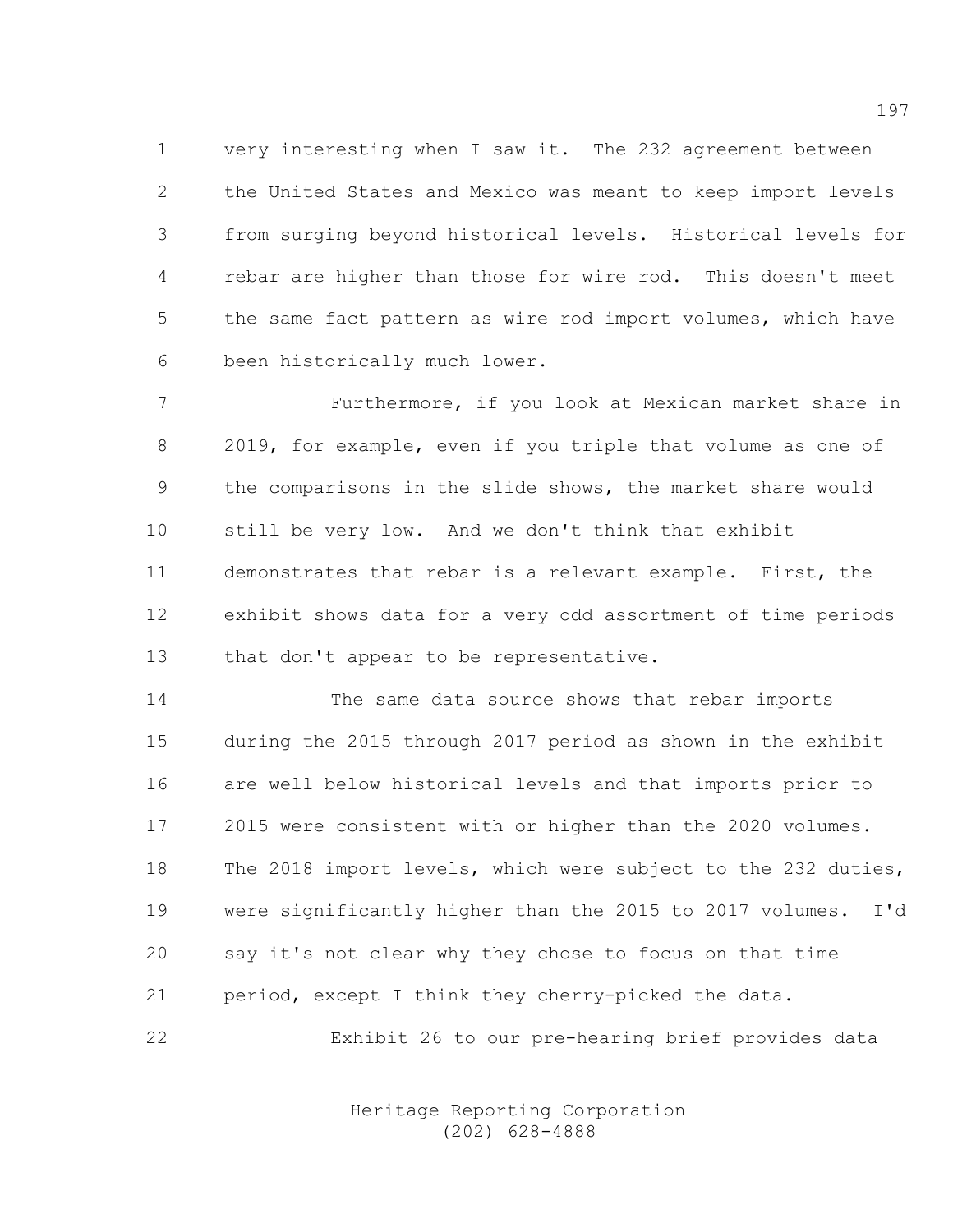very interesting when I saw it. The 232 agreement between the United States and Mexico was meant to keep import levels from surging beyond historical levels. Historical levels for rebar are higher than those for wire rod. This doesn't meet the same fact pattern as wire rod import volumes, which have been historically much lower.

Furthermore, if you look at Mexican market share in 2019, for example, even if you triple that volume as one of the comparisons in the slide shows, the market share would still be very low. And we don't think that exhibit demonstrates that rebar is a relevant example. First, the exhibit shows data for a very odd assortment of time periods that don't appear to be representative.

The same data source shows that rebar imports during the 2015 through 2017 period as shown in the exhibit are well below historical levels and that imports prior to 2015 were consistent with or higher than the 2020 volumes. The 2018 import levels, which were subject to the 232 duties, were significantly higher than the 2015 to 2017 volumes. I'd say it's not clear why they chose to focus on that time period, except I think they cherry-picked the data.

Exhibit 26 to our pre-hearing brief provides data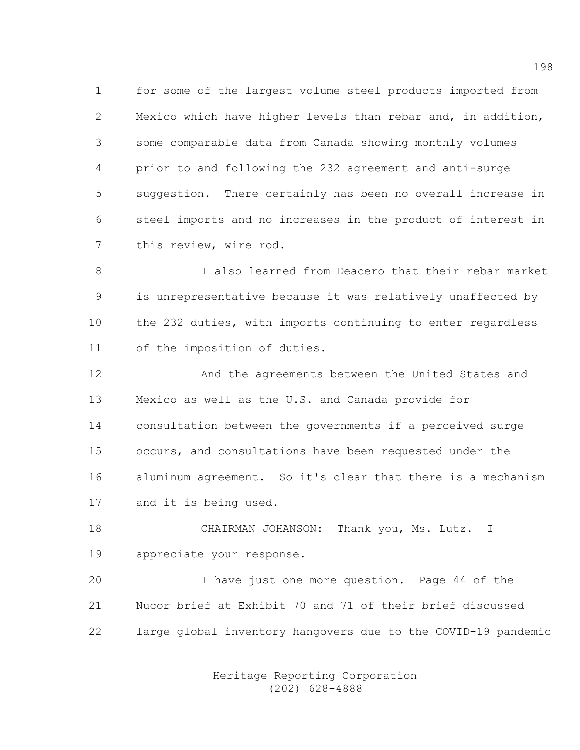for some of the largest volume steel products imported from Mexico which have higher levels than rebar and, in addition, some comparable data from Canada showing monthly volumes prior to and following the 232 agreement and anti-surge suggestion. There certainly has been no overall increase in steel imports and no increases in the product of interest in this review, wire rod.

I also learned from Deacero that their rebar market is unrepresentative because it was relatively unaffected by the 232 duties, with imports continuing to enter regardless of the imposition of duties.

And the agreements between the United States and Mexico as well as the U.S. and Canada provide for consultation between the governments if a perceived surge occurs, and consultations have been requested under the aluminum agreement. So it's clear that there is a mechanism and it is being used.

CHAIRMAN JOHANSON: Thank you, Ms. Lutz. I appreciate your response.

I have just one more question. Page 44 of the Nucor brief at Exhibit 70 and 71 of their brief discussed large global inventory hangovers due to the COVID-19 pandemic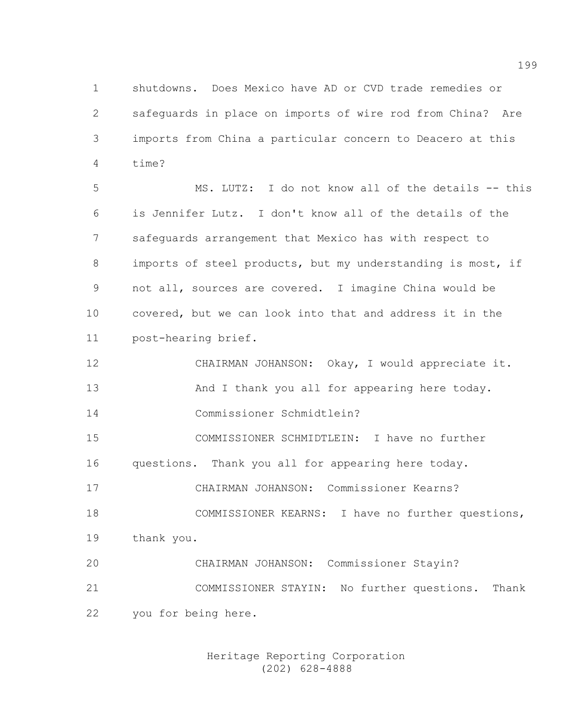shutdowns. Does Mexico have AD or CVD trade remedies or safeguards in place on imports of wire rod from China? Are imports from China a particular concern to Deacero at this time?

MS. LUTZ: I do not know all of the details -- this is Jennifer Lutz. I don't know all of the details of the safeguards arrangement that Mexico has with respect to imports of steel products, but my understanding is most, if not all, sources are covered. I imagine China would be covered, but we can look into that and address it in the post-hearing brief.

CHAIRMAN JOHANSON: Okay, I would appreciate it.

And I thank you all for appearing here today.

Commissioner Schmidtlein?

COMMISSIONER SCHMIDTLEIN: I have no further questions. Thank you all for appearing here today.

CHAIRMAN JOHANSON: Commissioner Kearns?

COMMISSIONER KEARNS: I have no further questions, thank you.

CHAIRMAN JOHANSON: Commissioner Stayin?

COMMISSIONER STAYIN: No further questions. Thank you for being here.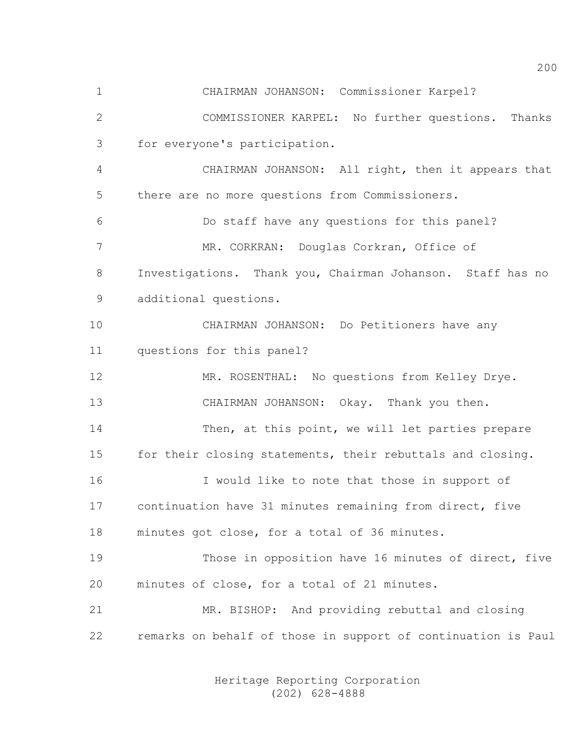CHAIRMAN JOHANSON: Commissioner Karpel?

COMMISSIONER KARPEL: No further questions. Thanks for everyone's participation.

CHAIRMAN JOHANSON: All right, then it appears that there are no more questions from Commissioners.

Do staff have any questions for this panel?

MR. CORKRAN: Douglas Corkran, Office of Investigations. Thank you, Chairman Johanson. Staff has no additional questions.

CHAIRMAN JOHANSON: Do Petitioners have any questions for this panel?

MR. ROSENTHAL: No questions from Kelley Drye.

CHAIRMAN JOHANSON: Okay. Thank you then.

Then, at this point, we will let parties prepare for their closing statements, their rebuttals and closing.

I would like to note that those in support of continuation have 31 minutes remaining from direct, five minutes got close, for a total of 36 minutes.

Those in opposition have 16 minutes of direct, five minutes of close, for a total of 21 minutes.

MR. BISHOP: And providing rebuttal and closing remarks on behalf of those in support of continuation is Paul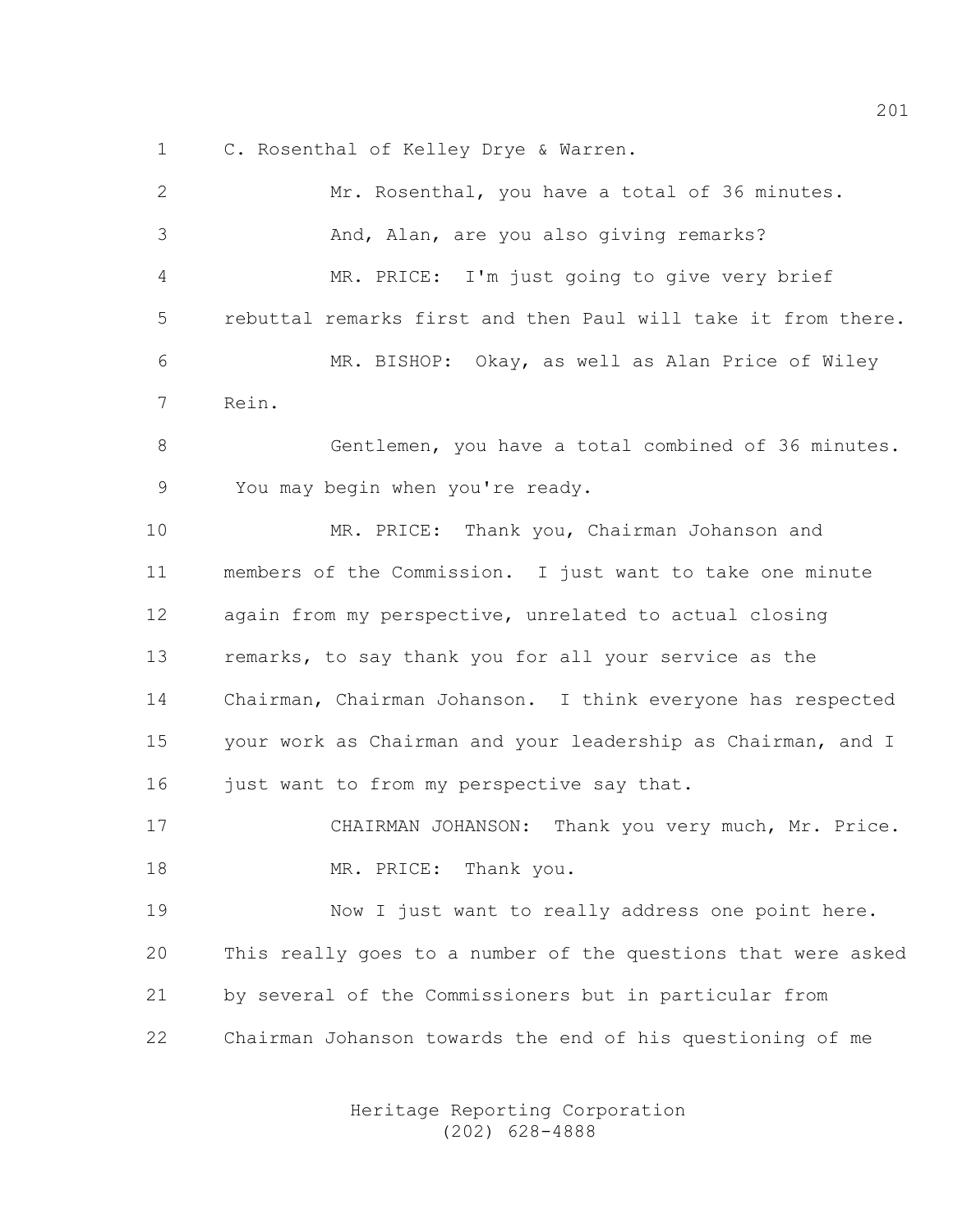1 C. Rosenthal of Kelley Drye & Warren.

2 Mr. Rosenthal, you have a total of 36 minutes.

3 And, Alan, are you also giving remarks?

4 MR. PRICE: I'm just going to give very brief

5 rebuttal remarks first and then Paul will take it from there.

6 MR. BISHOP: Okay, as well as Alan Price of Wiley

7 Rein.

8 Gentlemen, you have a total combined of 36 minutes.

9 You may begin when you're ready.

10 MR. PRICE: Thank you, Chairman Johanson and

11 members of the Commission. I just want to take one minute

12 again from my perspective, unrelated to actual closing

13 remarks, to say thank you for all your service as the

14 Chairman, Chairman Johanson. I think everyone has respected

15 your work as Chairman and your leadership as Chairman, and I

16 just want to from my perspective say that.

17 CHAIRMAN JOHANSON: Thank you very much, Mr. Price.

18 MR. PRICE: Thank you.

19 Now I just want to really address one point here.

20 This really goes to a number of the questions that were asked

21 by several of the Commissioners but in particular from

22 Chairman Johanson towards the end of his questioning of me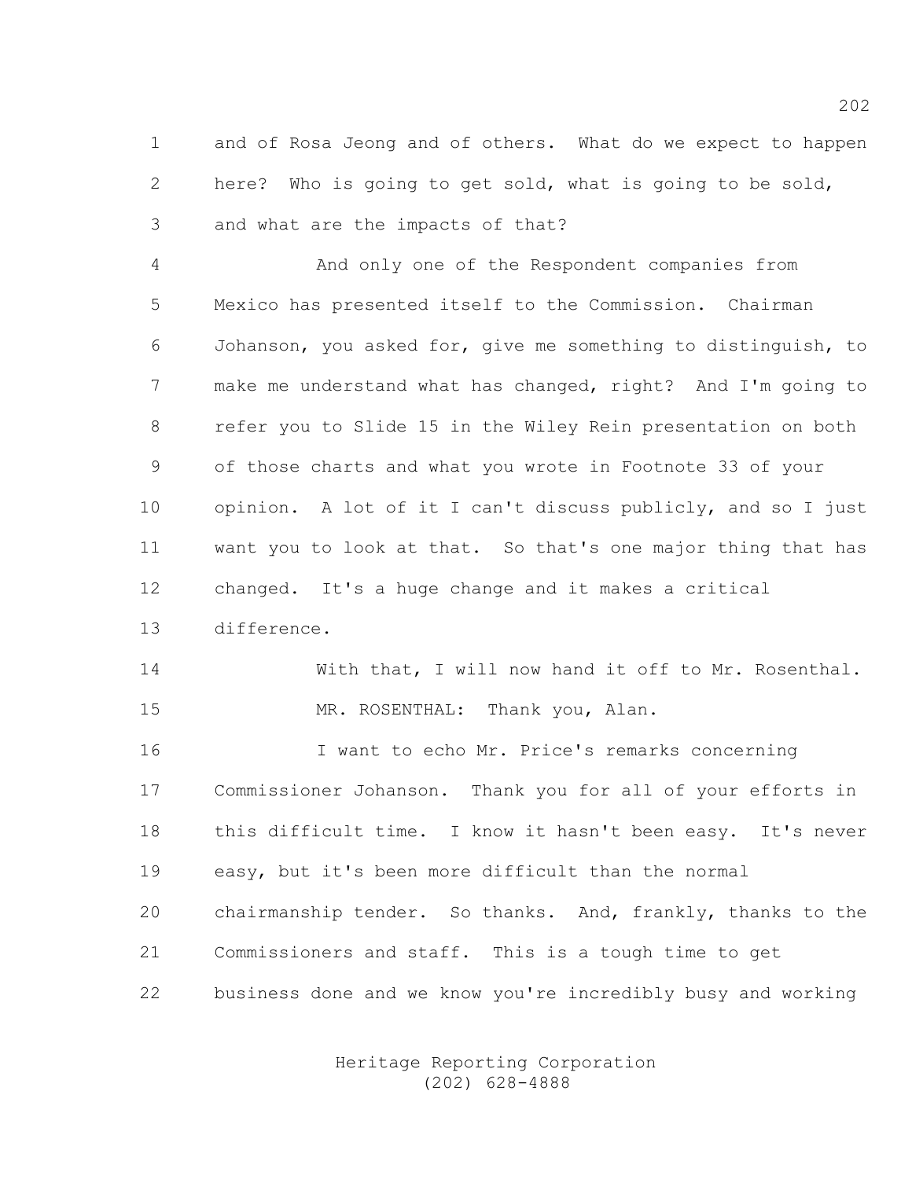and of Rosa Jeong and of others. What do we expect to happen here? Who is going to get sold, what is going to be sold, and what are the impacts of that?

And only one of the Respondent companies from Mexico has presented itself to the Commission. Chairman Johanson, you asked for, give me something to distinguish, to make me understand what has changed, right? And I'm going to refer you to Slide 15 in the Wiley Rein presentation on both of those charts and what you wrote in Footnote 33 of your opinion. A lot of it I can't discuss publicly, and so I just want you to look at that. So that's one major thing that has changed. It's a huge change and it makes a critical difference.

With that, I will now hand it off to Mr. Rosenthal.

MR. ROSENTHAL: Thank you, Alan.

I want to echo Mr. Price's remarks concerning Commissioner Johanson. Thank you for all of your efforts in this difficult time. I know it hasn't been easy. It's never easy, but it's been more difficult than the normal chairmanship tender. So thanks. And, frankly, thanks to the Commissioners and staff. This is a tough time to get business done and we know you're incredibly busy and working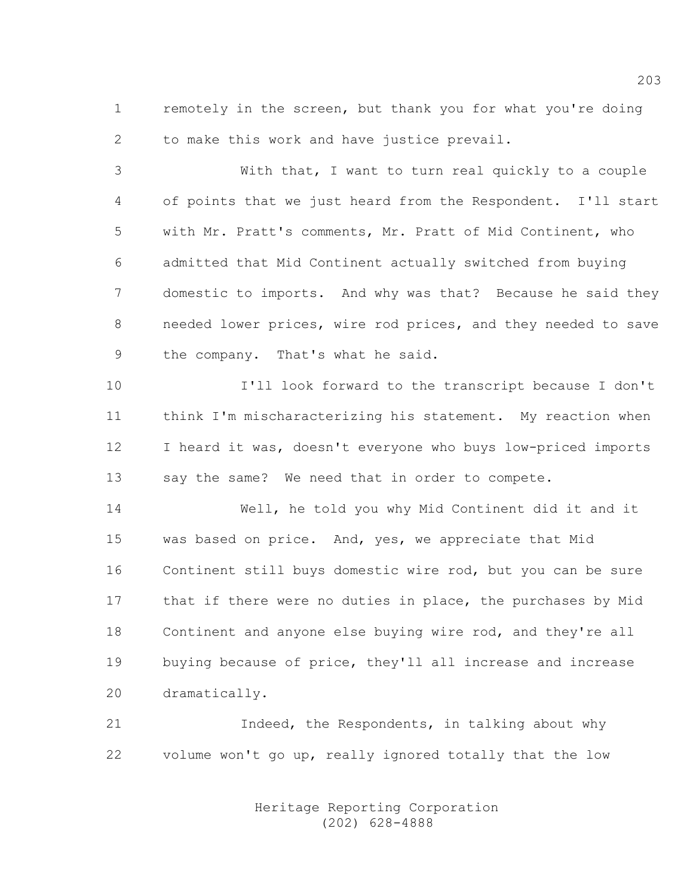remotely in the screen, but thank you for what you're doing to make this work and have justice prevail.

With that, I want to turn real quickly to a couple of points that we just heard from the Respondent. I'll start with Mr. Pratt's comments, Mr. Pratt of Mid Continent, who admitted that Mid Continent actually switched from buying domestic to imports. And why was that? Because he said they needed lower prices, wire rod prices, and they needed to save the company. That's what he said.

I'll look forward to the transcript because I don't think I'm mischaracterizing his statement. My reaction when I heard it was, doesn't everyone who buys low-priced imports say the same? We need that in order to compete.

Well, he told you why Mid Continent did it and it was based on price. And, yes, we appreciate that Mid Continent still buys domestic wire rod, but you can be sure that if there were no duties in place, the purchases by Mid Continent and anyone else buying wire rod, and they're all buying because of price, they'll all increase and increase dramatically.

Indeed, the Respondents, in talking about why volume won't go up, really ignored totally that the low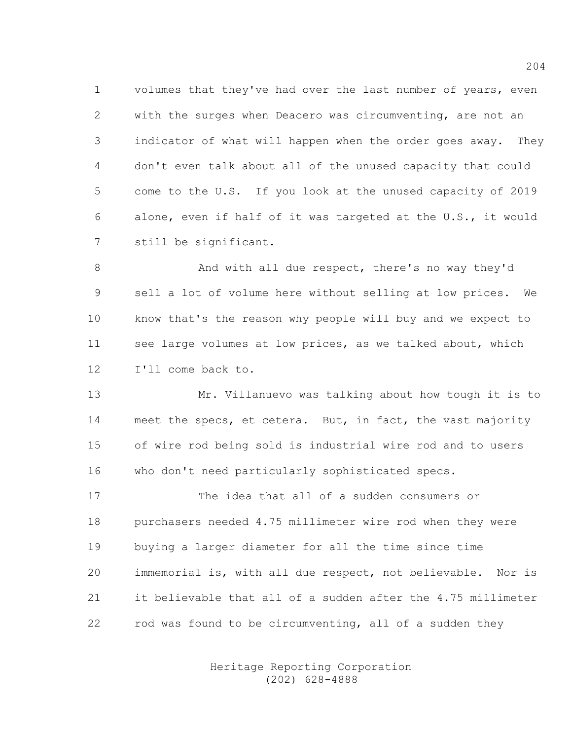volumes that they've had over the last number of years, even with the surges when Deacero was circumventing, are not an indicator of what will happen when the order goes away. They don't even talk about all of the unused capacity that could come to the U.S. If you look at the unused capacity of 2019 alone, even if half of it was targeted at the U.S., it would still be significant.

And with all due respect, there's no way they'd sell a lot of volume here without selling at low prices. We know that's the reason why people will buy and we expect to see large volumes at low prices, as we talked about, which I'll come back to.

Mr. Villanuevo was talking about how tough it is to meet the specs, et cetera. But, in fact, the vast majority of wire rod being sold is industrial wire rod and to users who don't need particularly sophisticated specs.

The idea that all of a sudden consumers or purchasers needed 4.75 millimeter wire rod when they were buying a larger diameter for all the time since time immemorial is, with all due respect, not believable. Nor is it believable that all of a sudden after the 4.75 millimeter rod was found to be circumventing, all of a sudden they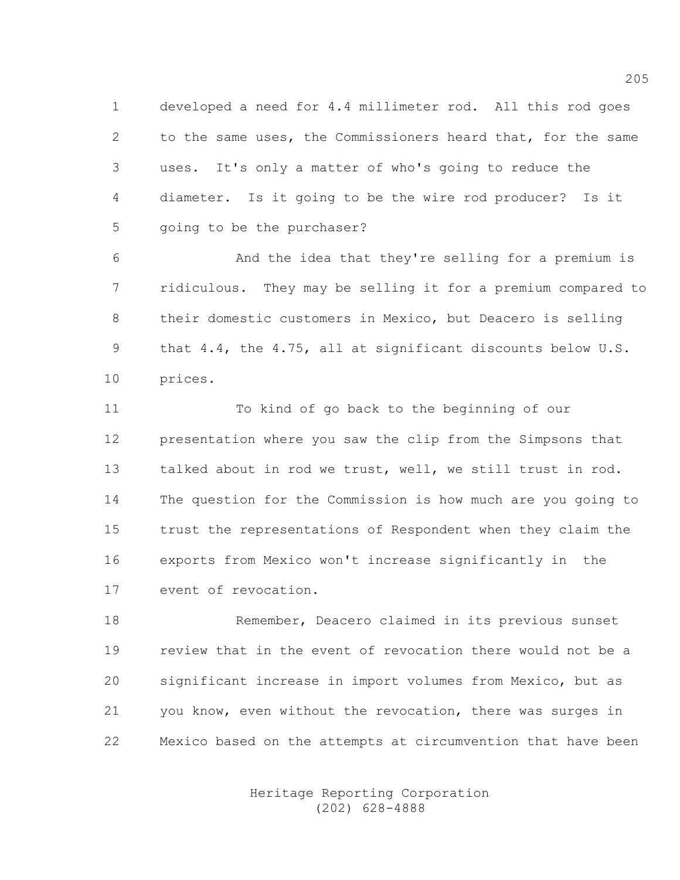developed a need for 4.4 millimeter rod. All this rod goes to the same uses, the Commissioners heard that, for the same uses. It's only a matter of who's going to reduce the diameter. Is it going to be the wire rod producer? Is it going to be the purchaser?

And the idea that they're selling for a premium is ridiculous. They may be selling it for a premium compared to their domestic customers in Mexico, but Deacero is selling that 4.4, the 4.75, all at significant discounts below U.S. prices.

To kind of go back to the beginning of our presentation where you saw the clip from the Simpsons that talked about in rod we trust, well, we still trust in rod. The question for the Commission is how much are you going to trust the representations of Respondent when they claim the exports from Mexico won't increase significantly in the event of revocation.

Remember, Deacero claimed in its previous sunset review that in the event of revocation there would not be a significant increase in import volumes from Mexico, but as you know, even without the revocation, there was surges in Mexico based on the attempts at circumvention that have been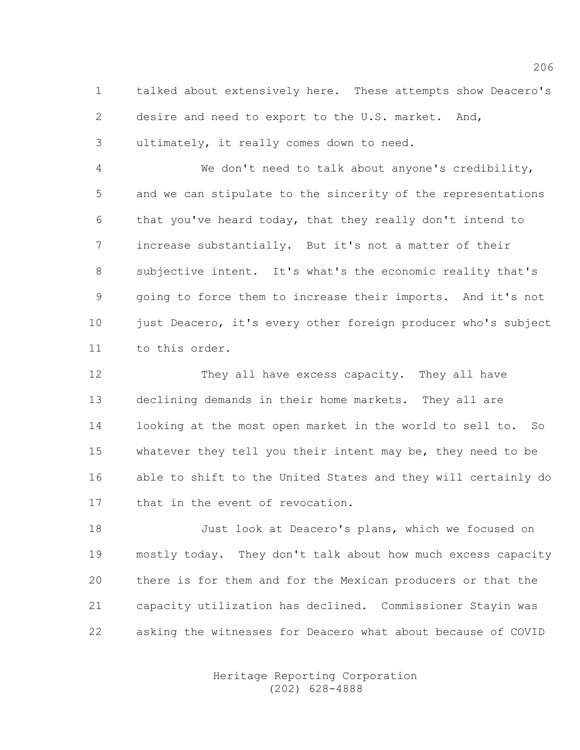talked about extensively here. These attempts show Deacero's desire and need to export to the U.S. market. And, ultimately, it really comes down to need.

We don't need to talk about anyone's credibility, and we can stipulate to the sincerity of the representations that you've heard today, that they really don't intend to increase substantially. But it's not a matter of their subjective intent. It's what's the economic reality that's going to force them to increase their imports. And it's not just Deacero, it's every other foreign producer who's subject to this order.

They all have excess capacity. They all have declining demands in their home markets. They all are looking at the most open market in the world to sell to. So whatever they tell you their intent may be, they need to be able to shift to the United States and they will certainly do that in the event of revocation.

Just look at Deacero's plans, which we focused on mostly today. They don't talk about how much excess capacity there is for them and for the Mexican producers or that the capacity utilization has declined. Commissioner Stayin was asking the witnesses for Deacero what about because of COVID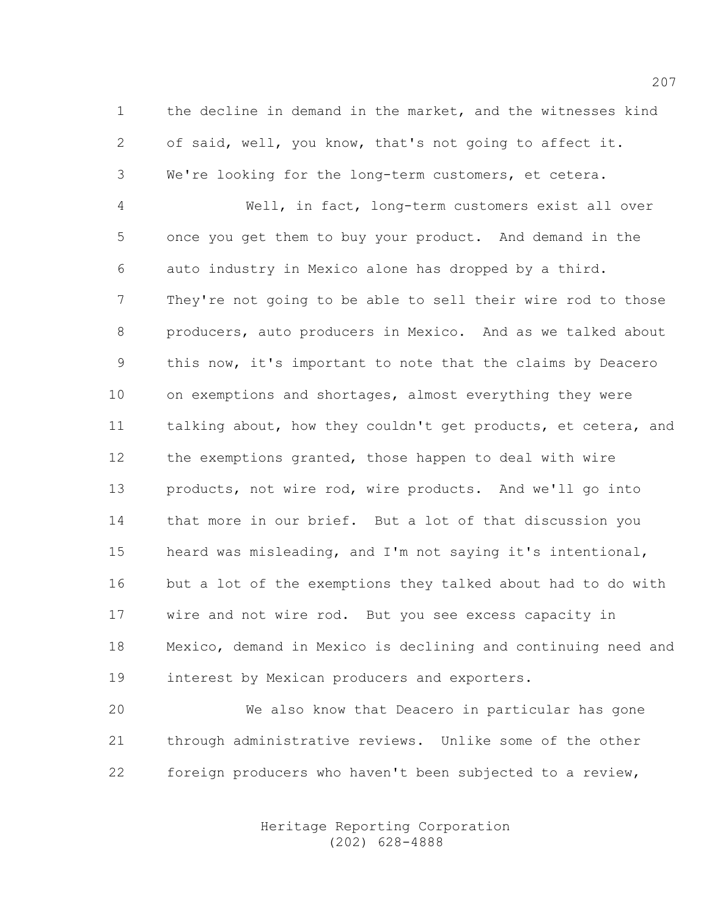the decline in demand in the market, and the witnesses kind of said, well, you know, that's not going to affect it. We're looking for the long-term customers, et cetera.

Well, in fact, long-term customers exist all over once you get them to buy your product. And demand in the auto industry in Mexico alone has dropped by a third. They're not going to be able to sell their wire rod to those producers, auto producers in Mexico. And as we talked about this now, it's important to note that the claims by Deacero on exemptions and shortages, almost everything they were talking about, how they couldn't get products, et cetera, and the exemptions granted, those happen to deal with wire products, not wire rod, wire products. And we'll go into that more in our brief. But a lot of that discussion you heard was misleading, and I'm not saying it's intentional, but a lot of the exemptions they talked about had to do with wire and not wire rod. But you see excess capacity in Mexico, demand in Mexico is declining and continuing need and interest by Mexican producers and exporters.

We also know that Deacero in particular has gone through administrative reviews. Unlike some of the other foreign producers who haven't been subjected to a review,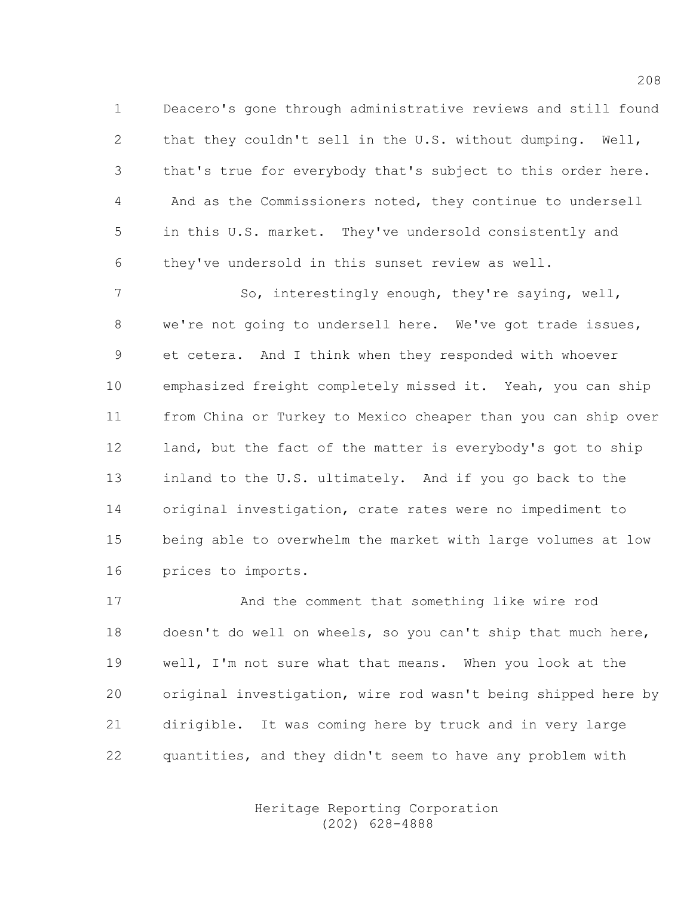Deacero's gone through administrative reviews and still found that they couldn't sell in the U.S. without dumping. Well, that's true for everybody that's subject to this order here. And as the Commissioners noted, they continue to undersell in this U.S. market. They've undersold consistently and they've undersold in this sunset review as well.

So, interestingly enough, they're saying, well, we're not going to undersell here. We've got trade issues, et cetera. And I think when they responded with whoever emphasized freight completely missed it. Yeah, you can ship from China or Turkey to Mexico cheaper than you can ship over land, but the fact of the matter is everybody's got to ship inland to the U.S. ultimately. And if you go back to the original investigation, crate rates were no impediment to being able to overwhelm the market with large volumes at low prices to imports.

And the comment that something like wire rod doesn't do well on wheels, so you can't ship that much here, well, I'm not sure what that means. When you look at the original investigation, wire rod wasn't being shipped here by dirigible. It was coming here by truck and in very large quantities, and they didn't seem to have any problem with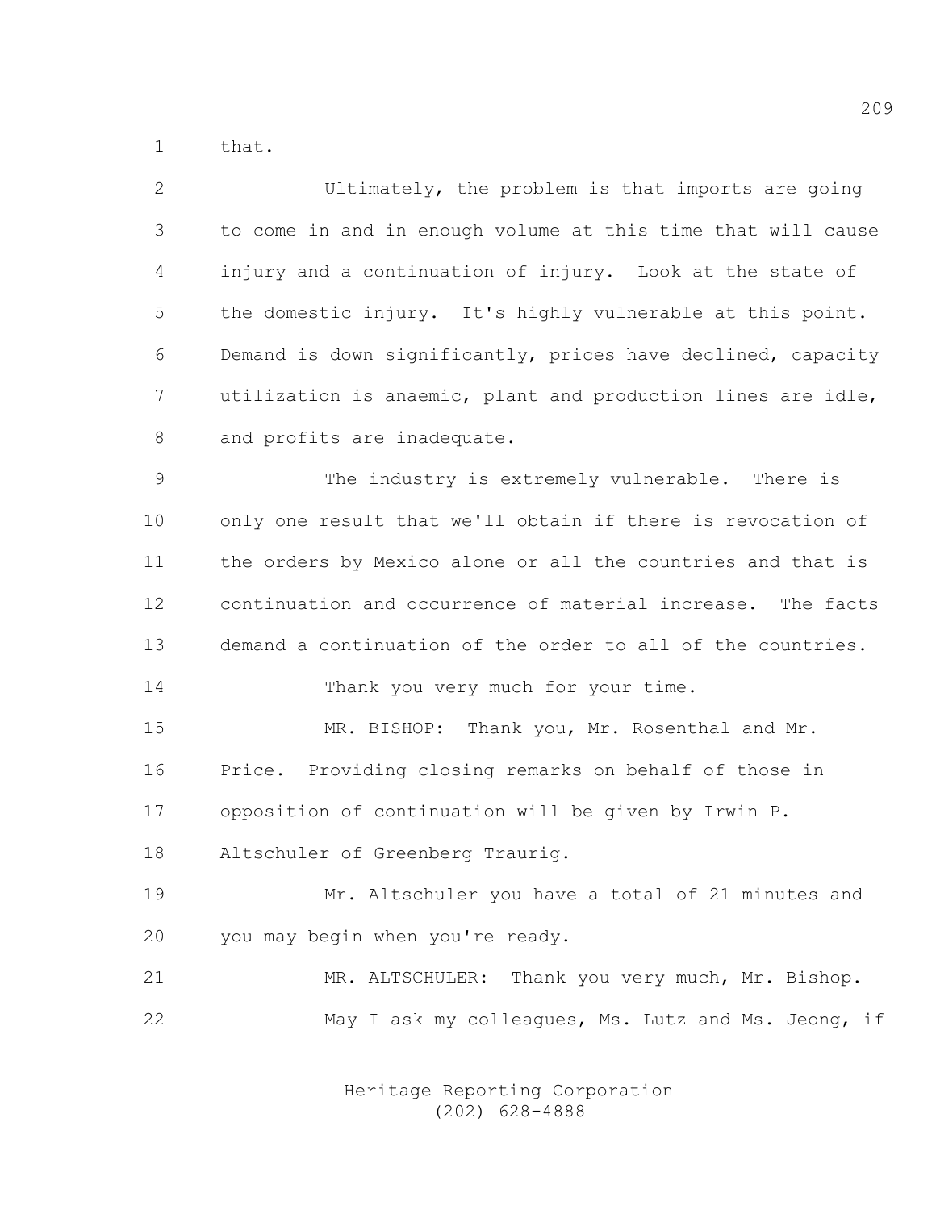that.

Ultimately, the problem is that imports are going to come in and in enough volume at this time that will cause injury and a continuation of injury. Look at the state of the domestic injury. It's highly vulnerable at this point. Demand is down significantly, prices have declined, capacity utilization is anaemic, plant and production lines are idle, and profits are inadequate.

The industry is extremely vulnerable. There is only one result that we'll obtain if there is revocation of the orders by Mexico alone or all the countries and that is continuation and occurrence of material increase. The facts demand a continuation of the order to all of the countries.

Thank you very much for your time.

MR. BISHOP: Thank you, Mr. Rosenthal and Mr. Price. Providing closing remarks on behalf of those in opposition of continuation will be given by Irwin P. Altschuler of Greenberg Traurig.

Mr. Altschuler you have a total of 21 minutes and you may begin when you're ready.

MR. ALTSCHULER: Thank you very much, Mr. Bishop.

May I ask my colleagues, Ms. Lutz and Ms. Jeong, if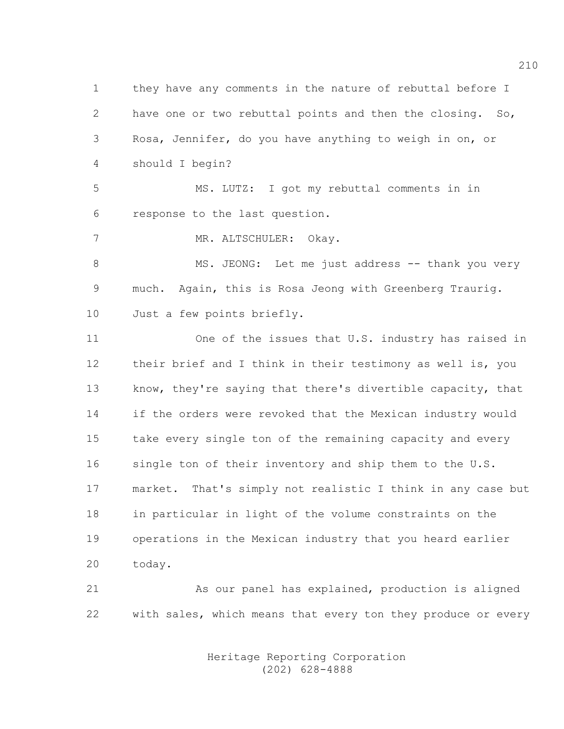they have any comments in the nature of rebuttal before I have one or two rebuttal points and then the closing. So, Rosa, Jennifer, do you have anything to weigh in on, or should I begin?

MS. LUTZ: I got my rebuttal comments in in response to the last question.

MR. ALTSCHULER: Okay.

MS. JEONG: Let me just address -- thank you very much. Again, this is Rosa Jeong with Greenberg Traurig. Just a few points briefly.

One of the issues that U.S. industry has raised in their brief and I think in their testimony as well is, you know, they're saying that there's divertible capacity, that if the orders were revoked that the Mexican industry would take every single ton of the remaining capacity and every single ton of their inventory and ship them to the U.S. market. That's simply not realistic I think in any case but in particular in light of the volume constraints on the operations in the Mexican industry that you heard earlier today.

As our panel has explained, production is aligned with sales, which means that every ton they produce or every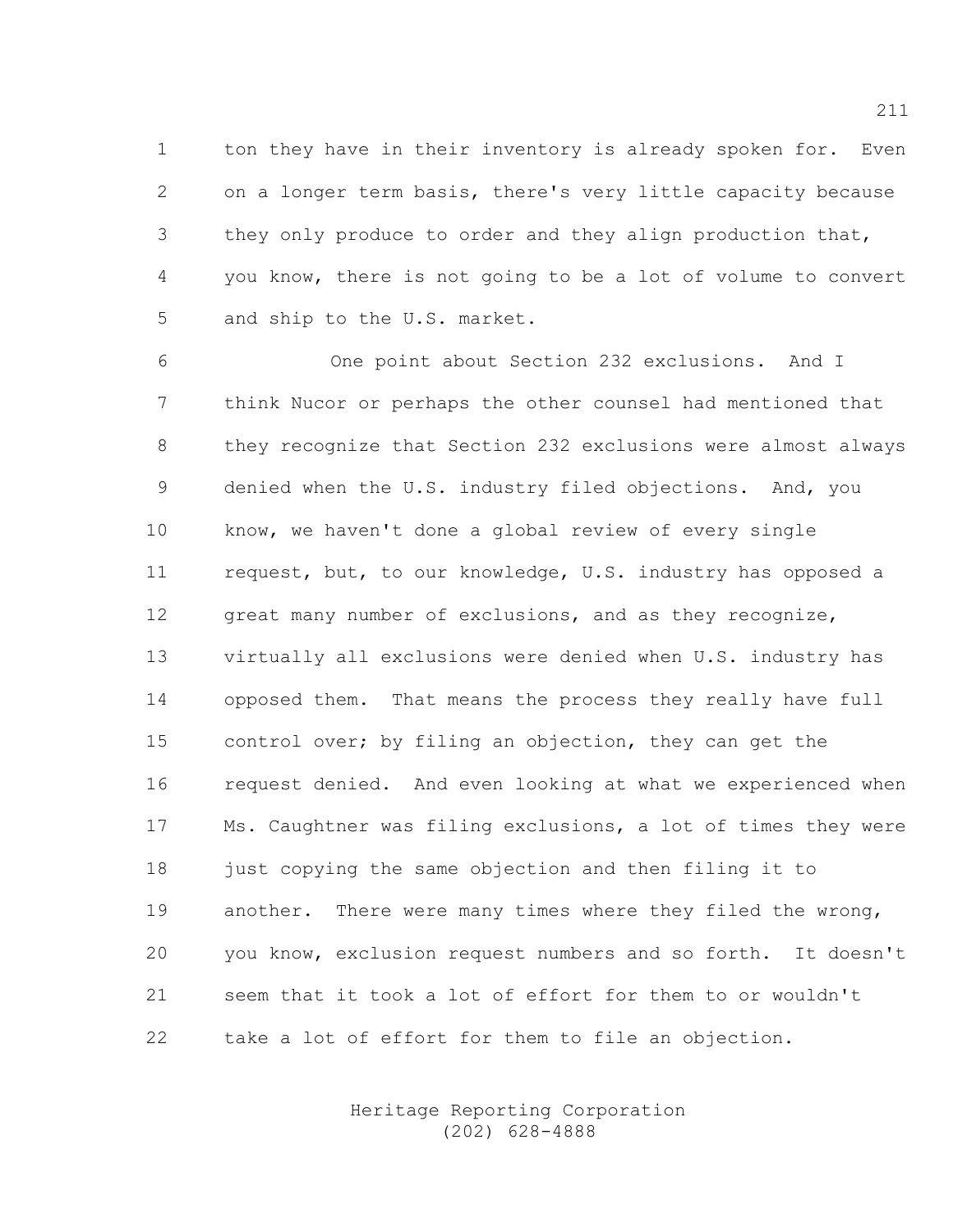ton they have in their inventory is already spoken for. Even on a longer term basis, there's very little capacity because they only produce to order and they align production that, you know, there is not going to be a lot of volume to convert and ship to the U.S. market.

One point about Section 232 exclusions. And I think Nucor or perhaps the other counsel had mentioned that they recognize that Section 232 exclusions were almost always denied when the U.S. industry filed objections. And, you know, we haven't done a global review of every single request, but, to our knowledge, U.S. industry has opposed a great many number of exclusions, and as they recognize, virtually all exclusions were denied when U.S. industry has opposed them. That means the process they really have full control over; by filing an objection, they can get the request denied. And even looking at what we experienced when Ms. Caughtner was filing exclusions, a lot of times they were just copying the same objection and then filing it to another. There were many times where they filed the wrong, you know, exclusion request numbers and so forth. It doesn't seem that it took a lot of effort for them to or wouldn't take a lot of effort for them to file an objection.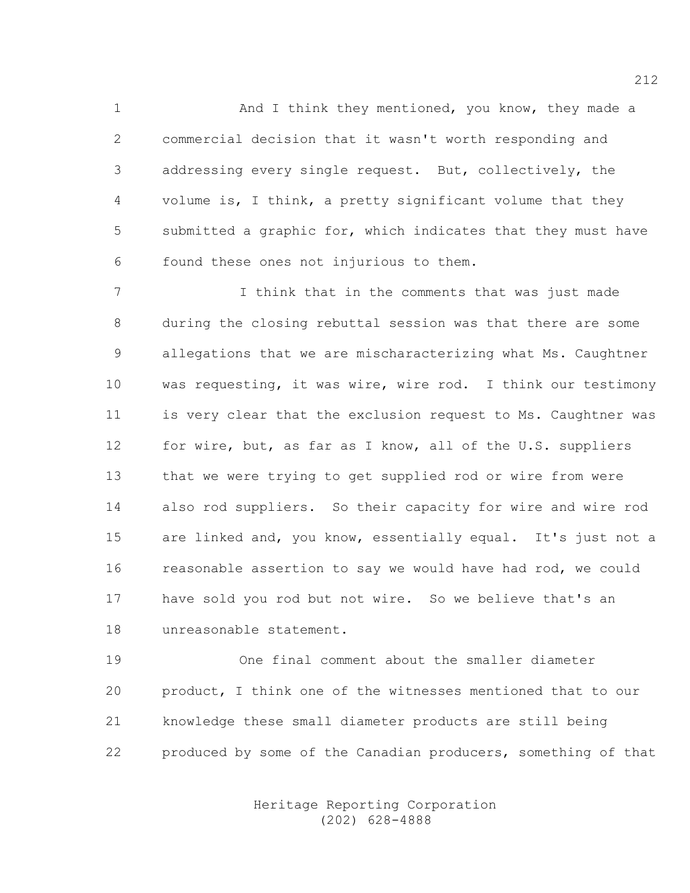And I think they mentioned, you know, they made a commercial decision that it wasn't worth responding and addressing every single request. But, collectively, the volume is, I think, a pretty significant volume that they submitted a graphic for, which indicates that they must have found these ones not injurious to them.

I think that in the comments that was just made during the closing rebuttal session was that there are some allegations that we are mischaracterizing what Ms. Caughtner was requesting, it was wire, wire rod. I think our testimony is very clear that the exclusion request to Ms. Caughtner was for wire, but, as far as I know, all of the U.S. suppliers that we were trying to get supplied rod or wire from were also rod suppliers. So their capacity for wire and wire rod are linked and, you know, essentially equal. It's just not a reasonable assertion to say we would have had rod, we could have sold you rod but not wire. So we believe that's an unreasonable statement.

One final comment about the smaller diameter product, I think one of the witnesses mentioned that to our knowledge these small diameter products are still being produced by some of the Canadian producers, something of that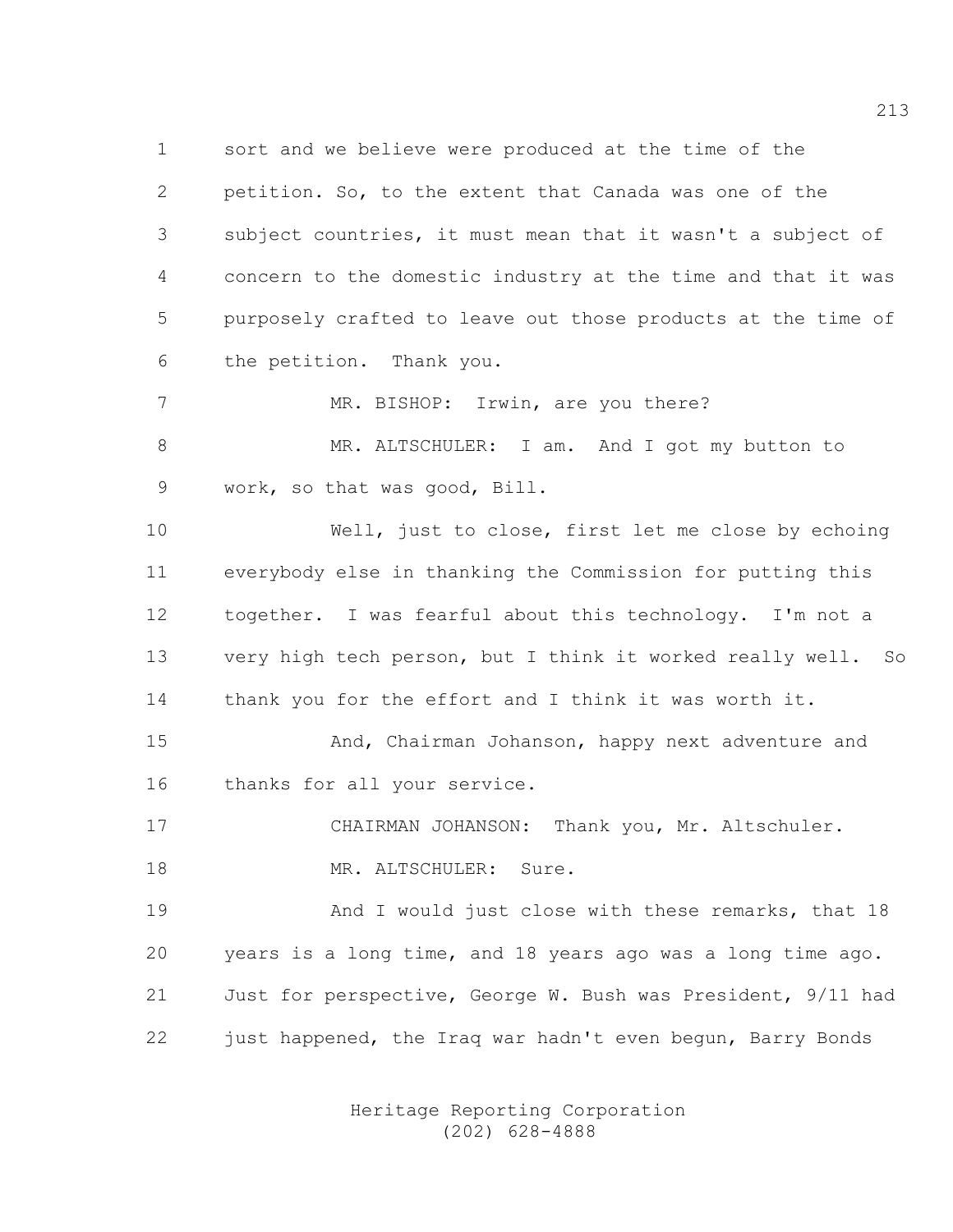sort and we believe were produced at the time of the petition. So, to the extent that Canada was one of the subject countries, it must mean that it wasn't a subject of concern to the domestic industry at the time and that it was purposely crafted to leave out those products at the time of the petition. Thank you.

MR. BISHOP: Irwin, are you there?

MR. ALTSCHULER: I am. And I got my button to work, so that was good, Bill.

Well, just to close, first let me close by echoing everybody else in thanking the Commission for putting this together. I was fearful about this technology. I'm not a very high tech person, but I think it worked really well. So thank you for the effort and I think it was worth it.

And, Chairman Johanson, happy next adventure and thanks for all your service.

CHAIRMAN JOHANSON: Thank you, Mr. Altschuler.

MR. ALTSCHULER: Sure.

And I would just close with these remarks, that 18 years is a long time, and 18 years ago was a long time ago. Just for perspective, George W. Bush was President, 9/11 had just happened, the Iraq war hadn't even begun, Barry Bonds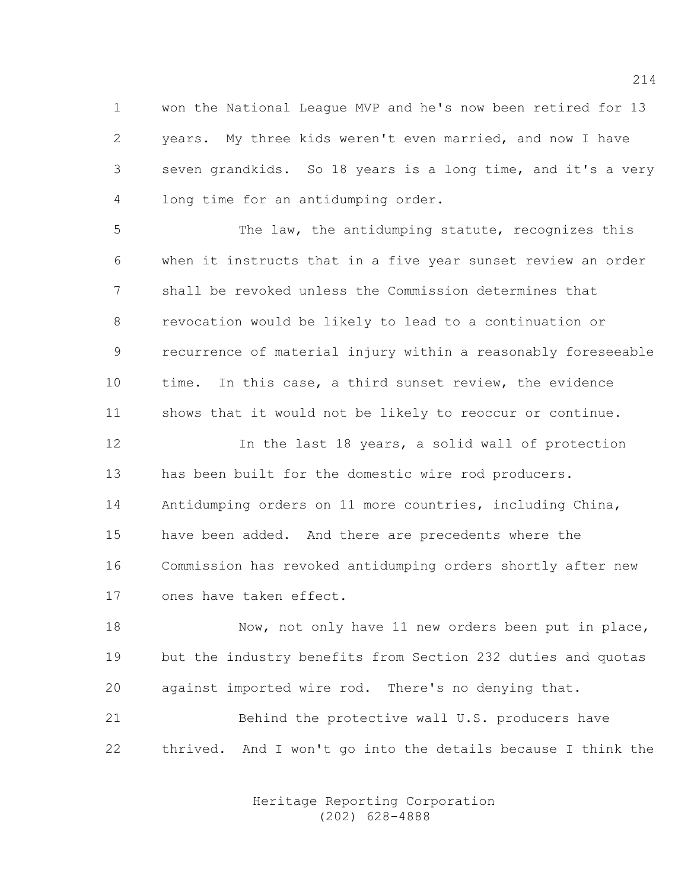won the National League MVP and he's now been retired for 13 years. My three kids weren't even married, and now I have seven grandkids. So 18 years is a long time, and it's a very long time for an antidumping order.

The law, the antidumping statute, recognizes this when it instructs that in a five year sunset review an order shall be revoked unless the Commission determines that revocation would be likely to lead to a continuation or recurrence of material injury within a reasonably foreseeable time. In this case, a third sunset review, the evidence shows that it would not be likely to reoccur or continue.

In the last 18 years, a solid wall of protection has been built for the domestic wire rod producers. Antidumping orders on 11 more countries, including China, have been added. And there are precedents where the Commission has revoked antidumping orders shortly after new ones have taken effect.

Now, not only have 11 new orders been put in place, but the industry benefits from Section 232 duties and quotas against imported wire rod. There's no denying that.

Behind the protective wall U.S. producers have thrived. And I won't go into the details because I think the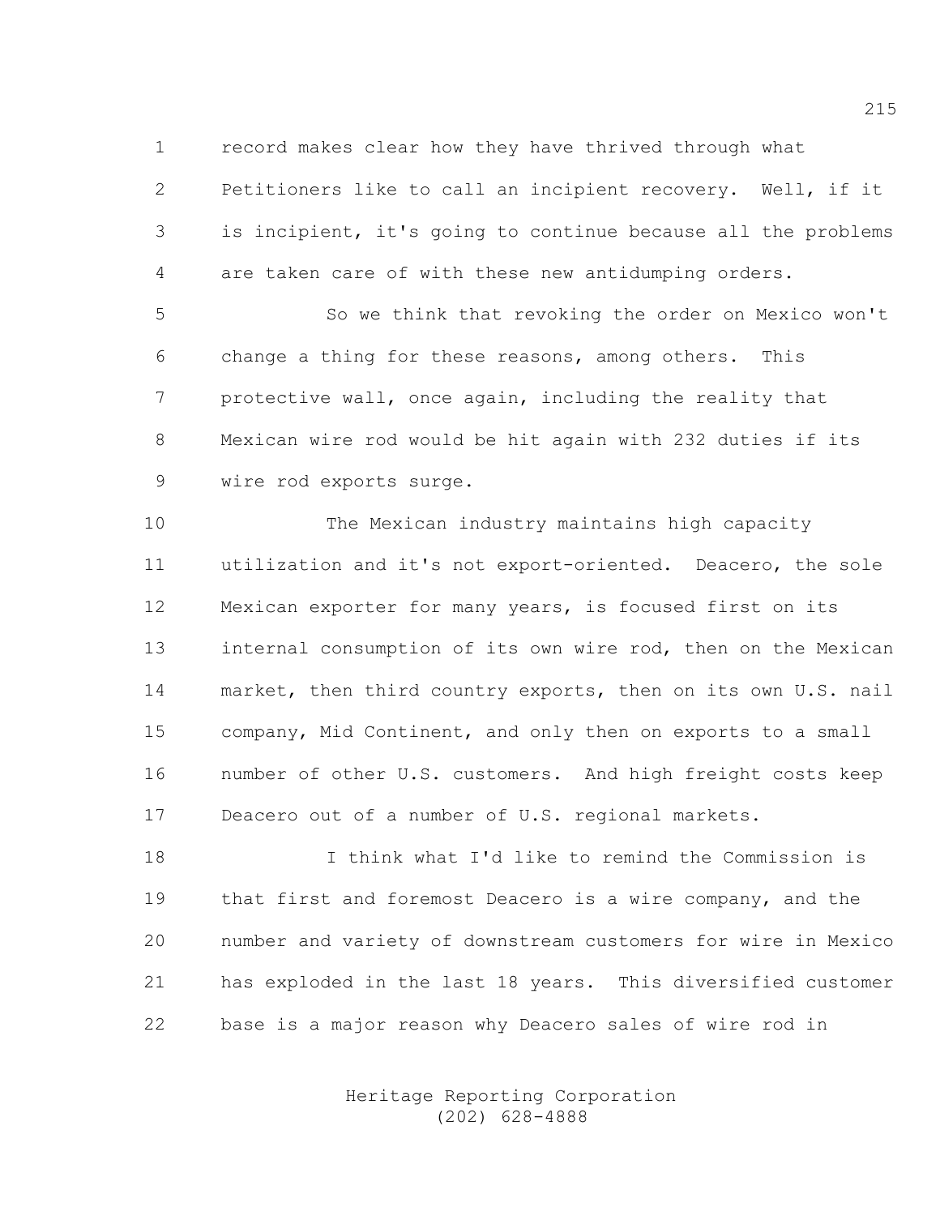record makes clear how they have thrived through what Petitioners like to call an incipient recovery. Well, if it is incipient, it's going to continue because all the problems are taken care of with these new antidumping orders.

So we think that revoking the order on Mexico won't change a thing for these reasons, among others. This protective wall, once again, including the reality that Mexican wire rod would be hit again with 232 duties if its wire rod exports surge.

The Mexican industry maintains high capacity utilization and it's not export-oriented. Deacero, the sole Mexican exporter for many years, is focused first on its internal consumption of its own wire rod, then on the Mexican market, then third country exports, then on its own U.S. nail company, Mid Continent, and only then on exports to a small number of other U.S. customers. And high freight costs keep Deacero out of a number of U.S. regional markets.

I think what I'd like to remind the Commission is that first and foremost Deacero is a wire company, and the number and variety of downstream customers for wire in Mexico has exploded in the last 18 years. This diversified customer base is a major reason why Deacero sales of wire rod in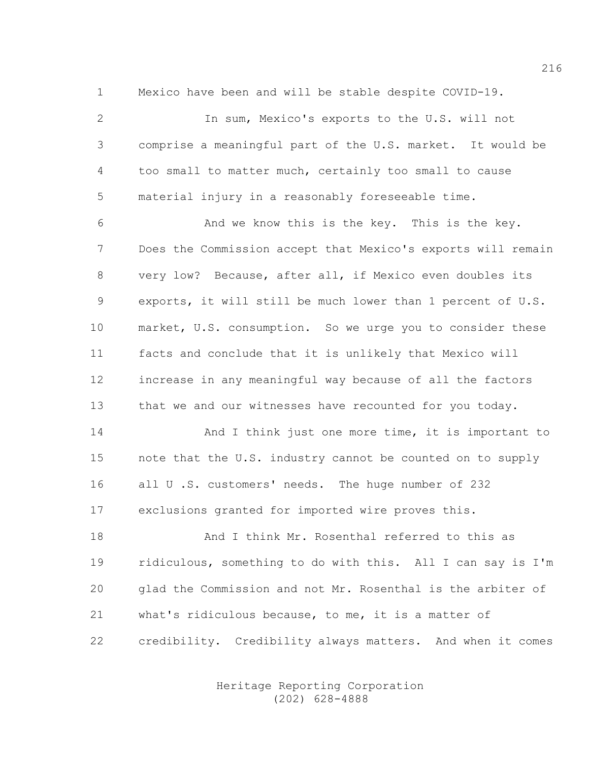Mexico have been and will be stable despite COVID-19.

In sum, Mexico's exports to the U.S. will not comprise a meaningful part of the U.S. market. It would be too small to matter much, certainly too small to cause material injury in a reasonably foreseeable time.

And we know this is the key. This is the key. Does the Commission accept that Mexico's exports will remain very low? Because, after all, if Mexico even doubles its exports, it will still be much lower than 1 percent of U.S. market, U.S. consumption. So we urge you to consider these facts and conclude that it is unlikely that Mexico will increase in any meaningful way because of all the factors that we and our witnesses have recounted for you today.

And I think just one more time, it is important to note that the U.S. industry cannot be counted on to supply all U .S. customers' needs. The huge number of 232 exclusions granted for imported wire proves this.

And I think Mr. Rosenthal referred to this as ridiculous, something to do with this. All I can say is I'm glad the Commission and not Mr. Rosenthal is the arbiter of what's ridiculous because, to me, it is a matter of credibility. Credibility always matters. And when it comes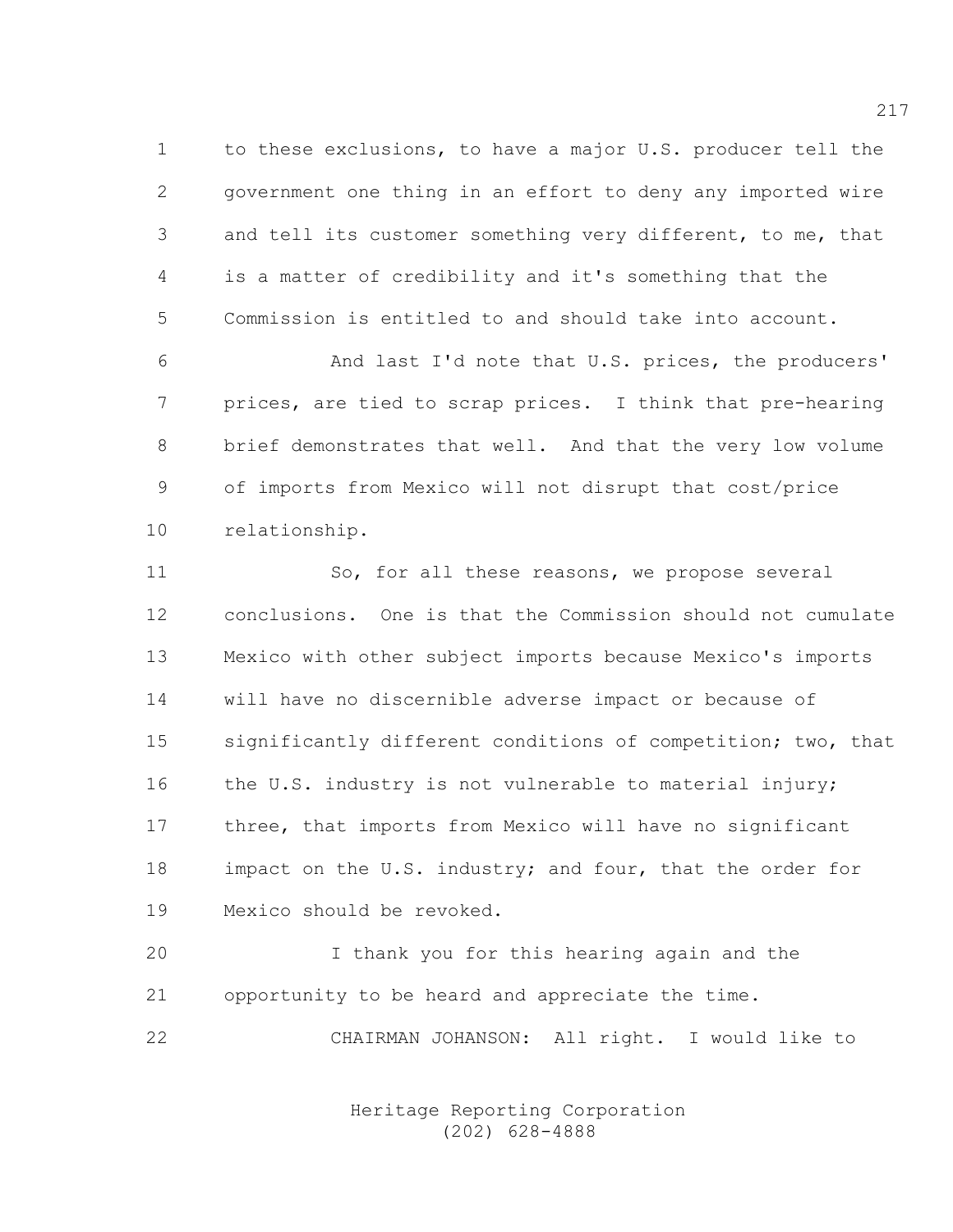to these exclusions, to have a major U.S. producer tell the government one thing in an effort to deny any imported wire and tell its customer something very different, to me, that is a matter of credibility and it's something that the Commission is entitled to and should take into account.

And last I'd note that U.S. prices, the producers' prices, are tied to scrap prices. I think that pre-hearing brief demonstrates that well. And that the very low volume of imports from Mexico will not disrupt that cost/price relationship.

So, for all these reasons, we propose several conclusions. One is that the Commission should not cumulate Mexico with other subject imports because Mexico's imports will have no discernible adverse impact or because of significantly different conditions of competition; two, that the U.S. industry is not vulnerable to material injury; three, that imports from Mexico will have no significant impact on the U.S. industry; and four, that the order for Mexico should be revoked.

I thank you for this hearing again and the opportunity to be heard and appreciate the time.

CHAIRMAN JOHANSON: All right. I would like to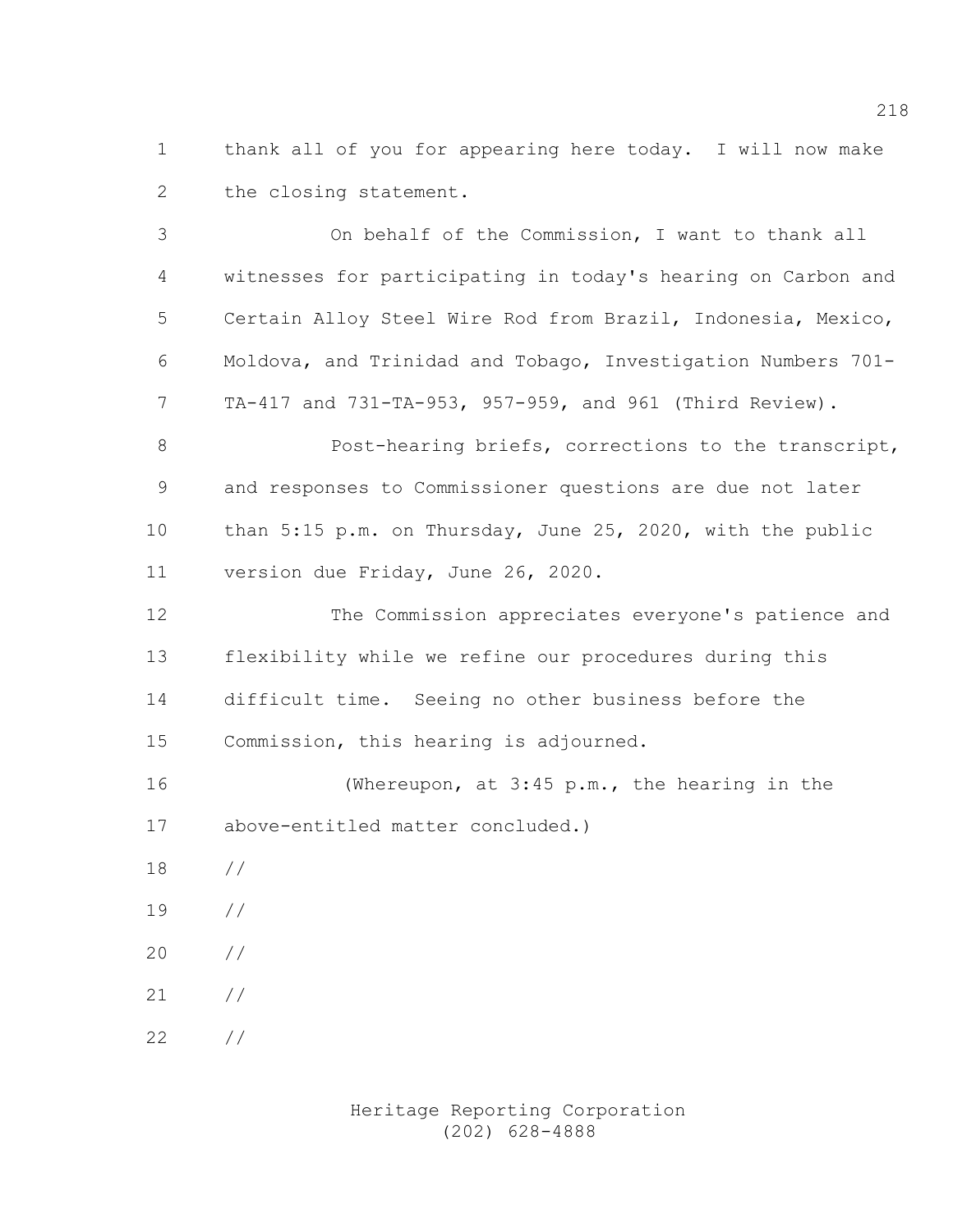thank all of you for appearing here today. I will now make the closing statement.

On behalf of the Commission, I want to thank all witnesses for participating in today's hearing on Carbon and Certain Alloy Steel Wire Rod from Brazil, Indonesia, Mexico, Moldova, and Trinidad and Tobago, Investigation Numbers 701-TA-417 and 731-TA-953, 957-959, and 961 (Third Review).

Post-hearing briefs, corrections to the transcript, and responses to Commissioner questions are due not later than 5:15 p.m. on Thursday, June 25, 2020, with the public version due Friday, June 26, 2020.

The Commission appreciates everyone's patience and flexibility while we refine our procedures during this difficult time. Seeing no other business before the Commission, this hearing is adjourned.

(Whereupon, at 3:45 p.m., the hearing in the above-entitled matter concluded.)

//

//

//

//

//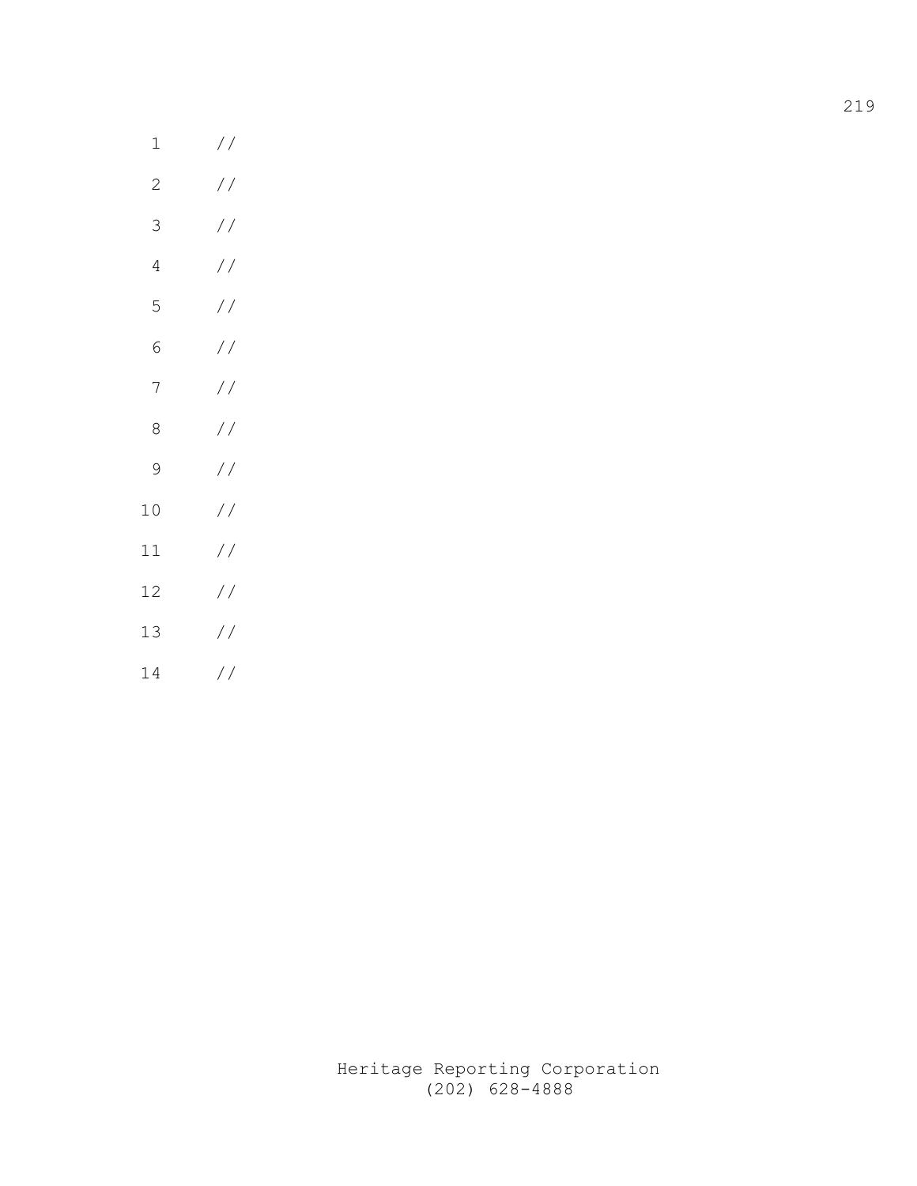1 //

2 //

3 //

4 //

5 //

6 //

7 //

8 //

9 //

10 //

11 //

12 //

13 //

14 //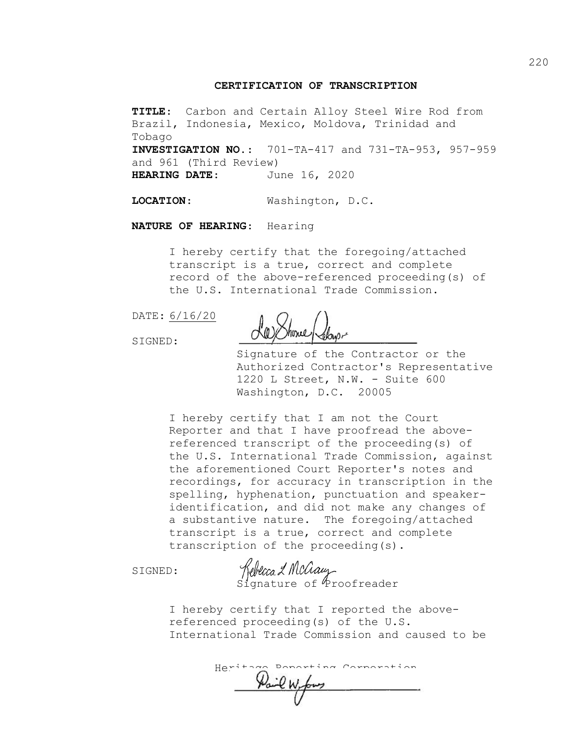## CERTIFICATION OF TRANSCRIPTION

**TITLE:** Carbon and Certain Alloy Steel Wire Rod from Brazil, Indonesia, Mexico, Moldova, Trinidad and Tobago

**INVESTIGATION NO.:** 701-TA-417 and 731-TA-953, 957-959 and 961 (Third Review)

**HEARING DATE:** June 16, 2020

**LOCATION:** Washington, D.C.

**NATURE OF HEARING:** Hearing

I hereby certify that the foregoing/attached transcript is a true, correct and complete record of the above-referenced proceeding(s) of the U.S. International Trade Commission.

DATE: 6/16/20

SIGNED: LaShonne Rebapse

Signature of the Contractor or the Authorized Contractor's Representative
1220 L Street, N.W. - Suite 600
Washington, D.C. 20005

I hereby certify that I am not the Court Reporter and that I have proofread the above-referenced transcript of the proceeding(s) of the U.S. International Trade Commission, against the aforementioned Court Reporter's notes and recordings, for accuracy in transcription in the spelling, hyphenation, punctuation and speaker-identification, and did not make any changes of a substantive nature. The foregoing/attached transcript is a true, correct and complete transcription of the proceeding(s).

SIGNED: Rebecca L McCrary
Signature of Proofreader

I hereby certify that I reported the above-referenced proceeding(s) of the U.S. International Trade Commission and caused to be

David W. Jones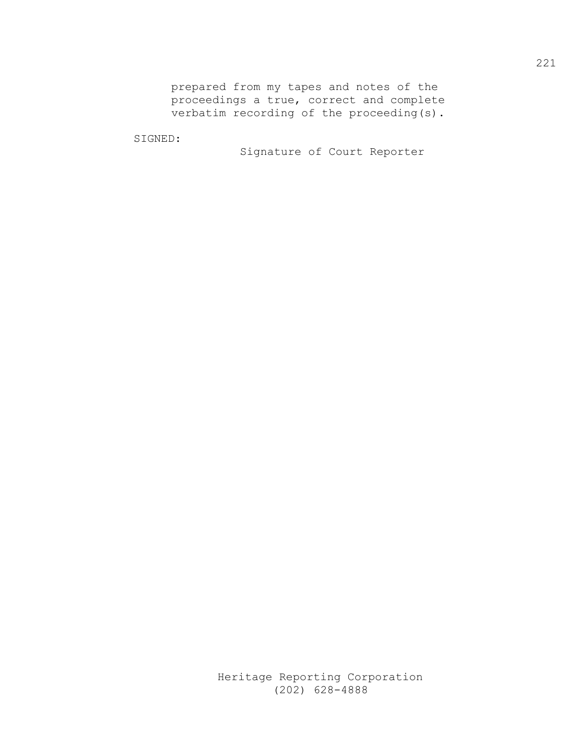prepared from my tapes and notes of the proceedings a true, correct and complete verbatim recording of the proceeding(s).

SIGNED:

Signature of Court Reporter